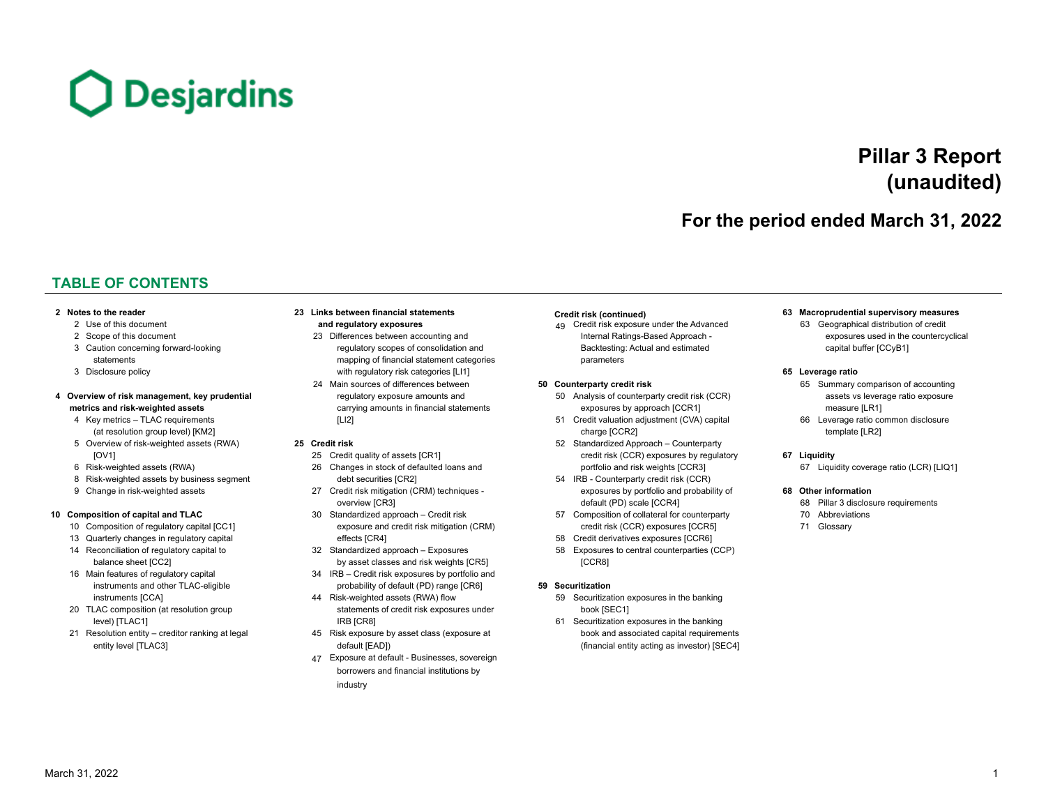Desjardins

# Pillar 3 Report (unaudited)

## For the period ended March 31, 2022

## TABLE OF CONTENTS

**2 Notes to the reader**
- 2 Use of this document
- 2 Scope of this document
- 3 Caution concerning forward-looking statements
- 3 Disclosure policy

**4 Overview of risk management, key prudential metrics and risk-weighted assets**
- 4 Key metrics – TLAC requirements (at resolution group level) [KM2]
- 5 Overview of risk-weighted assets (RWA) [OV1]
- 6 Risk-weighted assets (RWA)
- 8 Risk-weighted assets by business segment
- 9 Change in risk-weighted assets

**10 Composition of capital and TLAC**
- 10 Composition of regulatory capital [CC1]
- 13 Quarterly changes in regulatory capital
- 14 Reconciliation of regulatory capital to balance sheet [CC2]
- 16 Main features of regulatory capital instruments and other TLAC-eligible instruments [CCA]
- 20 TLAC composition (at resolution group level) [TLAC1]
- 21 Resolution entity – creditor ranking at legal entity level [TLAC3]

**23 Links between financial statements and regulatory exposures**
- 23 Differences between accounting and regulatory scopes of consolidation and mapping of financial statement categories with regulatory risk categories [LI1]
- 24 Main sources of differences between regulatory exposure amounts and carrying amounts in financial statements [LI2]

**25 Credit risk**
- 25 Credit quality of assets [CR1]
- 26 Changes in stock of defaulted loans and debt securities [CR2]
- 27 Credit risk mitigation (CRM) techniques - overview [CR3]
- 30 Standardized approach – Credit risk exposure and credit risk mitigation (CRM) effects [CR4]
- 32 Standardized approach – Exposures by asset classes and risk weights [CR5]
- 34 IRB – Credit risk exposures by portfolio and probability of default (PD) range [CR6]
- 44 Risk-weighted assets (RWA) flow statements of credit risk exposures under IRB [CR8]
- 45 Risk exposure by asset class (exposure at default [EAD])
- 47 Exposure at default - Businesses, sovereign borrowers and financial institutions by industry

**Credit risk (continued)**
- 49 Credit risk exposure under the Advanced Internal Ratings-Based Approach - Backtesting: Actual and estimated parameters

**50 Counterparty credit risk**
- 50 Analysis of counterparty credit risk (CCR) exposures by approach [CCR1]
- 51 Credit valuation adjustment (CVA) capital charge [CCR2]
- 52 Standardized Approach – Counterparty credit risk (CCR) exposures by regulatory portfolio and risk weights [CCR3]
- 54 IRB - Counterparty credit risk (CCR) exposures by portfolio and probability of default (PD) scale [CCR4]
- 57 Composition of collateral for counterparty credit risk (CCR) exposures [CCR5]
- 58 Credit derivatives exposures [CCR6]
- 58 Exposures to central counterparties (CCP) [CCR8]

**59 Securitization**
- 59 Securitization exposures in the banking book [SEC1]
- 61 Securitization exposures in the banking book and associated capital requirements (financial entity acting as investor) [SEC4]

**63 Macroprudential supervisory measures**
- 63 Geographical distribution of credit exposures used in the countercyclical capital buffer [CCyB1]

**65 Leverage ratio**
- 65 Summary comparison of accounting assets vs leverage ratio exposure measure [LR1]
- 66 Leverage ratio common disclosure template [LR2]

**67 Liquidity**
- 67 Liquidity coverage ratio (LCR) [LIQ1]

**68 Other information**
- 68 Pillar 3 disclosure requirements
- 70 Abbreviations
- 71 Glossary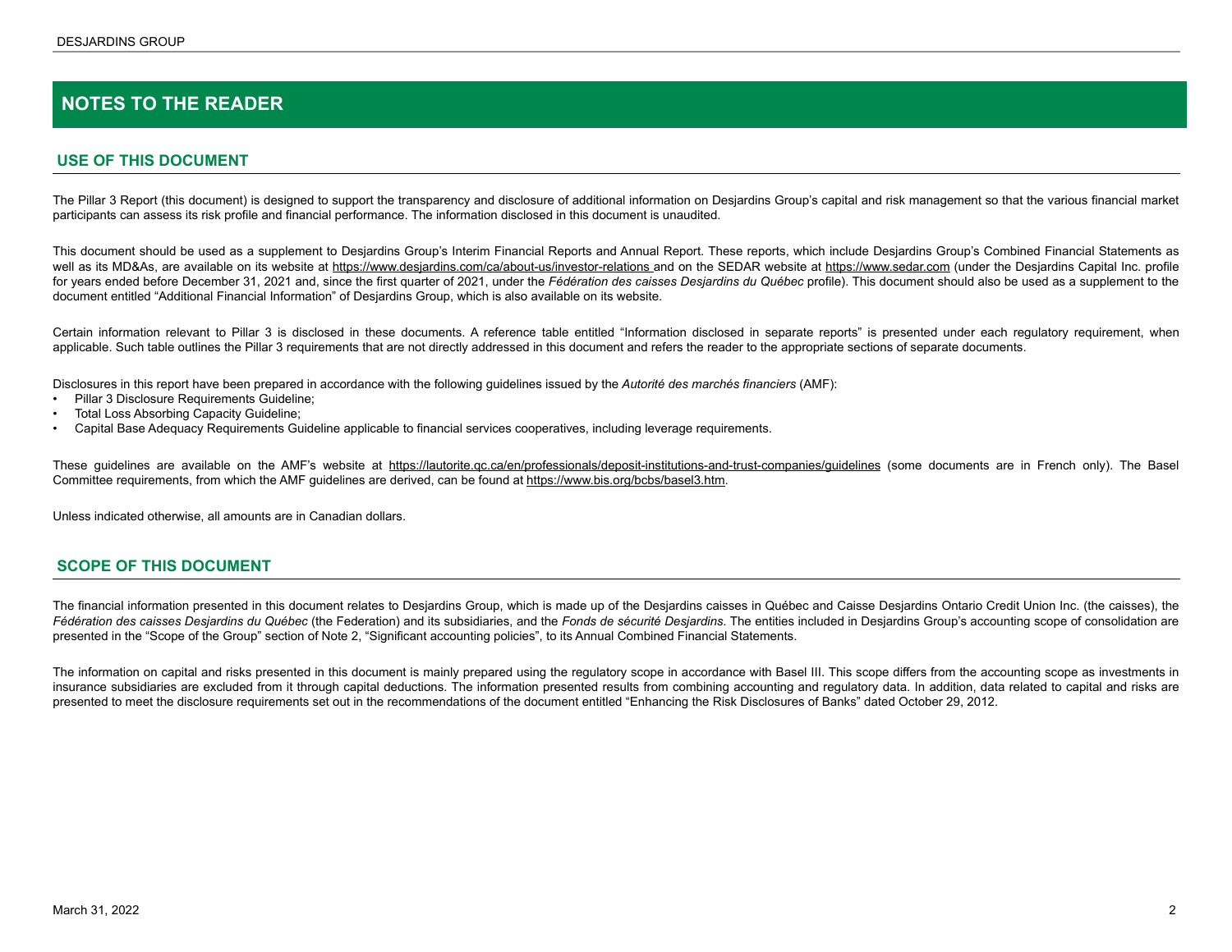# NOTES TO THE READER

## USE OF THIS DOCUMENT

The Pillar 3 Report (this document) is designed to support the transparency and disclosure of additional information on Desjardins Group's capital and risk management so that the various financial market participants can assess its risk profile and financial performance. The information disclosed in this document is unaudited.

This document should be used as a supplement to Desjardins Group's Interim Financial Reports and Annual Report. These reports, which include Desjardins Group's Combined Financial Statements as well as its MD&As, are available on its website at https://www.desjardins.com/ca/about-us/investor-relations and on the SEDAR website at https://www.sedar.com (under the Desjardins Capital Inc. profile for years ended before December 31, 2021 and, since the first quarter of 2021, under the *Fédération des caisses Desjardins du Québec* profile). This document should also be used as a supplement to the document entitled "Additional Financial Information" of Desjardins Group, which is also available on its website.

Certain information relevant to Pillar 3 is disclosed in these documents. A reference table entitled "Information disclosed in separate reports" is presented under each regulatory requirement, when applicable. Such table outlines the Pillar 3 requirements that are not directly addressed in this document and refers the reader to the appropriate sections of separate documents.

Disclosures in this report have been prepared in accordance with the following guidelines issued by the *Autorité des marchés financiers* (AMF):

- Pillar 3 Disclosure Requirements Guideline;
- Total Loss Absorbing Capacity Guideline;
- Capital Base Adequacy Requirements Guideline applicable to financial services cooperatives, including leverage requirements.

These guidelines are available on the AMF's website at https://lautorite.qc.ca/en/professionals/deposit-institutions-and-trust-companies/guidelines (some documents are in French only). The Basel Committee requirements, from which the AMF guidelines are derived, can be found at https://www.bis.org/bcbs/basel3.htm.

Unless indicated otherwise, all amounts are in Canadian dollars.

## SCOPE OF THIS DOCUMENT

The financial information presented in this document relates to Desjardins Group, which is made up of the Desjardins caisses in Québec and Caisse Desjardins Ontario Credit Union Inc. (the caisses), the *Fédération des caisses Desjardins du Québec* (the Federation) and its subsidiaries, and the *Fonds de sécurité Desjardins*. The entities included in Desjardins Group's accounting scope of consolidation are presented in the "Scope of the Group" section of Note 2, "Significant accounting policies", to its Annual Combined Financial Statements.

The information on capital and risks presented in this document is mainly prepared using the regulatory scope in accordance with Basel III. This scope differs from the accounting scope as investments in insurance subsidiaries are excluded from it through capital deductions. The information presented results from combining accounting and regulatory data. In addition, data related to capital and risks are presented to meet the disclosure requirements set out in the recommendations of the document entitled "Enhancing the Risk Disclosures of Banks" dated October 29, 2012.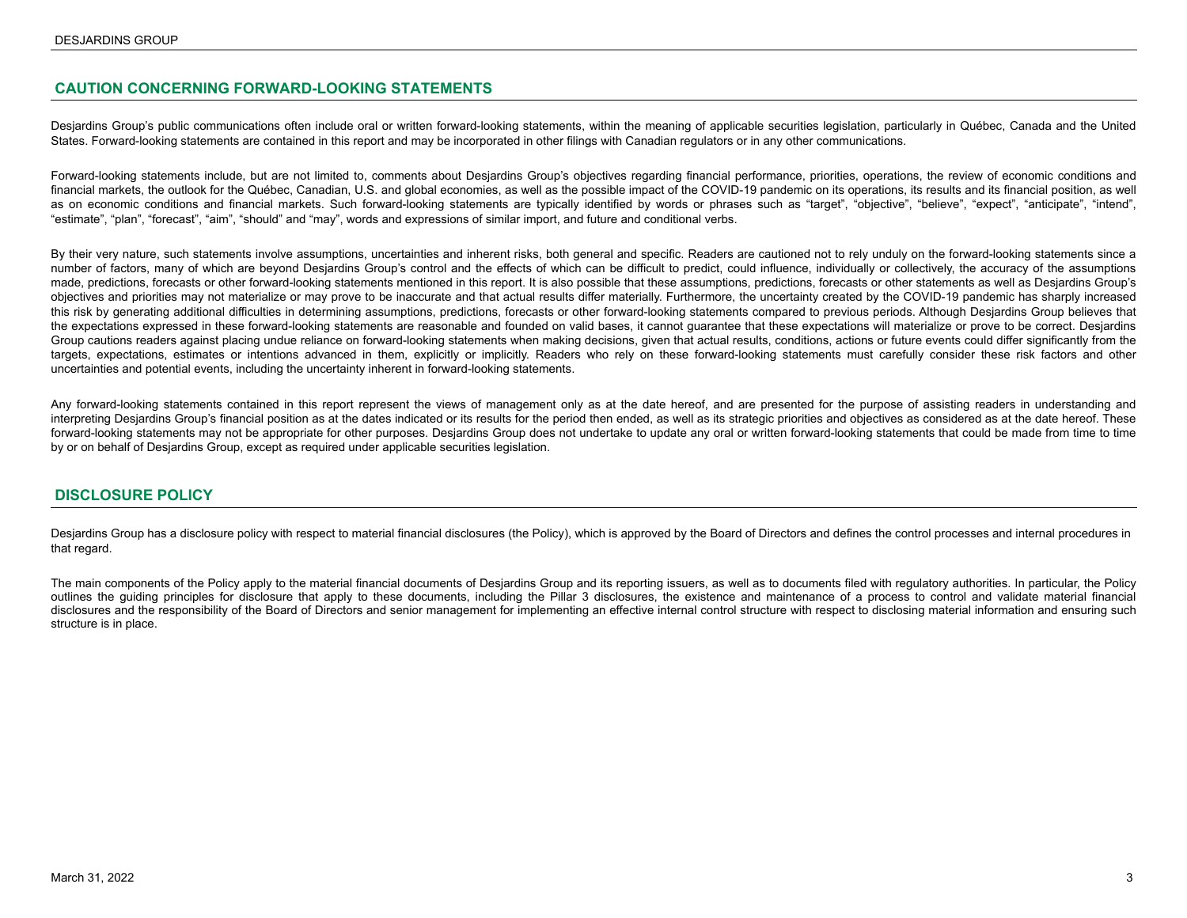## CAUTION CONCERNING FORWARD-LOOKING STATEMENTS

Desjardins Group's public communications often include oral or written forward-looking statements, within the meaning of applicable securities legislation, particularly in Québec, Canada and the United States. Forward-looking statements are contained in this report and may be incorporated in other filings with Canadian regulators or in any other communications.

Forward-looking statements include, but are not limited to, comments about Desjardins Group's objectives regarding financial performance, priorities, operations, the review of economic conditions and financial markets, the outlook for the Québec, Canadian, U.S. and global economies, as well as the possible impact of the COVID-19 pandemic on its operations, its results and its financial position, as well as on economic conditions and financial markets. Such forward-looking statements are typically identified by words or phrases such as "target", "objective", "believe", "expect", "anticipate", "intend", "estimate", "plan", "forecast", "aim", "should" and "may", words and expressions of similar import, and future and conditional verbs.

By their very nature, such statements involve assumptions, uncertainties and inherent risks, both general and specific. Readers are cautioned not to rely unduly on the forward-looking statements since a number of factors, many of which are beyond Desjardins Group's control and the effects of which can be difficult to predict, could influence, individually or collectively, the accuracy of the assumptions made, predictions, forecasts or other forward-looking statements mentioned in this report. It is also possible that these assumptions, predictions, forecasts or other statements as well as Desjardins Group's objectives and priorities may not materialize or may prove to be inaccurate and that actual results differ materially. Furthermore, the uncertainty created by the COVID-19 pandemic has sharply increased this risk by generating additional difficulties in determining assumptions, predictions, forecasts or other forward-looking statements compared to previous periods. Although Desjardins Group believes that the expectations expressed in these forward-looking statements are reasonable and founded on valid bases, it cannot guarantee that these expectations will materialize or prove to be correct. Desjardins Group cautions readers against placing undue reliance on forward-looking statements when making decisions, given that actual results, conditions, actions or future events could differ significantly from the targets, expectations, estimates or intentions advanced in them, explicitly or implicitly. Readers who rely on these forward-looking statements must carefully consider these risk factors and other uncertainties and potential events, including the uncertainty inherent in forward-looking statements.

Any forward-looking statements contained in this report represent the views of management only as at the date hereof, and are presented for the purpose of assisting readers in understanding and interpreting Desjardins Group's financial position as at the dates indicated or its results for the period then ended, as well as its strategic priorities and objectives as considered as at the date hereof. These forward-looking statements may not be appropriate for other purposes. Desjardins Group does not undertake to update any oral or written forward-looking statements that could be made from time to time by or on behalf of Desjardins Group, except as required under applicable securities legislation.

## DISCLOSURE POLICY

Desjardins Group has a disclosure policy with respect to material financial disclosures (the Policy), which is approved by the Board of Directors and defines the control processes and internal procedures in that regard.

The main components of the Policy apply to the material financial documents of Desjardins Group and its reporting issuers, as well as to documents filed with regulatory authorities. In particular, the Policy outlines the guiding principles for disclosure that apply to these documents, including the Pillar 3 disclosures, the existence and maintenance of a process to control and validate material financial disclosures and the responsibility of the Board of Directors and senior management for implementing an effective internal control structure with respect to disclosing material information and ensuring such structure is in place.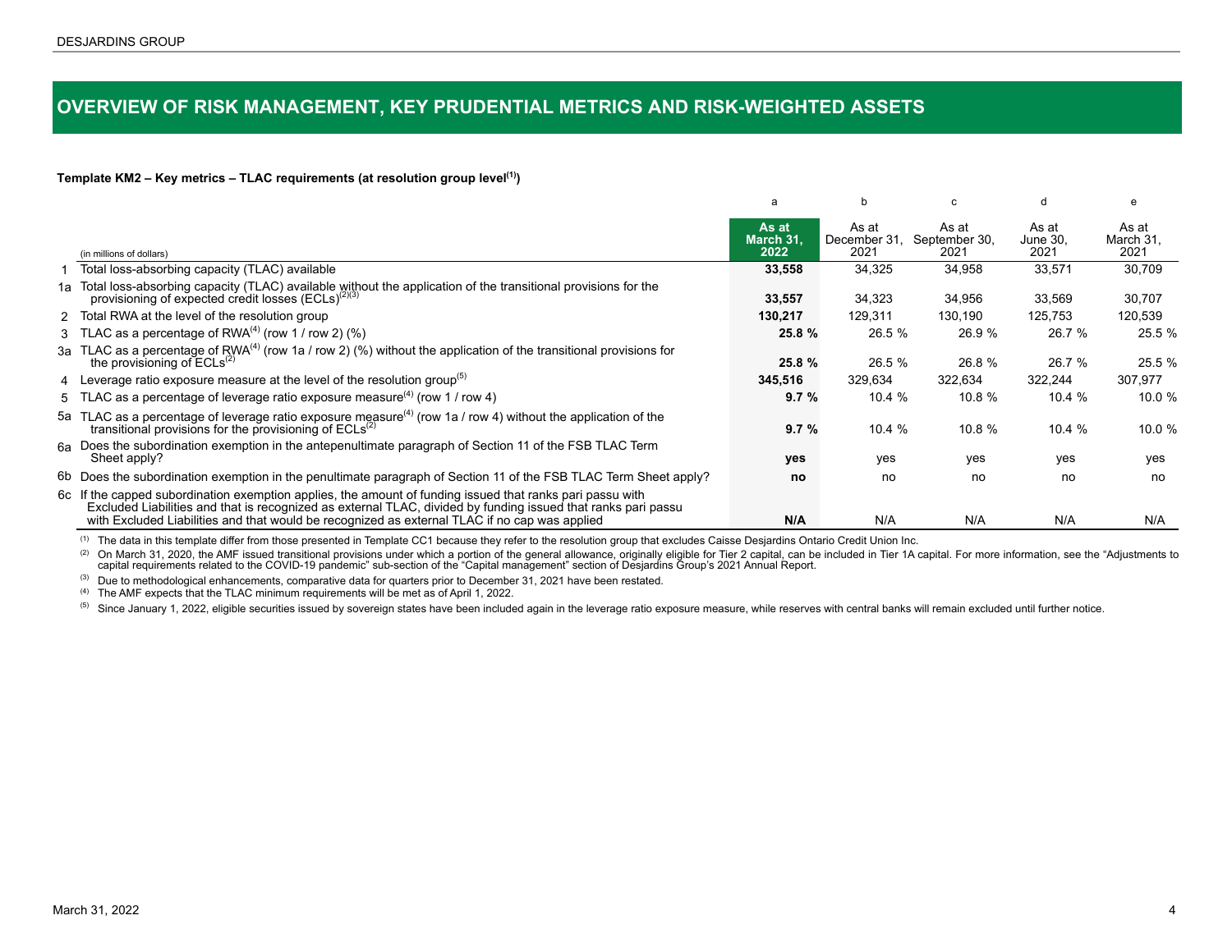# OVERVIEW OF RISK MANAGEMENT, KEY PRUDENTIAL METRICS AND RISK-WEIGHTED ASSETS

**Template KM2 – Key metrics – TLAC requirements (at resolution group level[1])**

| | (in millions of dollars) | a<br>**As at March 31, 2022** | b<br>As at December 31, 2021 | c<br>As at September 30, 2021 | d<br>As at June 30, 2021 | e<br>As at March 31, 2021 |
|---|---|---|---|---|---|---|
| 1 | Total loss-absorbing capacity (TLAC) available | **33,558** | 34,325 | 34,958 | 33,571 | 30,709 |
| 1a | Total loss-absorbing capacity (TLAC) available without the application of the transitional provisions for the provisioning of expected credit losses (ECLs)[2][3] | **33,557** | 34,323 | 34,956 | 33,569 | 30,707 |
| 2 | Total RWA at the level of the resolution group | **130,217** | 129,311 | 130,190 | 125,753 | 120,539 |
| 3 | TLAC as a percentage of RWA[4] (row 1 / row 2) (%) | **25.8 %** | 26.5 % | 26.9 % | 26.7 % | 25.5 % |
| 3a | TLAC as a percentage of RWA[4] (row 1a / row 2) (%) without the application of the transitional provisions for the provisioning of ECLs[2] | **25.8 %** | 26.5 % | 26.8 % | 26.7 % | 25.5 % |
| 4 | Leverage ratio exposure measure at the level of the resolution group[5] | **345,516** | 329,634 | 322,634 | 322,244 | 307,977 |
| 5 | TLAC as a percentage of leverage ratio exposure measure[4] (row 1 / row 4) | **9.7 %** | 10.4 % | 10.8 % | 10.4 % | 10.0 % |
| 5a | TLAC as a percentage of leverage ratio exposure measure[4] (row 1a / row 4) without the application of the transitional provisions for the provisioning of ECLs[2] | **9.7 %** | 10.4 % | 10.8 % | 10.4 % | 10.0 % |
| 6a | Does the subordination exemption in the antepenultimate paragraph of Section 11 of the FSB TLAC Term Sheet apply? | **yes** | yes | yes | yes | yes |
| 6b | Does the subordination exemption in the penultimate paragraph of Section 11 of the FSB TLAC Term Sheet apply? | **no** | no | no | no | no |
| 6c | If the capped subordination exemption applies, the amount of funding issued that ranks pari passu with Excluded Liabilities and that is recognized as external TLAC, divided by funding issued that ranks pari passu with Excluded Liabilities and that would be recognized as external TLAC if no cap was applied | **N/A** | N/A | N/A | N/A | N/A |

[1] The data in this template differ from those presented in Template CC1 because they refer to the resolution group that excludes Caisse Desjardins Ontario Credit Union Inc.

[2] On March 31, 2020, the AMF issued transitional provisions under which a portion of the general allowance, originally eligible for Tier 2 capital, can be included in Tier 1A capital. For more information, see the "Adjustments to capital requirements related to the COVID-19 pandemic" sub-section of the "Capital management" section of Desjardins Group's 2021 Annual Report.

[3] Due to methodological enhancements, comparative data for quarters prior to December 31, 2021 have been restated.

[4] The AMF expects that the TLAC minimum requirements will be met as of April 1, 2022.

[5] Since January 1, 2022, eligible securities issued by sovereign states have been included again in the leverage ratio exposure measure, while reserves with central banks will remain excluded until further notice.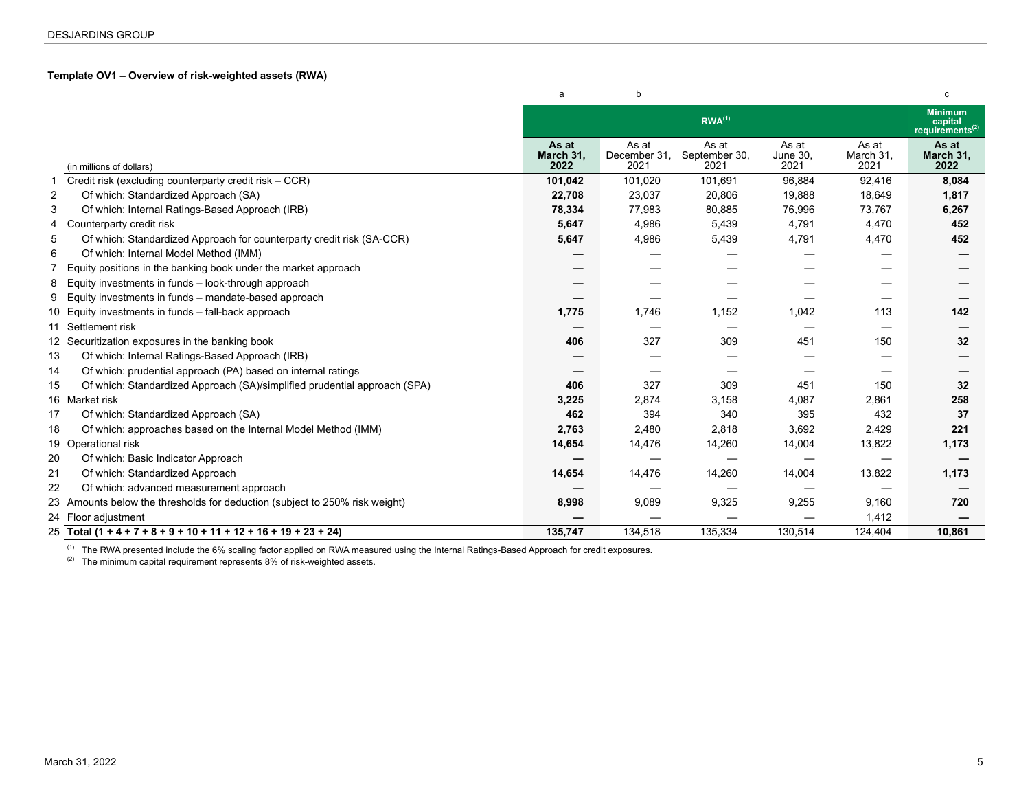### Template OV1 – Overview of risk-weighted assets (RWA)

| | (in millions of dollars) | a | b | | | | c |
|---|---|---|---|---|---|---|---|
| | | RWA[(1)] | | | | | Minimum capital requirements[(2)] |
| | | **As at March 31, 2022** | As at December 31, 2021 | As at September 30, 2021 | As at June 30, 2021 | As at March 31, 2021 | **As at March 31, 2022** |
| 1 | Credit risk (excluding counterparty credit risk – CCR) | **101,042** | 101,020 | 101,691 | 96,884 | 92,416 | **8,084** |
| 2 | Of which: Standardized Approach (SA) | **22,708** | 23,037 | 20,806 | 19,888 | 18,649 | **1,817** |
| 3 | Of which: Internal Ratings-Based Approach (IRB) | **78,334** | 77,983 | 80,885 | 76,996 | 73,767 | **6,267** |
| 4 | Counterparty credit risk | **5,647** | 4,986 | 5,439 | 4,791 | 4,470 | **452** |
| 5 | Of which: Standardized Approach for counterparty credit risk (SA-CCR) | **5,647** | 4,986 | 5,439 | 4,791 | 4,470 | **452** |
| 6 | Of which: Internal Model Method (IMM) | **—** | — | — | — | — | **—** |
| 7 | Equity positions in the banking book under the market approach | **—** | — | — | — | — | **—** |
| 8 | Equity investments in funds – look-through approach | **—** | — | — | — | — | **—** |
| 9 | Equity investments in funds – mandate-based approach | **—** | — | — | — | — | **—** |
| 10 | Equity investments in funds – fall-back approach | **1,775** | 1,746 | 1,152 | 1,042 | 113 | **142** |
| 11 | Settlement risk | **—** | — | — | — | — | **—** |
| 12 | Securitization exposures in the banking book | **406** | 327 | 309 | 451 | 150 | **32** |
| 13 | Of which: Internal Ratings-Based Approach (IRB) | **—** | — | — | — | — | **—** |
| 14 | Of which: prudential approach (PA) based on internal ratings | **—** | — | — | — | — | **—** |
| 15 | Of which: Standardized Approach (SA)/simplified prudential approach (SPA) | **406** | 327 | 309 | 451 | 150 | **32** |
| 16 | Market risk | **3,225** | 2,874 | 3,158 | 4,087 | 2,861 | **258** |
| 17 | Of which: Standardized Approach (SA) | **462** | 394 | 340 | 395 | 432 | **37** |
| 18 | Of which: approaches based on the Internal Model Method (IMM) | **2,763** | 2,480 | 2,818 | 3,692 | 2,429 | **221** |
| 19 | Operational risk | **14,654** | 14,476 | 14,260 | 14,004 | 13,822 | **1,173** |
| 20 | Of which: Basic Indicator Approach | **—** | — | — | — | — | **—** |
| 21 | Of which: Standardized Approach | **14,654** | 14,476 | 14,260 | 14,004 | 13,822 | **1,173** |
| 22 | Of which: advanced measurement approach | **—** | — | — | — | — | **—** |
| 23 | Amounts below the thresholds for deduction (subject to 250% risk weight) | **8,998** | 9,089 | 9,325 | 9,255 | 9,160 | **720** |
| 24 | Floor adjustment | **—** | — | — | — | 1,412 | **—** |
| 25 | **Total (1 + 4 + 7 + 8 + 9 + 10 + 11 + 12 + 16 + 19 + 23 + 24)** | **135,747** | 134,518 | 135,334 | 130,514 | 124,404 | **10,861** |

(1) The RWA presented include the 6% scaling factor applied on RWA measured using the Internal Ratings-Based Approach for credit exposures.

(2) The minimum capital requirement represents 8% of risk-weighted assets.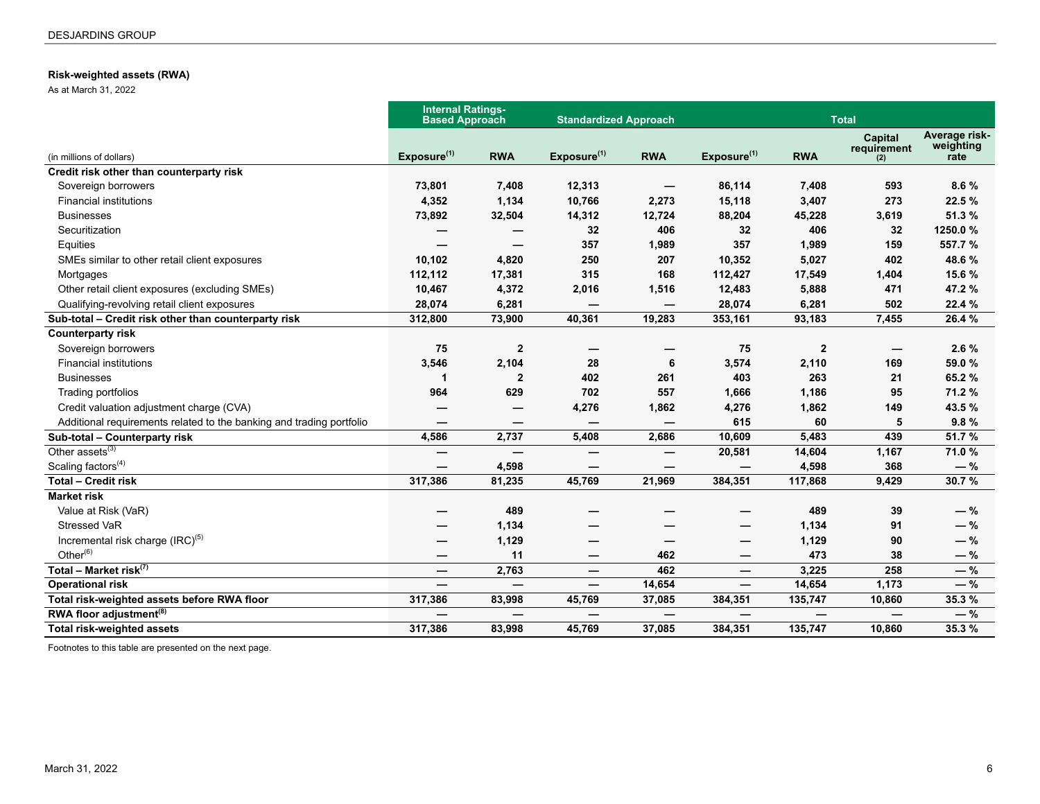## Risk-weighted assets (RWA)

As at March 31, 2022

| (in millions of dollars) | Internal Ratings-Based Approach | | Standardized Approach | | Total | | | |
|---|---|---|---|---|---|---|---|---|
| | Exposure[1] | RWA | Exposure[1] | RWA | Exposure[1] | RWA | Capital requirement [2] | Average risk-weighting rate |
| **Credit risk other than counterparty risk** | | | | | | | | |
| Sovereign borrowers | 73,801 | 7,408 | 12,313 | — | 86,114 | 7,408 | 593 | 8.6 % |
| Financial institutions | 4,352 | 1,134 | 10,766 | 2,273 | 15,118 | 3,407 | 273 | 22.5 % |
| Businesses | 73,892 | 32,504 | 14,312 | 12,724 | 88,204 | 45,228 | 3,619 | 51.3 % |
| Securitization | — | — | 32 | 406 | 32 | 406 | 32 | 1250.0 % |
| Equities | — | — | 357 | 1,989 | 357 | 1,989 | 159 | 557.7 % |
| SMEs similar to other retail client exposures | 10,102 | 4,820 | 250 | 207 | 10,352 | 5,027 | 402 | 48.6 % |
| Mortgages | 112,112 | 17,381 | 315 | 168 | 112,427 | 17,549 | 1,404 | 15.6 % |
| Other retail client exposures (excluding SMEs) | 10,467 | 4,372 | 2,016 | 1,516 | 12,483 | 5,888 | 471 | 47.2 % |
| Qualifying-revolving retail client exposures | 28,074 | 6,281 | — | — | 28,074 | 6,281 | 502 | 22.4 % |
| **Sub-total – Credit risk other than counterparty risk** | 312,800 | 73,900 | 40,361 | 19,283 | 353,161 | 93,183 | 7,455 | 26.4 % |
| **Counterparty risk** | | | | | | | | |
| Sovereign borrowers | 75 | 2 | — | — | 75 | 2 | — | 2.6 % |
| Financial institutions | 3,546 | 2,104 | 28 | 6 | 3,574 | 2,110 | 169 | 59.0 % |
| Businesses | 1 | 2 | 402 | 261 | 403 | 263 | 21 | 65.2 % |
| Trading portfolios | 964 | 629 | 702 | 557 | 1,666 | 1,186 | 95 | 71.2 % |
| Credit valuation adjustment charge (CVA) | — | — | 4,276 | 1,862 | 4,276 | 1,862 | 149 | 43.5 % |
| Additional requirements related to the banking and trading portfolio | — | — | — | — | 615 | 60 | 5 | 9.8 % |
| **Sub-total – Counterparty risk** | 4,586 | 2,737 | 5,408 | 2,686 | 10,609 | 5,483 | 439 | 51.7 % |
| Other assets[3] | — | — | — | — | 20,581 | 14,604 | 1,167 | 71.0 % |
| Scaling factors[4] | — | 4,598 | — | — | — | 4,598 | 368 | — % |
| **Total – Credit risk** | 317,386 | 81,235 | 45,769 | 21,969 | 384,351 | 117,868 | 9,429 | 30.7 % |
| **Market risk** | | | | | | | | |
| Value at Risk (VaR) | — | 489 | — | — | — | 489 | 39 | — % |
| Stressed VaR | — | 1,134 | — | — | — | 1,134 | 91 | — % |
| Incremental risk charge (IRC)[5] | — | 1,129 | — | — | — | 1,129 | 90 | — % |
| Other[6] | — | 11 | — | 462 | — | 473 | 38 | — % |
| **Total – Market risk[7]** | — | 2,763 | — | 462 | — | 3,225 | 258 | — % |
| **Operational risk** | — | — | — | 14,654 | — | 14,654 | 1,173 | — % |
| **Total risk-weighted assets before RWA floor** | 317,386 | 83,998 | 45,769 | 37,085 | 384,351 | 135,747 | 10,860 | 35.3 % |
| **RWA floor adjustment[8]** | — | — | — | — | — | — | — | — % |
| **Total risk-weighted assets** | 317,386 | 83,998 | 45,769 | 37,085 | 384,351 | 135,747 | 10,860 | 35.3 % |

Footnotes to this table are presented on the next page.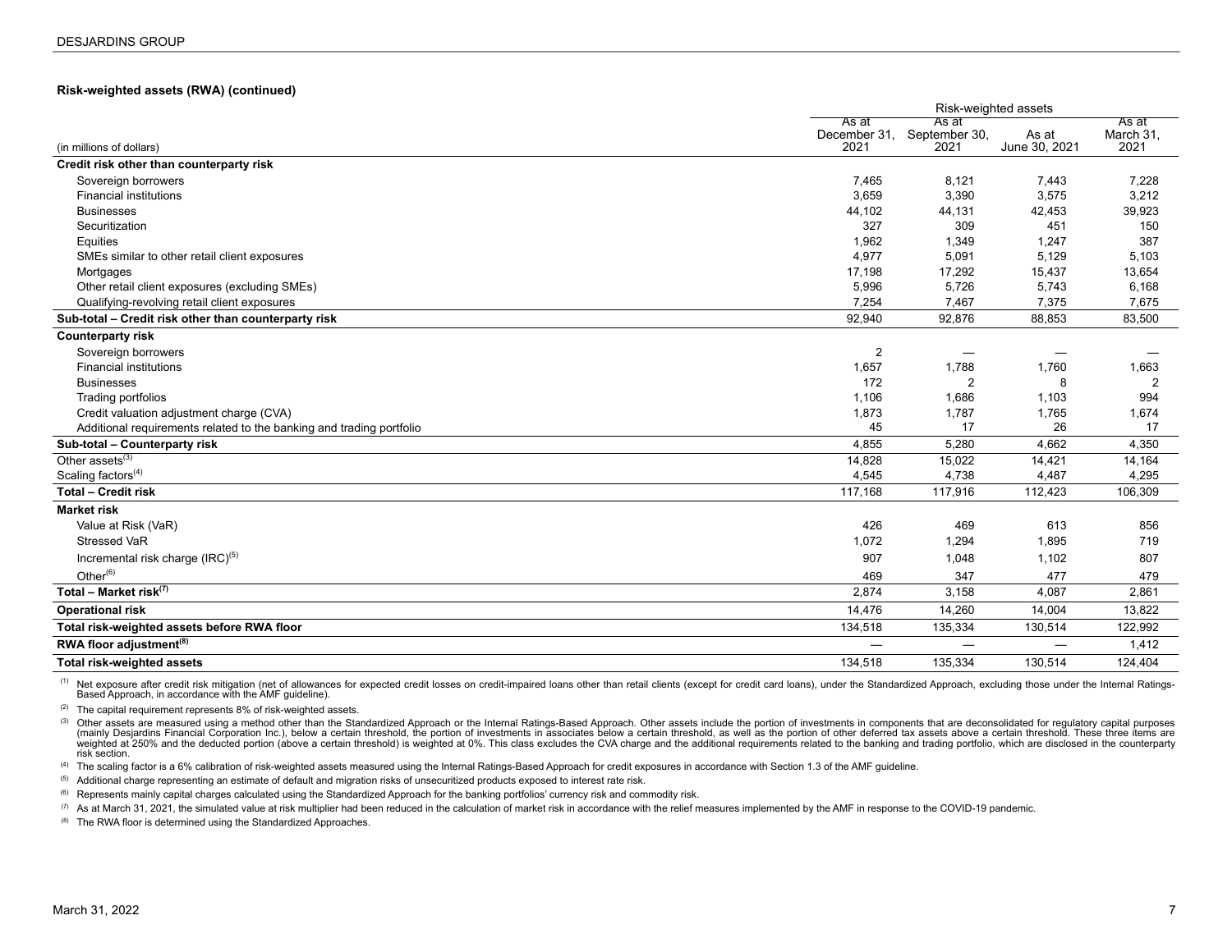**Risk-weighted assets (RWA) (continued)**

| (in millions of dollars) | Risk-weighted assets | | | |
|---|---|---|---|---|
| | As at December 31, 2021 | As at September 30, 2021 | As at June 30, 2021 | As at March 31, 2021 |
| **Credit risk other than counterparty risk** | | | | |
| Sovereign borrowers | 7,465 | 8,121 | 7,443 | 7,228 |
| Financial institutions | 3,659 | 3,390 | 3,575 | 3,212 |
| Businesses | 44,102 | 44,131 | 42,453 | 39,923 |
| Securitization | 327 | 309 | 451 | 150 |
| Equities | 1,962 | 1,349 | 1,247 | 387 |
| SMEs similar to other retail client exposures | 4,977 | 5,091 | 5,129 | 5,103 |
| Mortgages | 17,198 | 17,292 | 15,437 | 13,654 |
| Other retail client exposures (excluding SMEs) | 5,996 | 5,726 | 5,743 | 6,168 |
| Qualifying-revolving retail client exposures | 7,254 | 7,467 | 7,375 | 7,675 |
| **Sub-total – Credit risk other than counterparty risk** | 92,940 | 92,876 | 88,853 | 83,500 |
| **Counterparty risk** | | | | |
| Sovereign borrowers | 2 | — | — | — |
| Financial institutions | 1,657 | 1,788 | 1,760 | 1,663 |
| Businesses | 172 | 2 | 8 | 2 |
| Trading portfolios | 1,106 | 1,686 | 1,103 | 994 |
| Credit valuation adjustment charge (CVA) | 1,873 | 1,787 | 1,765 | 1,674 |
| Additional requirements related to the banking and trading portfolio | 45 | 17 | 26 | 17 |
| **Sub-total – Counterparty risk** | 4,855 | 5,280 | 4,662 | 4,350 |
| Other assets[(3)] | 14,828 | 15,022 | 14,421 | 14,164 |
| Scaling factors[(4)] | 4,545 | 4,738 | 4,487 | 4,295 |
| **Total – Credit risk** | 117,168 | 117,916 | 112,423 | 106,309 |
| **Market risk** | | | | |
| Value at Risk (VaR) | 426 | 469 | 613 | 856 |
| Stressed VaR | 1,072 | 1,294 | 1,895 | 719 |
| Incremental risk charge (IRC)[(5)] | 907 | 1,048 | 1,102 | 807 |
| Other[(6)] | 469 | 347 | 477 | 479 |
| **Total – Market risk[(7)]** | 2,874 | 3,158 | 4,087 | 2,861 |
| **Operational risk** | 14,476 | 14,260 | 14,004 | 13,822 |
| **Total risk-weighted assets before RWA floor** | 134,518 | 135,334 | 130,514 | 122,992 |
| **RWA floor adjustment[(8)]** | — | — | — | 1,412 |
| **Total risk-weighted assets** | 134,518 | 135,334 | 130,514 | 124,404 |

(1) Net exposure after credit risk mitigation (net of allowances for expected credit losses on credit-impaired loans other than retail clients (except for credit card loans), under the Standardized Approach, excluding those under the Internal Ratings-Based Approach, in accordance with the AMF guideline).

(2) The capital requirement represents 8% of risk-weighted assets.

(3) Other assets are measured using a method other than the Standardized Approach or the Internal Ratings-Based Approach. Other assets include the portion of investments in components that are deconsolidated for regulatory capital purposes (mainly Desjardins Financial Corporation Inc.), below a certain threshold, the portion of investments in associates below a certain threshold, as well as the portion of other deferred tax assets above a certain threshold. These three items are weighted at 250% and the deducted portion (above a certain threshold) is weighted at 0%. This class excludes the CVA charge and the additional requirements related to the banking and trading portfolio, which are disclosed in the counterparty risk section.

(4) The scaling factor is a 6% calibration of risk-weighted assets measured using the Internal Ratings-Based Approach for credit exposures in accordance with Section 1.3 of the AMF guideline.

(5) Additional charge representing an estimate of default and migration risks of unsecuritized products exposed to interest rate risk.

(6) Represents mainly capital charges calculated using the Standardized Approach for the banking portfolios' currency risk and commodity risk.

(7) As at March 31, 2021, the simulated value at risk multiplier had been reduced in the calculation of market risk in accordance with the relief measures implemented by the AMF in response to the COVID-19 pandemic.

(8) The RWA floor is determined using the Standardized Approaches.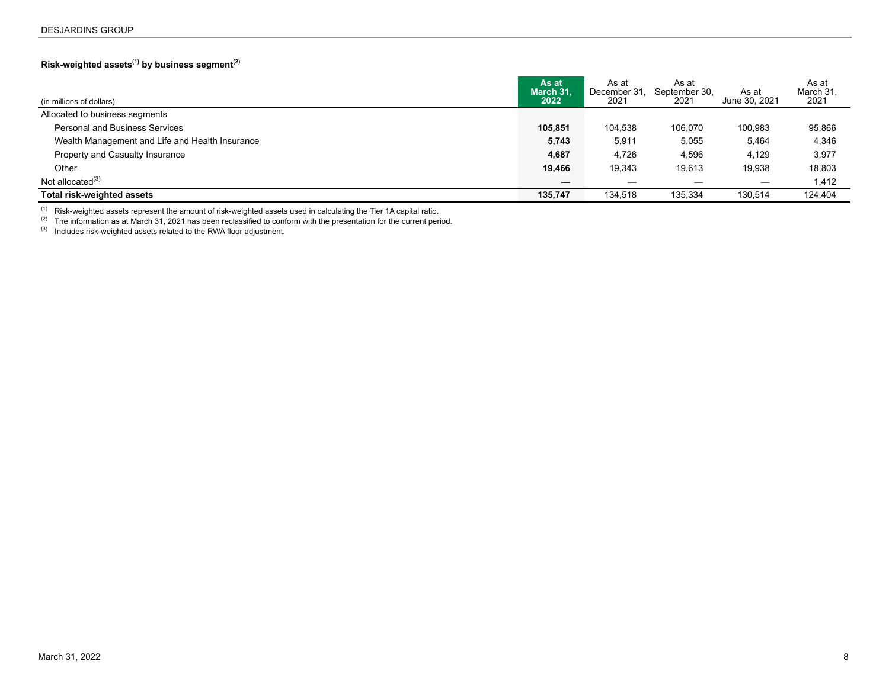### Risk-weighted assets[1] by business segment[2]

| (in millions of dollars) | As at March 31, 2022 | As at December 31, 2021 | As at September 30, 2021 | As at June 30, 2021 | As at March 31, 2021 |
|---|---|---|---|---|---|
| Allocated to business segments | | | | | |
| Personal and Business Services | **105,851** | 104,538 | 106,070 | 100,983 | 95,866 |
| Wealth Management and Life and Health Insurance | **5,743** | 5,911 | 5,055 | 5,464 | 4,346 |
| Property and Casualty Insurance | **4,687** | 4,726 | 4,596 | 4,129 | 3,977 |
| Other | **19,466** | 19,343 | 19,613 | 19,938 | 18,803 |
| Not allocated[3] | **—** | — | — | — | 1,412 |
| **Total risk-weighted assets** | **135,747** | 134,518 | 135,334 | 130,514 | 124,404 |

[1] Risk-weighted assets represent the amount of risk-weighted assets used in calculating the Tier 1A capital ratio.
[2] The information as at March 31, 2021 has been reclassified to conform with the presentation for the current period.
[3] Includes risk-weighted assets related to the RWA floor adjustment.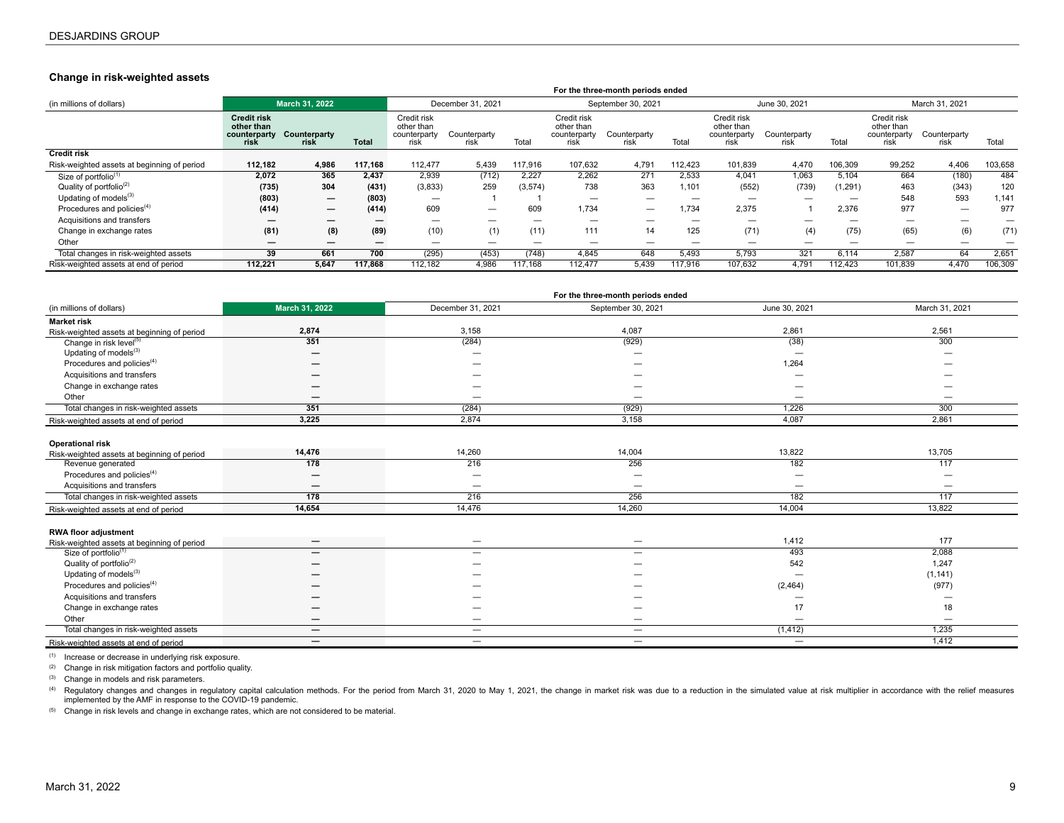## Change in risk-weighted assets

| (in millions of dollars) | March 31, 2022 | | | December 31, 2021 | | | September 30, 2021 | | | June 30, 2021 | | | March 31, 2021 | | |
|---|---|---|---|---|---|---|---|---|---|---|---|---|---|---|---|
| | **Credit risk other than counterparty risk** | **Counterparty risk** | **Total** | Credit risk other than counterparty risk | Counterparty risk | Total | Credit risk other than counterparty risk | Counterparty risk | Total | Credit risk other than counterparty risk | Counterparty risk | Total | Credit risk other than counterparty risk | Counterparty risk | Total |
| **Credit risk** | | | | | | | | | | | | | | | |
| Risk-weighted assets at beginning of period | **112,182** | **4,986** | **117,168** | 112,477 | 5,439 | 117,916 | 107,632 | 4,791 | 112,423 | 101,839 | 4,470 | 106,309 | 99,252 | 4,406 | 103,658 |
| Size of portfolio[1] | **2,072** | **365** | **2,437** | 2,939 | (712) | 2,227 | 2,262 | 271 | 2,533 | 4,041 | 1,063 | 5,104 | 664 | (180) | 484 |
| Quality of portfolio[2] | **(735)** | **304** | **(431)** | (3,833) | 259 | (3,574) | 738 | 363 | 1,101 | (552) | (739) | (1,291) | 463 | (343) | 120 |
| Updating of models[3] | **(803)** | **—** | **(803)** | — | 1 | 1 | — | — | — | — | — | — | 548 | 593 | 1,141 |
| Procedures and policies[4] | **(414)** | **—** | **(414)** | 609 | — | 609 | 1,734 | — | 1,734 | 2,375 | 1 | 2,376 | 977 | — | 977 |
| Acquisitions and transfers | **—** | **—** | **—** | — | — | — | — | — | — | — | — | — | — | — | — |
| Change in exchange rates | **(81)** | **(8)** | **(89)** | (10) | (1) | (11) | 111 | 14 | 125 | (71) | (4) | (75) | (65) | (6) | (71) |
| Other | **—** | **—** | **—** | — | — | — | — | — | — | — | — | — | — | — | — |
| Total changes in risk-weighted assets | **39** | **661** | **700** | (295) | (453) | (748) | 4,845 | 648 | 5,493 | 5,793 | 321 | 6,114 | 2,587 | 64 | 2,651 |
| Risk-weighted assets at end of period | **112,221** | **5,647** | **117,868** | 112,182 | 4,986 | 117,168 | 112,477 | 5,439 | 117,916 | 107,632 | 4,791 | 112,423 | 101,839 | 4,470 | 106,309 |

| (in millions of dollars) | March 31, 2022 | December 31, 2021 | September 30, 2021 | June 30, 2021 | March 31, 2021 |
|---|---|---|---|---|---|
| **Market risk** | | | | | |
| Risk-weighted assets at beginning of period | **2,874** | 3,158 | 4,087 | 2,861 | 2,561 |
| Change in risk level[5] | **351** | (284) | (929) | (38) | 300 |
| Updating of models[3] | **—** | — | — | — | — |
| Procedures and policies[4] | **—** | — | — | 1,264 | — |
| Acquisitions and transfers | **—** | — | — | — | — |
| Change in exchange rates | **—** | — | — | — | — |
| Other | **—** | — | — | — | — |
| Total changes in risk-weighted assets | **351** | (284) | (929) | 1,226 | 300 |
| Risk-weighted assets at end of period | **3,225** | 2,874 | 3,158 | 4,087 | 2,861 |
| **Operational risk** | | | | | |
| Risk-weighted assets at beginning of period | **14,476** | 14,260 | 14,004 | 13,822 | 13,705 |
| Revenue generated | **178** | 216 | 256 | 182 | 117 |
| Procedures and policies[4] | **—** | — | — | — | — |
| Acquisitions and transfers | **—** | — | — | — | — |
| Total changes in risk-weighted assets | **178** | 216 | 256 | 182 | 117 |
| Risk-weighted assets at end of period | **14,654** | 14,476 | 14,260 | 14,004 | 13,822 |
| **RWA floor adjustment** | | | | | |
| Risk-weighted assets at beginning of period | **—** | — | — | 1,412 | 177 |
| Size of portfolio[1] | **—** | — | — | 493 | 2,088 |
| Quality of portfolio[2] | **—** | — | — | 542 | 1,247 |
| Updating of models[3] | **—** | — | — | — | (1,141) |
| Procedures and policies[4] | **—** | — | — | (2,464) | (977) |
| Acquisitions and transfers | **—** | — | — | — | — |
| Change in exchange rates | **—** | — | — | 17 | 18 |
| Other | **—** | — | — | — | — |
| Total changes in risk-weighted assets | **—** | — | — | (1,412) | 1,235 |
| Risk-weighted assets at end of period | **—** | — | — | — | 1,412 |

[1] Increase or decrease in underlying risk exposure.

[2] Change in risk mitigation factors and portfolio quality.

[3] Change in models and risk parameters.

[4] Regulatory changes and changes in regulatory capital calculation methods. For the period from March 31, 2020 to May 1, 2021, the change in market risk was due to a reduction in the simulated value at risk multiplier in accordance with the relief measures implemented by the AMF in response to the COVID-19 pandemic.

[5] Change in risk levels and change in exchange rates, which are not considered to be material.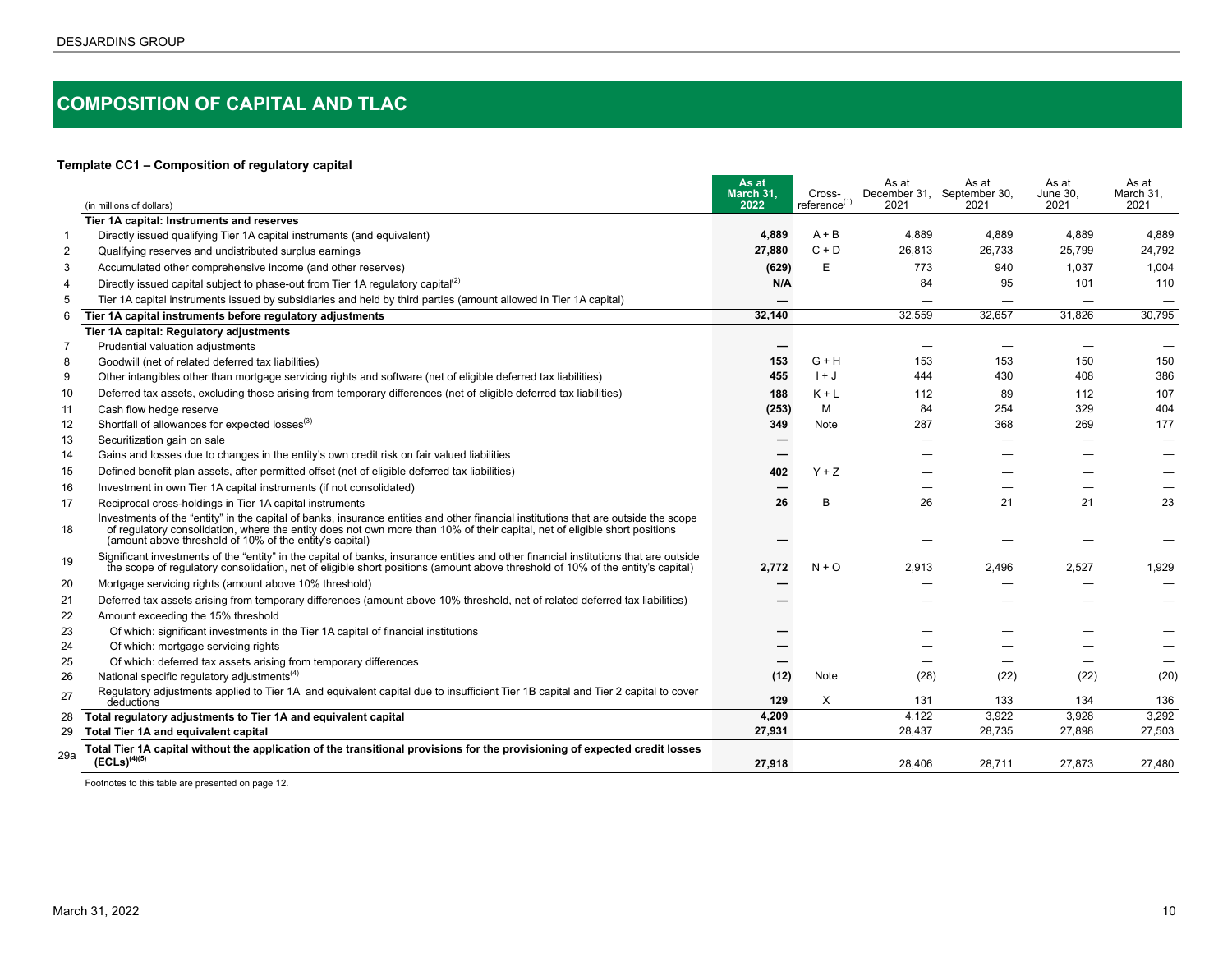## COMPOSITION OF CAPITAL AND TLAC

**Template CC1 – Composition of regulatory capital**

| | (in millions of dollars) | As at March 31, 2022 | Cross-reference[1] | As at December 31, 2021 | As at September 30, 2021 | As at June 30, 2021 | As at March 31, 2021 |
|---|---|---|---|---|---|---|---|
| | **Tier 1A capital: Instruments and reserves** | | | | | | |
| 1 | Directly issued qualifying Tier 1A capital instruments (and equivalent) | **4,889** | A + B | 4,889 | 4,889 | 4,889 | 4,889 |
| 2 | Qualifying reserves and undistributed surplus earnings | **27,880** | C + D | 26,813 | 26,733 | 25,799 | 24,792 |
| 3 | Accumulated other comprehensive income (and other reserves) | **(629)** | E | 773 | 940 | 1,037 | 1,004 |
| 4 | Directly issued capital subject to phase-out from Tier 1A regulatory capital[2] | **N/A** | | 84 | 95 | 101 | 110 |
| 5 | Tier 1A capital instruments issued by subsidiaries and held by third parties (amount allowed in Tier 1A capital) | **—** | | — | — | — | — |
| 6 | **Tier 1A capital instruments before regulatory adjustments** | **32,140** | | 32,559 | 32,657 | 31,826 | 30,795 |
| | **Tier 1A capital: Regulatory adjustments** | | | | | | |
| 7 | Prudential valuation adjustments | **—** | | — | — | — | — |
| 8 | Goodwill (net of related deferred tax liabilities) | **153** | G + H | 153 | 153 | 150 | 150 |
| 9 | Other intangibles other than mortgage servicing rights and software (net of eligible deferred tax liabilities) | **455** | I + J | 444 | 430 | 408 | 386 |
| 10 | Deferred tax assets, excluding those arising from temporary differences (net of eligible deferred tax liabilities) | **188** | K + L | 112 | 89 | 112 | 107 |
| 11 | Cash flow hedge reserve | **(253)** | M | 84 | 254 | 329 | 404 |
| 12 | Shortfall of allowances for expected losses[3] | **349** | Note | 287 | 368 | 269 | 177 |
| 13 | Securitization gain on sale | **—** | | — | — | — | — |
| 14 | Gains and losses due to changes in the entity's own credit risk on fair valued liabilities | **—** | | — | — | — | — |
| 15 | Defined benefit plan assets, after permitted offset (net of eligible deferred tax liabilities) | **402** | Y + Z | — | — | — | — |
| 16 | Investment in own Tier 1A capital instruments (if not consolidated) | **—** | | — | — | — | — |
| 17 | Reciprocal cross-holdings in Tier 1A capital instruments | **26** | B | 26 | 21 | 21 | 23 |
| 18 | Investments of the "entity" in the capital of banks, insurance entities and other financial institutions that are outside the scope of regulatory consolidation, where the entity does not own more than 10% of their capital, net of eligible short positions (amount above threshold of 10% of the entity's capital) | **—** | | — | — | — | — |
| 19 | Significant investments of the "entity" in the capital of banks, insurance entities and other financial institutions that are outside the scope of regulatory consolidation, net of eligible short positions (amount above threshold of 10% of the entity's capital) | **2,772** | N + O | 2,913 | 2,496 | 2,527 | 1,929 |
| 20 | Mortgage servicing rights (amount above 10% threshold) | **—** | | — | — | — | — |
| 21 | Deferred tax assets arising from temporary differences (amount above 10% threshold, net of related deferred tax liabilities) | **—** | | — | — | — | — |
| 22 | Amount exceeding the 15% threshold | | | | | | |
| 23 | Of which: significant investments in the Tier 1A capital of financial institutions | **—** | | — | — | — | — |
| 24 | Of which: mortgage servicing rights | **—** | | — | — | — | — |
| 25 | Of which: deferred tax assets arising from temporary differences | **—** | | — | — | — | — |
| 26 | National specific regulatory adjustments[4] | **(12)** | Note | (28) | (22) | (22) | (20) |
| 27 | Regulatory adjustments applied to Tier 1A and equivalent capital due to insufficient Tier 1B capital and Tier 2 capital to cover deductions | **129** | X | 131 | 133 | 134 | 136 |
| 28 | **Total regulatory adjustments to Tier 1A and equivalent capital** | **4,209** | | 4,122 | 3,922 | 3,928 | 3,292 |
| 29 | **Total Tier 1A and equivalent capital** | **27,931** | | 28,437 | 28,735 | 27,898 | 27,503 |
| 29a | **Total Tier 1A capital without the application of the transitional provisions for the provisioning of expected credit losses (ECLs)[4][5]** | **27,918** | | 28,406 | 28,711 | 27,873 | 27,480 |

Footnotes to this table are presented on page 12.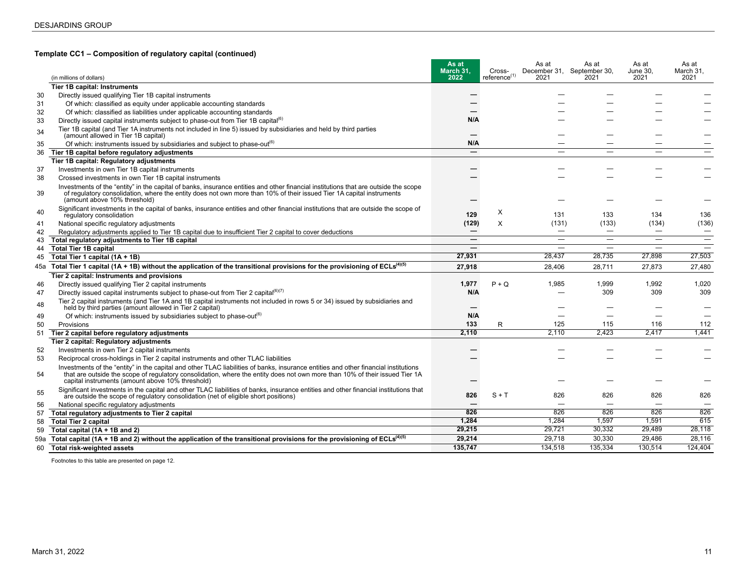### Template CC1 – Composition of regulatory capital (continued)

| | (in millions of dollars) | As at March 31, 2022 | Cross-reference[1] | As at December 31, 2021 | As at September 30, 2021 | As at June 30, 2021 | As at March 31, 2021 |
|---|---|---|---|---|---|---|---|
| | **Tier 1B capital: Instruments** | | | | | | |
| 30 | Directly issued qualifying Tier 1B capital instruments | — | | — | — | — | — |
| 31 | Of which: classified as equity under applicable accounting standards | — | | — | — | — | — |
| 32 | Of which: classified as liabilities under applicable accounting standards | — | | — | — | — | — |
| 33 | Directly issued capital instruments subject to phase-out from Tier 1B capital[6] | N/A | | — | — | — | — |
| 34 | Tier 1B capital (and Tier 1A instruments not included in line 5) issued by subsidiaries and held by third parties (amount allowed in Tier 1B capital) | — | | — | — | — | — |
| 35 | Of which: instruments issued by subsidiaries and subject to phase-out[6] | N/A | | — | — | — | — |
| 36 | **Tier 1B capital before regulatory adjustments** | — | | — | — | — | — |
| | **Tier 1B capital: Regulatory adjustments** | | | | | | |
| 37 | Investments in own Tier 1B capital instruments | — | | — | — | — | — |
| 38 | Crossed investments in own Tier 1B capital instruments | — | | — | — | — | — |
| 39 | Investments of the "entity" in the capital of banks, insurance entities and other financial institutions that are outside the scope of regulatory consolidation, where the entity does not own more than 10% of their issued Tier 1A capital instruments (amount above 10% threshold) | — | | — | — | — | — |
| 40 | Significant investments in the capital of banks, insurance entities and other financial institutions that are outside the scope of regulatory consolidation | 129 | X | 131 | 133 | 134 | 136 |
| 41 | National specific regulatory adjustments | (129) | X | (131) | (133) | (134) | (136) |
| 42 | Regulatory adjustments applied to Tier 1B capital due to insufficient Tier 2 capital to cover deductions | — | | — | — | — | — |
| 43 | **Total regulatory adjustments to Tier 1B capital** | — | | — | — | — | — |
| 44 | **Total Tier 1B capital** | — | | — | — | — | — |
| 45 | **Total Tier 1 capital (1A + 1B)** | 27,931 | | 28,437 | 28,735 | 27,898 | 27,503 |
| 45a | **Total Tier 1 capital (1A + 1B) without the application of the transitional provisions for the provisioning of ECLs[4][5]** | 27,918 | | 28,406 | 28,711 | 27,873 | 27,480 |
| | **Tier 2 capital: Instruments and provisions** | | | | | | |
| 46 | Directly issued qualifying Tier 2 capital instruments | 1,977 | P + Q | 1,985 | 1,999 | 1,992 | 1,020 |
| 47 | Directly issued capital instruments subject to phase-out from Tier 2 capital[6][7] | N/A | | — | 309 | 309 | 309 |
| 48 | Tier 2 capital instruments (and Tier 1A and 1B capital instruments not included in rows 5 or 34) issued by subsidiaries and held by third parties (amount allowed in Tier 2 capital) | — | | — | — | — | — |
| 49 | Of which: instruments issued by subsidiaries subject to phase-out[6] | N/A | | — | — | — | — |
| 50 | Provisions | 133 | R | 125 | 115 | 116 | 112 |
| 51 | **Tier 2 capital before regulatory adjustments** | 2,110 | | 2,110 | 2,423 | 2,417 | 1,441 |
| | **Tier 2 capital: Regulatory adjustments** | | | | | | |
| 52 | Investments in own Tier 2 capital instruments | — | | — | — | — | — |
| 53 | Reciprocal cross-holdings in Tier 2 capital instruments and other TLAC liabilities | — | | — | — | — | — |
| 54 | Investments of the "entity" in the capital and other TLAC liabilities of banks, insurance entities and other financial institutions that are outside the scope of regulatory consolidation, where the entity does not own more than 10% of their issued Tier 1A capital instruments (amount above 10% threshold) | — | | — | — | — | — |
| 55 | Significant investments in the capital and other TLAC liabilities of banks, insurance entities and other financial institutions that are outside the scope of regulatory consolidation (net of eligible short positions) | 826 | S + T | 826 | 826 | 826 | 826 |
| 56 | National specific regulatory adjustments | — | | — | — | — | — |
| 57 | **Total regulatory adjustments to Tier 2 capital** | 826 | | 826 | 826 | 826 | 826 |
| 58 | **Total Tier 2 capital** | 1,284 | | 1,284 | 1,597 | 1,591 | 615 |
| 59 | **Total capital (1A + 1B and 2)** | 29,215 | | 29,721 | 30,332 | 29,489 | 28,118 |
| 59a | **Total capital (1A + 1B and 2) without the application of the transitional provisions for the provisioning of ECLs[4][5]** | 29,214 | | 29,718 | 30,330 | 29,486 | 28,116 |
| 60 | **Total risk-weighted assets** | 135,747 | | 134,518 | 135,334 | 130,514 | 124,404 |

Footnotes to this table are presented on page 12.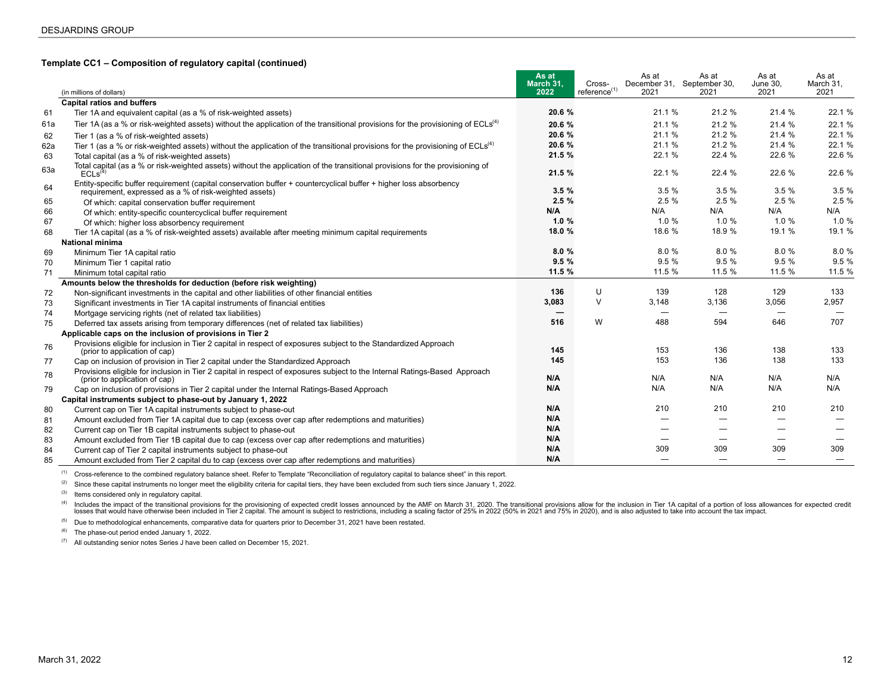### Template CC1 – Composition of regulatory capital (continued)

| | (in millions of dollars) | As at March 31, 2022 | Cross-reference[(1)] | As at December 31, 2021 | As at September 30, 2021 | As at June 30, 2021 | As at March 31, 2021 |
|---|---|---|---|---|---|---|---|
| | **Capital ratios and buffers** | | | | | | |
| 61 | Tier 1A and equivalent capital (as a % of risk-weighted assets) | **20.6 %** | | 21.1 % | 21.2 % | 21.4 % | 22.1 % |
| 61a | Tier 1A (as a % or risk-weighted assets) without the application of the transitional provisions for the provisioning of ECLs[(4)] | **20.6 %** | | 21.1 % | 21.2 % | 21.4 % | 22.1 % |
| 62 | Tier 1 (as a % of risk-weighted assets) | **20.6 %** | | 21.1 % | 21.2 % | 21.4 % | 22.1 % |
| 62a | Tier 1 (as a % or risk-weighted assets) without the application of the transitional provisions for the provisioning of ECLs[(4)] | **20.6 %** | | 21.1 % | 21.2 % | 21.4 % | 22.1 % |
| 63 | Total capital (as a % of risk-weighted assets) | **21.5 %** | | 22.1 % | 22.4 % | 22.6 % | 22.6 % |
| 63a | Total capital (as a % or risk-weighted assets) without the application of the transitional provisions for the provisioning of ECLs[(4)] | **21.5 %** | | 22.1 % | 22.4 % | 22.6 % | 22.6 % |
| 64 | Entity-specific buffer requirement (capital conservation buffer + countercyclical buffer + higher loss absorbency requirement, expressed as a % of risk-weighted assets) | **3.5 %** | | 3.5 % | 3.5 % | 3.5 % | 3.5 % |
| 65 | Of which: capital conservation buffer requirement | **2.5 %** | | 2.5 % | 2.5 % | 2.5 % | 2.5 % |
| 66 | Of which: entity-specific countercyclical buffer requirement | **N/A** | | N/A | N/A | N/A | N/A |
| 67 | Of which: higher loss absorbency requirement | **1.0 %** | | 1.0 % | 1.0 % | 1.0 % | 1.0 % |
| 68 | Tier 1A capital (as a % of risk-weighted assets) available after meeting minimum capital requirements | **18.0 %** | | 18.6 % | 18.9 % | 19.1 % | 19.1 % |
| | **National minima** | | | | | | |
| 69 | Minimum Tier 1A capital ratio | **8.0 %** | | 8.0 % | 8.0 % | 8.0 % | 8.0 % |
| 70 | Minimum Tier 1 capital ratio | **9.5 %** | | 9.5 % | 9.5 % | 9.5 % | 9.5 % |
| 71 | Minimum total capital ratio | **11.5 %** | | 11.5 % | 11.5 % | 11.5 % | 11.5 % |
| | **Amounts below the thresholds for deduction (before risk weighting)** | | | | | | |
| 72 | Non-significant investments in the capital and other liabilities of other financial entities | **136** | U | 139 | 128 | 129 | 133 |
| 73 | Significant investments in Tier 1A capital instruments of financial entities | **3,083** | V | 3,148 | 3,136 | 3,056 | 2,957 |
| 74 | Mortgage servicing rights (net of related tax liabilities) | **—** | | — | — | — | — |
| 75 | Deferred tax assets arising from temporary differences (net of related tax liabilities) | **516** | W | 488 | 594 | 646 | 707 |
| | **Applicable caps on the inclusion of provisions in Tier 2** | | | | | | |
| 76 | Provisions eligible for inclusion in Tier 2 capital in respect of exposures subject to the Standardized Approach (prior to application of cap) | **145** | | 153 | 136 | 138 | 133 |
| 77 | Cap on inclusion of provision in Tier 2 capital under the Standardized Approach | **145** | | 153 | 136 | 138 | 133 |
| 78 | Provisions eligible for inclusion in Tier 2 capital in respect of exposures subject to the Internal Ratings-Based Approach (prior to application of cap) | **N/A** | | N/A | N/A | N/A | N/A |
| 79 | Cap on inclusion of provisions in Tier 2 capital under the Internal Ratings-Based Approach | **N/A** | | N/A | N/A | N/A | N/A |
| | **Capital instruments subject to phase-out by January 1, 2022** | | | | | | |
| 80 | Current cap on Tier 1A capital instruments subject to phase-out | **N/A** | | 210 | 210 | 210 | 210 |
| 81 | Amount excluded from Tier 1A capital due to cap (excess over cap after redemptions and maturities) | **N/A** | | — | — | — | — |
| 82 | Current cap on Tier 1B capital instruments subject to phase-out | **N/A** | | — | — | — | — |
| 83 | Amount excluded from Tier 1B capital due to cap (excess over cap after redemptions and maturities) | **N/A** | | — | — | — | — |
| 84 | Current cap of Tier 2 capital instruments subject to phase-out | **N/A** | | 309 | 309 | 309 | 309 |
| 85 | Amount excluded from Tier 2 capital du to cap (excess over cap after redemptions and maturities) | **N/A** | | — | — | — | — |

(1) Cross-reference to the combined regulatory balance sheet. Refer to Template "Reconciliation of regulatory capital to balance sheet" in this report.

(2) Since these capital instruments no longer meet the eligibility criteria for capital tiers, they have been excluded from such tiers since January 1, 2022.

(3) Items considered only in regulatory capital.

(4) Includes the impact of the transitional provisions for the provisioning of expected credit losses announced by the AMF on March 31, 2020. The transitional provisions allow for the inclusion in Tier 1A capital of a portion of loss allowances for expected credit losses that would have otherwise been included in Tier 2 capital. The amount is subject to restrictions, including a scaling factor of 25% in 2022 (50% in 2021 and 75% in 2020), and is also adjusted to take into account the tax impact.

(5) Due to methodological enhancements, comparative data for quarters prior to December 31, 2021 have been restated.

(6) The phase-out period ended January 1, 2022.

(7) All outstanding senior notes Series J have been called on December 15, 2021.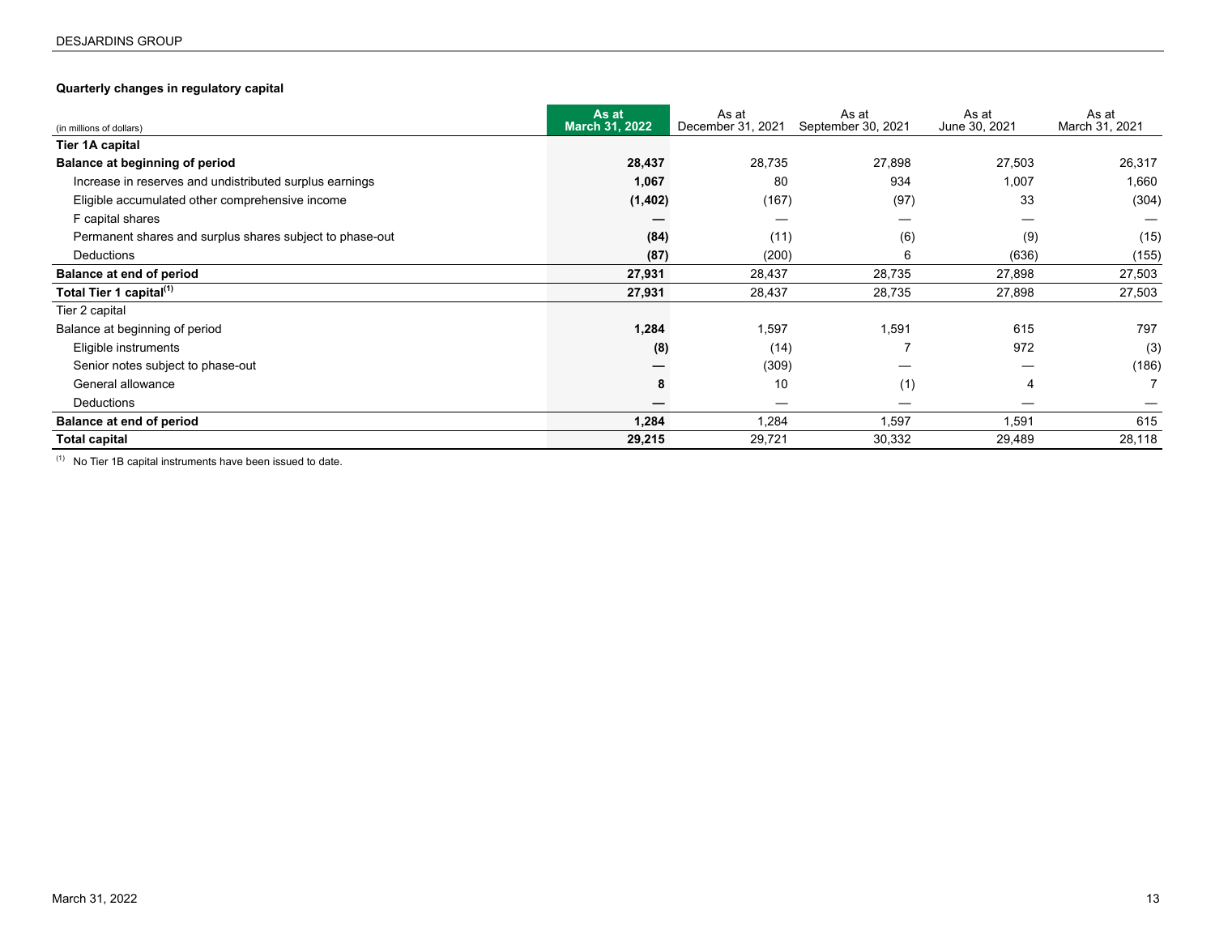### Quarterly changes in regulatory capital

| (in millions of dollars) | As at March 31, 2022 | As at December 31, 2021 | As at September 30, 2021 | As at June 30, 2021 | As at March 31, 2021 |
|---|---|---|---|---|---|
| **Tier 1A capital** | | | | | |
| **Balance at beginning of period** | **28,437** | 28,735 | 27,898 | 27,503 | 26,317 |
| Increase in reserves and undistributed surplus earnings | **1,067** | 80 | 934 | 1,007 | 1,660 |
| Eligible accumulated other comprehensive income | **(1,402)** | (167) | (97) | 33 | (304) |
| F capital shares | **—** | — | — | — | — |
| Permanent shares and surplus shares subject to phase-out | **(84)** | (11) | (6) | (9) | (15) |
| Deductions | **(87)** | (200) | 6 | (636) | (155) |
| **Balance at end of period** | **27,931** | 28,437 | 28,735 | 27,898 | 27,503 |
| **Total Tier 1 capital[(1)]** | **27,931** | 28,437 | 28,735 | 27,898 | 27,503 |
| Tier 2 capital | | | | | |
| Balance at beginning of period | **1,284** | 1,597 | 1,591 | 615 | 797 |
| Eligible instruments | **(8)** | (14) | 7 | 972 | (3) |
| Senior notes subject to phase-out | **—** | (309) | — | — | (186) |
| General allowance | **8** | 10 | (1) | 4 | 7 |
| Deductions | **—** | — | — | — | — |
| **Balance at end of period** | **1,284** | 1,284 | 1,597 | 1,591 | 615 |
| **Total capital** | **29,215** | 29,721 | 30,332 | 29,489 | 28,118 |

(1) No Tier 1B capital instruments have been issued to date.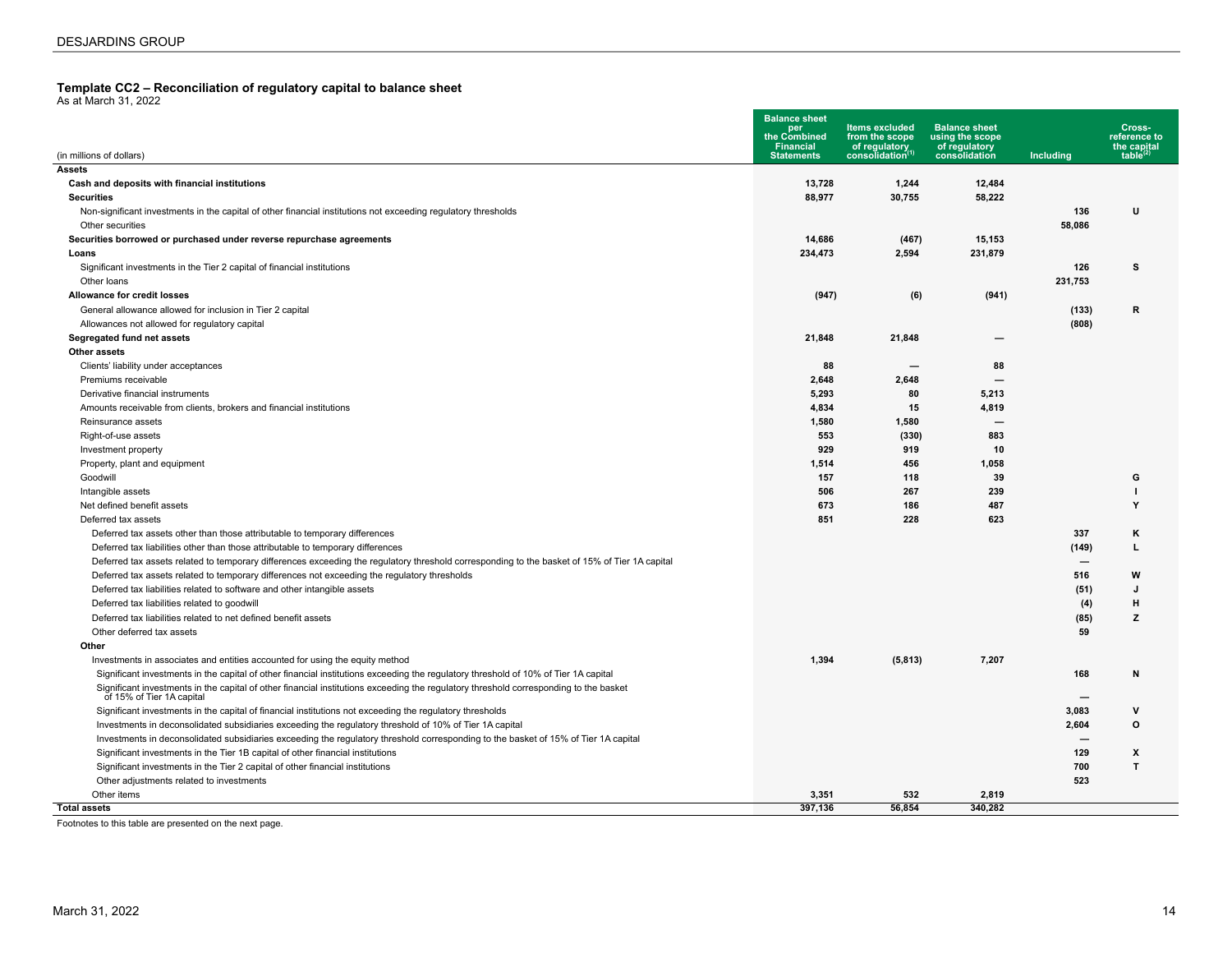## Template CC2 – Reconciliation of regulatory capital to balance sheet

As at March 31, 2022

| (in millions of dollars) | Balance sheet per the Combined Financial Statements | Items excluded from the scope of regulatory consolidation[1] | Balance sheet using the scope of regulatory consolidation | Including | Cross-reference to the capital table[2] |
|---|---|---|---|---|---|
| **Assets** | | | | | |
| **Cash and deposits with financial institutions** | 13,728 | 1,244 | 12,484 | | |
| **Securities** | 88,977 | 30,755 | 58,222 | | |
| Non-significant investments in the capital of other financial institutions not exceeding regulatory thresholds | | | | 136 | U |
| Other securities | | | | 58,086 | |
| **Securities borrowed or purchased under reverse repurchase agreements** | 14,686 | (467) | 15,153 | | |
| **Loans** | 234,473 | 2,594 | 231,879 | | |
| Significant investments in the Tier 2 capital of financial institutions | | | | 126 | S |
| Other loans | | | | 231,753 | |
| **Allowance for credit losses** | (947) | (6) | (941) | | |
| General allowance allowed for inclusion in Tier 2 capital | | | | (133) | R |
| Allowances not allowed for regulatory capital | | | | (808) | |
| **Segregated fund net assets** | 21,848 | 21,848 | — | | |
| **Other assets** | | | | | |
| Clients' liability under acceptances | 88 | — | 88 | | |
| Premiums receivable | 2,648 | 2,648 | — | | |
| Derivative financial instruments | 5,293 | 80 | 5,213 | | |
| Amounts receivable from clients, brokers and financial institutions | 4,834 | 15 | 4,819 | | |
| Reinsurance assets | 1,580 | 1,580 | — | | |
| Right-of-use assets | 553 | (330) | 883 | | |
| Investment property | 929 | 919 | 10 | | |
| Property, plant and equipment | 1,514 | 456 | 1,058 | | |
| Goodwill | 157 | 118 | 39 | | G |
| Intangible assets | 506 | 267 | 239 | | I |
| Net defined benefit assets | 673 | 186 | 487 | | Y |
| Deferred tax assets | 851 | 228 | 623 | | |
| Deferred tax assets other than those attributable to temporary differences | | | | 337 | K |
| Deferred tax liabilities other than those attributable to temporary differences | | | | (149) | L |
| Deferred tax assets related to temporary differences exceeding the regulatory threshold corresponding to the basket of 15% of Tier 1A capital | | | | — | |
| Deferred tax assets related to temporary differences not exceeding the regulatory thresholds | | | | 516 | W |
| Deferred tax liabilities related to software and other intangible assets | | | | (51) | J |
| Deferred tax liabilities related to goodwill | | | | (4) | H |
| Deferred tax liabilities related to net defined benefit assets | | | | (85) | Z |
| Other deferred tax assets | | | | 59 | |
| **Other** | | | | | |
| Investments in associates and entities accounted for using the equity method | 1,394 | (5,813) | 7,207 | | |
| Significant investments in the capital of other financial institutions exceeding the regulatory threshold of 10% of Tier 1A capital | | | | 168 | N |
| Significant investments in the capital of other financial institutions exceeding the regulatory threshold corresponding to the basket of 15% of Tier 1A capital | | | | — | |
| Significant investments in the capital of financial institutions not exceeding the regulatory thresholds | | | | 3,083 | V |
| Investments in deconsolidated subsidiaries exceeding the regulatory threshold of 10% of Tier 1A capital | | | | 2,604 | O |
| Investments in deconsolidated subsidiaries exceeding the regulatory threshold corresponding to the basket of 15% of Tier 1A capital | | | | — | |
| Significant investments in the Tier 1B capital of other financial institutions | | | | 129 | X |
| Significant investments in the Tier 2 capital of other financial institutions | | | | 700 | T |
| Other adjustments related to investments | | | | 523 | |
| Other items | 3,351 | 532 | 2,819 | | |
| **Total assets** | 397,136 | 56,854 | 340,282 | | |

Footnotes to this table are presented on the next page.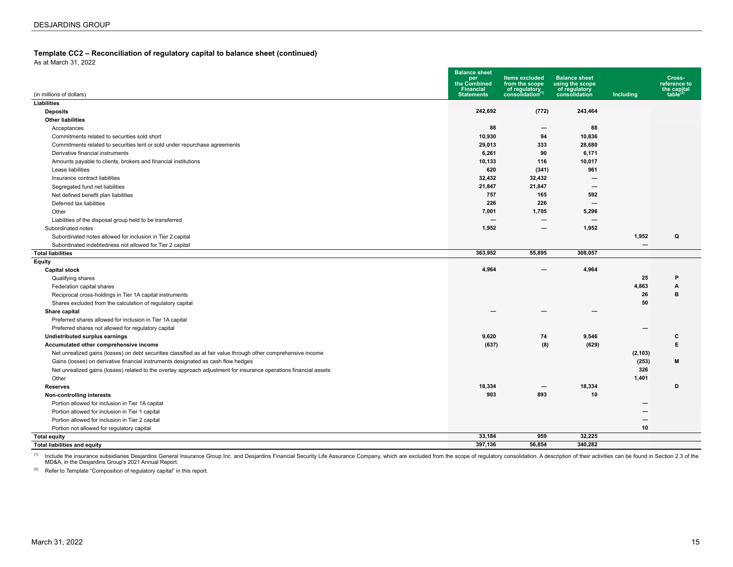DESJARDINS GROUP

### Template CC2 – Reconciliation of regulatory capital to balance sheet (continued)

As at March 31, 2022

| (in millions of dollars) | Balance sheet per the Combined Financial Statements | Items excluded from the scope of regulatory consolidation[(1)] | Balance sheet using the scope of regulatory consolidation | Including | Cross-reference to the capital table[(2)] |
|---|---|---|---|---|---|
| **Liabilities** | | | | | |
| **Deposits** | 242,692 | (772) | 243,464 | | |
| **Other liabilities** | | | | | |
| Acceptances | 88 | — | 88 | | |
| Commitments related to securities sold short | 10,930 | 94 | 10,836 | | |
| Commitments related to securities lent or sold under repurchase agreements | 29,013 | 333 | 28,680 | | |
| Derivative financial instruments | 6,261 | 90 | 6,171 | | |
| Amounts payable to clients, brokers and financial institutions | 10,133 | 116 | 10,017 | | |
| Lease liabilities | 620 | (341) | 961 | | |
| Insurance contract liabilities | 32,432 | 32,432 | — | | |
| Segregated fund net liabilities | 21,847 | 21,847 | — | | |
| Net defined benefit plan liabilities | 757 | 165 | 592 | | |
| Deferred tax liabilities | 226 | 226 | — | | |
| Other | 7,001 | 1,705 | 5,296 | | |
| Liabilities of the disposal group held to be transferred | — | — | — | | |
| Subordinated notes | 1,952 | — | 1,952 | | |
| Subordinated notes allowed for inclusion in Tier 2 capital | | | | 1,952 | Q |
| Subordinated indebtedness not allowed for Tier 2 capital | | | | — | |
| **Total liabilities** | 363,952 | 55,895 | 308,057 | | |
| **Equity** | | | | | |
| **Capital stock** | 4,964 | — | 4,964 | | |
| Qualifying shares | | | | 25 | P |
| Federation capital shares | | | | 4,863 | A |
| Reciprocal cross-holdings in Tier 1A capital instruments | | | | 26 | B |
| Shares excluded from the calculation of regulatory capital | | | | 50 | |
| **Share capital** | — | — | — | | |
| Preferred shares allowed for inclusion in Tier 1A capital | | | | | |
| Preferred shares not allowed for regulatory capital | | | | — | |
| **Undistributed surplus earnings** | 9,620 | 74 | 9,546 | | C |
| **Accumulated other comprehensive income** | (637) | (8) | (629) | | E |
| Net unrealized gains (losses) on debt securities classified as at fair value through other comprehensive income | | | | (2,103) | |
| Gains (losses) on derivative financial instruments designated as cash flow hedges | | | | (253) | M |
| Net unrealized gains (losses) related to the overlay approach adjustment for insurance operations financial assets | | | | 326 | |
| Other | | | | 1,401 | |
| **Reserves** | 18,334 | — | 18,334 | | D |
| **Non-controlling interests** | 903 | 893 | 10 | | |
| Portion allowed for inclusion in Tier 1A capital | | | | — | |
| Portion allowed for inclusion in Tier 1 capital | | | | — | |
| Portion allowed for inclusion in Tier 2 capital | | | | — | |
| Portion not allowed for regulatory capital | | | | 10 | |
| **Total equity** | 33,184 | 959 | 32,225 | | |
| **Total liabilities and equity** | 397,136 | 56,854 | 340,282 | | |

(1) Include the insurance subsidiaries Desjardins General Insurance Group Inc. and Desjardins Financial Security Life Assurance Company, which are excluded from the scope of regulatory consolidation. A description of their activities can be found in Section 2.3 of the MD&A, in the Desjardins Group's 2021 Annual Report.

(2) Refer to Template "Composition of regulatory capital" in this report.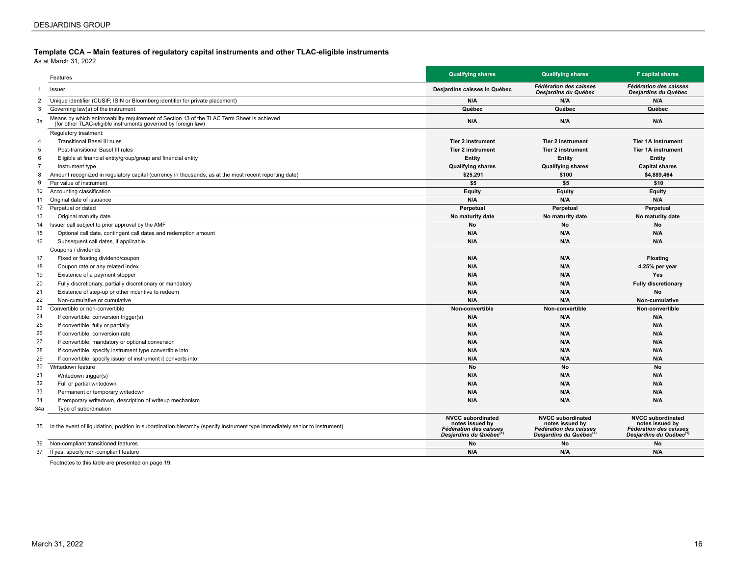## Template CCA – Main features of regulatory capital instruments and other TLAC-eligible instruments

As at March 31, 2022

| | Features | Qualifying shares | Qualifying shares | F capital shares |
|---|---|---|---|---|
| 1 | Issuer | Desjardins caisses in Québec | *Fédération des caisses Desjardins du Québec* | *Fédération des caisses Desjardins du Québec* |
| 2 | Unique identifier (CUSIP, ISIN or Bloomberg identifier for private placement) | N/A | N/A | N/A |
| 3 | Governing law(s) of the instrument | Québec | Québec | Québec |
| 3a | Means by which enforceability requirement of Section 13 of the TLAC Term Sheet is achieved (for other TLAC-eligible instruments governed by foreign law) | N/A | N/A | N/A |
| | Regulatory treatment: | | | |
| 4 | Transitional Basel III rules | Tier 2 instrument | Tier 2 instrument | Tier 1A instrument |
| 5 | Post-transitional Basel III rules | Tier 2 instrument | Tier 2 instrument | Tier 1A instrument |
| 6 | Eligible at financial entity/group/group and financial entity | Entity | Entity | Entity |
| 7 | Instrument type | Qualifying shares | Qualifying shares | Capital shares |
| 8 | Amount recognized in regulatory capital (currency in thousands, as at the most recent reporting date) | $25,291 | $100 | $4,889,464 |
| 9 | Par value of instrument | $5 | $5 | $10 |
| 10 | Accounting classification | Equity | Equity | Equity |
| 11 | Original date of issuance | N/A | N/A | N/A |
| 12 | Perpetual or dated | Perpetual | Perpetual | Perpetual |
| 13 | Original maturity date | No maturity date | No maturity date | No maturity date |
| 14 | Issuer call subject to prior approval by the AMF | No | No | No |
| 15 | Optional call date, contingent call dates and redemption amount | N/A | N/A | N/A |
| 16 | Subsequent call dates, if applicable | N/A | N/A | N/A |
| | Coupons / dividends | | | |
| 17 | Fixed or floating dividend/coupon | N/A | N/A | Floating |
| 18 | Coupon rate or any related index | N/A | N/A | 4.25% per year |
| 19 | Existence of a payment stopper | N/A | N/A | Yes |
| 20 | Fully discretionary, partially discretionary or mandatory | N/A | N/A | Fully discretionary |
| 21 | Existence of step-up or other incentive to redeem | N/A | N/A | No |
| 22 | Non-cumulative or cumulative | N/A | N/A | Non-cumulative |
| 23 | Convertible or non-convertible | Non-convertible | Non-convertible | Non-convertible |
| 24 | If convertible, conversion trigger(s) | N/A | N/A | N/A |
| 25 | If convertible, fully or partially | N/A | N/A | N/A |
| 26 | If convertible, conversion rate | N/A | N/A | N/A |
| 27 | If convertible, mandatory or optional conversion | N/A | N/A | N/A |
| 28 | If convertible, specify instrument type convertible into | N/A | N/A | N/A |
| 29 | If convertible, specify issuer of instrument it converts into | N/A | N/A | N/A |
| 30 | Writedown feature | No | No | No |
| 31 | Writedown trigger(s) | N/A | N/A | N/A |
| 32 | Full or partial writedown | N/A | N/A | N/A |
| 33 | Permanent or temporary writedown | N/A | N/A | N/A |
| 34 | If temporary writedown, description of writeup mechanism | N/A | N/A | N/A |
| 34a | Type of subordination | | | |
| 35 | In the event of liquidation, position in subordination hierarchy (specify instrument type immediately senior to instrument) | NVCC subordinated notes issued by *Fédération des caisses Desjardins du Québec*[1] | NVCC subordinated notes issued by *Fédération des caisses Desjardins du Québec*[1] | NVCC subordinated notes issued by *Fédération des caisses Desjardins du Québec*[1] |
| 36 | Non-compliant transitioned features | No | No | No |
| 37 | If yes, specify non-compliant feature | N/A | N/A | N/A |

Footnotes to this table are presented on page 19.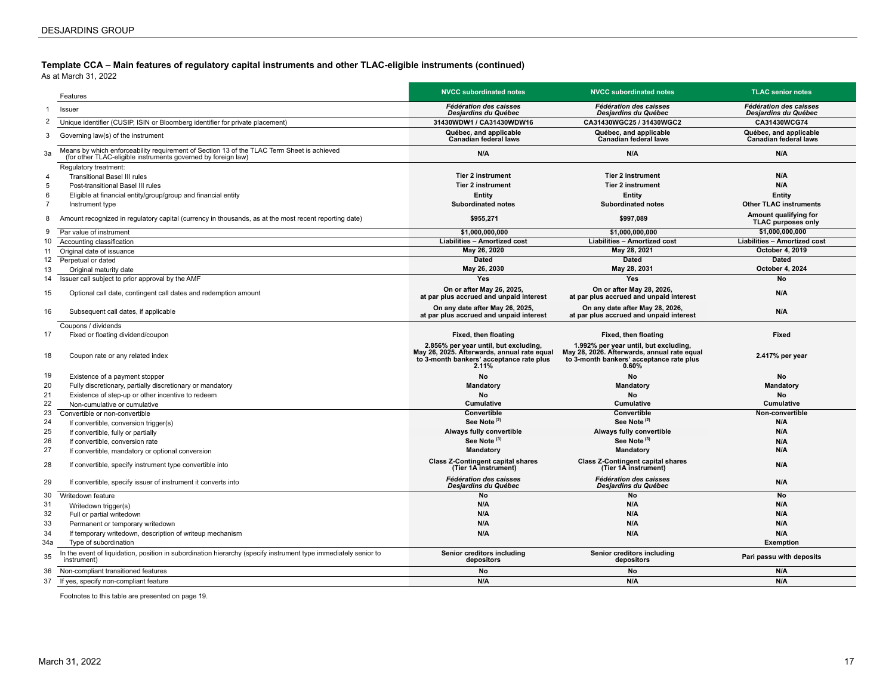### Template CCA – Main features of regulatory capital instruments and other TLAC-eligible instruments (continued)

As at March 31, 2022

| | Features | NVCC subordinated notes | NVCC subordinated notes | TLAC senior notes |
|---|---|---|---|---|
| 1 | Issuer | *Fédération des caisses Desjardins du Québec* | *Fédération des caisses Desjardins du Québec* | *Fédération des caisses Desjardins du Québec* |
| 2 | Unique identifier (CUSIP, ISIN or Bloomberg identifier for private placement) | 31430WDW1 / CA31430WDW16 | CA31430WGC25 / 31430WGC2 | CA31430WCG74 |
| 3 | Governing law(s) of the instrument | Québec, and applicable Canadian federal laws | Québec, and applicable Canadian federal laws | Québec, and applicable Canadian federal laws |
| 3a | Means by which enforceability requirement of Section 13 of the TLAC Term Sheet is achieved (for other TLAC-eligible instruments governed by foreign law) | N/A | N/A | N/A |
| | Regulatory treatment: | | | |
| 4 | Transitional Basel III rules | Tier 2 instrument | Tier 2 instrument | N/A |
| 5 | Post-transitional Basel III rules | Tier 2 instrument | Tier 2 instrument | N/A |
| 6 | Eligible at financial entity/group/group and financial entity | Entity | Entity | Entity |
| 7 | Instrument type | Subordinated notes | Subordinated notes | Other TLAC instruments |
| 8 | Amount recognized in regulatory capital (currency in thousands, as at the most recent reporting date) | $955,271 | $997,089 | Amount qualifying for TLAC purposes only |
| 9 | Par value of instrument | $1,000,000,000 | $1,000,000,000 | $1,000,000,000 |
| 10 | Accounting classification | Liabilities – Amortized cost | Liabilities – Amortized cost | Liabilities – Amortized cost |
| 11 | Original date of issuance | May 26, 2020 | May 28, 2021 | October 4, 2019 |
| 12 | Perpetual or dated | Dated | Dated | Dated |
| 13 | Original maturity date | May 26, 2030 | May 28, 2031 | October 4, 2024 |
| 14 | Issuer call subject to prior approval by the AMF | Yes | Yes | No |
| 15 | Optional call date, contingent call dates and redemption amount | On or after May 26, 2025, at par plus accrued and unpaid interest | On or after May 28, 2026, at par plus accrued and unpaid interest | N/A |
| 16 | Subsequent call dates, if applicable | On any date after May 26, 2025, at par plus accrued and unpaid interest | On any date after May 28, 2026, at par plus accrued and unpaid interest | N/A |
| | Coupons / dividends | | | |
| 17 | Fixed or floating dividend/coupon | Fixed, then floating | Fixed, then floating | Fixed |
| 18 | Coupon rate or any related index | 2.856% per year until, but excluding, May 26, 2025. Afterwards, annual rate equal to 3-month bankers' acceptance rate plus 2.11% | 1.992% per year until, but excluding, May 28, 2026. Afterwards, annual rate equal to 3-month bankers' acceptance rate plus 0.60% | 2.417% per year |
| 19 | Existence of a payment stopper | No | No | No |
| 20 | Fully discretionary, partially discretionary or mandatory | Mandatory | Mandatory | Mandatory |
| 21 | Existence of step-up or other incentive to redeem | No | No | No |
| 22 | Non-cumulative or cumulative | Cumulative | Cumulative | Cumulative |
| 23 | Convertible or non-convertible | Convertible | Convertible | Non-convertible |
| 24 | If convertible, conversion trigger(s) | See Note [(2)] | See Note [(2)] | N/A |
| 25 | If convertible, fully or partially | Always fully convertible | Always fully convertible | N/A |
| 26 | If convertible, conversion rate | See Note [(3)] | See Note [(3)] | N/A |
| 27 | If convertible, mandatory or optional conversion | Mandatory | Mandatory | N/A |
| 28 | If convertible, specify instrument type convertible into | Class Z-Contingent capital shares (Tier 1A instrument) | Class Z-Contingent capital shares (Tier 1A instrument) | N/A |
| 29 | If convertible, specify issuer of instrument it converts into | *Fédération des caisses Desjardins du Québec* | *Fédération des caisses Desjardins du Québec* | N/A |
| 30 | Writedown feature | No | No | No |
| 31 | Writedown trigger(s) | N/A | N/A | N/A |
| 32 | Full or partial writedown | N/A | N/A | N/A |
| 33 | Permanent or temporary writedown | N/A | N/A | N/A |
| 34 | If temporary writedown, description of writeup mechanism | N/A | N/A | N/A |
| 34a | Type of subordination | | | Exemption |
| 35 | In the event of liquidation, position in subordination hierarchy (specify instrument type immediately senior to instrument) | Senior creditors including depositors | Senior creditors including depositors | Pari passu with deposits |
| 36 | Non-compliant transitioned features | No | No | N/A |
| 37 | If yes, specify non-compliant feature | N/A | N/A | N/A |

Footnotes to this table are presented on page 19.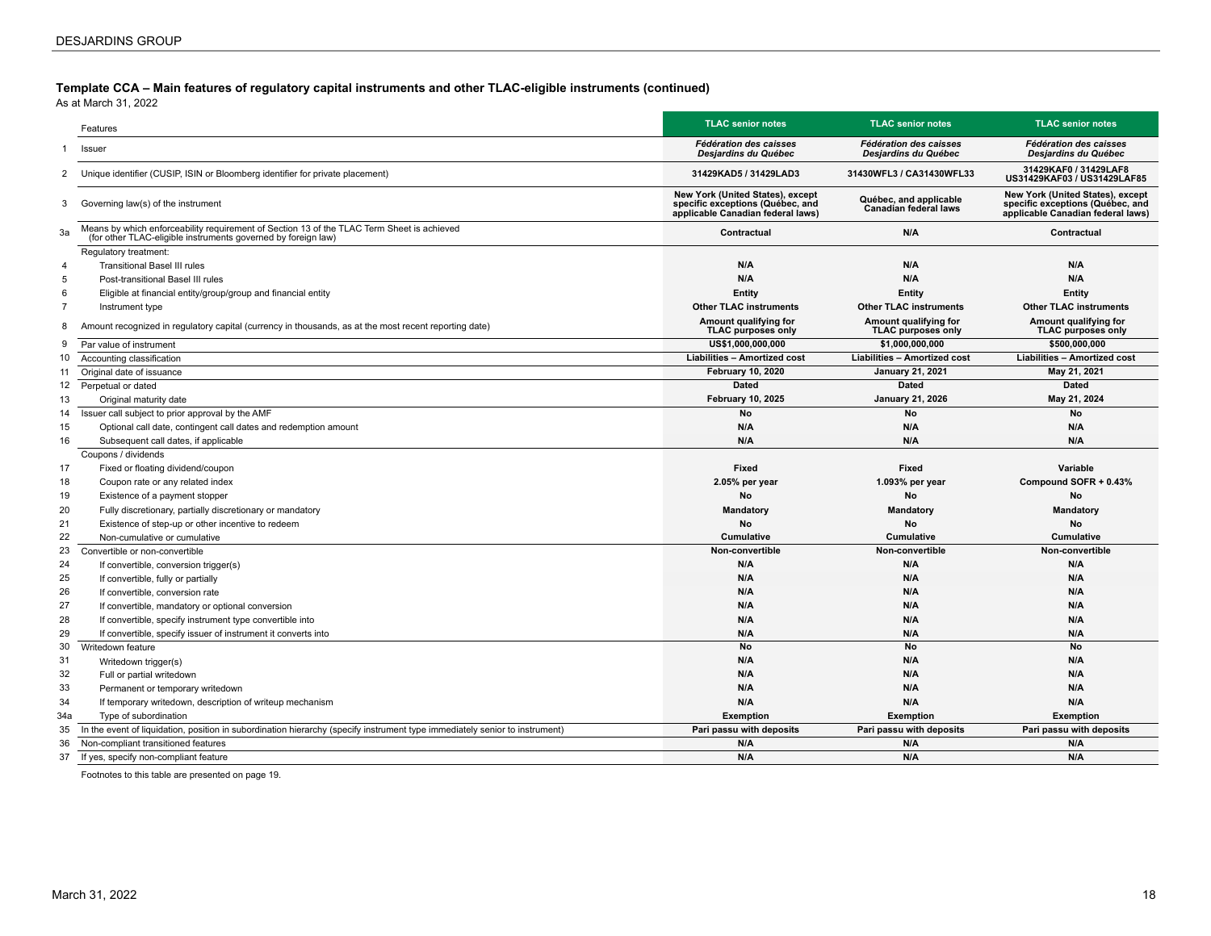### Template CCA – Main features of regulatory capital instruments and other TLAC-eligible instruments (continued)

As at March 31, 2022

| | Features | TLAC senior notes | TLAC senior notes | TLAC senior notes |
|---|---|---|---|---|
| 1 | Issuer | *Fédération des caisses Desjardins du Québec* | *Fédération des caisses Desjardins du Québec* | *Fédération des caisses Desjardins du Québec* |
| 2 | Unique identifier (CUSIP, ISIN or Bloomberg identifier for private placement) | 31429KAD5 / 31429LAD3 | 31430WFL3 / CA31430WFL33 | 31429KAF0 / 31429LAF8 US31429KAF03 / US31429LAF85 |
| 3 | Governing law(s) of the instrument | New York (United States), except specific exceptions (Québec, and applicable Canadian federal laws) | Québec, and applicable Canadian federal laws | New York (United States), except specific exceptions (Québec, and applicable Canadian federal laws) |
| 3a | Means by which enforceability requirement of Section 13 of the TLAC Term Sheet is achieved (for other TLAC-eligible instruments governed by foreign law) | Contractual | N/A | Contractual |
| | Regulatory treatment: | | | |
| 4 | Transitional Basel III rules | N/A | N/A | N/A |
| 5 | Post-transitional Basel III rules | N/A | N/A | N/A |
| 6 | Eligible at financial entity/group/group and financial entity | Entity | Entity | Entity |
| 7 | Instrument type | Other TLAC instruments | Other TLAC instruments | Other TLAC instruments |
| 8 | Amount recognized in regulatory capital (currency in thousands, as at the most recent reporting date) | Amount qualifying for TLAC purposes only | Amount qualifying for TLAC purposes only | Amount qualifying for TLAC purposes only |
| 9 | Par value of instrument | US$1,000,000,000 | $1,000,000,000 | $500,000,000 |
| 10 | Accounting classification | Liabilities – Amortized cost | Liabilities – Amortized cost | Liabilities – Amortized cost |
| 11 | Original date of issuance | February 10, 2020 | January 21, 2021 | May 21, 2021 |
| 12 | Perpetual or dated | Dated | Dated | Dated |
| 13 | Original maturity date | February 10, 2025 | January 21, 2026 | May 21, 2024 |
| 14 | Issuer call subject to prior approval by the AMF | No | No | No |
| 15 | Optional call date, contingent call dates and redemption amount | N/A | N/A | N/A |
| 16 | Subsequent call dates, if applicable | N/A | N/A | N/A |
| | Coupons / dividends | | | |
| 17 | Fixed or floating dividend/coupon | Fixed | Fixed | Variable |
| 18 | Coupon rate or any related index | 2.05% per year | 1.093% per year | Compound SOFR + 0.43% |
| 19 | Existence of a payment stopper | No | No | No |
| 20 | Fully discretionary, partially discretionary or mandatory | Mandatory | Mandatory | Mandatory |
| 21 | Existence of step-up or other incentive to redeem | No | No | No |
| 22 | Non-cumulative or cumulative | Cumulative | Cumulative | Cumulative |
| 23 | Convertible or non-convertible | Non-convertible | Non-convertible | Non-convertible |
| 24 | If convertible, conversion trigger(s) | N/A | N/A | N/A |
| 25 | If convertible, fully or partially | N/A | N/A | N/A |
| 26 | If convertible, conversion rate | N/A | N/A | N/A |
| 27 | If convertible, mandatory or optional conversion | N/A | N/A | N/A |
| 28 | If convertible, specify instrument type convertible into | N/A | N/A | N/A |
| 29 | If convertible, specify issuer of instrument it converts into | N/A | N/A | N/A |
| 30 | Writedown feature | No | No | No |
| 31 | Writedown trigger(s) | N/A | N/A | N/A |
| 32 | Full or partial writedown | N/A | N/A | N/A |
| 33 | Permanent or temporary writedown | N/A | N/A | N/A |
| 34 | If temporary writedown, description of writeup mechanism | N/A | N/A | N/A |
| 34a | Type of subordination | Exemption | Exemption | Exemption |
| 35 | In the event of liquidation, position in subordination hierarchy (specify instrument type immediately senior to instrument) | Pari passu with deposits | Pari passu with deposits | Pari passu with deposits |
| 36 | Non-compliant transitioned features | N/A | N/A | N/A |
| 37 | If yes, specify non-compliant feature | N/A | N/A | N/A |

Footnotes to this table are presented on page 19.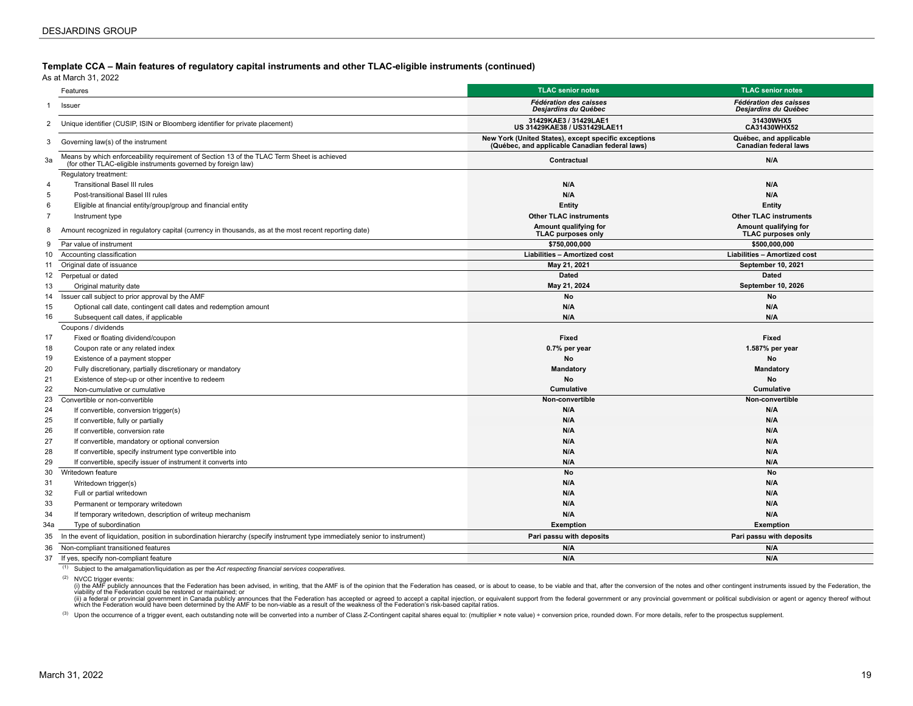### Template CCA – Main features of regulatory capital instruments and other TLAC-eligible instruments (continued)

As at March 31, 2022

| | Features | TLAC senior notes | TLAC senior notes |
|---|---|---|---|
| 1 | Issuer | *Fédération des caisses Desjardins du Québec* | *Fédération des caisses Desjardins du Québec* |
| 2 | Unique identifier (CUSIP, ISIN or Bloomberg identifier for private placement) | 31429KAE3 / 31429LAE1<br>US 31429KAE38 / US31429LAE11 | 31430WHX5<br>CA31430WHX52 |
| 3 | Governing law(s) of the instrument | New York (United States), except specific exceptions (Québec, and applicable Canadian federal laws) | Québec, and applicable Canadian federal laws |
| 3a | Means by which enforceability requirement of Section 13 of the TLAC Term Sheet is achieved (for other TLAC-eligible instruments governed by foreign law) | Contractual | N/A |
| | Regulatory treatment: | | |
| 4 | Transitional Basel III rules | N/A | N/A |
| 5 | Post-transitional Basel III rules | N/A | N/A |
| 6 | Eligible at financial entity/group/group and financial entity | Entity | Entity |
| 7 | Instrument type | Other TLAC instruments | Other TLAC instruments |
| 8 | Amount recognized in regulatory capital (currency in thousands, as at the most recent reporting date) | Amount qualifying for TLAC purposes only | Amount qualifying for TLAC purposes only |
| 9 | Par value of instrument | $750,000,000 | $500,000,000 |
| 10 | Accounting classification | Liabilities – Amortized cost | Liabilities – Amortized cost |
| 11 | Original date of issuance | May 21, 2021 | September 10, 2021 |
| 12 | Perpetual or dated | Dated | Dated |
| 13 | Original maturity date | May 21, 2024 | September 10, 2026 |
| 14 | Issuer call subject to prior approval by the AMF | No | No |
| 15 | Optional call date, contingent call dates and redemption amount | N/A | N/A |
| 16 | Subsequent call dates, if applicable | N/A | N/A |
| | Coupons / dividends | | |
| 17 | Fixed or floating dividend/coupon | Fixed | Fixed |
| 18 | Coupon rate or any related index | 0.7% per year | 1.587% per year |
| 19 | Existence of a payment stopper | No | No |
| 20 | Fully discretionary, partially discretionary or mandatory | Mandatory | Mandatory |
| 21 | Existence of step-up or other incentive to redeem | No | No |
| 22 | Non-cumulative or cumulative | Cumulative | Cumulative |
| 23 | Convertible or non-convertible | Non-convertible | Non-convertible |
| 24 | If convertible, conversion trigger(s) | N/A | N/A |
| 25 | If convertible, fully or partially | N/A | N/A |
| 26 | If convertible, conversion rate | N/A | N/A |
| 27 | If convertible, mandatory or optional conversion | N/A | N/A |
| 28 | If convertible, specify instrument type convertible into | N/A | N/A |
| 29 | If convertible, specify issuer of instrument it converts into | N/A | N/A |
| 30 | Writedown feature | No | No |
| 31 | Writedown trigger(s) | N/A | N/A |
| 32 | Full or partial writedown | N/A | N/A |
| 33 | Permanent or temporary writedown | N/A | N/A |
| 34 | If temporary writedown, description of writeup mechanism | N/A | N/A |
| 34a | Type of subordination | Exemption | Exemption |
| 35 | In the event of liquidation, position in subordination hierarchy (specify instrument type immediately senior to instrument) | Pari passu with deposits | Pari passu with deposits |
| 36 | Non-compliant transitioned features | N/A | N/A |
| 37 | If yes, specify non-compliant feature | N/A | N/A |

(1) Subject to the amalgamation/liquidation as per the *Act respecting financial services cooperatives*.

(2) NVCC trigger events:
(i) the AMF publicly announces that the Federation has been advised, in writing, that the AMF is of the opinion that the Federation has ceased, or is about to cease, to be viable and that, after the conversion of the notes and other contingent instruments issued by the Federation, the viability of the Federation could be restored or maintained; or
(ii) a federal or provincial government in Canada publicly announces that the Federation has accepted or agreed to accept a capital injection, or equivalent support from the federal government or any provincial government or political subdivision or agent or agency thereof without which the Federation would have been determined by the AMF to be non-viable as a result of the weakness of the Federation's risk-based capital ratios.

(3) Upon the occurrence of a trigger event, each outstanding note will be converted into a number of Class Z-Contingent capital shares equal to: (multiplier × note value) ÷ conversion price, rounded down. For more details, refer to the prospectus supplement.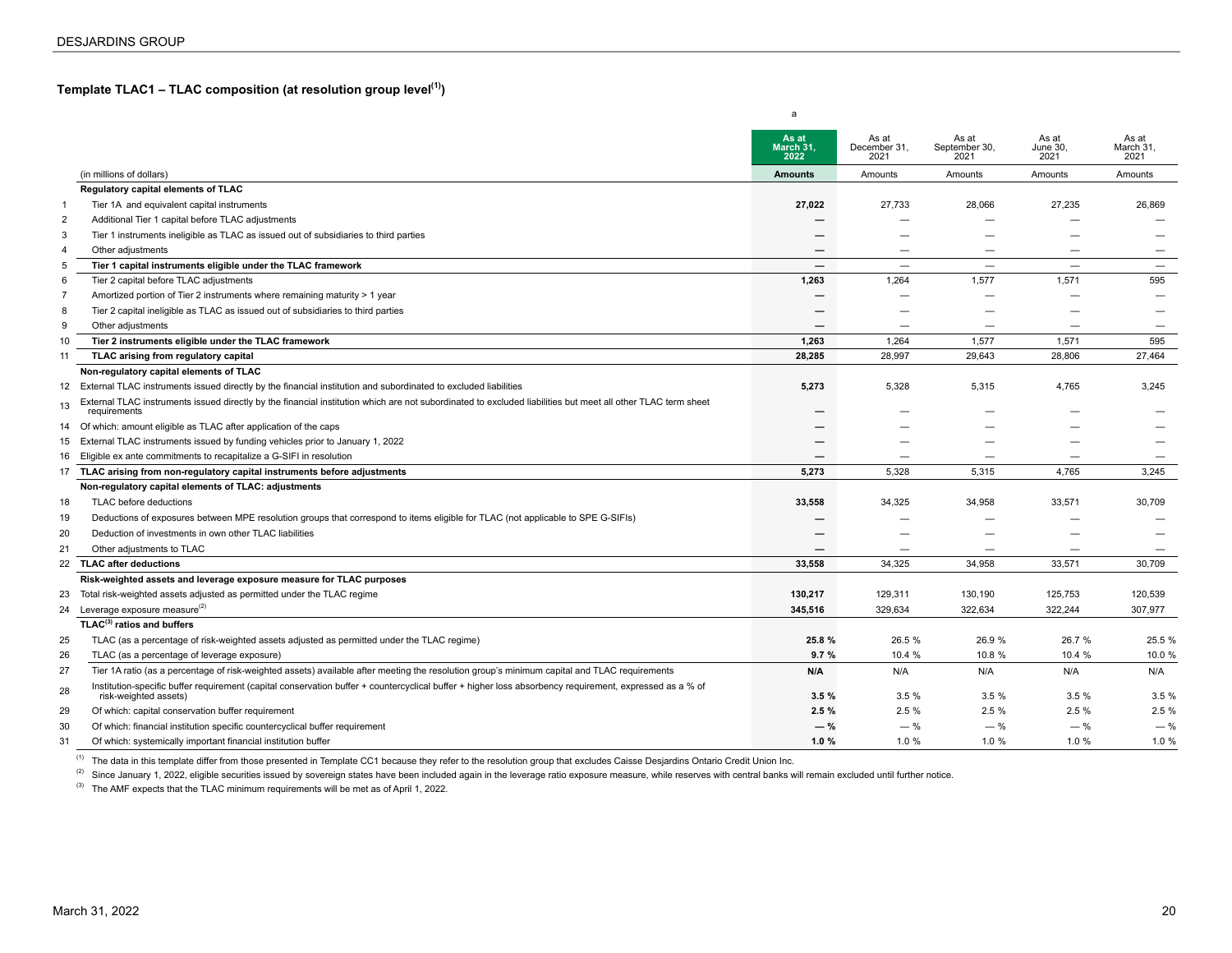### Template TLAC1 – TLAC composition (at resolution group level[(1)])

| | (in millions of dollars) | a<br>As at March 31, 2022<br>Amounts | As at December 31, 2021<br>Amounts | As at September 30, 2021<br>Amounts | As at June 30, 2021<br>Amounts | As at March 31, 2021<br>Amounts |
|---|---|---|---|---|---|---|
| | **Regulatory capital elements of TLAC** | | | | | |
| 1 | Tier 1A and equivalent capital instruments | **27,022** | 27,733 | 28,066 | 27,235 | 26,869 |
| 2 | Additional Tier 1 capital before TLAC adjustments | **—** | — | — | — | — |
| 3 | Tier 1 instruments ineligible as TLAC as issued out of subsidiaries to third parties | **—** | — | — | — | — |
| 4 | Other adjustments | **—** | — | — | — | — |
| 5 | **Tier 1 capital instruments eligible under the TLAC framework** | **—** | — | — | — | — |
| 6 | Tier 2 capital before TLAC adjustments | **1,263** | 1,264 | 1,577 | 1,571 | 595 |
| 7 | Amortized portion of Tier 2 instruments where remaining maturity > 1 year | **—** | — | — | — | — |
| 8 | Tier 2 capital ineligible as TLAC as issued out of subsidiaries to third parties | **—** | — | — | — | — |
| 9 | Other adjustments | **—** | — | — | — | — |
| 10 | **Tier 2 instruments eligible under the TLAC framework** | **1,263** | 1,264 | 1,577 | 1,571 | 595 |
| 11 | **TLAC arising from regulatory capital** | **28,285** | 28,997 | 29,643 | 28,806 | 27,464 |
| | **Non-regulatory capital elements of TLAC** | | | | | |
| 12 | External TLAC instruments issued directly by the financial institution and subordinated to excluded liabilities | **5,273** | 5,328 | 5,315 | 4,765 | 3,245 |
| 13 | External TLAC instruments issued directly by the financial institution which are not subordinated to excluded liabilities but meet all other TLAC term sheet requirements | **—** | — | — | — | — |
| 14 | Of which: amount eligible as TLAC after application of the caps | **—** | — | — | — | — |
| 15 | External TLAC instruments issued by funding vehicles prior to January 1, 2022 | **—** | — | — | — | — |
| 16 | Eligible ex ante commitments to recapitalize a G-SIFI in resolution | **—** | — | — | — | — |
| 17 | **TLAC arising from non-regulatory capital instruments before adjustments** | **5,273** | 5,328 | 5,315 | 4,765 | 3,245 |
| | **Non-regulatory capital elements of TLAC: adjustments** | | | | | |
| 18 | TLAC before deductions | **33,558** | 34,325 | 34,958 | 33,571 | 30,709 |
| 19 | Deductions of exposures between MPE resolution groups that correspond to items eligible for TLAC (not applicable to SPE G-SIFIs) | **—** | — | — | — | — |
| 20 | Deduction of investments in own other TLAC liabilities | **—** | — | — | — | — |
| 21 | Other adjustments to TLAC | **—** | — | — | — | — |
| 22 | **TLAC after deductions** | **33,558** | 34,325 | 34,958 | 33,571 | 30,709 |
| | **Risk-weighted assets and leverage exposure measure for TLAC purposes** | | | | | |
| 23 | Total risk-weighted assets adjusted as permitted under the TLAC regime | **130,217** | 129,311 | 130,190 | 125,753 | 120,539 |
| 24 | Leverage exposure measure[(2)] | **345,516** | 329,634 | 322,634 | 322,244 | 307,977 |
| | **TLAC[(3)] ratios and buffers** | | | | | |
| 25 | TLAC (as a percentage of risk-weighted assets adjusted as permitted under the TLAC regime) | **25.8 %** | 26.5 % | 26.9 % | 26.7 % | 25.5 % |
| 26 | TLAC (as a percentage of leverage exposure) | **9.7 %** | 10.4 % | 10.8 % | 10.4 % | 10.0 % |
| 27 | Tier 1A ratio (as a percentage of risk-weighted assets) available after meeting the resolution group's minimum capital and TLAC requirements | **N/A** | N/A | N/A | N/A | N/A |
| 28 | Institution-specific buffer requirement (capital conservation buffer + countercyclical buffer + higher loss absorbency requirement, expressed as a % of risk-weighted assets) | **3.5 %** | 3.5 % | 3.5 % | 3.5 % | 3.5 % |
| 29 | Of which: capital conservation buffer requirement | **2.5 %** | 2.5 % | 2.5 % | 2.5 % | 2.5 % |
| 30 | Of which: financial institution specific countercyclical buffer requirement | **— %** | — % | — % | — % | — % |
| 31 | Of which: systemically important financial institution buffer | **1.0 %** | 1.0 % | 1.0 % | 1.0 % | 1.0 % |

(1) The data in this template differ from those presented in Template CC1 because they refer to the resolution group that excludes Caisse Desjardins Ontario Credit Union Inc.

(2) Since January 1, 2022, eligible securities issued by sovereign states have been included again in the leverage ratio exposure measure, while reserves with central banks will remain excluded until further notice.

(3) The AMF expects that the TLAC minimum requirements will be met as of April 1, 2022.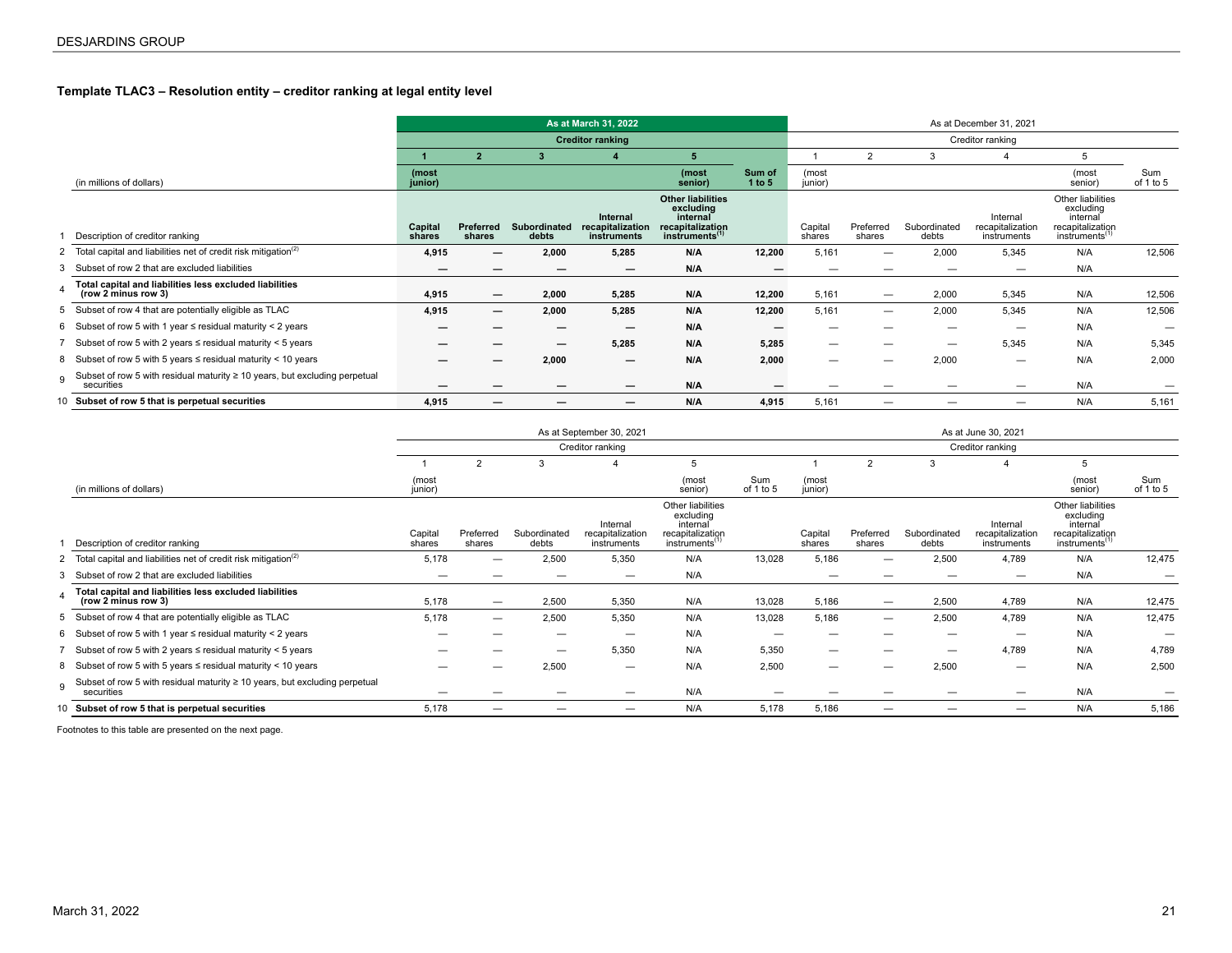### Template TLAC3 – Resolution entity – creditor ranking at legal entity level

| | As at March 31, 2022 | | | | | | As at December 31, 2021 | | | | | |
|---|---|---|---|---|---|---|---|---|---|---|---|---|
| | Creditor ranking | | | | | | Creditor ranking | | | | | |
| | 1 | 2 | 3 | 4 | 5 | | 1 | 2 | 3 | 4 | 5 | |
| (in millions of dollars) | (most junior) | | | | (most senior) | Sum of 1 to 5 | (most junior) | | | | (most senior) | Sum of 1 to 5 |
| 1 Description of creditor ranking | Capital shares | Preferred shares | Subordinated debts | Internal recapitalization instruments | Other liabilities excluding internal recapitalization instruments[1] | | Capital shares | Preferred shares | Subordinated debts | Internal recapitalization instruments | Other liabilities excluding internal recapitalization instruments[1] | |
| 2 Total capital and liabilities net of credit risk mitigation[2] | 4,915 | — | 2,000 | 5,285 | N/A | 12,200 | 5,161 | — | 2,000 | 5,345 | N/A | 12,506 |
| 3 Subset of row 2 that are excluded liabilities | — | — | — | — | N/A | — | — | — | — | — | N/A | |
| 4 **Total capital and liabilities less excluded liabilities (row 2 minus row 3)** | 4,915 | — | 2,000 | 5,285 | N/A | 12,200 | 5,161 | — | 2,000 | 5,345 | N/A | 12,506 |
| 5 Subset of row 4 that are potentially eligible as TLAC | 4,915 | — | 2,000 | 5,285 | N/A | 12,200 | 5,161 | — | 2,000 | 5,345 | N/A | 12,506 |
| 6 Subset of row 5 with 1 year ≤ residual maturity < 2 years | — | — | — | — | N/A | — | — | — | — | — | N/A | — |
| 7 Subset of row 5 with 2 years ≤ residual maturity < 5 years | — | — | — | 5,285 | N/A | 5,285 | — | — | — | 5,345 | N/A | 5,345 |
| 8 Subset of row 5 with 5 years ≤ residual maturity < 10 years | — | — | 2,000 | — | N/A | 2,000 | — | — | 2,000 | — | N/A | 2,000 |
| 9 Subset of row 5 with residual maturity ≥ 10 years, but excluding perpetual securities | — | — | — | — | N/A | — | — | — | — | — | N/A | — |
| 10 **Subset of row 5 that is perpetual securities** | 4,915 | — | — | — | N/A | 4,915 | 5,161 | — | — | — | N/A | 5,161 |

| | As at September 30, 2021 | | | | | | As at June 30, 2021 | | | | | |
|---|---|---|---|---|---|---|---|---|---|---|---|---|
| | Creditor ranking | | | | | | Creditor ranking | | | | | |
| | 1 | 2 | 3 | 4 | 5 | | 1 | 2 | 3 | 4 | 5 | |
| (in millions of dollars) | (most junior) | | | | (most senior) | Sum of 1 to 5 | (most junior) | | | | (most senior) | Sum of 1 to 5 |
| 1 Description of creditor ranking | Capital shares | Preferred shares | Subordinated debts | Internal recapitalization instruments | Other liabilities excluding internal recapitalization instruments[1] | | Capital shares | Preferred shares | Subordinated debts | Internal recapitalization instruments | Other liabilities excluding internal recapitalization instruments[1] | |
| 2 Total capital and liabilities net of credit risk mitigation[2] | 5,178 | — | 2,500 | 5,350 | N/A | 13,028 | 5,186 | — | 2,500 | 4,789 | N/A | 12,475 |
| 3 Subset of row 2 that are excluded liabilities | — | — | — | — | N/A | | — | — | — | — | N/A | — |
| 4 **Total capital and liabilities less excluded liabilities (row 2 minus row 3)** | 5,178 | — | 2,500 | 5,350 | N/A | 13,028 | 5,186 | — | 2,500 | 4,789 | N/A | 12,475 |
| 5 Subset of row 4 that are potentially eligible as TLAC | 5,178 | — | 2,500 | 5,350 | N/A | 13,028 | 5,186 | — | 2,500 | 4,789 | N/A | 12,475 |
| 6 Subset of row 5 with 1 year ≤ residual maturity < 2 years | — | — | — | — | N/A | — | — | — | — | — | N/A | — |
| 7 Subset of row 5 with 2 years ≤ residual maturity < 5 years | — | — | — | 5,350 | N/A | 5,350 | — | — | — | 4,789 | N/A | 4,789 |
| 8 Subset of row 5 with 5 years ≤ residual maturity < 10 years | — | — | 2,500 | — | N/A | 2,500 | — | — | 2,500 | — | N/A | 2,500 |
| 9 Subset of row 5 with residual maturity ≥ 10 years, but excluding perpetual securities | — | — | — | — | N/A | — | — | — | — | — | N/A | — |
| 10 **Subset of row 5 that is perpetual securities** | 5,178 | — | — | — | N/A | 5,178 | 5,186 | — | — | — | N/A | 5,186 |

Footnotes to this table are presented on the next page.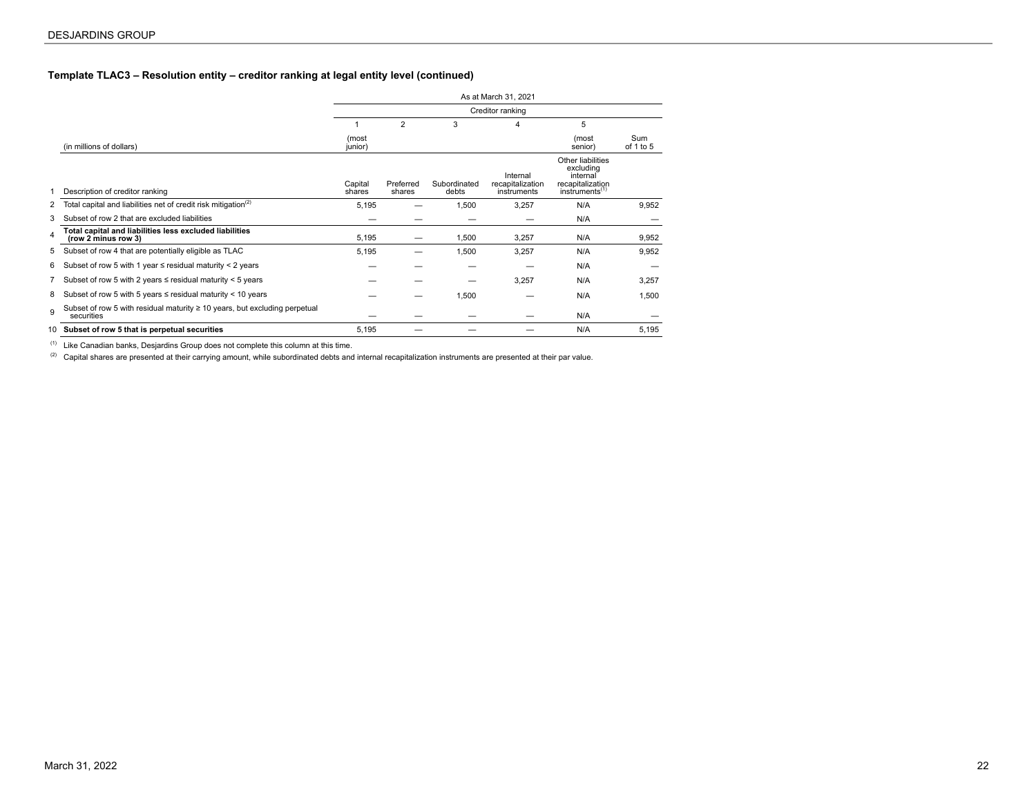### Template TLAC3 – Resolution entity – creditor ranking at legal entity level (continued)

| | | As at March 31, 2021 | | | | | |
|---|---|---|---|---|---|---|---|
| | | Creditor ranking | | | | | |
| | | 1 | 2 | 3 | 4 | 5 | |
| | (in millions of dollars) | (most junior) | | | | (most senior) | Sum of 1 to 5 |
| 1 | Description of creditor ranking | Capital shares | Preferred shares | Subordinated debts | Internal recapitalization instruments | Other liabilities excluding internal recapitalization instruments[(1)] | |
| 2 | Total capital and liabilities net of credit risk mitigation[(2)] | 5,195 | — | 1,500 | 3,257 | N/A | 9,952 |
| 3 | Subset of row 2 that are excluded liabilities | — | — | — | — | N/A | — |
| 4 | **Total capital and liabilities less excluded liabilities (row 2 minus row 3)** | 5,195 | — | 1,500 | 3,257 | N/A | 9,952 |
| 5 | Subset of row 4 that are potentially eligible as TLAC | 5,195 | — | 1,500 | 3,257 | N/A | 9,952 |
| 6 | Subset of row 5 with 1 year ≤ residual maturity < 2 years | — | — | — | — | N/A | — |
| 7 | Subset of row 5 with 2 years ≤ residual maturity < 5 years | — | — | — | 3,257 | N/A | 3,257 |
| 8 | Subset of row 5 with 5 years ≤ residual maturity < 10 years | — | — | 1,500 | — | N/A | 1,500 |
| 9 | Subset of row 5 with residual maturity ≥ 10 years, but excluding perpetual securities | — | — | — | — | N/A | — |
| 10 | **Subset of row 5 that is perpetual securities** | 5,195 | — | — | — | N/A | 5,195 |

(1) Like Canadian banks, Desjardins Group does not complete this column at this time.

(2) Capital shares are presented at their carrying amount, while subordinated debts and internal recapitalization instruments are presented at their par value.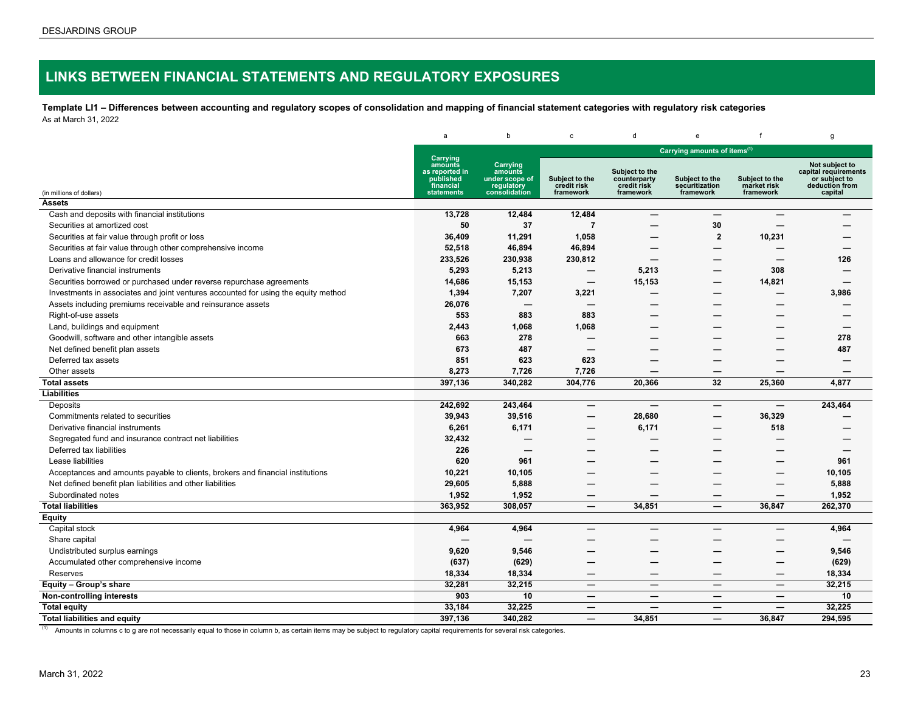## LINKS BETWEEN FINANCIAL STATEMENTS AND REGULATORY EXPOSURES

**Template LI1 – Differences between accounting and regulatory scopes of consolidation and mapping of financial statement categories with regulatory risk categories**

As at March 31, 2022

| | a | b | c | d | e | f | g |
|---|---|---|---|---|---|---|---|
| | | | Carrying amounts of items[(1)] | | | | |
| (in millions of dollars) | Carrying amounts as reported in published financial statements | Carrying amounts under scope of regulatory consolidation | Subject to the credit risk framework | Subject to the counterparty credit risk framework | Subject to the securitization framework | Subject to the market risk framework | Not subject to capital requirements or subject to deduction from capital |
| **Assets** | | | | | | | |
| Cash and deposits with financial institutions | **13,728** | **12,484** | **12,484** | **—** | **—** | **—** | **—** |
| Securities at amortized cost | **50** | **37** | **7** | **—** | **30** | **—** | **—** |
| Securities at fair value through profit or loss | **36,409** | **11,291** | **1,058** | **—** | **2** | **10,231** | **—** |
| Securities at fair value through other comprehensive income | **52,518** | **46,894** | **46,894** | **—** | **—** | **—** | **—** |
| Loans and allowance for credit losses | **233,526** | **230,938** | **230,812** | **—** | **—** | **—** | **126** |
| Derivative financial instruments | **5,293** | **5,213** | **—** | **5,213** | **—** | **308** | **—** |
| Securities borrowed or purchased under reverse repurchase agreements | **14,686** | **15,153** | **—** | **15,153** | **—** | **14,821** | **—** |
| Investments in associates and joint ventures accounted for using the equity method | **1,394** | **7,207** | **3,221** | **—** | **—** | **—** | **3,986** |
| Assets including premiums receivable and reinsurance assets | **26,076** | **—** | **—** | **—** | **—** | **—** | **—** |
| Right-of-use assets | **553** | **883** | **883** | **—** | **—** | **—** | **—** |
| Land, buildings and equipment | **2,443** | **1,068** | **1,068** | **—** | **—** | **—** | **—** |
| Goodwill, software and other intangible assets | **663** | **278** | **—** | **—** | **—** | **—** | **278** |
| Net defined benefit plan assets | **673** | **487** | **—** | **—** | **—** | **—** | **487** |
| Deferred tax assets | **851** | **623** | **623** | **—** | **—** | **—** | **—** |
| Other assets | **8,273** | **7,726** | **7,726** | **—** | **—** | **—** | **—** |
| **Total assets** | **397,136** | **340,282** | **304,776** | **20,366** | **32** | **25,360** | **4,877** |
| **Liabilities** | | | | | | | |
| Deposits | **242,692** | **243,464** | **—** | **—** | **—** | **—** | **243,464** |
| Commitments related to securities | **39,943** | **39,516** | **—** | **28,680** | **—** | **36,329** | **—** |
| Derivative financial instruments | **6,261** | **6,171** | **—** | **6,171** | **—** | **518** | **—** |
| Segregated fund and insurance contract net liabilities | **32,432** | **—** | **—** | **—** | **—** | **—** | **—** |
| Deferred tax liabilities | **226** | **—** | **—** | **—** | **—** | **—** | **—** |
| Lease liabilities | **620** | **961** | **—** | **—** | **—** | **—** | **961** |
| Acceptances and amounts payable to clients, brokers and financial institutions | **10,221** | **10,105** | **—** | **—** | **—** | **—** | **10,105** |
| Net defined benefit plan liabilities and other liabilities | **29,605** | **5,888** | **—** | **—** | **—** | **—** | **5,888** |
| Subordinated notes | **1,952** | **1,952** | **—** | **—** | **—** | **—** | **1,952** |
| **Total liabilities** | **363,952** | **308,057** | **—** | **34,851** | **—** | **36,847** | **262,370** |
| **Equity** | | | | | | | |
| Capital stock | **4,964** | **4,964** | **—** | **—** | **—** | **—** | **4,964** |
| Share capital | **—** | **—** | **—** | **—** | **—** | **—** | **—** |
| Undistributed surplus earnings | **9,620** | **9,546** | **—** | **—** | **—** | **—** | **9,546** |
| Accumulated other comprehensive income | **(637)** | **(629)** | **—** | **—** | **—** | **—** | **(629)** |
| Reserves | **18,334** | **18,334** | **—** | **—** | **—** | **—** | **18,334** |
| **Equity – Group's share** | **32,281** | **32,215** | **—** | **—** | **—** | **—** | **32,215** |
| **Non-controlling interests** | **903** | **10** | **—** | **—** | **—** | **—** | **10** |
| **Total equity** | **33,184** | **32,225** | **—** | **—** | **—** | **—** | **32,225** |
| **Total liabilities and equity** | **397,136** | **340,282** | **—** | **34,851** | **—** | **36,847** | **294,595** |

[(1)] Amounts in columns c to g are not necessarily equal to those in column b, as certain items may be subject to regulatory capital requirements for several risk categories.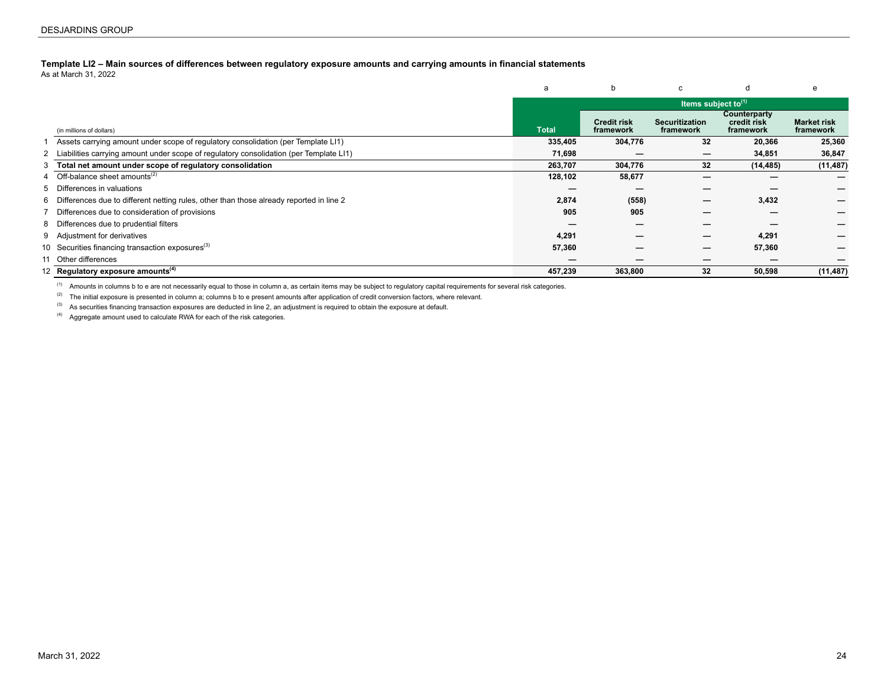**Template LI2 – Main sources of differences between regulatory exposure amounts and carrying amounts in financial statements**
As at March 31, 2022

| | | a | b | c | d | e |
|---|---|---|---|---|---|---|
| | | | Items subject to[1] | | | |
| | (in millions of dollars) | **Total** | **Credit risk framework** | **Securitization framework** | **Counterparty credit risk framework** | **Market risk framework** |
| 1 | Assets carrying amount under scope of regulatory consolidation (per Template LI1) | **335,405** | **304,776** | **32** | **20,366** | **25,360** |
| 2 | Liabilities carrying amount under scope of regulatory consolidation (per Template LI1) | **71,698** | **—** | **—** | **34,851** | **36,847** |
| 3 | **Total net amount under scope of regulatory consolidation** | **263,707** | **304,776** | **32** | **(14,485)** | **(11,487)** |
| 4 | Off-balance sheet amounts[2] | **128,102** | **58,677** | **—** | **—** | **—** |
| 5 | Differences in valuations | **—** | **—** | **—** | **—** | **—** |
| 6 | Differences due to different netting rules, other than those already reported in line 2 | **2,874** | **(558)** | **—** | **3,432** | **—** |
| 7 | Differences due to consideration of provisions | **905** | **905** | **—** | **—** | **—** |
| 8 | Differences due to prudential filters | **—** | **—** | **—** | **—** | **—** |
| 9 | Adjustment for derivatives | **4,291** | **—** | **—** | **4,291** | **—** |
| 10 | Securities financing transaction exposures[3] | **57,360** | **—** | **—** | **57,360** | **—** |
| 11 | Other differences | **—** | **—** | **—** | **—** | **—** |
| 12 | **Regulatory exposure amounts[4]** | **457,239** | **363,800** | **32** | **50,598** | **(11,487)** |

[1] Amounts in columns b to e are not necessarily equal to those in column a, as certain items may be subject to regulatory capital requirements for several risk categories.

[2] The initial exposure is presented in column a; columns b to e present amounts after application of credit conversion factors, where relevant.

[3] As securities financing transaction exposures are deducted in line 2, an adjustment is required to obtain the exposure at default.

[4] Aggregate amount used to calculate RWA for each of the risk categories.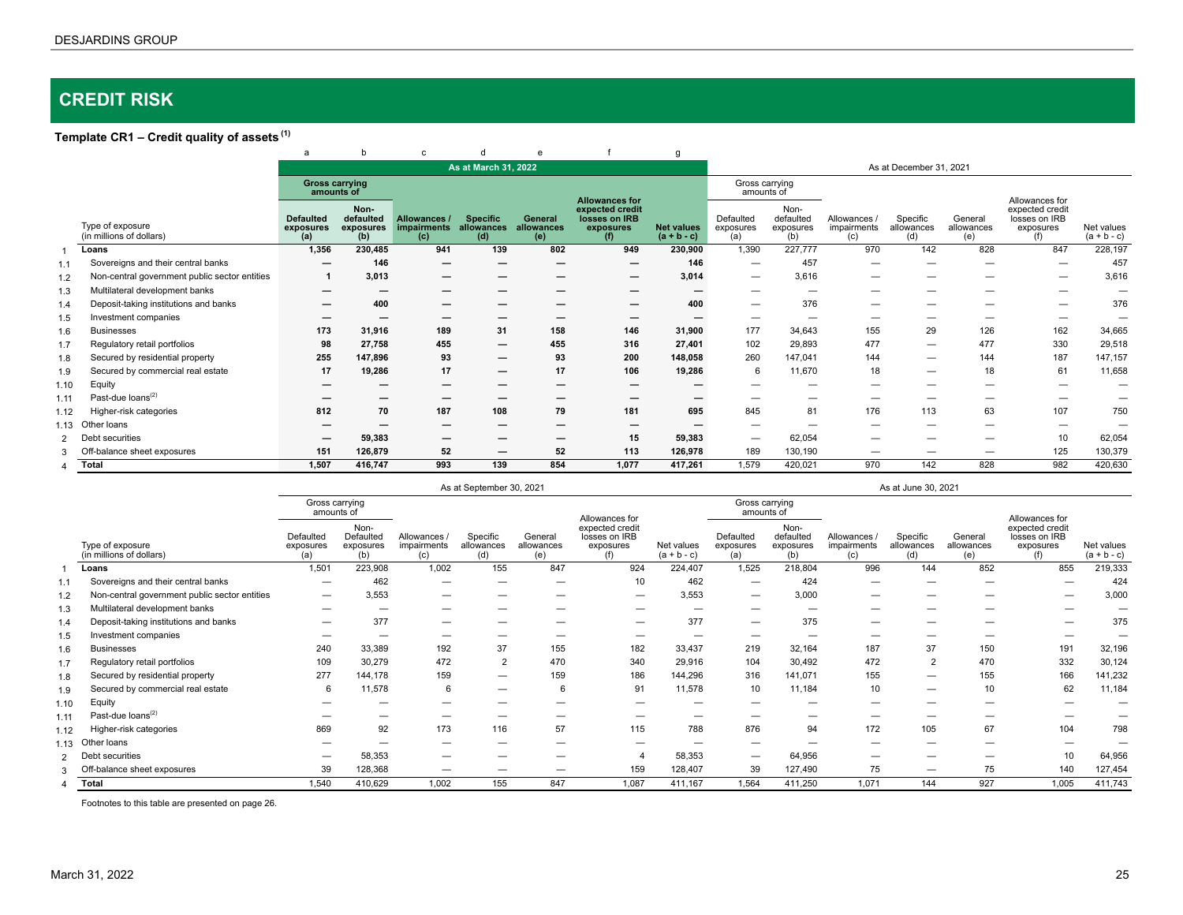# CREDIT RISK

### Template CR1 – Credit quality of assets [(1)]

| | | a | b | c | d | e | f | g | | | | | | | |
|---|---|---|---|---|---|---|---|---|---|---|---|---|---|---|---|
| | | **As at March 31, 2022** | | | | | | | As at December 31, 2021 | | | | | | |
| | | **Gross carrying amounts of** | | | | | | | Gross carrying amounts of | | | | | | |
| | Type of exposure (in millions of dollars) | **Defaulted exposures (a)** | **Non-defaulted exposures (b)** | **Allowances / impairments (c)** | **Specific allowances (d)** | **General allowances (e)** | **Allowances for expected credit losses on IRB exposures (f)** | **Net values (a + b - c)** | Defaulted exposures (a) | Non-defaulted exposures (b) | Allowances / impairments (c) | Specific allowances (d) | General allowances (e) | Allowances for expected credit losses on IRB exposures (f) | Net values (a + b - c) |
| 1 | **Loans** | **1,356** | **230,485** | **941** | **139** | **802** | **949** | **230,900** | 1,390 | 227,777 | 970 | 142 | 828 | 847 | 228,197 |
| 1.1 | Sovereigns and their central banks | **—** | **146** | **—** | **—** | **—** | **—** | **146** | — | 457 | — | — | — | — | 457 |
| 1.2 | Non-central government public sector entities | **1** | **3,013** | **—** | **—** | **—** | **—** | **3,014** | — | 3,616 | — | — | — | — | 3,616 |
| 1.3 | Multilateral development banks | **—** | **—** | **—** | **—** | **—** | **—** | **—** | — | — | — | — | — | — | — |
| 1.4 | Deposit-taking institutions and banks | **—** | **400** | **—** | **—** | **—** | **—** | **400** | — | 376 | — | — | — | — | 376 |
| 1.5 | Investment companies | **—** | **—** | **—** | **—** | **—** | **—** | **—** | — | — | — | — | — | — | — |
| 1.6 | Businesses | **173** | **31,916** | **189** | **31** | **158** | **146** | **31,900** | 177 | 34,643 | 155 | 29 | 126 | 162 | 34,665 |
| 1.7 | Regulatory retail portfolios | **98** | **27,758** | **455** | **—** | **455** | **316** | **27,401** | 102 | 29,893 | 477 | — | 477 | 330 | 29,518 |
| 1.8 | Secured by residential property | **255** | **147,896** | **93** | **—** | **93** | **200** | **148,058** | 260 | 147,041 | 144 | — | 144 | 187 | 147,157 |
| 1.9 | Secured by commercial real estate | **17** | **19,286** | **17** | **—** | **17** | **106** | **19,286** | 6 | 11,670 | 18 | — | 18 | 61 | 11,658 |
| 1.10 | Equity | **—** | **—** | **—** | **—** | **—** | **—** | **—** | — | — | — | — | — | — | — |
| 1.11 | Past-due loans[(2)] | **—** | **—** | **—** | **—** | **—** | **—** | **—** | — | — | — | — | — | — | — |
| 1.12 | Higher-risk categories | **812** | **70** | **187** | **108** | **79** | **181** | **695** | 845 | 81 | 176 | 113 | 63 | 107 | 750 |
| 1.13 | Other loans | **—** | **—** | **—** | **—** | **—** | **—** | **—** | — | — | — | — | — | — | — |
| 2 | Debt securities | **—** | **59,383** | **—** | **—** | **—** | **15** | **59,383** | — | 62,054 | — | — | — | 10 | 62,054 |
| 3 | Off-balance sheet exposures | **151** | **126,879** | **52** | **—** | **52** | **113** | **126,978** | 189 | 130,190 | — | — | — | 125 | 130,379 |
| 4 | **Total** | **1,507** | **416,747** | **993** | **139** | **854** | **1,077** | **417,261** | 1,579 | 420,021 | 970 | 142 | 828 | 982 | 420,630 |

| | | As at September 30, 2021 | | | | | | | As at June 30, 2021 | | | | | | |
|---|---|---|---|---|---|---|---|---|---|---|---|---|---|---|---|
| | | Gross carrying amounts of | | | | | | | Gross carrying amounts of | | | | | | |
| | Type of exposure (in millions of dollars) | Defaulted exposures (a) | Non-Defaulted exposures (b) | Allowances / impairments (c) | Specific allowances (d) | General allowances (e) | Allowances for expected credit losses on IRB exposures (f) | Net values (a + b - c) | Defaulted exposures (a) | Non-defaulted exposures (b) | Allowances / impairments (c) | Specific allowances (d) | General allowances (e) | Allowances for expected credit losses on IRB exposures (f) | Net values (a + b - c) |
| 1 | **Loans** | 1,501 | 223,908 | 1,002 | 155 | 847 | 924 | 224,407 | 1,525 | 218,804 | 996 | 144 | 852 | 855 | 219,333 |
| 1.1 | Sovereigns and their central banks | — | 462 | — | — | — | 10 | 462 | — | 424 | — | — | — | — | 424 |
| 1.2 | Non-central government public sector entities | — | 3,553 | — | — | — | — | 3,553 | — | 3,000 | — | — | — | — | 3,000 |
| 1.3 | Multilateral development banks | — | — | — | — | — | — | — | — | — | — | — | — | — | — |
| 1.4 | Deposit-taking institutions and banks | — | 377 | — | — | — | — | 377 | — | 375 | — | — | — | — | 375 |
| 1.5 | Investment companies | — | — | — | — | — | — | — | — | — | — | — | — | — | — |
| 1.6 | Businesses | 240 | 33,389 | 192 | 37 | 155 | 182 | 33,437 | 219 | 32,164 | 187 | 37 | 150 | 191 | 32,196 |
| 1.7 | Regulatory retail portfolios | 109 | 30,279 | 472 | 2 | 470 | 340 | 29,916 | 104 | 30,492 | 472 | 2 | 470 | 332 | 30,124 |
| 1.8 | Secured by residential property | 277 | 144,178 | 159 | — | 159 | 186 | 144,296 | 316 | 141,071 | 155 | — | 155 | 166 | 141,232 |
| 1.9 | Secured by commercial real estate | 6 | 11,578 | 6 | — | 6 | 91 | 11,578 | 10 | 11,184 | 10 | — | 10 | 62 | 11,184 |
| 1.10 | Equity | — | — | — | — | — | — | — | — | — | — | — | — | — | — |
| 1.11 | Past-due loans[(2)] | — | — | — | — | — | — | — | — | — | — | — | — | — | — |
| 1.12 | Higher-risk categories | 869 | 92 | 173 | 116 | 57 | 115 | 788 | 876 | 94 | 172 | 105 | 67 | 104 | 798 |
| 1.13 | Other loans | — | — | — | — | — | — | — | — | — | — | — | — | — | — |
| 2 | Debt securities | — | 58,353 | — | — | — | 4 | 58,353 | — | 64,956 | — | — | — | 10 | 64,956 |
| 3 | Off-balance sheet exposures | 39 | 128,368 | — | — | — | 159 | 128,407 | 39 | 127,490 | 75 | — | 75 | 140 | 127,454 |
| 4 | **Total** | 1,540 | 410,629 | 1,002 | 155 | 847 | 1,087 | 411,167 | 1,564 | 411,250 | 1,071 | 144 | 927 | 1,005 | 411,743 |

Footnotes to this table are presented on page 26.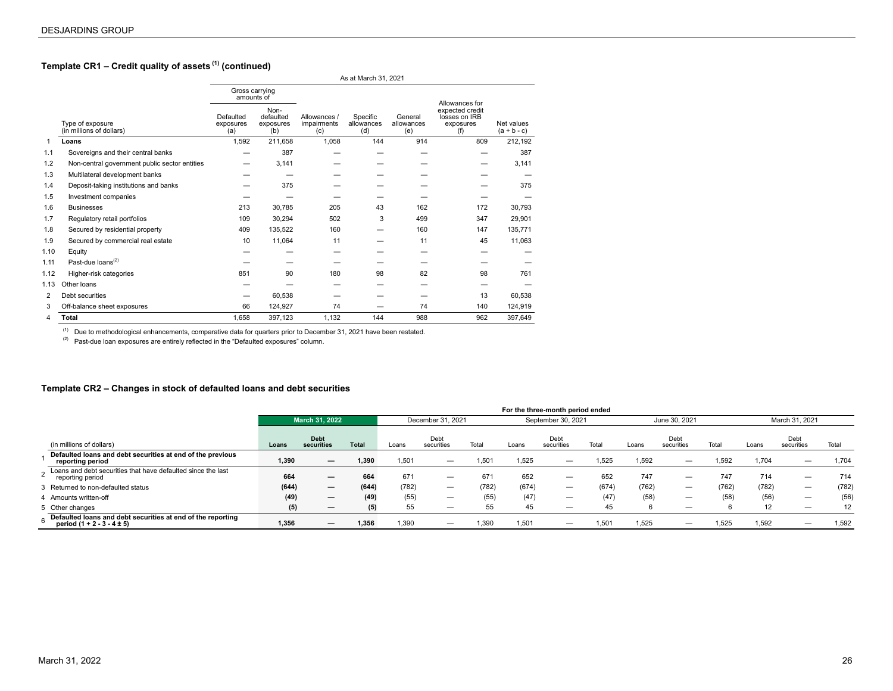### Template CR1 – Credit quality of assets [(1)] (continued)

| | Type of exposure (in millions of dollars) | Gross carrying amounts of Defaulted exposures (a) | Gross carrying amounts of Non-defaulted exposures (b) | Allowances / impairments (c) | Specific allowances (d) | General allowances (e) | Allowances for expected credit losses on IRB exposures (f) | Net values (a + b - c) |
|---|---|---|---|---|---|---|---|---|
| | | As at March 31, 2021 | | | | | | |
| 1 | **Loans** | 1,592 | 211,658 | 1,058 | 144 | 914 | 809 | 212,192 |
| 1.1 | Sovereigns and their central banks | — | 387 | — | — | — | — | 387 |
| 1.2 | Non-central government public sector entities | — | 3,141 | — | — | — | — | 3,141 |
| 1.3 | Multilateral development banks | — | — | — | — | — | — | — |
| 1.4 | Deposit-taking institutions and banks | — | 375 | — | — | — | — | 375 |
| 1.5 | Investment companies | — | — | — | — | — | — | — |
| 1.6 | Businesses | 213 | 30,785 | 205 | 43 | 162 | 172 | 30,793 |
| 1.7 | Regulatory retail portfolios | 109 | 30,294 | 502 | 3 | 499 | 347 | 29,901 |
| 1.8 | Secured by residential property | 409 | 135,522 | 160 | — | 160 | 147 | 135,771 |
| 1.9 | Secured by commercial real estate | 10 | 11,064 | 11 | — | 11 | 45 | 11,063 |
| 1.10 | Equity | — | — | — | — | — | — | — |
| 1.11 | Past-due loans[(2)] | — | — | — | — | — | — | — |
| 1.12 | Higher-risk categories | 851 | 90 | 180 | 98 | 82 | 98 | 761 |
| 1.13 | Other loans | — | — | — | — | — | — | — |
| 2 | Debt securities | — | 60,538 | — | — | — | 13 | 60,538 |
| 3 | Off-balance sheet exposures | 66 | 124,927 | 74 | — | 74 | 140 | 124,919 |
| 4 | **Total** | 1,658 | 397,123 | 1,132 | 144 | 988 | 962 | 397,649 |

(1) Due to methodological enhancements, comparative data for quarters prior to December 31, 2021 have been restated.
(2) Past-due loan exposures are entirely reflected in the "Defaulted exposures" column.

### Template CR2 – Changes in stock of defaulted loans and debt securities

| | (in millions of dollars) | March 31, 2022 Loans | March 31, 2022 Debt securities | March 31, 2022 Total | December 31, 2021 Loans | December 31, 2021 Debt securities | December 31, 2021 Total | September 30, 2021 Loans | September 30, 2021 Debt securities | September 30, 2021 Total | June 30, 2021 Loans | June 30, 2021 Debt securities | June 30, 2021 Total | March 31, 2021 Loans | March 31, 2021 Debt securities | March 31, 2021 Total |
|---|---|---|---|---|---|---|---|---|---|---|---|---|---|---|---|---|
| | | For the three-month period ended | | | | | | | | | | | | | | |
| 1 | **Defaulted loans and debt securities at end of the previous reporting period** | **1,390** | **—** | **1,390** | 1,501 | — | 1,501 | 1,525 | — | 1,525 | 1,592 | — | 1,592 | 1,704 | — | 1,704 |
| 2 | Loans and debt securities that have defaulted since the last reporting period | **664** | **—** | **664** | 671 | — | 671 | 652 | — | 652 | 747 | — | 747 | 714 | — | 714 |
| 3 | Returned to non-defaulted status | **(644)** | **—** | **(644)** | (782) | — | (782) | (674) | — | (674) | (762) | — | (762) | (782) | — | (782) |
| 4 | Amounts written-off | **(49)** | **—** | **(49)** | (55) | — | (55) | (47) | — | (47) | (58) | — | (58) | (56) | — | (56) |
| 5 | Other changes | **(5)** | **—** | **(5)** | 55 | — | 55 | 45 | — | 45 | 6 | — | 6 | 12 | — | 12 |
| 6 | **Defaulted loans and debt securities at end of the reporting period (1 + 2 - 3 - 4 ± 5)** | **1,356** | **—** | **1,356** | 1,390 | — | 1,390 | 1,501 | — | 1,501 | 1,525 | — | 1,525 | 1,592 | — | 1,592 |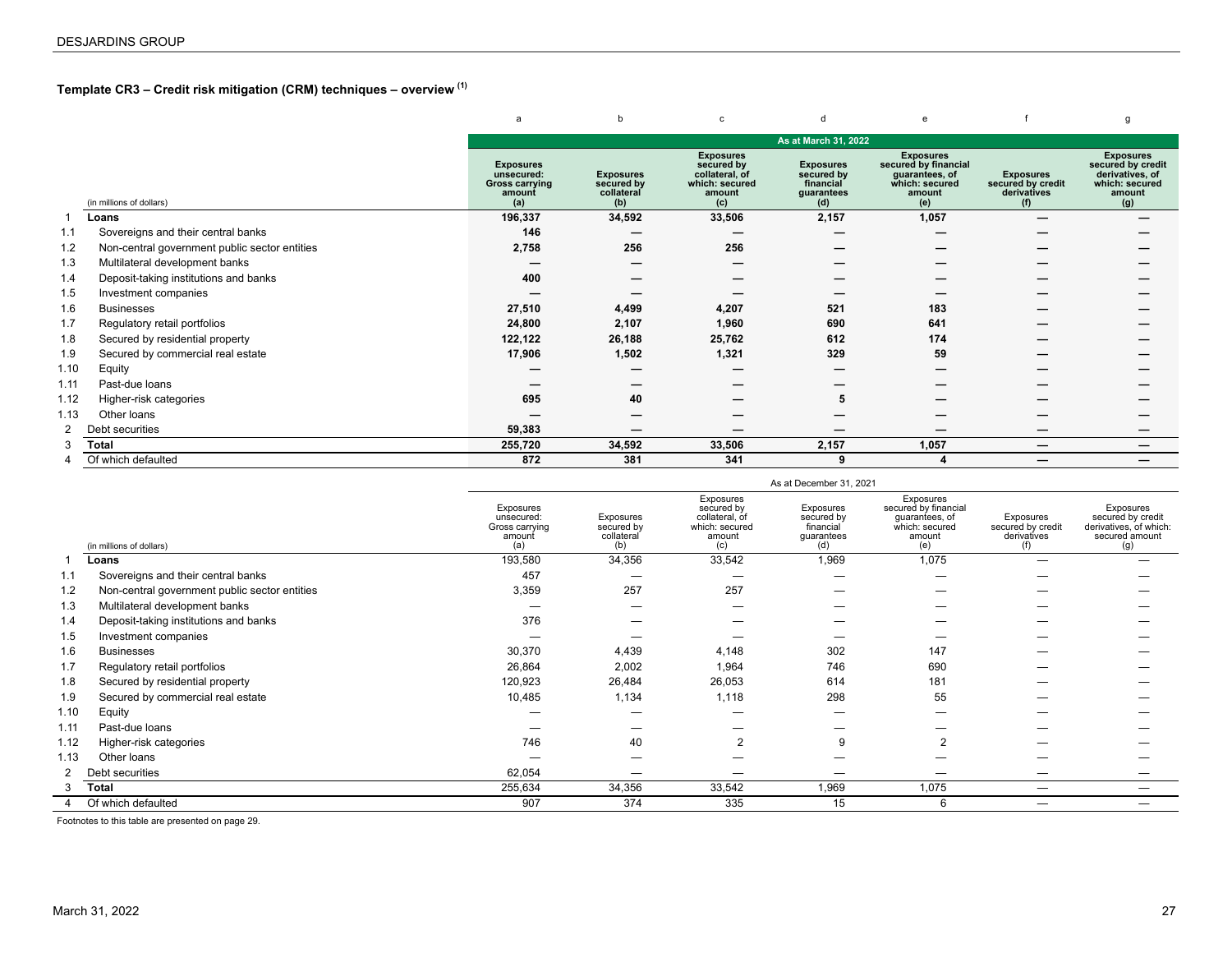### Template CR3 – Credit risk mitigation (CRM) techniques – overview [(1)]

| | | a | b | c | d | e | f | g |
|---|---|---|---|---|---|---|---|---|
| | | **As at March 31, 2022** | | | | | | |
| | (in millions of dollars) | **Exposures unsecured: Gross carrying amount (a)** | **Exposures secured by collateral (b)** | **Exposures secured by collateral, of which: secured amount (c)** | **Exposures secured by financial guarantees (d)** | **Exposures secured by financial guarantees, of which: secured amount (e)** | **Exposures secured by credit derivatives (f)** | **Exposures secured by credit derivatives, of which: secured amount (g)** |
| 1 | **Loans** | **196,337** | **34,592** | **33,506** | **2,157** | **1,057** | **—** | **—** |
| 1.1 | Sovereigns and their central banks | **146** | **—** | **—** | **—** | **—** | **—** | **—** |
| 1.2 | Non-central government public sector entities | **2,758** | **256** | **256** | **—** | **—** | **—** | **—** |
| 1.3 | Multilateral development banks | **—** | **—** | **—** | **—** | **—** | **—** | **—** |
| 1.4 | Deposit-taking institutions and banks | **400** | **—** | **—** | **—** | **—** | **—** | **—** |
| 1.5 | Investment companies | **—** | **—** | **—** | **—** | **—** | **—** | **—** |
| 1.6 | Businesses | **27,510** | **4,499** | **4,207** | **521** | **183** | **—** | **—** |
| 1.7 | Regulatory retail portfolios | **24,800** | **2,107** | **1,960** | **690** | **641** | **—** | **—** |
| 1.8 | Secured by residential property | **122,122** | **26,188** | **25,762** | **612** | **174** | **—** | **—** |
| 1.9 | Secured by commercial real estate | **17,906** | **1,502** | **1,321** | **329** | **59** | **—** | **—** |
| 1.10 | Equity | **—** | **—** | **—** | **—** | **—** | **—** | **—** |
| 1.11 | Past-due loans | **—** | **—** | **—** | **—** | **—** | **—** | **—** |
| 1.12 | Higher-risk categories | **695** | **40** | **—** | **5** | **—** | **—** | **—** |
| 1.13 | Other loans | **—** | **—** | **—** | **—** | **—** | **—** | **—** |
| 2 | Debt securities | **59,383** | **—** | **—** | **—** | **—** | **—** | **—** |
| 3 | **Total** | **255,720** | **34,592** | **33,506** | **2,157** | **1,057** | **—** | **—** |
| 4 | Of which defaulted | **872** | **381** | **341** | **9** | **4** | **—** | **—** |

| | | As at December 31, 2021 | | | | | | |
|---|---|---|---|---|---|---|---|---|
| | (in millions of dollars) | Exposures unsecured: Gross carrying amount (a) | Exposures secured by collateral (b) | Exposures secured by collateral, of which: secured amount (c) | Exposures secured by financial guarantees (d) | Exposures secured by financial guarantees, of which: secured amount (e) | Exposures secured by credit derivatives (f) | Exposures secured by credit derivatives, of which: secured amount (g) |
| 1 | **Loans** | 193,580 | 34,356 | 33,542 | 1,969 | 1,075 | — | — |
| 1.1 | Sovereigns and their central banks | 457 | — | — | — | — | — | — |
| 1.2 | Non-central government public sector entities | 3,359 | 257 | 257 | — | — | — | — |
| 1.3 | Multilateral development banks | — | — | — | — | — | — | — |
| 1.4 | Deposit-taking institutions and banks | 376 | — | — | — | — | — | — |
| 1.5 | Investment companies | — | — | — | — | — | — | — |
| 1.6 | Businesses | 30,370 | 4,439 | 4,148 | 302 | 147 | — | — |
| 1.7 | Regulatory retail portfolios | 26,864 | 2,002 | 1,964 | 746 | 690 | — | — |
| 1.8 | Secured by residential property | 120,923 | 26,484 | 26,053 | 614 | 181 | — | — |
| 1.9 | Secured by commercial real estate | 10,485 | 1,134 | 1,118 | 298 | 55 | — | — |
| 1.10 | Equity | — | — | — | — | — | — | — |
| 1.11 | Past-due loans | — | — | — | — | — | — | — |
| 1.12 | Higher-risk categories | 746 | 40 | 2 | 9 | 2 | — | — |
| 1.13 | Other loans | — | — | — | — | — | — | — |
| 2 | Debt securities | 62,054 | — | — | — | — | — | — |
| 3 | **Total** | 255,634 | 34,356 | 33,542 | 1,969 | 1,075 | — | — |
| 4 | Of which defaulted | 907 | 374 | 335 | 15 | 6 | — | — |

Footnotes to this table are presented on page 29.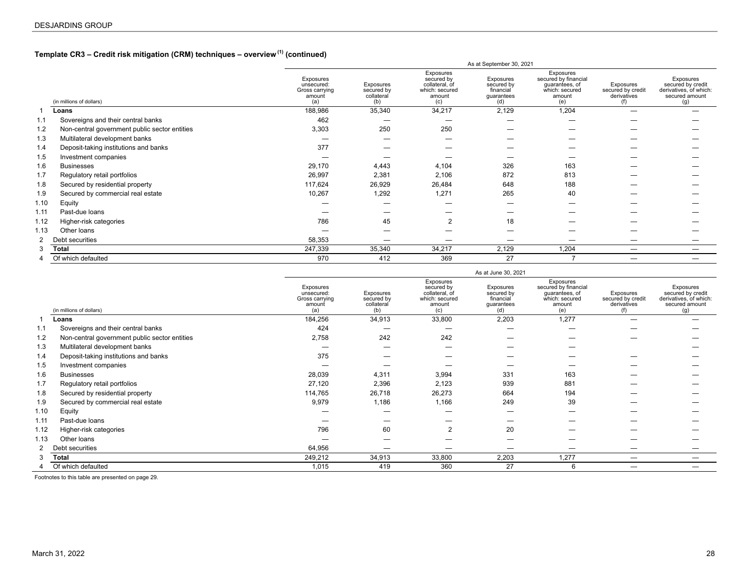## Template CR3 – Credit risk mitigation (CRM) techniques – overview [(1)] (continued)

| | | As at September 30, 2021 | | | | | | |
|---|---|---|---|---|---|---|---|---|
| | (in millions of dollars) | Exposures unsecured: Gross carrying amount (a) | Exposures secured by collateral (b) | Exposures secured by collateral, of which: secured amount (c) | Exposures secured by financial guarantees (d) | Exposures secured by financial guarantees, of which: secured amount (e) | Exposures secured by credit derivatives (f) | Exposures secured by credit derivatives, of which: secured amount (g) |
| 1 | **Loans** | 188,986 | 35,340 | 34,217 | 2,129 | 1,204 | — | — |
| 1.1 | Sovereigns and their central banks | 462 | — | — | — | — | — | — |
| 1.2 | Non-central government public sector entities | 3,303 | 250 | 250 | — | — | — | — |
| 1.3 | Multilateral development banks | — | — | — | — | — | — | — |
| 1.4 | Deposit-taking institutions and banks | 377 | — | — | — | — | — | — |
| 1.5 | Investment companies | — | — | — | — | — | — | — |
| 1.6 | Businesses | 29,170 | 4,443 | 4,104 | 326 | 163 | — | — |
| 1.7 | Regulatory retail portfolios | 26,997 | 2,381 | 2,106 | 872 | 813 | — | — |
| 1.8 | Secured by residential property | 117,624 | 26,929 | 26,484 | 648 | 188 | — | — |
| 1.9 | Secured by commercial real estate | 10,267 | 1,292 | 1,271 | 265 | 40 | — | — |
| 1.10 | Equity | — | — | — | — | — | — | — |
| 1.11 | Past-due loans | — | — | — | — | — | — | — |
| 1.12 | Higher-risk categories | 786 | 45 | 2 | 18 | — | — | — |
| 1.13 | Other loans | — | — | — | — | — | — | — |
| 2 | Debt securities | 58,353 | — | — | — | — | — | — |
| 3 | **Total** | 247,339 | 35,340 | 34,217 | 2,129 | 1,204 | — | — |
| 4 | Of which defaulted | 970 | 412 | 369 | 27 | 7 | — | — |

| | | As at June 30, 2021 | | | | | | |
|---|---|---|---|---|---|---|---|---|
| | (in millions of dollars) | Exposures unsecured: Gross carrying amount (a) | Exposures secured by collateral (b) | Exposures secured by collateral, of which: secured amount (c) | Exposures secured by financial guarantees (d) | Exposures secured by financial guarantees, of which: secured amount (e) | Exposures secured by credit derivatives (f) | Exposures secured by credit derivatives, of which: secured amount (g) |
| 1 | **Loans** | 184,256 | 34,913 | 33,800 | 2,203 | 1,277 | — | — |
| 1.1 | Sovereigns and their central banks | 424 | — | — | — | — | — | — |
| 1.2 | Non-central government public sector entities | 2,758 | 242 | 242 | — | — | — | — |
| 1.3 | Multilateral development banks | — | — | — | — | — | — | — |
| 1.4 | Deposit-taking institutions and banks | 375 | — | — | — | — | — | — |
| 1.5 | Investment companies | — | — | — | — | — | — | — |
| 1.6 | Businesses | 28,039 | 4,311 | 3,994 | 331 | 163 | — | — |
| 1.7 | Regulatory retail portfolios | 27,120 | 2,396 | 2,123 | 939 | 881 | — | — |
| 1.8 | Secured by residential property | 114,765 | 26,718 | 26,273 | 664 | 194 | — | — |
| 1.9 | Secured by commercial real estate | 9,979 | 1,186 | 1,166 | 249 | 39 | — | — |
| 1.10 | Equity | — | — | — | — | — | — | — |
| 1.11 | Past-due loans | — | — | — | — | — | — | — |
| 1.12 | Higher-risk categories | 796 | 60 | 2 | 20 | — | — | — |
| 1.13 | Other loans | — | — | — | — | — | — | — |
| 2 | Debt securities | 64,956 | — | — | — | — | — | — |
| 3 | **Total** | 249,212 | 34,913 | 33,800 | 2,203 | 1,277 | — | — |
| 4 | Of which defaulted | 1,015 | 419 | 360 | 27 | 6 | — | — |

Footnotes to this table are presented on page 29.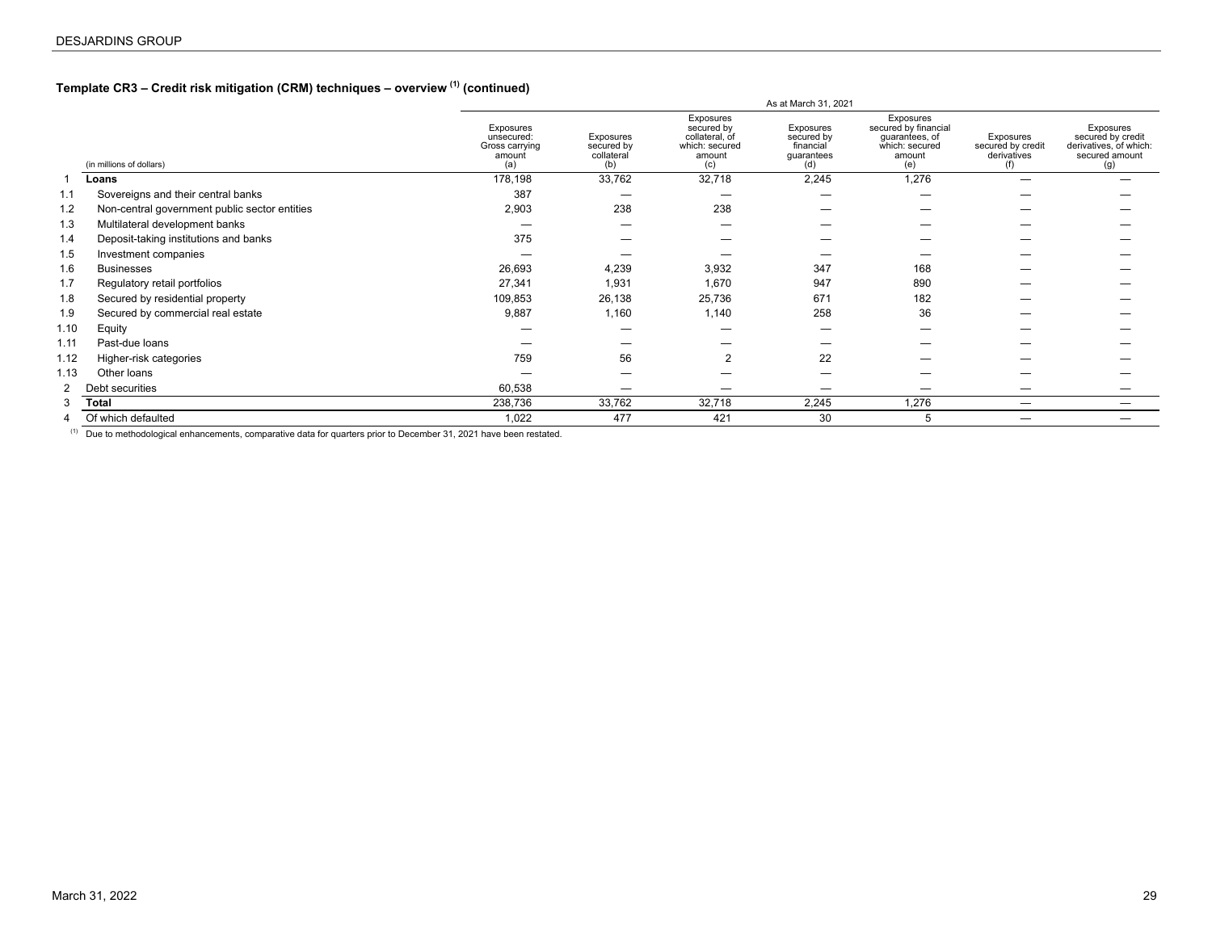### Template CR3 – Credit risk mitigation (CRM) techniques – overview [(1)] (continued)

| | (in millions of dollars) | As at March 31, 2021 | | | | | | |
|---|---|---|---|---|---|---|---|---|
| | | Exposures unsecured: Gross carrying amount (a) | Exposures secured by collateral (b) | Exposures secured by collateral, of which: secured amount (c) | Exposures secured by financial guarantees (d) | Exposures secured by financial guarantees, of which: secured amount (e) | Exposures secured by credit derivatives (f) | Exposures secured by credit derivatives, of which: secured amount (g) |
| 1 | **Loans** | 178,198 | 33,762 | 32,718 | 2,245 | 1,276 | — | — |
| 1.1 | Sovereigns and their central banks | 387 | — | — | — | — | — | — |
| 1.2 | Non-central government public sector entities | 2,903 | 238 | 238 | — | — | — | — |
| 1.3 | Multilateral development banks | — | — | — | — | — | — | — |
| 1.4 | Deposit-taking institutions and banks | 375 | — | — | — | — | — | — |
| 1.5 | Investment companies | — | — | — | — | — | — | — |
| 1.6 | Businesses | 26,693 | 4,239 | 3,932 | 347 | 168 | — | — |
| 1.7 | Regulatory retail portfolios | 27,341 | 1,931 | 1,670 | 947 | 890 | — | — |
| 1.8 | Secured by residential property | 109,853 | 26,138 | 25,736 | 671 | 182 | — | — |
| 1.9 | Secured by commercial real estate | 9,887 | 1,160 | 1,140 | 258 | 36 | — | — |
| 1.10 | Equity | — | — | — | — | — | — | — |
| 1.11 | Past-due loans | — | — | — | — | — | — | — |
| 1.12 | Higher-risk categories | 759 | 56 | 2 | 22 | — | — | — |
| 1.13 | Other loans | — | — | — | — | — | — | — |
| 2 | Debt securities | 60,538 | — | — | — | — | — | — |
| 3 | **Total** | 238,736 | 33,762 | 32,718 | 2,245 | 1,276 | — | — |
| 4 | Of which defaulted | 1,022 | 477 | 421 | 30 | 5 | — | — |

(1) Due to methodological enhancements, comparative data for quarters prior to December 31, 2021 have been restated.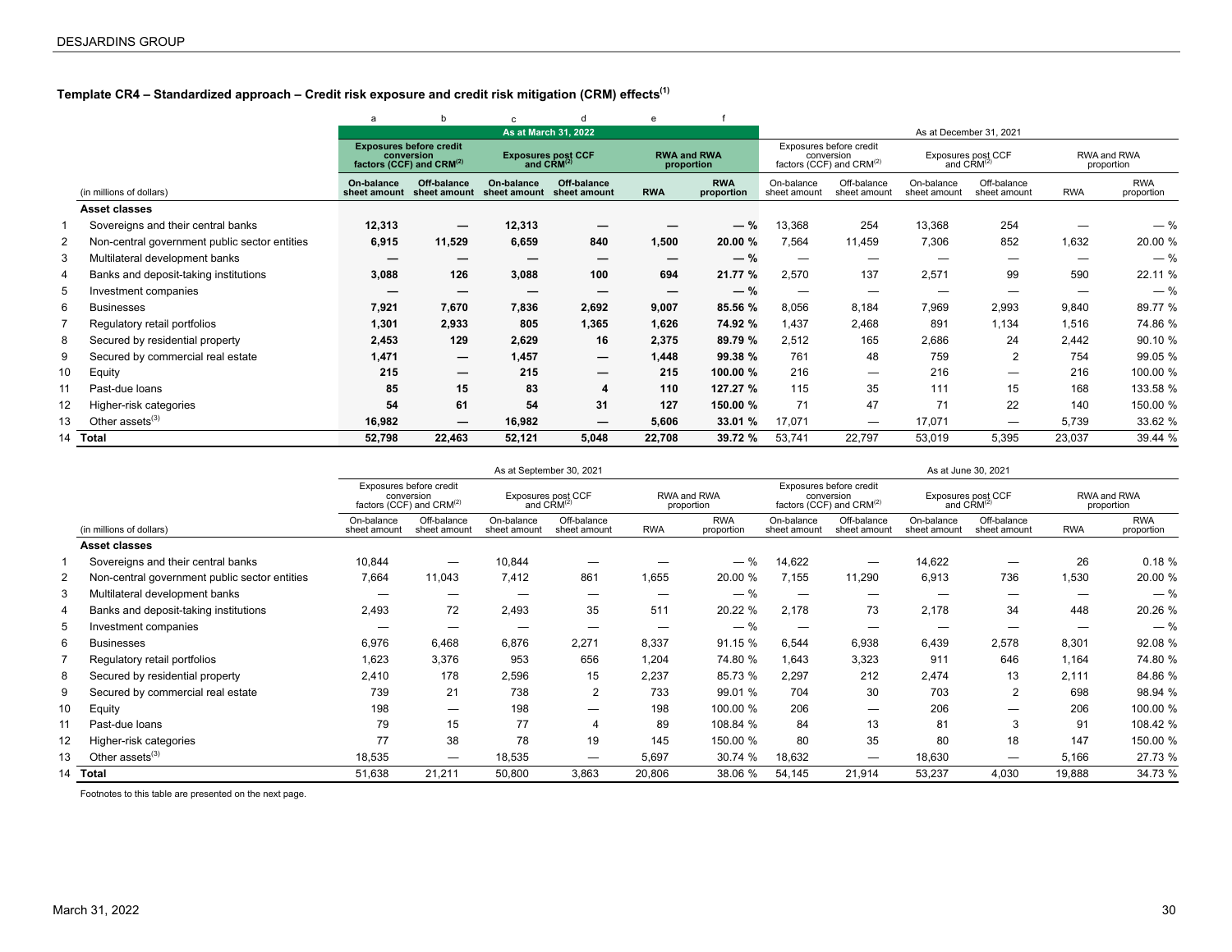### Template CR4 – Standardized approach – Credit risk exposure and credit risk mitigation (CRM) effects[(1)]

| | | a | b | c | d | e | f | | | | | | |
|---|---|---|---|---|---|---|---|---|---|---|---|---|---|
| | | **As at March 31, 2022** | | | | | | As at December 31, 2021 | | | | | |
| | | **Exposures before credit conversion factors (CCF) and CRM[(2)]** | | **Exposures post CCF and CRM[(2)]** | | **RWA and RWA proportion** | | Exposures before credit conversion factors (CCF) and CRM[(2)] | | Exposures post CCF and CRM[(2)] | | RWA and RWA proportion | |
| | (in millions of dollars) | **On-balance sheet amount** | **Off-balance sheet amount** | **On-balance sheet amount** | **Off-balance sheet amount** | **RWA** | **RWA proportion** | On-balance sheet amount | Off-balance sheet amount | On-balance sheet amount | Off-balance sheet amount | RWA | RWA proportion |
| | **Asset classes** | | | | | | | | | | | | |
| 1 | Sovereigns and their central banks | **12,313** | **—** | **12,313** | **—** | **—** | **— %** | 13,368 | 254 | 13,368 | 254 | — | — % |
| 2 | Non-central government public sector entities | **6,915** | **11,529** | **6,659** | **840** | **1,500** | **20.00 %** | 7,564 | 11,459 | 7,306 | 852 | 1,632 | 20.00 % |
| 3 | Multilateral development banks | **—** | **—** | **—** | **—** | **—** | **— %** | — | — | — | — | — | — % |
| 4 | Banks and deposit-taking institutions | **3,088** | **126** | **3,088** | **100** | **694** | **21.77 %** | 2,570 | 137 | 2,571 | 99 | 590 | 22.11 % |
| 5 | Investment companies | **—** | **—** | **—** | **—** | **—** | **— %** | — | — | — | — | — | — % |
| 6 | Businesses | **7,921** | **7,670** | **7,836** | **2,692** | **9,007** | **85.56 %** | 8,056 | 8,184 | 7,969 | 2,993 | 9,840 | 89.77 % |
| 7 | Regulatory retail portfolios | **1,301** | **2,933** | **805** | **1,365** | **1,626** | **74.92 %** | 1,437 | 2,468 | 891 | 1,134 | 1,516 | 74.86 % |
| 8 | Secured by residential property | **2,453** | **129** | **2,629** | **16** | **2,375** | **89.79 %** | 2,512 | 165 | 2,686 | 24 | 2,442 | 90.10 % |
| 9 | Secured by commercial real estate | **1,471** | **—** | **1,457** | **—** | **1,448** | **99.38 %** | 761 | 48 | 759 | 2 | 754 | 99.05 % |
| 10 | Equity | **215** | **—** | **215** | **—** | **215** | **100.00 %** | 216 | — | 216 | — | 216 | 100.00 % |
| 11 | Past-due loans | **85** | **15** | **83** | **4** | **110** | **127.27 %** | 115 | 35 | 111 | 15 | 168 | 133.58 % |
| 12 | Higher-risk categories | **54** | **61** | **54** | **31** | **127** | **150.00 %** | 71 | 47 | 71 | 22 | 140 | 150.00 % |
| 13 | Other assets[(3)] | **16,982** | **—** | **16,982** | **—** | **5,606** | **33.01 %** | 17,071 | — | 17,071 | — | 5,739 | 33.62 % |
| 14 | **Total** | **52,798** | **22,463** | **52,121** | **5,048** | **22,708** | **39.72 %** | 53,741 | 22,797 | 53,019 | 5,395 | 23,037 | 39.44 % |

| | | As at September 30, 2021 | | | | | | As at June 30, 2021 | | | | | |
|---|---|---|---|---|---|---|---|---|---|---|---|---|---|
| | | Exposures before credit conversion factors (CCF) and CRM[(2)] | | Exposures post CCF and CRM[(2)] | | RWA and RWA proportion | | Exposures before credit conversion factors (CCF) and CRM[(2)] | | Exposures post CCF and CRM[(2)] | | RWA and RWA proportion | |
| | (in millions of dollars) | On-balance sheet amount | Off-balance sheet amount | On-balance sheet amount | Off-balance sheet amount | RWA | RWA proportion | On-balance sheet amount | Off-balance sheet amount | On-balance sheet amount | Off-balance sheet amount | RWA | RWA proportion |
| | **Asset classes** | | | | | | | | | | | | |
| 1 | Sovereigns and their central banks | 10,844 | — | 10,844 | — | — | — % | 14,622 | — | 14,622 | — | 26 | 0.18 % |
| 2 | Non-central government public sector entities | 7,664 | 11,043 | 7,412 | 861 | 1,655 | 20.00 % | 7,155 | 11,290 | 6,913 | 736 | 1,530 | 20.00 % |
| 3 | Multilateral development banks | — | — | — | — | — | — % | — | — | — | — | — | — % |
| 4 | Banks and deposit-taking institutions | 2,493 | 72 | 2,493 | 35 | 511 | 20.22 % | 2,178 | 73 | 2,178 | 34 | 448 | 20.26 % |
| 5 | Investment companies | — | — | — | — | — | — % | — | — | — | — | — | — % |
| 6 | Businesses | 6,976 | 6,468 | 6,876 | 2,271 | 8,337 | 91.15 % | 6,544 | 6,938 | 6,439 | 2,578 | 8,301 | 92.08 % |
| 7 | Regulatory retail portfolios | 1,623 | 3,376 | 953 | 656 | 1,204 | 74.80 % | 1,643 | 3,323 | 911 | 646 | 1,164 | 74.80 % |
| 8 | Secured by residential property | 2,410 | 178 | 2,596 | 15 | 2,237 | 85.73 % | 2,297 | 212 | 2,474 | 13 | 2,111 | 84.86 % |
| 9 | Secured by commercial real estate | 739 | 21 | 738 | 2 | 733 | 99.01 % | 704 | 30 | 703 | 2 | 698 | 98.94 % |
| 10 | Equity | 198 | — | 198 | — | 198 | 100.00 % | 206 | — | 206 | — | 206 | 100.00 % |
| 11 | Past-due loans | 79 | 15 | 77 | 4 | 89 | 108.84 % | 84 | 13 | 81 | 3 | 91 | 108.42 % |
| 12 | Higher-risk categories | 77 | 38 | 78 | 19 | 145 | 150.00 % | 80 | 35 | 80 | 18 | 147 | 150.00 % |
| 13 | Other assets[(3)] | 18,535 | — | 18,535 | — | 5,697 | 30.74 % | 18,632 | — | 18,630 | — | 5,166 | 27.73 % |
| 14 | **Total** | 51,638 | 21,211 | 50,800 | 3,863 | 20,806 | 38.06 % | 54,145 | 21,914 | 53,237 | 4,030 | 19,888 | 34.73 % |

Footnotes to this table are presented on the next page.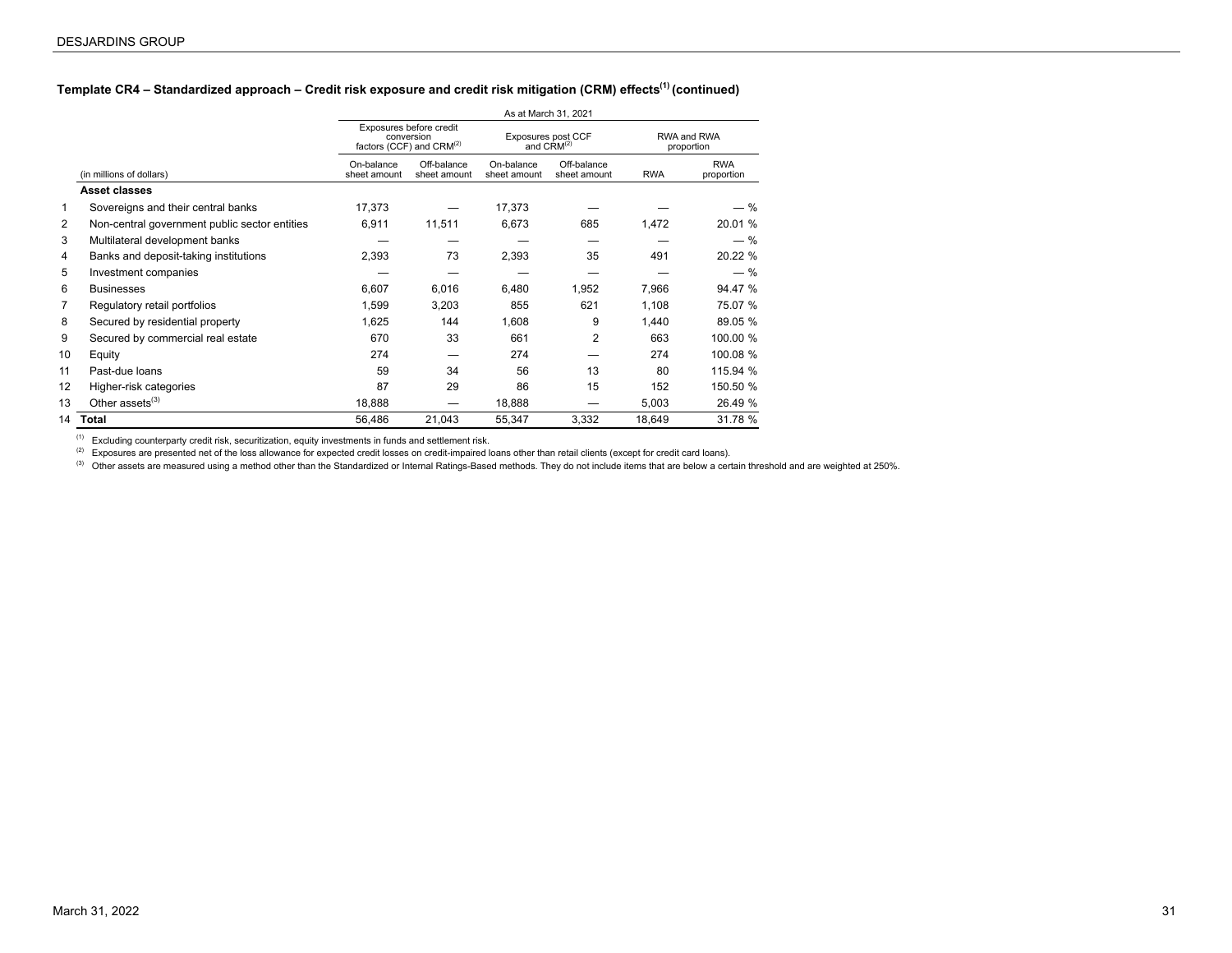### Template CR4 – Standardized approach – Credit risk exposure and credit risk mitigation (CRM) effects[(1)] (continued)

| | | As at March 31, 2021 | | | | | |
|---|---|---|---|---|---|---|---|
| | | Exposures before credit conversion factors (CCF) and CRM[(2)] | | Exposures post CCF and CRM[(2)] | | RWA and RWA proportion | |
| | (in millions of dollars) | On-balance sheet amount | Off-balance sheet amount | On-balance sheet amount | Off-balance sheet amount | RWA | RWA proportion |
| | **Asset classes** | | | | | | |
| 1 | Sovereigns and their central banks | 17,373 | — | 17,373 | — | — | — % |
| 2 | Non-central government public sector entities | 6,911 | 11,511 | 6,673 | 685 | 1,472 | 20.01 % |
| 3 | Multilateral development banks | — | — | — | — | — | — % |
| 4 | Banks and deposit-taking institutions | 2,393 | 73 | 2,393 | 35 | 491 | 20.22 % |
| 5 | Investment companies | — | — | — | — | — | — % |
| 6 | Businesses | 6,607 | 6,016 | 6,480 | 1,952 | 7,966 | 94.47 % |
| 7 | Regulatory retail portfolios | 1,599 | 3,203 | 855 | 621 | 1,108 | 75.07 % |
| 8 | Secured by residential property | 1,625 | 144 | 1,608 | 9 | 1,440 | 89.05 % |
| 9 | Secured by commercial real estate | 670 | 33 | 661 | 2 | 663 | 100.00 % |
| 10 | Equity | 274 | — | 274 | — | 274 | 100.08 % |
| 11 | Past-due loans | 59 | 34 | 56 | 13 | 80 | 115.94 % |
| 12 | Higher-risk categories | 87 | 29 | 86 | 15 | 152 | 150.50 % |
| 13 | Other assets[(3)] | 18,888 | — | 18,888 | — | 5,003 | 26.49 % |
| 14 | **Total** | 56,486 | 21,043 | 55,347 | 3,332 | 18,649 | 31.78 % |

(1) Excluding counterparty credit risk, securitization, equity investments in funds and settlement risk.

(2) Exposures are presented net of the loss allowance for expected credit losses on credit-impaired loans other than retail clients (except for credit card loans).

(3) Other assets are measured using a method other than the Standardized or Internal Ratings-Based methods. They do not include items that are below a certain threshold and are weighted at 250%.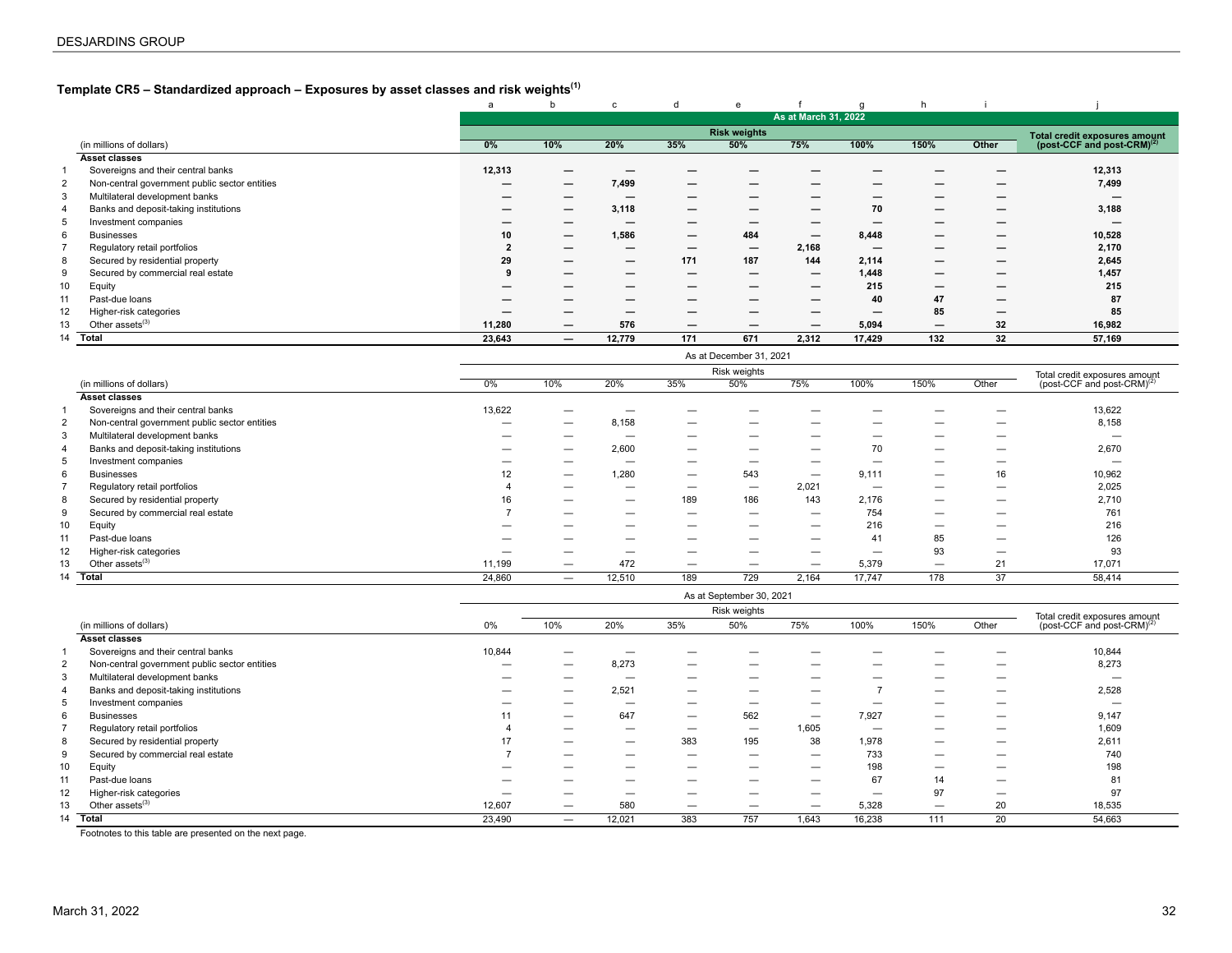## Template CR5 – Standardized approach – Exposures by asset classes and risk weights[(1)]

| | | a | b | c | d | e | f | g | h | i | j |
|---|---|---|---|---|---|---|---|---|---|---|---|
| | | **As at March 31, 2022** | | | | | | | | | |
| | | **Risk weights** | | | | | | | | | **Total credit exposures amount (post-CCF and post-CRM)[(2)]** |
| | (in millions of dollars) | **0%** | **10%** | **20%** | **35%** | **50%** | **75%** | **100%** | **150%** | **Other** | |
| | **Asset classes** | | | | | | | | | | |
| 1 | Sovereigns and their central banks | **12,313** | **—** | **—** | **—** | **—** | **—** | **—** | **—** | **—** | **12,313** |
| 2 | Non-central government public sector entities | **—** | **—** | **7,499** | **—** | **—** | **—** | **—** | **—** | **—** | **7,499** |
| 3 | Multilateral development banks | **—** | **—** | **—** | **—** | **—** | **—** | **—** | **—** | **—** | **—** |
| 4 | Banks and deposit-taking institutions | **—** | **—** | **3,118** | **—** | **—** | **—** | **70** | **—** | **—** | **3,188** |
| 5 | Investment companies | **—** | **—** | **—** | **—** | **—** | **—** | **—** | **—** | **—** | **—** |
| 6 | Businesses | **10** | **—** | **1,586** | **—** | **484** | **—** | **8,448** | **—** | **—** | **10,528** |
| 7 | Regulatory retail portfolios | **2** | **—** | **—** | **—** | **—** | **2,168** | **—** | **—** | **—** | **2,170** |
| 8 | Secured by residential property | **29** | **—** | **—** | **171** | **187** | **144** | **2,114** | **—** | **—** | **2,645** |
| 9 | Secured by commercial real estate | **9** | **—** | **—** | **—** | **—** | **—** | **1,448** | **—** | **—** | **1,457** |
| 10 | Equity | **—** | **—** | **—** | **—** | **—** | **—** | **215** | **—** | **—** | **215** |
| 11 | Past-due loans | **—** | **—** | **—** | **—** | **—** | **—** | **40** | **47** | **—** | **87** |
| 12 | Higher-risk categories | **—** | **—** | **—** | **—** | **—** | **—** | **—** | **85** | **—** | **85** |
| 13 | Other assets[(3)] | **11,280** | **—** | **576** | **—** | **—** | **—** | **5,094** | **—** | **32** | **16,982** |
| 14 | **Total** | **23,643** | **—** | **12,779** | **171** | **671** | **2,312** | **17,429** | **132** | **32** | **57,169** |

| | | As at December 31, 2021 | | | | | | | | | |
|---|---|---|---|---|---|---|---|---|---|---|---|
| | | Risk weights | | | | | | | | | Total credit exposures amount (post-CCF and post-CRM)[(2)] |
| | (in millions of dollars) | 0% | 10% | 20% | 35% | 50% | 75% | 100% | 150% | Other | |
| | **Asset classes** | | | | | | | | | | |
| 1 | Sovereigns and their central banks | 13,622 | — | — | — | — | — | — | — | — | 13,622 |
| 2 | Non-central government public sector entities | — | — | 8,158 | — | — | — | — | — | — | 8,158 |
| 3 | Multilateral development banks | — | — | — | — | — | — | — | — | — | — |
| 4 | Banks and deposit-taking institutions | — | — | 2,600 | — | — | — | 70 | — | — | 2,670 |
| 5 | Investment companies | — | — | — | — | — | — | — | — | — | — |
| 6 | Businesses | 12 | — | 1,280 | — | 543 | — | 9,111 | — | 16 | 10,962 |
| 7 | Regulatory retail portfolios | 4 | — | — | — | — | 2,021 | — | — | — | 2,025 |
| 8 | Secured by residential property | 16 | — | — | 189 | 186 | 143 | 2,176 | — | — | 2,710 |
| 9 | Secured by commercial real estate | 7 | — | — | — | — | — | 754 | — | — | 761 |
| 10 | Equity | — | — | — | — | — | — | 216 | — | — | 216 |
| 11 | Past-due loans | — | — | — | — | — | — | 41 | 85 | — | 126 |
| 12 | Higher-risk categories | — | — | — | — | — | — | — | 93 | — | 93 |
| 13 | Other assets[(3)] | 11,199 | — | 472 | — | — | — | 5,379 | — | 21 | 17,071 |
| 14 | **Total** | 24,860 | — | 12,510 | 189 | 729 | 2,164 | 17,747 | 178 | 37 | 58,414 |

| | | As at September 30, 2021 | | | | | | | | | |
|---|---|---|---|---|---|---|---|---|---|---|---|
| | | | Risk weights | | | | | | | | Total credit exposures amount (post-CCF and post-CRM)[(2)] |
| | (in millions of dollars) | 0% | 10% | 20% | 35% | 50% | 75% | 100% | 150% | Other | |
| | **Asset classes** | | | | | | | | | | |
| 1 | Sovereigns and their central banks | 10,844 | — | — | — | — | — | — | — | — | 10,844 |
| 2 | Non-central government public sector entities | — | — | 8,273 | — | — | — | — | — | — | 8,273 |
| 3 | Multilateral development banks | — | — | — | — | — | — | — | — | — | — |
| 4 | Banks and deposit-taking institutions | — | — | 2,521 | — | — | — | 7 | — | — | 2,528 |
| 5 | Investment companies | — | — | — | — | — | — | — | — | — | — |
| 6 | Businesses | 11 | — | 647 | — | 562 | — | 7,927 | — | — | 9,147 |
| 7 | Regulatory retail portfolios | 4 | — | — | — | — | 1,605 | — | — | — | 1,609 |
| 8 | Secured by residential property | 17 | — | — | 383 | 195 | 38 | 1,978 | — | — | 2,611 |
| 9 | Secured by commercial real estate | 7 | — | — | — | — | — | 733 | — | — | 740 |
| 10 | Equity | — | — | — | — | — | — | 198 | — | — | 198 |
| 11 | Past-due loans | — | — | — | — | — | — | 67 | 14 | — | 81 |
| 12 | Higher-risk categories | — | — | — | — | — | — | — | 97 | — | 97 |
| 13 | Other assets[(3)] | 12,607 | — | 580 | — | — | — | 5,328 | — | 20 | 18,535 |
| 14 | **Total** | 23,490 | — | 12,021 | 383 | 757 | 1,643 | 16,238 | 111 | 20 | 54,663 |

Footnotes to this table are presented on the next page.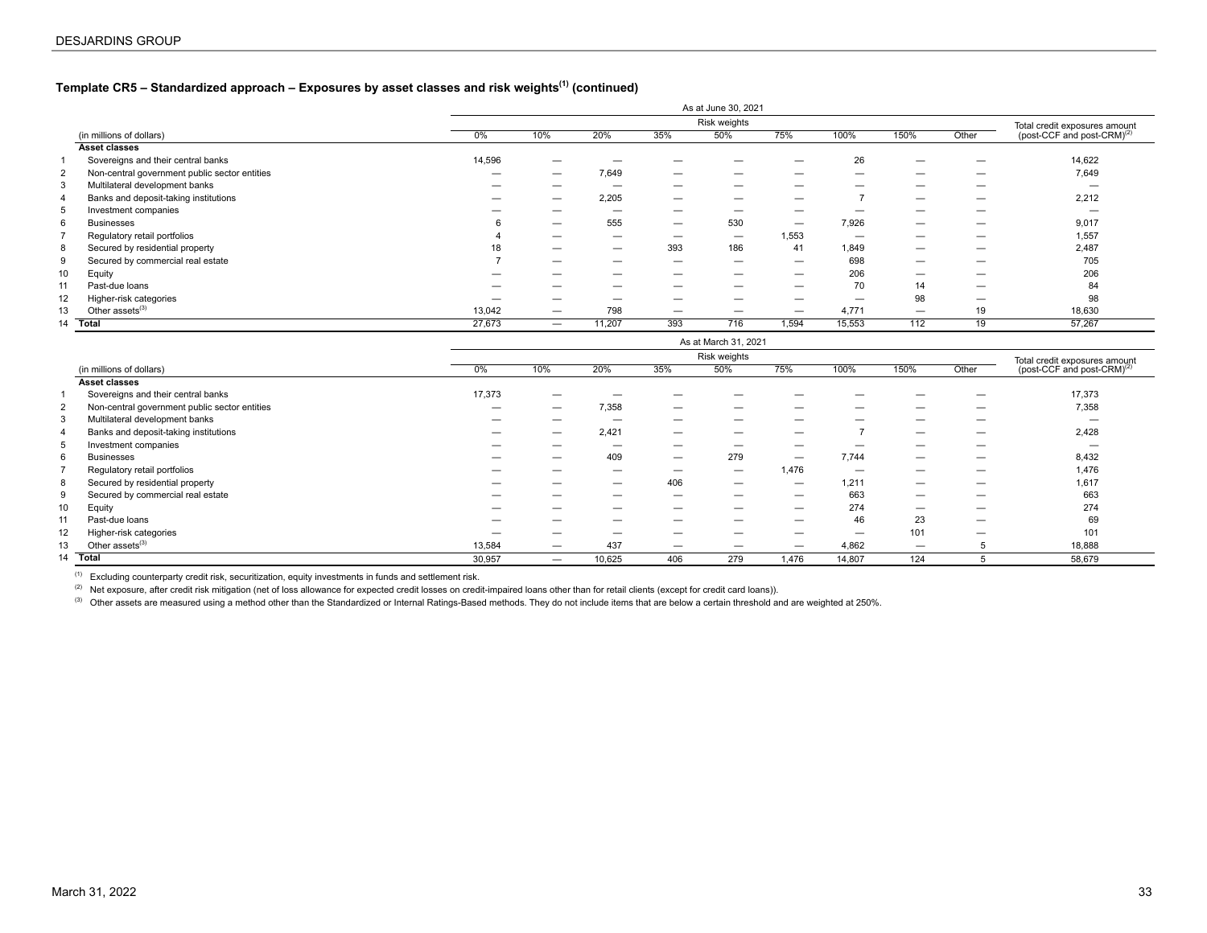### Template CR5 – Standardized approach – Exposures by asset classes and risk weights[1] (continued)

| | As at June 30, 2021 | | | | | | | | | | |
|---|---|---|---|---|---|---|---|---|---|---|---|
| | Risk weights | | | | | | | | | | |
| (in millions of dollars) | | 0% | 10% | 20% | 35% | 50% | 75% | 100% | 150% | Other | Total credit exposures amount (post-CCF and post-CRM)[2] |
| | **Asset classes** | | | | | | | | | | |
| 1 | Sovereigns and their central banks | 14,596 | — | — | — | — | — | 26 | — | — | 14,622 |
| 2 | Non-central government public sector entities | — | — | 7,649 | — | — | — | — | — | — | 7,649 |
| 3 | Multilateral development banks | — | — | — | — | — | — | — | — | — | — |
| 4 | Banks and deposit-taking institutions | — | — | 2,205 | — | — | — | 7 | — | — | 2,212 |
| 5 | Investment companies | — | — | — | — | — | — | — | — | — | — |
| 6 | Businesses | 6 | — | 555 | — | 530 | — | 7,926 | — | — | 9,017 |
| 7 | Regulatory retail portfolios | 4 | — | — | — | — | 1,553 | — | — | — | 1,557 |
| 8 | Secured by residential property | 18 | — | — | 393 | 186 | 41 | 1,849 | — | — | 2,487 |
| 9 | Secured by commercial real estate | 7 | — | — | — | — | — | 698 | — | — | 705 |
| 10 | Equity | — | — | — | — | — | — | 206 | — | — | 206 |
| 11 | Past-due loans | — | — | — | — | — | — | 70 | 14 | — | 84 |
| 12 | Higher-risk categories | — | — | — | — | — | — | — | 98 | — | 98 |
| 13 | Other assets[3] | 13,042 | — | 798 | — | — | — | 4,771 | — | 19 | 18,630 |
| 14 | **Total** | 27,673 | — | 11,207 | 393 | 716 | 1,594 | 15,553 | 112 | 19 | 57,267 |

| | As at March 31, 2021 | | | | | | | | | | |
|---|---|---|---|---|---|---|---|---|---|---|---|
| | Risk weights | | | | | | | | | | |
| (in millions of dollars) | | 0% | 10% | 20% | 35% | 50% | 75% | 100% | 150% | Other | Total credit exposures amount (post-CCF and post-CRM)[2] |
| | **Asset classes** | | | | | | | | | | |
| 1 | Sovereigns and their central banks | 17,373 | — | — | — | — | — | — | — | — | 17,373 |
| 2 | Non-central government public sector entities | — | — | 7,358 | — | — | — | — | — | — | 7,358 |
| 3 | Multilateral development banks | — | — | — | — | — | — | — | — | — | — |
| 4 | Banks and deposit-taking institutions | — | — | 2,421 | — | — | — | 7 | — | — | 2,428 |
| 5 | Investment companies | — | — | — | — | — | — | — | — | — | — |
| 6 | Businesses | — | — | 409 | — | 279 | — | 7,744 | — | — | 8,432 |
| 7 | Regulatory retail portfolios | — | — | — | — | — | 1,476 | — | — | — | 1,476 |
| 8 | Secured by residential property | — | — | — | 406 | — | — | 1,211 | — | — | 1,617 |
| 9 | Secured by commercial real estate | — | — | — | — | — | — | 663 | — | — | 663 |
| 10 | Equity | — | — | — | — | — | — | 274 | — | — | 274 |
| 11 | Past-due loans | — | — | — | — | — | — | 46 | 23 | — | 69 |
| 12 | Higher-risk categories | — | — | — | — | — | — | — | 101 | — | 101 |
| 13 | Other assets[3] | 13,584 | — | 437 | — | — | — | 4,862 | — | 5 | 18,888 |
| 14 | **Total** | 30,957 | — | 10,625 | 406 | 279 | 1,476 | 14,807 | 124 | 5 | 58,679 |

[1] Excluding counterparty credit risk, securitization, equity investments in funds and settlement risk.

[2] Net exposure, after credit risk mitigation (net of loss allowance for expected credit losses on credit-impaired loans other than for retail clients (except for credit card loans)).

[3] Other assets are measured using a method other than the Standardized or Internal Ratings-Based methods. They do not include items that are below a certain threshold and are weighted at 250%.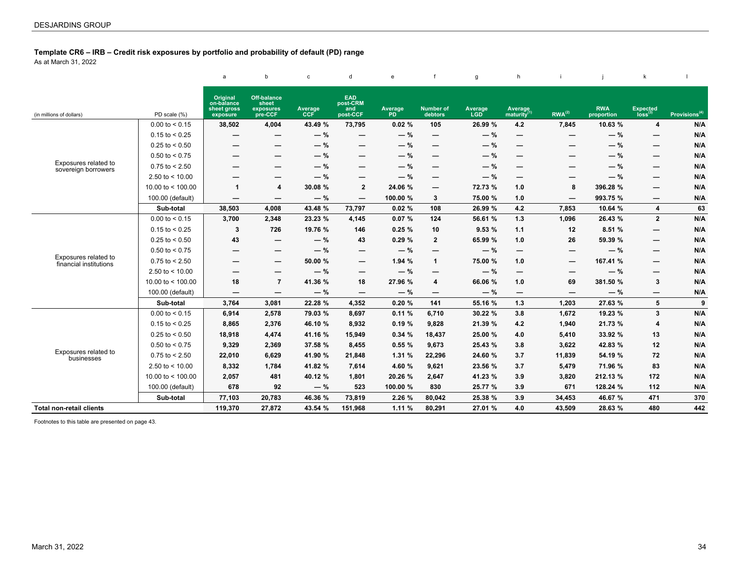### Template CR6 – IRB – Credit risk exposures by portfolio and probability of default (PD) range

As at March 31, 2022

| | | a | b | c | d | e | f | g | h | i | j | k | l |
|---|---|---|---|---|---|---|---|---|---|---|---|---|---|
| (in millions of dollars) | PD scale (%) | Original on-balance sheet gross exposure | Off-balance sheet exposures pre-CCF | Average CCF | EAD post-CRM and post-CCF | Average PD | Number of debtors | Average LGD | Average maturity[1] | RWA[2] | RWA proportion | Expected loss[3] | Provisions[4] |
| Exposures related to sovereign borrowers | 0.00 to < 0.15 | 38,502 | 4,004 | 43.49 % | 73,795 | 0.02 % | 105 | 26.99 % | 4.2 | 7,845 | 10.63 % | 4 | N/A |
| | 0.15 to < 0.25 | — | — | — % | — | — % | — | — % | — | — | — % | — | N/A |
| | 0.25 to < 0.50 | — | — | — % | — | — % | — | — % | — | — | — % | — | N/A |
| | 0.50 to < 0.75 | — | — | — % | — | — % | — | — % | — | — | — % | — | N/A |
| | 0.75 to < 2.50 | — | — | — % | — | — % | — | — % | — | — | — % | — | N/A |
| | 2.50 to < 10.00 | — | — | — % | — | — % | — | — % | — | — | — % | — | N/A |
| | 10.00 to < 100.00 | 1 | 4 | 30.08 % | 2 | 24.06 % | — | 72.73 % | 1.0 | 8 | 396.28 % | — | N/A |
| | 100.00 (default) | — | — | — % | — | 100.00 % | 3 | 75.00 % | 1.0 | — | 993.75 % | — | N/A |
| | **Sub-total** | **38,503** | **4,008** | **43.48 %** | **73,797** | **0.02 %** | **108** | **26.99 %** | **4.2** | **7,853** | **10.64 %** | **4** | **63** |
| Exposures related to financial institutions | 0.00 to < 0.15 | 3,700 | 2,348 | 23.23 % | 4,145 | 0.07 % | 124 | 56.61 % | 1.3 | 1,096 | 26.43 % | 2 | N/A |
| | 0.15 to < 0.25 | 3 | 726 | 19.76 % | 146 | 0.25 % | 10 | 9.53 % | 1.1 | 12 | 8.51 % | — | N/A |
| | 0.25 to < 0.50 | 43 | — | — % | 43 | 0.29 % | 2 | 65.99 % | 1.0 | 26 | 59.39 % | — | N/A |
| | 0.50 to < 0.75 | — | — | — % | — | — % | — | — % | — | — | — % | — | N/A |
| | 0.75 to < 2.50 | — | — | 50.00 % | — | 1.94 % | 1 | 75.00 % | 1.0 | — | 167.41 % | — | N/A |
| | 2.50 to < 10.00 | — | — | — % | — | — % | — | — % | — | — | — % | — | N/A |
| | 10.00 to < 100.00 | 18 | 7 | 41.36 % | 18 | 27.96 % | 4 | 66.06 % | 1.0 | 69 | 381.50 % | 3 | N/A |
| | 100.00 (default) | — | — | — % | — | — % | — | — % | — | — | — % | — | N/A |
| | **Sub-total** | **3,764** | **3,081** | **22.28 %** | **4,352** | **0.20 %** | **141** | **55.16 %** | **1.3** | **1,203** | **27.63 %** | **5** | **9** |
| Exposures related to businesses | 0.00 to < 0.15 | 6,914 | 2,578 | 79.03 % | 8,697 | 0.11 % | 6,710 | 30.22 % | 3.8 | 1,672 | 19.23 % | 3 | N/A |
| | 0.15 to < 0.25 | 8,865 | 2,376 | 46.10 % | 8,932 | 0.19 % | 9,828 | 21.39 % | 4.2 | 1,940 | 21.73 % | 4 | N/A |
| | 0.25 to < 0.50 | 18,918 | 4,474 | 41.16 % | 15,949 | 0.34 % | 18,437 | 25.00 % | 4.0 | 5,410 | 33.92 % | 13 | N/A |
| | 0.50 to < 0.75 | 9,329 | 2,369 | 37.58 % | 8,455 | 0.55 % | 9,673 | 25.43 % | 3.8 | 3,622 | 42.83 % | 12 | N/A |
| | 0.75 to < 2.50 | 22,010 | 6,629 | 41.90 % | 21,848 | 1.31 % | 22,296 | 24.60 % | 3.7 | 11,839 | 54.19 % | 72 | N/A |
| | 2.50 to < 10.00 | 8,332 | 1,784 | 41.82 % | 7,614 | 4.60 % | 9,621 | 23.56 % | 3.7 | 5,479 | 71.96 % | 83 | N/A |
| | 10.00 to < 100.00 | 2,057 | 481 | 40.12 % | 1,801 | 20.26 % | 2,647 | 41.23 % | 3.9 | 3,820 | 212.13 % | 172 | N/A |
| | 100.00 (default) | 678 | 92 | — % | 523 | 100.00 % | 830 | 25.77 % | 3.9 | 671 | 128.24 % | 112 | N/A |
| | **Sub-total** | **77,103** | **20,783** | **46.36 %** | **73,819** | **2.26 %** | **80,042** | **25.38 %** | **3.9** | **34,453** | **46.67 %** | **471** | **370** |
| **Total non-retail clients** | | **119,370** | **27,872** | **43.54 %** | **151,968** | **1.11 %** | **80,291** | **27.01 %** | **4.0** | **43,509** | **28.63 %** | **480** | **442** |

Footnotes to this table are presented on page 43.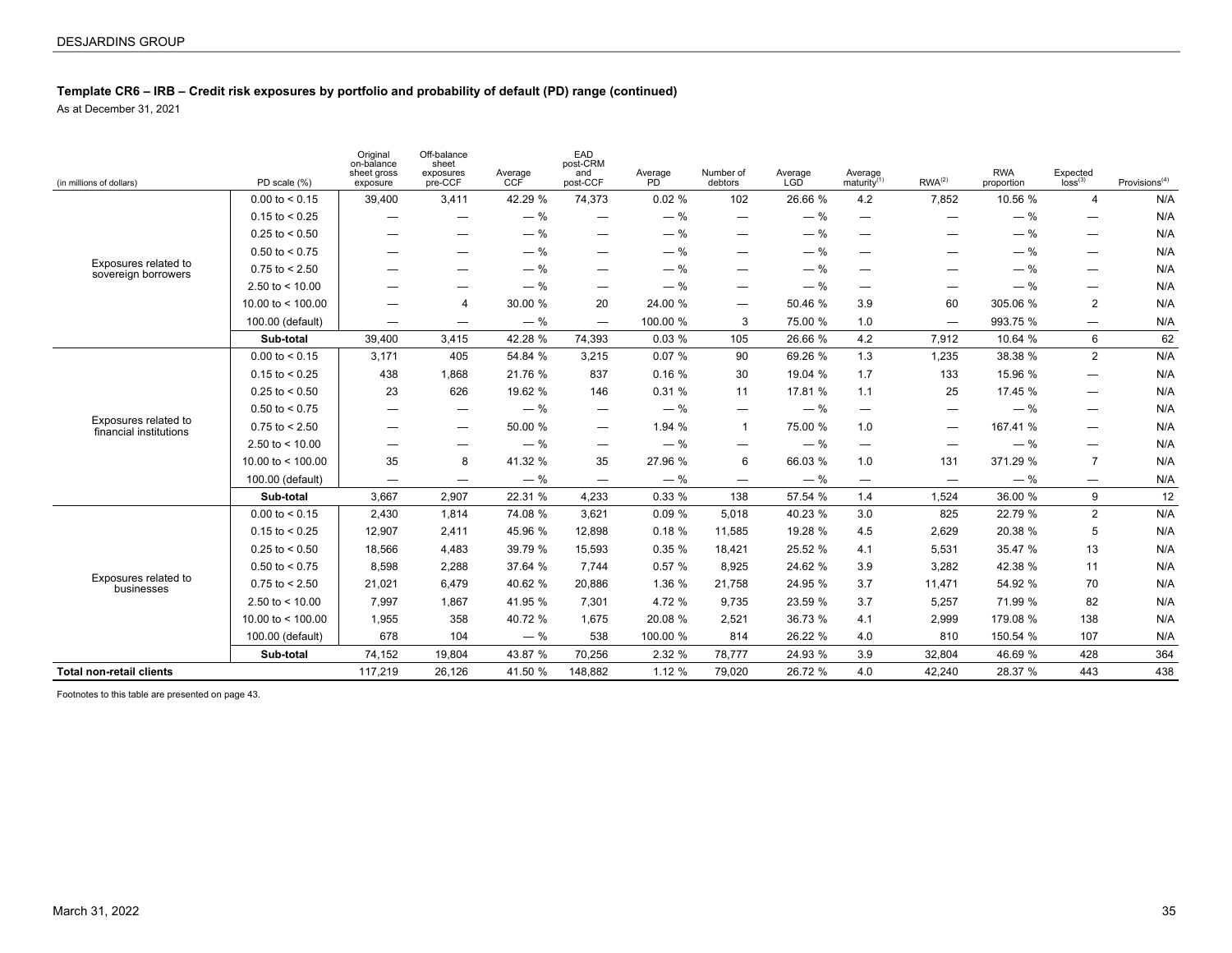**Template CR6 – IRB – Credit risk exposures by portfolio and probability of default (PD) range (continued)**

As at December 31, 2021

| (in millions of dollars) | PD scale (%) | Original on-balance sheet gross exposure | Off-balance sheet exposures pre-CCF | Average CCF | EAD post-CRM and post-CCF | Average PD | Number of debtors | Average LGD | Average maturity[1] | RWA[2] | RWA proportion | Expected loss[3] | Provisions[4] |
|---|---|---|---|---|---|---|---|---|---|---|---|---|---|
| Exposures related to sovereign borrowers | 0.00 to < 0.15 | 39,400 | 3,411 | 42.29 % | 74,373 | 0.02 % | 102 | 26.66 % | 4.2 | 7,852 | 10.56 % | 4 | N/A |
| | 0.15 to < 0.25 | — | — | — % | — | — % | — | — % | — | — | — % | — | N/A |
| | 0.25 to < 0.50 | — | — | — % | — | — % | — | — % | — | — | — % | — | N/A |
| | 0.50 to < 0.75 | — | — | — % | — | — % | — | — % | — | — | — % | — | N/A |
| | 0.75 to < 2.50 | — | — | — % | — | — % | — | — % | — | — | — % | — | N/A |
| | 2.50 to < 10.00 | — | — | — % | — | — % | — | — % | — | — | — % | — | N/A |
| | 10.00 to < 100.00 | — | 4 | 30.00 % | 20 | 24.00 % | — | 50.46 % | 3.9 | 60 | 305.06 % | 2 | N/A |
| | 100.00 (default) | — | — | — % | — | 100.00 % | 3 | 75.00 % | 1.0 | — | 993.75 % | — | N/A |
| | **Sub-total** | 39,400 | 3,415 | 42.28 % | 74,393 | 0.03 % | 105 | 26.66 % | 4.2 | 7,912 | 10.64 % | 6 | 62 |
| Exposures related to financial institutions | 0.00 to < 0.15 | 3,171 | 405 | 54.84 % | 3,215 | 0.07 % | 90 | 69.26 % | 1.3 | 1,235 | 38.38 % | 2 | N/A |
| | 0.15 to < 0.25 | 438 | 1,868 | 21.76 % | 837 | 0.16 % | 30 | 19.04 % | 1.7 | 133 | 15.96 % | — | N/A |
| | 0.25 to < 0.50 | 23 | 626 | 19.62 % | 146 | 0.31 % | 11 | 17.81 % | 1.1 | 25 | 17.45 % | — | N/A |
| | 0.50 to < 0.75 | — | — | — % | — | — % | — | — % | — | — | — % | — | N/A |
| | 0.75 to < 2.50 | — | — | 50.00 % | — | 1.94 % | 1 | 75.00 % | 1.0 | — | 167.41 % | — | N/A |
| | 2.50 to < 10.00 | — | — | — % | — | — % | — | — % | — | — | — % | — | N/A |
| | 10.00 to < 100.00 | 35 | 8 | 41.32 % | 35 | 27.96 % | 6 | 66.03 % | 1.0 | 131 | 371.29 % | 7 | N/A |
| | 100.00 (default) | — | — | — % | — | — % | — | — % | — | — | — % | — | N/A |
| | **Sub-total** | 3,667 | 2,907 | 22.31 % | 4,233 | 0.33 % | 138 | 57.54 % | 1.4 | 1,524 | 36.00 % | 9 | 12 |
| Exposures related to businesses | 0.00 to < 0.15 | 2,430 | 1,814 | 74.08 % | 3,621 | 0.09 % | 5,018 | 40.23 % | 3.0 | 825 | 22.79 % | 2 | N/A |
| | 0.15 to < 0.25 | 12,907 | 2,411 | 45.96 % | 12,898 | 0.18 % | 11,585 | 19.28 % | 4.5 | 2,629 | 20.38 % | 5 | N/A |
| | 0.25 to < 0.50 | 18,566 | 4,483 | 39.79 % | 15,593 | 0.35 % | 18,421 | 25.52 % | 4.1 | 5,531 | 35.47 % | 13 | N/A |
| | 0.50 to < 0.75 | 8,598 | 2,288 | 37.64 % | 7,744 | 0.57 % | 8,925 | 24.62 % | 3.9 | 3,282 | 42.38 % | 11 | N/A |
| | 0.75 to < 2.50 | 21,021 | 6,479 | 40.62 % | 20,886 | 1.36 % | 21,758 | 24.95 % | 3.7 | 11,471 | 54.92 % | 70 | N/A |
| | 2.50 to < 10.00 | 7,997 | 1,867 | 41.95 % | 7,301 | 4.72 % | 9,735 | 23.59 % | 3.7 | 5,257 | 71.99 % | 82 | N/A |
| | 10.00 to < 100.00 | 1,955 | 358 | 40.72 % | 1,675 | 20.08 % | 2,521 | 36.73 % | 4.1 | 2,999 | 179.08 % | 138 | N/A |
| | 100.00 (default) | 678 | 104 | — % | 538 | 100.00 % | 814 | 26.22 % | 4.0 | 810 | 150.54 % | 107 | N/A |
| | **Sub-total** | 74,152 | 19,804 | 43.87 % | 70,256 | 2.32 % | 78,777 | 24.93 % | 3.9 | 32,804 | 46.69 % | 428 | 364 |
| **Total non-retail clients** | | 117,219 | 26,126 | 41.50 % | 148,882 | 1.12 % | 79,020 | 26.72 % | 4.0 | 42,240 | 28.37 % | 443 | 438 |

Footnotes to this table are presented on page 43.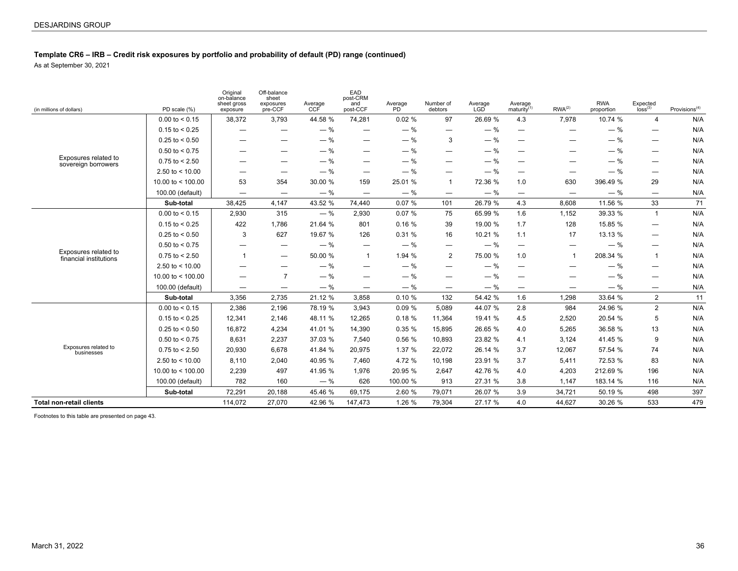**Template CR6 – IRB – Credit risk exposures by portfolio and probability of default (PD) range (continued)**

As at September 30, 2021

| (in millions of dollars) | PD scale (%) | Original on-balance sheet gross exposure | Off-balance sheet exposures pre-CCF | Average CCF | EAD post-CRM and post-CCF | Average PD | Number of debtors | Average LGD | Average maturity[1] | RWA[2] | RWA proportion | Expected loss[3] | Provisions[4] |
|---|---|---|---|---|---|---|---|---|---|---|---|---|---|
| Exposures related to sovereign borrowers | 0.00 to < 0.15 | 38,372 | 3,793 | 44.58 % | 74,281 | 0.02 % | 97 | 26.69 % | 4.3 | 7,978 | 10.74 % | 4 | N/A |
| | 0.15 to < 0.25 | — | — | — % | — | — % | — | — % | — | — | — % | — | N/A |
| | 0.25 to < 0.50 | — | — | — % | — | — % | 3 | — % | — | — | — % | — | N/A |
| | 0.50 to < 0.75 | — | — | — % | — | — % | — | — % | — | — | — % | — | N/A |
| | 0.75 to < 2.50 | — | — | — % | — | — % | — | — % | — | — | — % | — | N/A |
| | 2.50 to < 10.00 | — | — | — % | — | — % | — | — % | — | — | — % | — | N/A |
| | 10.00 to < 100.00 | 53 | 354 | 30.00 % | 159 | 25.01 % | 1 | 72.36 % | 1.0 | 630 | 396.49 % | 29 | N/A |
| | 100.00 (default) | — | — | — % | — | — % | — | — % | — | — | — % | — | N/A |
| | **Sub-total** | 38,425 | 4,147 | 43.52 % | 74,440 | 0.07 % | 101 | 26.79 % | 4.3 | 8,608 | 11.56 % | 33 | 71 |
| Exposures related to financial institutions | 0.00 to < 0.15 | 2,930 | 315 | — % | 2,930 | 0.07 % | 75 | 65.99 % | 1.6 | 1,152 | 39.33 % | 1 | N/A |
| | 0.15 to < 0.25 | 422 | 1,786 | 21.64 % | 801 | 0.16 % | 39 | 19.00 % | 1.7 | 128 | 15.85 % | — | N/A |
| | 0.25 to < 0.50 | 3 | 627 | 19.67 % | 126 | 0.31 % | 16 | 10.21 % | 1.1 | 17 | 13.13 % | — | N/A |
| | 0.50 to < 0.75 | — | — | — % | — | — % | — | — % | — | — | — % | — | N/A |
| | 0.75 to < 2.50 | 1 | — | 50.00 % | 1 | 1.94 % | 2 | 75.00 % | 1.0 | 1 | 208.34 % | 1 | N/A |
| | 2.50 to < 10.00 | — | — | — % | — | — % | — | — % | — | — | — % | — | N/A |
| | 10.00 to < 100.00 | — | 7 | — % | — | — % | — | — % | — | — | — % | — | N/A |
| | 100.00 (default) | — | — | — % | — | — % | — | — % | — | — | — % | — | N/A |
| | **Sub-total** | 3,356 | 2,735 | 21.12 % | 3,858 | 0.10 % | 132 | 54.42 % | 1.6 | 1,298 | 33.64 % | 2 | 11 |
| Exposures related to businesses | 0.00 to < 0.15 | 2,386 | 2,196 | 78.19 % | 3,943 | 0.09 % | 5,089 | 44.07 % | 2.8 | 984 | 24.96 % | 2 | N/A |
| | 0.15 to < 0.25 | 12,341 | 2,146 | 48.11 % | 12,265 | 0.18 % | 11,364 | 19.41 % | 4.5 | 2,520 | 20.54 % | 5 | N/A |
| | 0.25 to < 0.50 | 16,872 | 4,234 | 41.01 % | 14,390 | 0.35 % | 15,895 | 26.65 % | 4.0 | 5,265 | 36.58 % | 13 | N/A |
| | 0.50 to < 0.75 | 8,631 | 2,237 | 37.03 % | 7,540 | 0.56 % | 10,893 | 23.82 % | 4.1 | 3,124 | 41.45 % | 9 | N/A |
| | 0.75 to < 2.50 | 20,930 | 6,678 | 41.84 % | 20,975 | 1.37 % | 22,072 | 26.14 % | 3.7 | 12,067 | 57.54 % | 74 | N/A |
| | 2.50 to < 10.00 | 8,110 | 2,040 | 40.95 % | 7,460 | 4.72 % | 10,198 | 23.91 % | 3.7 | 5,411 | 72.53 % | 83 | N/A |
| | 10.00 to < 100.00 | 2,239 | 497 | 41.95 % | 1,976 | 20.95 % | 2,647 | 42.76 % | 4.0 | 4,203 | 212.69 % | 196 | N/A |
| | 100.00 (default) | 782 | 160 | — % | 626 | 100.00 % | 913 | 27.31 % | 3.8 | 1,147 | 183.14 % | 116 | N/A |
| | **Sub-total** | 72,291 | 20,188 | 45.46 % | 69,175 | 2.60 % | 79,071 | 26.07 % | 3.9 | 34,721 | 50.19 % | 498 | 397 |
| **Total non-retail clients** | | 114,072 | 27,070 | 42.96 % | 147,473 | 1.26 % | 79,304 | 27.17 % | 4.0 | 44,627 | 30.26 % | 533 | 479 |

Footnotes to this table are presented on page 43.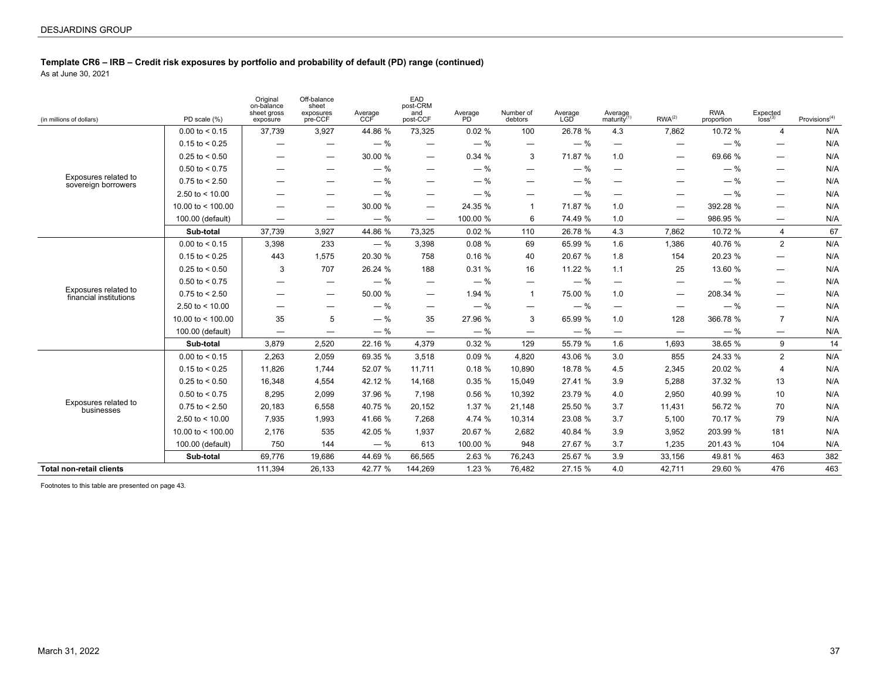### Template CR6 – IRB – Credit risk exposures by portfolio and probability of default (PD) range (continued)

As at June 30, 2021

| (in millions of dollars) | PD scale (%) | Original on-balance sheet gross exposure | Off-balance sheet exposures pre-CCF | Average CCF | EAD post-CRM and post-CCF | Average PD | Number of debtors | Average LGD | Average maturity[(1)] | RWA[(2)] | RWA proportion | Expected loss[(3)] | Provisions[(4)] |
|---|---|---|---|---|---|---|---|---|---|---|---|---|---|
| Exposures related to sovereign borrowers | 0.00 to < 0.15 | 37,739 | 3,927 | 44.86 % | 73,325 | 0.02 % | 100 | 26.78 % | 4.3 | 7,862 | 10.72 % | 4 | N/A |
| | 0.15 to < 0.25 | — | — | — % | — | — % | — | — % | — | — | — % | — | N/A |
| | 0.25 to < 0.50 | — | — | 30.00 % | — | 0.34 % | 3 | 71.87 % | 1.0 | — | 69.66 % | — | N/A |
| | 0.50 to < 0.75 | — | — | — % | — | — % | — | — % | — | — | — % | — | N/A |
| | 0.75 to < 2.50 | — | — | — % | — | — % | — | — % | — | — | — % | — | N/A |
| | 2.50 to < 10.00 | — | — | — % | — | — % | — | — % | — | — | — % | — | N/A |
| | 10.00 to < 100.00 | — | — | 30.00 % | — | 24.35 % | 1 | 71.87 % | 1.0 | — | 392.28 % | — | N/A |
| | 100.00 (default) | — | — | — % | — | 100.00 % | 6 | 74.49 % | 1.0 | — | 986.95 % | — | N/A |
| | **Sub-total** | 37,739 | 3,927 | 44.86 % | 73,325 | 0.02 % | 110 | 26.78 % | 4.3 | 7,862 | 10.72 % | 4 | 67 |
| Exposures related to financial institutions | 0.00 to < 0.15 | 3,398 | 233 | — % | 3,398 | 0.08 % | 69 | 65.99 % | 1.6 | 1,386 | 40.76 % | 2 | N/A |
| | 0.15 to < 0.25 | 443 | 1,575 | 20.30 % | 758 | 0.16 % | 40 | 20.67 % | 1.8 | 154 | 20.23 % | — | N/A |
| | 0.25 to < 0.50 | 3 | 707 | 26.24 % | 188 | 0.31 % | 16 | 11.22 % | 1.1 | 25 | 13.60 % | — | N/A |
| | 0.50 to < 0.75 | — | — | — % | — | — % | — | — % | — | — | — % | — | N/A |
| | 0.75 to < 2.50 | — | — | 50.00 % | — | 1.94 % | 1 | 75.00 % | 1.0 | — | 208.34 % | — | N/A |
| | 2.50 to < 10.00 | — | — | — % | — | — % | — | — % | — | — | — % | — | N/A |
| | 10.00 to < 100.00 | 35 | 5 | — % | 35 | 27.96 % | 3 | 65.99 % | 1.0 | 128 | 366.78 % | 7 | N/A |
| | 100.00 (default) | — | — | — % | — | — % | — | — % | — | — | — % | — | N/A |
| | **Sub-total** | 3,879 | 2,520 | 22.16 % | 4,379 | 0.32 % | 129 | 55.79 % | 1.6 | 1,693 | 38.65 % | 9 | 14 |
| Exposures related to businesses | 0.00 to < 0.15 | 2,263 | 2,059 | 69.35 % | 3,518 | 0.09 % | 4,820 | 43.06 % | 3.0 | 855 | 24.33 % | 2 | N/A |
| | 0.15 to < 0.25 | 11,826 | 1,744 | 52.07 % | 11,711 | 0.18 % | 10,890 | 18.78 % | 4.5 | 2,345 | 20.02 % | 4 | N/A |
| | 0.25 to < 0.50 | 16,348 | 4,554 | 42.12 % | 14,168 | 0.35 % | 15,049 | 27.41 % | 3.9 | 5,288 | 37.32 % | 13 | N/A |
| | 0.50 to < 0.75 | 8,295 | 2,099 | 37.96 % | 7,198 | 0.56 % | 10,392 | 23.79 % | 4.0 | 2,950 | 40.99 % | 10 | N/A |
| | 0.75 to < 2.50 | 20,183 | 6,558 | 40.75 % | 20,152 | 1.37 % | 21,148 | 25.50 % | 3.7 | 11,431 | 56.72 % | 70 | N/A |
| | 2.50 to < 10.00 | 7,935 | 1,993 | 41.66 % | 7,268 | 4.74 % | 10,314 | 23.08 % | 3.7 | 5,100 | 70.17 % | 79 | N/A |
| | 10.00 to < 100.00 | 2,176 | 535 | 42.05 % | 1,937 | 20.67 % | 2,682 | 40.84 % | 3.9 | 3,952 | 203.99 % | 181 | N/A |
| | 100.00 (default) | 750 | 144 | — % | 613 | 100.00 % | 948 | 27.67 % | 3.7 | 1,235 | 201.43 % | 104 | N/A |
| | **Sub-total** | 69,776 | 19,686 | 44.69 % | 66,565 | 2.63 % | 76,243 | 25.67 % | 3.9 | 33,156 | 49.81 % | 463 | 382 |
| **Total non-retail clients** | | 111,394 | 26,133 | 42.77 % | 144,269 | 1.23 % | 76,482 | 27.15 % | 4.0 | 42,711 | 29.60 % | 476 | 463 |

Footnotes to this table are presented on page 43.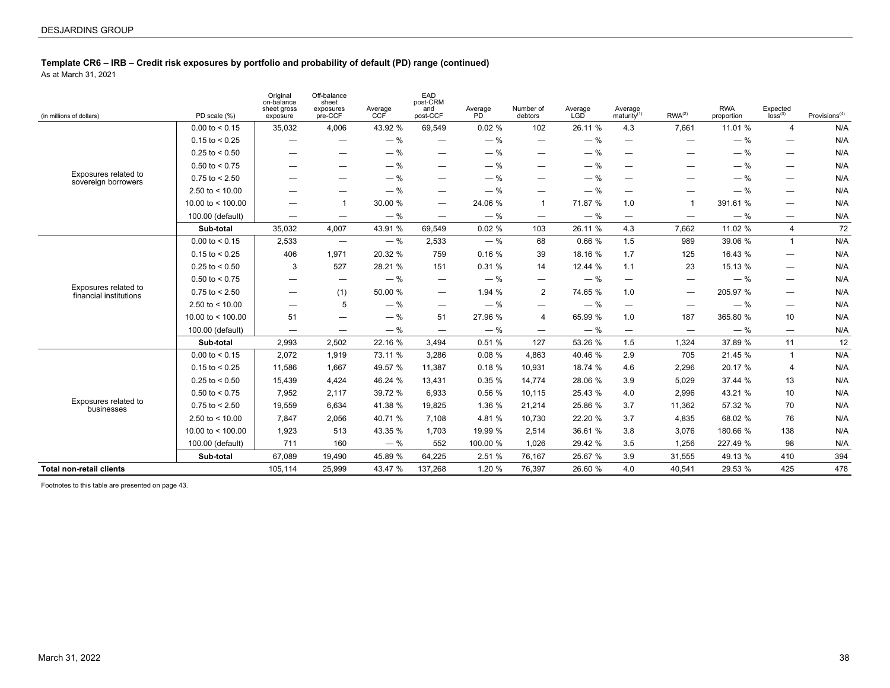### Template CR6 – IRB – Credit risk exposures by portfolio and probability of default (PD) range (continued)

As at March 31, 2021

| (in millions of dollars) | PD scale (%) | Original on-balance sheet gross exposure | Off-balance sheet exposures pre-CCF | Average CCF | EAD post-CRM and post-CCF | Average PD | Number of debtors | Average LGD | Average maturity(1) | RWA(2) | RWA proportion | Expected loss(3) | Provisions(4) |
|---|---|---|---|---|---|---|---|---|---|---|---|---|---|
| Exposures related to sovereign borrowers | 0.00 to < 0.15 | 35,032 | 4,006 | 43.92 % | 69,549 | 0.02 % | 102 | 26.11 % | 4.3 | 7,661 | 11.01 % | 4 | N/A |
| | 0.15 to < 0.25 | — | — | — % | — | — % | — | — % | — | — | — % | — | N/A |
| | 0.25 to < 0.50 | — | — | — % | — | — % | — | — % | — | — | — % | — | N/A |
| | 0.50 to < 0.75 | — | — | — % | — | — % | — | — % | — | — | — % | — | N/A |
| | 0.75 to < 2.50 | — | — | — % | — | — % | — | — % | — | — | — % | — | N/A |
| | 2.50 to < 10.00 | — | — | — % | — | — % | — | — % | — | — | — % | — | N/A |
| | 10.00 to < 100.00 | — | 1 | 30.00 % | — | 24.06 % | 1 | 71.87 % | 1.0 | 1 | 391.61 % | — | N/A |
| | 100.00 (default) | — | — | — % | — | — % | — | — % | — | — | — % | — | N/A |
| | **Sub-total** | 35,032 | 4,007 | 43.91 % | 69,549 | 0.02 % | 103 | 26.11 % | 4.3 | 7,662 | 11.02 % | 4 | 72 |
| Exposures related to financial institutions | 0.00 to < 0.15 | 2,533 | — | — % | 2,533 | — % | 68 | 0.66 % | 1.5 | 989 | 39.06 % | 1 | N/A |
| | 0.15 to < 0.25 | 406 | 1,971 | 20.32 % | 759 | 0.16 % | 39 | 18.16 % | 1.7 | 125 | 16.43 % | — | N/A |
| | 0.25 to < 0.50 | 3 | 527 | 28.21 % | 151 | 0.31 % | 14 | 12.44 % | 1.1 | 23 | 15.13 % | — | N/A |
| | 0.50 to < 0.75 | — | — | — % | — | — % | — | — % | — | — | — % | — | N/A |
| | 0.75 to < 2.50 | — | (1) | 50.00 % | — | 1.94 % | 2 | 74.65 % | 1.0 | — | 205.97 % | — | N/A |
| | 2.50 to < 10.00 | — | 5 | — % | — | — % | — | — % | — | — | — % | — | N/A |
| | 10.00 to < 100.00 | 51 | — | — % | 51 | 27.96 % | 4 | 65.99 % | 1.0 | 187 | 365.80 % | 10 | N/A |
| | 100.00 (default) | — | — | — % | — | — % | — | — % | — | — | — % | — | N/A |
| | **Sub-total** | 2,993 | 2,502 | 22.16 % | 3,494 | 0.51 % | 127 | 53.26 % | 1.5 | 1,324 | 37.89 % | 11 | 12 |
| Exposures related to businesses | 0.00 to < 0.15 | 2,072 | 1,919 | 73.11 % | 3,286 | 0.08 % | 4,863 | 40.46 % | 2.9 | 705 | 21.45 % | 1 | N/A |
| | 0.15 to < 0.25 | 11,586 | 1,667 | 49.57 % | 11,387 | 0.18 % | 10,931 | 18.74 % | 4.6 | 2,296 | 20.17 % | 4 | N/A |
| | 0.25 to < 0.50 | 15,439 | 4,424 | 46.24 % | 13,431 | 0.35 % | 14,774 | 28.06 % | 3.9 | 5,029 | 37.44 % | 13 | N/A |
| | 0.50 to < 0.75 | 7,952 | 2,117 | 39.72 % | 6,933 | 0.56 % | 10,115 | 25.43 % | 4.0 | 2,996 | 43.21 % | 10 | N/A |
| | 0.75 to < 2.50 | 19,559 | 6,634 | 41.38 % | 19,825 | 1.36 % | 21,214 | 25.86 % | 3.7 | 11,362 | 57.32 % | 70 | N/A |
| | 2.50 to < 10.00 | 7,847 | 2,056 | 40.71 % | 7,108 | 4.81 % | 10,730 | 22.20 % | 3.7 | 4,835 | 68.02 % | 76 | N/A |
| | 10.00 to < 100.00 | 1,923 | 513 | 43.35 % | 1,703 | 19.99 % | 2,514 | 36.61 % | 3.8 | 3,076 | 180.66 % | 138 | N/A |
| | 100.00 (default) | 711 | 160 | — % | 552 | 100.00 % | 1,026 | 29.42 % | 3.5 | 1,256 | 227.49 % | 98 | N/A |
| | **Sub-total** | 67,089 | 19,490 | 45.89 % | 64,225 | 2.51 % | 76,167 | 25.67 % | 3.9 | 31,555 | 49.13 % | 410 | 394 |
| **Total non-retail clients** | | 105,114 | 25,999 | 43.47 % | 137,268 | 1.20 % | 76,397 | 26.60 % | 4.0 | 40,541 | 29.53 % | 425 | 478 |

Footnotes to this table are presented on page 43.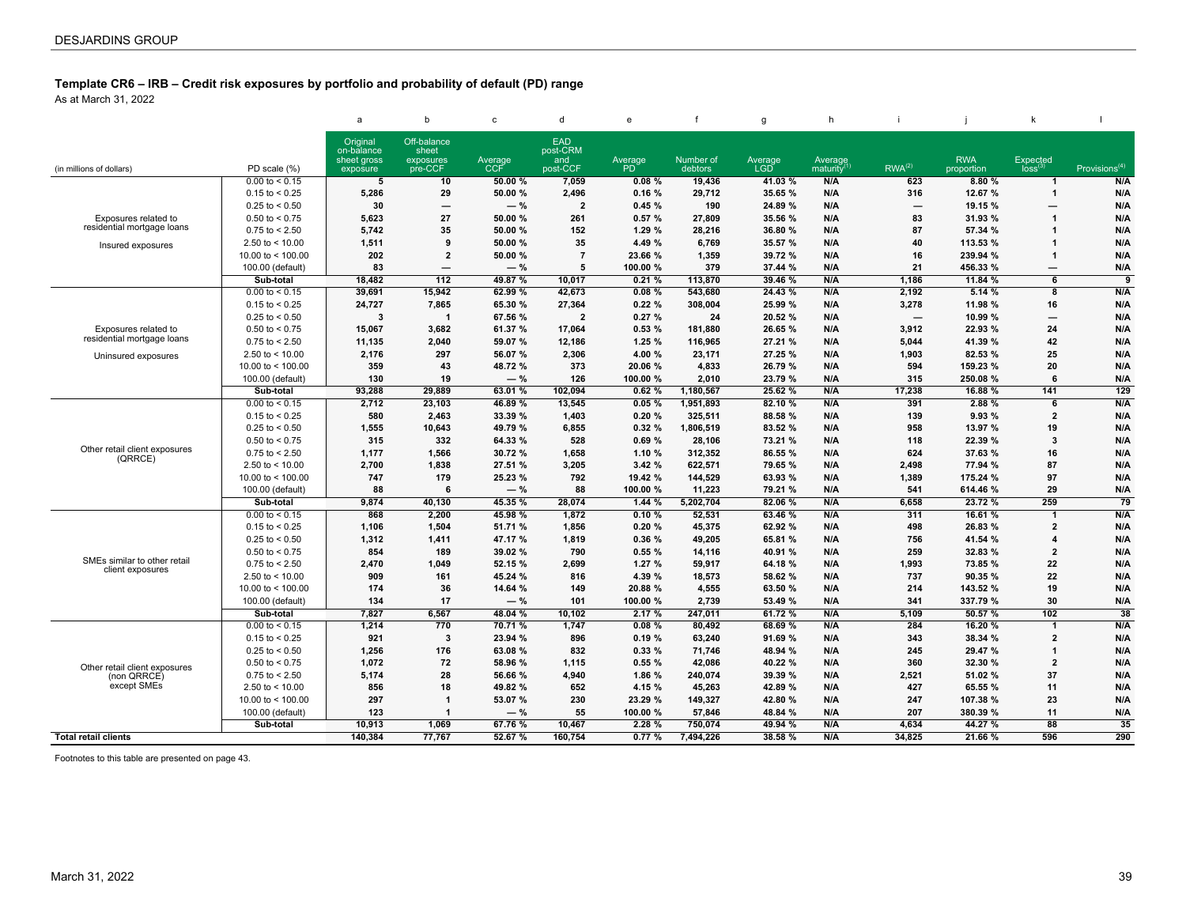### Template CR6 – IRB – Credit risk exposures by portfolio and probability of default (PD) range

As at March 31, 2022

| | | a | b | c | d | e | f | g | h | i | j | k | l |
|---|---|---|---|---|---|---|---|---|---|---|---|---|---|
| (in millions of dollars) | PD scale (%) | Original on-balance sheet gross exposure | Off-balance sheet exposures pre-CCF | Average CCF | EAD post-CRM and post-CCF | Average PD | Number of debtors | Average LGD | Average maturity[1] | RWA[2] | RWA proportion | Expected loss[3] | Provisions[4] |
| Exposures related to residential mortgage loans<br>Insured exposures | 0.00 to < 0.15 | 5 | 10 | 50.00 % | 7,059 | 0.08 % | 19,436 | 41.03 % | N/A | 623 | 8.80 % | 1 | N/A |
| | 0.15 to < 0.25 | 5,286 | 29 | 50.00 % | 2,496 | 0.16 % | 29,712 | 35.65 % | N/A | 316 | 12.67 % | 1 | N/A |
| | 0.25 to < 0.50 | 30 | — | — % | 2 | 0.45 % | 190 | 24.89 % | N/A | — | 19.15 % | — | N/A |
| | 0.50 to < 0.75 | 5,623 | 27 | 50.00 % | 261 | 0.57 % | 27,809 | 35.56 % | N/A | 83 | 31.93 % | 1 | N/A |
| | 0.75 to < 2.50 | 5,742 | 35 | 50.00 % | 152 | 1.29 % | 28,216 | 36.80 % | N/A | 87 | 57.34 % | 1 | N/A |
| | 2.50 to < 10.00 | 1,511 | 9 | 50.00 % | 35 | 4.49 % | 6,769 | 35.57 % | N/A | 40 | 113.53 % | 1 | N/A |
| | 10.00 to < 100.00 | 202 | 2 | 50.00 % | 7 | 23.66 % | 1,359 | 39.72 % | N/A | 16 | 239.94 % | 1 | N/A |
| | 100.00 (default) | 83 | — | — % | 5 | 100.00 % | 379 | 37.44 % | N/A | 21 | 456.33 % | — | N/A |
| | Sub-total | 18,482 | 112 | 49.87 % | 10,017 | 0.21 % | 113,870 | 39.46 % | N/A | 1,186 | 11.84 % | 6 | 9 |
| Exposures related to residential mortgage loans<br>Uninsured exposures | 0.00 to < 0.15 | 39,691 | 15,942 | 62.99 % | 42,673 | 0.08 % | 543,680 | 24.43 % | N/A | 2,192 | 5.14 % | 8 | N/A |
| | 0.15 to < 0.25 | 24,727 | 7,865 | 65.30 % | 27,364 | 0.22 % | 308,004 | 25.99 % | N/A | 3,278 | 11.98 % | 16 | N/A |
| | 0.25 to < 0.50 | 3 | 1 | 67.56 % | 2 | 0.27 % | 24 | 20.52 % | N/A | — | 10.99 % | — | N/A |
| | 0.50 to < 0.75 | 15,067 | 3,682 | 61.37 % | 17,064 | 0.53 % | 181,880 | 26.65 % | N/A | 3,912 | 22.93 % | 24 | N/A |
| | 0.75 to < 2.50 | 11,135 | 2,040 | 59.07 % | 12,186 | 1.25 % | 116,965 | 27.21 % | N/A | 5,044 | 41.39 % | 42 | N/A |
| | 2.50 to < 10.00 | 2,176 | 297 | 56.07 % | 2,306 | 4.00 % | 23,171 | 27.25 % | N/A | 1,903 | 82.53 % | 25 | N/A |
| | 10.00 to < 100.00 | 359 | 43 | 48.72 % | 373 | 20.06 % | 4,833 | 26.79 % | N/A | 594 | 159.23 % | 20 | N/A |
| | 100.00 (default) | 130 | 19 | — % | 126 | 100.00 % | 2,010 | 23.79 % | N/A | 315 | 250.08 % | 6 | N/A |
| | Sub-total | 93,288 | 29,889 | 63.01 % | 102,094 | 0.62 % | 1,180,567 | 25.62 % | N/A | 17,238 | 16.88 % | 141 | 129 |
| Other retail client exposures (QRRCE) | 0.00 to < 0.15 | 2,712 | 23,103 | 46.89 % | 13,545 | 0.05 % | 1,951,893 | 82.10 % | N/A | 391 | 2.88 % | 6 | N/A |
| | 0.15 to < 0.25 | 580 | 2,463 | 33.39 % | 1,403 | 0.20 % | 325,511 | 88.58 % | N/A | 139 | 9.93 % | 2 | N/A |
| | 0.25 to < 0.50 | 1,555 | 10,643 | 49.79 % | 6,855 | 0.32 % | 1,806,519 | 83.52 % | N/A | 958 | 13.97 % | 19 | N/A |
| | 0.50 to < 0.75 | 315 | 332 | 64.33 % | 528 | 0.69 % | 28,106 | 73.21 % | N/A | 118 | 22.39 % | 3 | N/A |
| | 0.75 to < 2.50 | 1,177 | 1,566 | 30.72 % | 1,658 | 1.10 % | 312,352 | 86.55 % | N/A | 624 | 37.63 % | 16 | N/A |
| | 2.50 to < 10.00 | 2,700 | 1,838 | 27.51 % | 3,205 | 3.42 % | 622,571 | 79.65 % | N/A | 2,498 | 77.94 % | 87 | N/A |
| | 10.00 to < 100.00 | 747 | 179 | 25.23 % | 792 | 19.42 % | 144,529 | 63.93 % | N/A | 1,389 | 175.24 % | 97 | N/A |
| | 100.00 (default) | 88 | 6 | — % | 88 | 100.00 % | 11,223 | 79.21 % | N/A | 541 | 614.46 % | 29 | N/A |
| | Sub-total | 9,874 | 40,130 | 45.35 % | 28,074 | 1.44 % | 5,202,704 | 82.06 % | N/A | 6,658 | 23.72 % | 259 | 79 |
| SMEs similar to other retail client exposures | 0.00 to < 0.15 | 868 | 2,200 | 45.98 % | 1,872 | 0.10 % | 52,531 | 63.46 % | N/A | 311 | 16.61 % | 1 | N/A |
| | 0.15 to < 0.25 | 1,106 | 1,504 | 51.71 % | 1,856 | 0.20 % | 45,375 | 62.92 % | N/A | 498 | 26.83 % | 2 | N/A |
| | 0.25 to < 0.50 | 1,312 | 1,411 | 47.17 % | 1,819 | 0.36 % | 49,205 | 65.81 % | N/A | 756 | 41.54 % | 4 | N/A |
| | 0.50 to < 0.75 | 854 | 189 | 39.02 % | 790 | 0.55 % | 14,116 | 40.91 % | N/A | 259 | 32.83 % | 2 | N/A |
| | 0.75 to < 2.50 | 2,470 | 1,049 | 52.15 % | 2,699 | 1.27 % | 59,917 | 64.18 % | N/A | 1,993 | 73.85 % | 22 | N/A |
| | 2.50 to < 10.00 | 909 | 161 | 45.24 % | 816 | 4.39 % | 18,573 | 58.62 % | N/A | 737 | 90.35 % | 22 | N/A |
| | 10.00 to < 100.00 | 174 | 36 | 14.64 % | 149 | 20.88 % | 4,555 | 63.50 % | N/A | 214 | 143.52 % | 19 | N/A |
| | 100.00 (default) | 134 | 17 | — % | 101 | 100.00 % | 2,739 | 53.49 % | N/A | 341 | 337.79 % | 30 | N/A |
| | Sub-total | 7,827 | 6,567 | 48.04 % | 10,102 | 2.17 % | 247,011 | 61.72 % | N/A | 5,109 | 50.57 % | 102 | 38 |
| Other retail client exposures (non QRRCE) except SMEs | 0.00 to < 0.15 | 1,214 | 770 | 70.71 % | 1,747 | 0.08 % | 80,492 | 68.69 % | N/A | 284 | 16.20 % | 1 | N/A |
| | 0.15 to < 0.25 | 921 | 3 | 23.94 % | 896 | 0.19 % | 63,240 | 91.69 % | N/A | 343 | 38.34 % | 2 | N/A |
| | 0.25 to < 0.50 | 1,256 | 176 | 63.08 % | 832 | 0.33 % | 71,746 | 48.94 % | N/A | 245 | 29.47 % | 1 | N/A |
| | 0.50 to < 0.75 | 1,072 | 72 | 58.96 % | 1,115 | 0.55 % | 42,086 | 40.22 % | N/A | 360 | 32.30 % | 2 | N/A |
| | 0.75 to < 2.50 | 5,174 | 28 | 56.66 % | 4,940 | 1.86 % | 240,074 | 39.39 % | N/A | 2,521 | 51.02 % | 37 | N/A |
| | 2.50 to < 10.00 | 856 | 18 | 49.82 % | 652 | 4.15 % | 45,263 | 42.89 % | N/A | 427 | 65.55 % | 11 | N/A |
| | 10.00 to < 100.00 | 297 | 1 | 53.07 % | 230 | 23.29 % | 149,327 | 42.80 % | N/A | 247 | 107.38 % | 23 | N/A |
| | 100.00 (default) | 123 | 1 | — % | 55 | 100.00 % | 57,846 | 48.84 % | N/A | 207 | 380.39 % | 11 | N/A |
| | Sub-total | 10,913 | 1,069 | 67.76 % | 10,467 | 2.28 % | 750,074 | 49.94 % | N/A | 4,634 | 44.27 % | 88 | 35 |
| **Total retail clients** | | 140,384 | 77,767 | 52.67 % | 160,754 | 0.77 % | 7,494,226 | 38.58 % | N/A | 34,825 | 21.66 % | 596 | 290 |

Footnotes to this table are presented on page 43.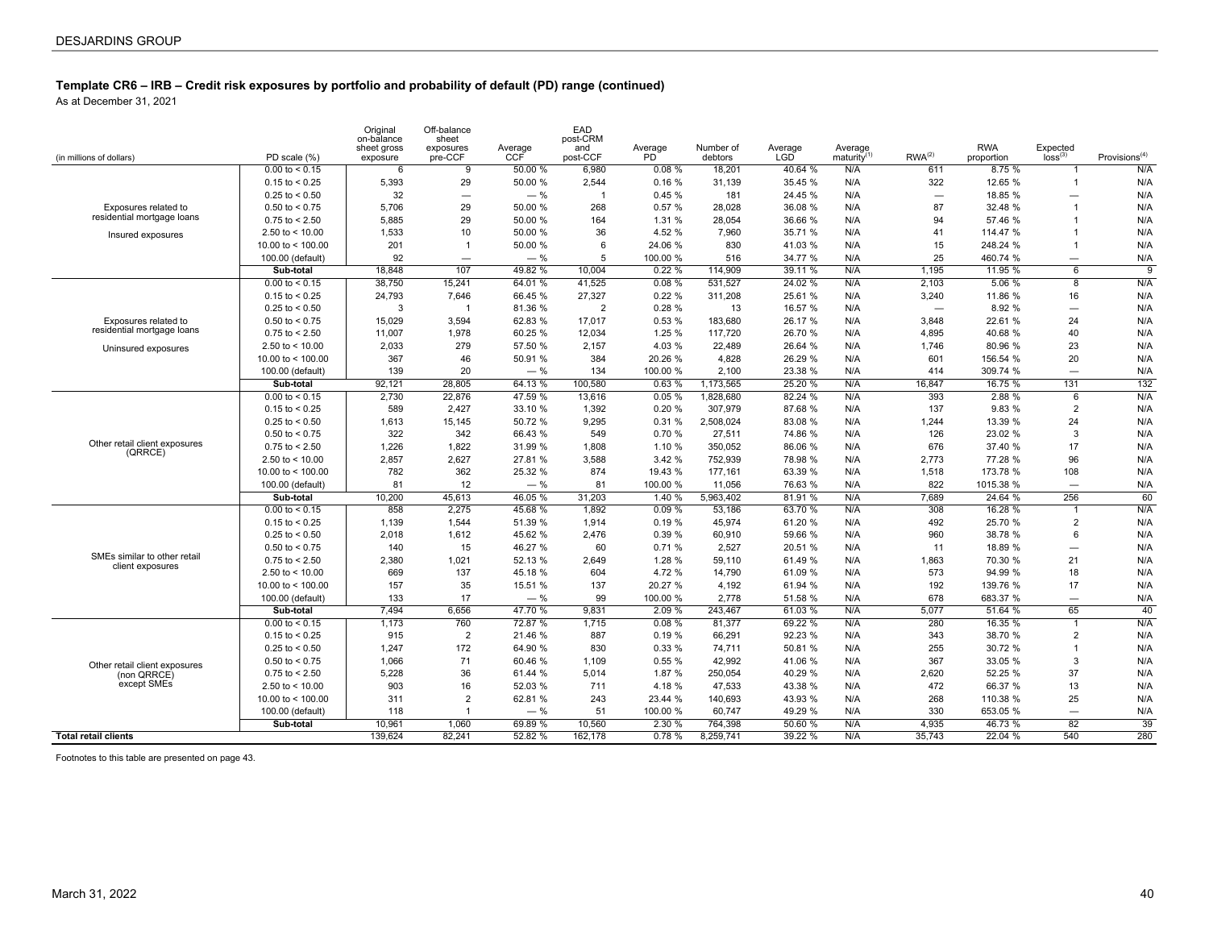## Template CR6 – IRB – Credit risk exposures by portfolio and probability of default (PD) range (continued)

As at December 31, 2021

| (in millions of dollars) | PD scale (%) | Original on-balance sheet gross exposure | Off-balance sheet exposures pre-CCF | Average CCF | EAD post-CRM and post-CCF | Average PD | Number of debtors | Average LGD | Average maturity[1] | RWA[2] | RWA proportion | Expected loss[3] | Provisions[4] |
|---|---|---|---|---|---|---|---|---|---|---|---|---|---|
| Exposures related to residential mortgage loans<br>Insured exposures | 0.00 to < 0.15 | 6 | 9 | 50.00 % | 6,980 | 0.08 % | 18,201 | 40.64 % | N/A | 611 | 8.75 % | 1 | N/A |
| | 0.15 to < 0.25 | 5,393 | 29 | 50.00 % | 2,544 | 0.16 % | 31,139 | 35.45 % | N/A | 322 | 12.65 % | 1 | N/A |
| | 0.25 to < 0.50 | 32 | — | — % | 1 | 0.45 % | 181 | 24.45 % | N/A | — | 18.85 % | — | N/A |
| | 0.50 to < 0.75 | 5,706 | 29 | 50.00 % | 268 | 0.57 % | 28,028 | 36.08 % | N/A | 87 | 32.48 % | 1 | N/A |
| | 0.75 to < 2.50 | 5,885 | 29 | 50.00 % | 164 | 1.31 % | 28,054 | 36.66 % | N/A | 94 | 57.46 % | 1 | N/A |
| | 2.50 to < 10.00 | 1,533 | 10 | 50.00 % | 36 | 4.52 % | 7,960 | 35.71 % | N/A | 41 | 114.47 % | 1 | N/A |
| | 10.00 to < 100.00 | 201 | 1 | 50.00 % | 6 | 24.06 % | 830 | 41.03 % | N/A | 15 | 248.24 % | 1 | N/A |
| | 100.00 (default) | 92 | — | — % | 5 | 100.00 % | 516 | 34.77 % | N/A | 25 | 460.74 % | — | N/A |
| | **Sub-total** | 18,848 | 107 | 49.82 % | 10,004 | 0.22 % | 114,909 | 39.11 % | N/A | 1,195 | 11.95 % | 6 | 9 |
| Exposures related to residential mortgage loans<br>Uninsured exposures | 0.00 to < 0.15 | 38,750 | 15,241 | 64.01 % | 41,525 | 0.08 % | 531,527 | 24.02 % | N/A | 2,103 | 5.06 % | 8 | N/A |
| | 0.15 to < 0.25 | 24,793 | 7,646 | 66.45 % | 27,327 | 0.22 % | 311,208 | 25.61 % | N/A | 3,240 | 11.86 % | 16 | N/A |
| | 0.25 to < 0.50 | 3 | 1 | 81.36 % | 2 | 0.28 % | 13 | 16.57 % | N/A | — | 8.92 % | — | N/A |
| | 0.50 to < 0.75 | 15,029 | 3,594 | 62.83 % | 17,017 | 0.53 % | 183,680 | 26.17 % | N/A | 3,848 | 22.61 % | 24 | N/A |
| | 0.75 to < 2.50 | 11,007 | 1,978 | 60.25 % | 12,034 | 1.25 % | 117,720 | 26.70 % | N/A | 4,895 | 40.68 % | 40 | N/A |
| | 2.50 to < 10.00 | 2,033 | 279 | 57.50 % | 2,157 | 4.03 % | 22,489 | 26.64 % | N/A | 1,746 | 80.96 % | 23 | N/A |
| | 10.00 to < 100.00 | 367 | 46 | 50.91 % | 384 | 20.26 % | 4,828 | 26.29 % | N/A | 601 | 156.54 % | 20 | N/A |
| | 100.00 (default) | 139 | 20 | — % | 134 | 100.00 % | 2,100 | 23.38 % | N/A | 414 | 309.74 % | — | N/A |
| | **Sub-total** | 92,121 | 28,805 | 64.13 % | 100,580 | 0.63 % | 1,173,565 | 25.20 % | N/A | 16,847 | 16.75 % | 131 | 132 |
| Other retail client exposures (QRRCE) | 0.00 to < 0.15 | 2,730 | 22,876 | 47.59 % | 13,616 | 0.05 % | 1,828,680 | 82.24 % | N/A | 393 | 2.88 % | 6 | N/A |
| | 0.15 to < 0.25 | 589 | 2,427 | 33.10 % | 1,392 | 0.20 % | 307,979 | 87.68 % | N/A | 137 | 9.83 % | 2 | N/A |
| | 0.25 to < 0.50 | 1,613 | 15,145 | 50.72 % | 9,295 | 0.31 % | 2,508,024 | 83.08 % | N/A | 1,244 | 13.39 % | 24 | N/A |
| | 0.50 to < 0.75 | 322 | 342 | 66.43 % | 549 | 0.70 % | 27,511 | 74.86 % | N/A | 126 | 23.02 % | 3 | N/A |
| | 0.75 to < 2.50 | 1,226 | 1,822 | 31.99 % | 1,808 | 1.10 % | 350,052 | 86.06 % | N/A | 676 | 37.40 % | 17 | N/A |
| | 2.50 to < 10.00 | 2,857 | 2,627 | 27.81 % | 3,588 | 3.42 % | 752,939 | 78.98 % | N/A | 2,773 | 77.28 % | 96 | N/A |
| | 10.00 to < 100.00 | 782 | 362 | 25.32 % | 874 | 19.43 % | 177,161 | 63.39 % | N/A | 1,518 | 173.78 % | 108 | N/A |
| | 100.00 (default) | 81 | 12 | — % | 81 | 100.00 % | 11,056 | 76.63 % | N/A | 822 | 1015.38 % | — | N/A |
| | **Sub-total** | 10,200 | 45,613 | 46.05 % | 31,203 | 1.40 % | 5,963,402 | 81.91 % | N/A | 7,689 | 24.64 % | 256 | 60 |
| SMEs similar to other retail client exposures | 0.00 to < 0.15 | 858 | 2,275 | 45.68 % | 1,892 | 0.09 % | 53,186 | 63.70 % | N/A | 308 | 16.28 % | 1 | N/A |
| | 0.15 to < 0.25 | 1,139 | 1,544 | 51.39 % | 1,914 | 0.19 % | 45,974 | 61.20 % | N/A | 492 | 25.70 % | 2 | N/A |
| | 0.25 to < 0.50 | 2,018 | 1,612 | 45.62 % | 2,476 | 0.39 % | 60,910 | 59.66 % | N/A | 960 | 38.78 % | 6 | N/A |
| | 0.50 to < 0.75 | 140 | 15 | 46.27 % | 60 | 0.71 % | 2,527 | 20.51 % | N/A | 11 | 18.89 % | — | N/A |
| | 0.75 to < 2.50 | 2,380 | 1,021 | 52.13 % | 2,649 | 1.28 % | 59,110 | 61.49 % | N/A | 1,863 | 70.30 % | 21 | N/A |
| | 2.50 to < 10.00 | 669 | 137 | 45.18 % | 604 | 4.72 % | 14,790 | 61.09 % | N/A | 573 | 94.99 % | 18 | N/A |
| | 10.00 to < 100.00 | 157 | 35 | 15.51 % | 137 | 20.27 % | 4,192 | 61.94 % | N/A | 192 | 139.76 % | 17 | N/A |
| | 100.00 (default) | 133 | 17 | — % | 99 | 100.00 % | 2,778 | 51.58 % | N/A | 678 | 683.37 % | — | N/A |
| | **Sub-total** | 7,494 | 6,656 | 47.70 % | 9,831 | 2.09 % | 243,467 | 61.03 % | N/A | 5,077 | 51.64 % | 65 | 40 |
| Other retail client exposures (non QRRCE) except SMEs | 0.00 to < 0.15 | 1,173 | 760 | 72.87 % | 1,715 | 0.08 % | 81,377 | 69.22 % | N/A | 280 | 16.35 % | 1 | N/A |
| | 0.15 to < 0.25 | 915 | 2 | 21.46 % | 887 | 0.19 % | 66,291 | 92.23 % | N/A | 343 | 38.70 % | 2 | N/A |
| | 0.25 to < 0.50 | 1,247 | 172 | 64.90 % | 830 | 0.33 % | 74,711 | 50.81 % | N/A | 255 | 30.72 % | 1 | N/A |
| | 0.50 to < 0.75 | 1,066 | 71 | 60.46 % | 1,109 | 0.55 % | 42,992 | 41.06 % | N/A | 367 | 33.05 % | 3 | N/A |
| | 0.75 to < 2.50 | 5,228 | 36 | 61.44 % | 5,014 | 1.87 % | 250,054 | 40.29 % | N/A | 2,620 | 52.25 % | 37 | N/A |
| | 2.50 to < 10.00 | 903 | 16 | 52.03 % | 711 | 4.18 % | 47,533 | 43.38 % | N/A | 472 | 66.37 % | 13 | N/A |
| | 10.00 to < 100.00 | 311 | 2 | 62.81 % | 243 | 23.44 % | 140,693 | 43.93 % | N/A | 268 | 110.38 % | 25 | N/A |
| | 100.00 (default) | 118 | 1 | — % | 51 | 100.00 % | 60,747 | 49.29 % | N/A | 330 | 653.05 % | — | N/A |
| | **Sub-total** | 10,961 | 1,060 | 69.89 % | 10,560 | 2.30 % | 764,398 | 50.60 % | N/A | 4,935 | 46.73 % | 82 | 39 |
| **Total retail clients** | | 139,624 | 82,241 | 52.82 % | 162,178 | 0.78 % | 8,259,741 | 39.22 % | N/A | 35,743 | 22.04 % | 540 | 280 |

Footnotes to this table are presented on page 43.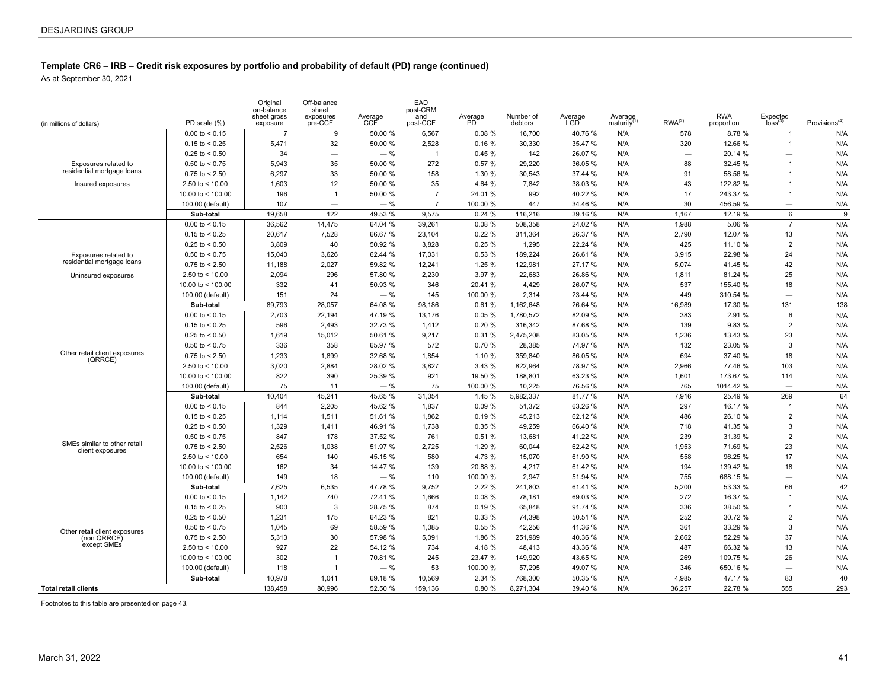### Template CR6 – IRB – Credit risk exposures by portfolio and probability of default (PD) range (continued)

As at September 30, 2021

| (in millions of dollars) | PD scale (%) | Original on-balance sheet gross exposure | Off-balance sheet exposures pre-CCF | Average CCF | EAD post-CRM and post-CCF | Average PD | Number of debtors | Average LGD | Average maturity[1] | RWA[2] | RWA proportion | Expected loss[3] | Provisions[4] |
|---|---|---|---|---|---|---|---|---|---|---|---|---|---|
| Exposures related to residential mortgage loans<br>Insured exposures | 0.00 to < 0.15 | 7 | 9 | 50.00 % | 6,567 | 0.08 % | 16,700 | 40.76 % | N/A | 578 | 8.78 % | 1 | N/A |
| | 0.15 to < 0.25 | 5,471 | 32 | 50.00 % | 2,528 | 0.16 % | 30,330 | 35.47 % | N/A | 320 | 12.66 % | 1 | N/A |
| | 0.25 to < 0.50 | 34 | — | — % | 1 | 0.45 % | 142 | 26.07 % | N/A | — | 20.14 % | — | N/A |
| | 0.50 to < 0.75 | 5,943 | 35 | 50.00 % | 272 | 0.57 % | 29,220 | 36.05 % | N/A | 88 | 32.45 % | 1 | N/A |
| | 0.75 to < 2.50 | 6,297 | 33 | 50.00 % | 158 | 1.30 % | 30,543 | 37.44 % | N/A | 91 | 58.56 % | 1 | N/A |
| | 2.50 to < 10.00 | 1,603 | 12 | 50.00 % | 35 | 4.64 % | 7,842 | 38.03 % | N/A | 43 | 122.82 % | 1 | N/A |
| | 10.00 to < 100.00 | 196 | 1 | 50.00 % | 7 | 24.01 % | 992 | 40.22 % | N/A | 17 | 243.37 % | 1 | N/A |
| | 100.00 (default) | 107 | — | — % | 7 | 100.00 % | 447 | 34.46 % | N/A | 30 | 456.59 % | — | N/A |
| | **Sub-total** | 19,658 | 122 | 49.53 % | 9,575 | 0.24 % | 116,216 | 39.16 % | N/A | 1,167 | 12.19 % | 6 | 9 |
| Exposures related to residential mortgage loans<br>Uninsured exposures | 0.00 to < 0.15 | 36,562 | 14,475 | 64.04 % | 39,261 | 0.08 % | 508,358 | 24.02 % | N/A | 1,988 | 5.06 % | 7 | N/A |
| | 0.15 to < 0.25 | 20,617 | 7,528 | 66.67 % | 23,104 | 0.22 % | 311,364 | 26.37 % | N/A | 2,790 | 12.07 % | 13 | N/A |
| | 0.25 to < 0.50 | 3,809 | 40 | 50.92 % | 3,828 | 0.25 % | 1,295 | 22.24 % | N/A | 425 | 11.10 % | 2 | N/A |
| | 0.50 to < 0.75 | 15,040 | 3,626 | 62.44 % | 17,031 | 0.53 % | 189,224 | 26.61 % | N/A | 3,915 | 22.98 % | 24 | N/A |
| | 0.75 to < 2.50 | 11,188 | 2,027 | 59.82 % | 12,241 | 1.25 % | 122,981 | 27.17 % | N/A | 5,074 | 41.45 % | 42 | N/A |
| | 2.50 to < 10.00 | 2,094 | 296 | 57.80 % | 2,230 | 3.97 % | 22,683 | 26.86 % | N/A | 1,811 | 81.24 % | 25 | N/A |
| | 10.00 to < 100.00 | 332 | 41 | 50.93 % | 346 | 20.41 % | 4,429 | 26.07 % | N/A | 537 | 155.40 % | 18 | N/A |
| | 100.00 (default) | 151 | 24 | — % | 145 | 100.00 % | 2,314 | 23.44 % | N/A | 449 | 310.54 % | — | N/A |
| | **Sub-total** | 89,793 | 28,057 | 64.08 % | 98,186 | 0.61 % | 1,162,648 | 26.64 % | N/A | 16,989 | 17.30 % | 131 | 138 |
| Other retail client exposures (QRRCE) | 0.00 to < 0.15 | 2,703 | 22,194 | 47.19 % | 13,176 | 0.05 % | 1,780,572 | 82.09 % | N/A | 383 | 2.91 % | 6 | N/A |
| | 0.15 to < 0.25 | 596 | 2,493 | 32.73 % | 1,412 | 0.20 % | 316,342 | 87.68 % | N/A | 139 | 9.83 % | 2 | N/A |
| | 0.25 to < 0.50 | 1,619 | 15,012 | 50.61 % | 9,217 | 0.31 % | 2,475,208 | 83.05 % | N/A | 1,236 | 13.43 % | 23 | N/A |
| | 0.50 to < 0.75 | 336 | 358 | 65.97 % | 572 | 0.70 % | 28,385 | 74.97 % | N/A | 132 | 23.05 % | 3 | N/A |
| | 0.75 to < 2.50 | 1,233 | 1,899 | 32.68 % | 1,854 | 1.10 % | 359,840 | 86.05 % | N/A | 694 | 37.40 % | 18 | N/A |
| | 2.50 to < 10.00 | 3,020 | 2,884 | 28.02 % | 3,827 | 3.43 % | 822,964 | 78.97 % | N/A | 2,966 | 77.46 % | 103 | N/A |
| | 10.00 to < 100.00 | 822 | 390 | 25.39 % | 921 | 19.50 % | 188,801 | 63.23 % | N/A | 1,601 | 173.67 % | 114 | N/A |
| | 100.00 (default) | 75 | 11 | — % | 75 | 100.00 % | 10,225 | 76.56 % | N/A | 765 | 1014.42 % | — | N/A |
| | **Sub-total** | 10,404 | 45,241 | 45.65 % | 31,054 | 1.45 % | 5,982,337 | 81.77 % | N/A | 7,916 | 25.49 % | 269 | 64 |
| SMEs similar to other retail client exposures | 0.00 to < 0.15 | 844 | 2,205 | 45.62 % | 1,837 | 0.09 % | 51,372 | 63.26 % | N/A | 297 | 16.17 % | 1 | N/A |
| | 0.15 to < 0.25 | 1,114 | 1,511 | 51.61 % | 1,862 | 0.19 % | 45,213 | 62.12 % | N/A | 486 | 26.10 % | 2 | N/A |
| | 0.25 to < 0.50 | 1,329 | 1,411 | 46.91 % | 1,738 | 0.35 % | 49,259 | 66.40 % | N/A | 718 | 41.35 % | 3 | N/A |
| | 0.50 to < 0.75 | 847 | 178 | 37.52 % | 761 | 0.51 % | 13,681 | 41.22 % | N/A | 239 | 31.39 % | 2 | N/A |
| | 0.75 to < 2.50 | 2,526 | 1,038 | 51.97 % | 2,725 | 1.29 % | 60,044 | 62.42 % | N/A | 1,953 | 71.69 % | 23 | N/A |
| | 2.50 to < 10.00 | 654 | 140 | 45.15 % | 580 | 4.73 % | 15,070 | 61.90 % | N/A | 558 | 96.25 % | 17 | N/A |
| | 10.00 to < 100.00 | 162 | 34 | 14.47 % | 139 | 20.88 % | 4,217 | 61.42 % | N/A | 194 | 139.42 % | 18 | N/A |
| | 100.00 (default) | 149 | 18 | — % | 110 | 100.00 % | 2,947 | 51.94 % | N/A | 755 | 688.15 % | — | N/A |
| | **Sub-total** | 7,625 | 6,535 | 47.78 % | 9,752 | 2.22 % | 241,803 | 61.41 % | N/A | 5,200 | 53.33 % | 66 | 42 |
| Other retail client exposures (non QRRCE) except SMEs | 0.00 to < 0.15 | 1,142 | 740 | 72.41 % | 1,666 | 0.08 % | 78,181 | 69.03 % | N/A | 272 | 16.37 % | 1 | N/A |
| | 0.15 to < 0.25 | 900 | 3 | 28.75 % | 874 | 0.19 % | 65,848 | 91.74 % | N/A | 336 | 38.50 % | 1 | N/A |
| | 0.25 to < 0.50 | 1,231 | 175 | 64.23 % | 821 | 0.33 % | 74,398 | 50.51 % | N/A | 252 | 30.72 % | 2 | N/A |
| | 0.50 to < 0.75 | 1,045 | 69 | 58.59 % | 1,085 | 0.55 % | 42,256 | 41.36 % | N/A | 361 | 33.29 % | 3 | N/A |
| | 0.75 to < 2.50 | 5,313 | 30 | 57.98 % | 5,091 | 1.86 % | 251,989 | 40.36 % | N/A | 2,662 | 52.29 % | 37 | N/A |
| | 2.50 to < 10.00 | 927 | 22 | 54.12 % | 734 | 4.18 % | 48,413 | 43.36 % | N/A | 487 | 66.32 % | 13 | N/A |
| | 10.00 to < 100.00 | 302 | 1 | 70.81 % | 245 | 23.47 % | 149,920 | 43.65 % | N/A | 269 | 109.75 % | 26 | N/A |
| | 100.00 (default) | 118 | 1 | — % | 53 | 100.00 % | 57,295 | 49.07 % | N/A | 346 | 650.16 % | — | N/A |
| | **Sub-total** | 10,978 | 1,041 | 69.18 % | 10,569 | 2.34 % | 768,300 | 50.35 % | N/A | 4,985 | 47.17 % | 83 | 40 |
| **Total retail clients** | | 138,458 | 80,996 | 52.50 % | 159,136 | 0.80 % | 8,271,304 | 39.40 % | N/A | 36,257 | 22.78 % | 555 | 293 |

Footnotes to this table are presented on page 43.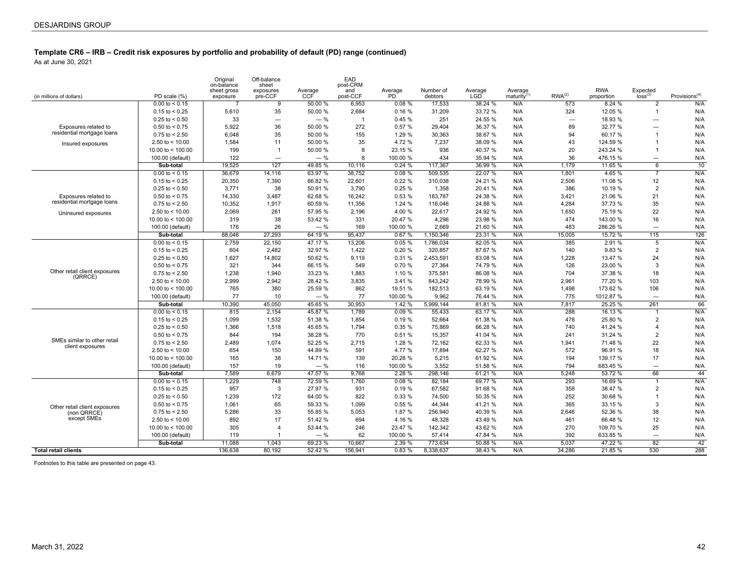## Template CR6 – IRB – Credit risk exposures by portfolio and probability of default (PD) range (continued)

As at June 30, 2021

| (in millions of dollars) | PD scale (%) | Original on-balance sheet gross exposure | Off-balance sheet exposures pre-CCF | Average CCF | EAD post-CRM and post-CCF | Average PD | Number of debtors | Average LGD | Average maturity[1] | RWA[2] | RWA proportion | Expected loss[3] | Provisions[4] |
|---|---|---|---|---|---|---|---|---|---|---|---|---|---|
| Exposures related to residential mortgage loans<br>Insured exposures | 0.00 to < 0.15 | 7 | 9 | 50.00 % | 6,953 | 0.08 % | 17,533 | 38.24 % | N/A | 573 | 8.24 % | 2 | N/A |
| | 0.15 to < 0.25 | 5,610 | 35 | 50.00 % | 2,684 | 0.16 % | 31,209 | 33.72 % | N/A | 324 | 12.05 % | 1 | N/A |
| | 0.25 to < 0.50 | 33 | — | — % | 1 | 0.45 % | 251 | 24.55 % | N/A | — | 18.93 % | — | N/A |
| | 0.50 to < 0.75 | 5,922 | 36 | 50.00 % | 272 | 0.57 % | 29,404 | 36.37 % | N/A | 89 | 32.77 % | — | N/A |
| | 0.75 to < 2.50 | 6,048 | 35 | 50.00 % | 155 | 1.29 % | 30,363 | 38.67 % | N/A | 94 | 60.17 % | 1 | N/A |
| | 2.50 to < 10.00 | 1,584 | 11 | 50.00 % | 35 | 4.72 % | 7,237 | 38.09 % | N/A | 43 | 124.59 % | 1 | N/A |
| | 10.00 to < 100.00 | 199 | 1 | 50.00 % | 8 | 23.15 % | 936 | 40.37 % | N/A | 20 | 243.24 % | 1 | N/A |
| | 100.00 (default) | 122 | — | — % | 8 | 100.00 % | 434 | 35.94 % | N/A | 36 | 476.15 % | — | N/A |
| | **Sub-total** | 19,525 | 127 | 49.85 % | 10,116 | 0.24 % | 117,367 | 36.99 % | N/A | 1,179 | 11.65 % | 6 | 10 |
| Exposures related to residential mortgage loans<br>Uninsured exposures | 0.00 to < 0.15 | 36,679 | 14,116 | 63.97 % | 38,752 | 0.08 % | 509,535 | 22.07 % | N/A | 1,801 | 4.65 % | 7 | N/A |
| | 0.15 to < 0.25 | 20,350 | 7,390 | 66.82 % | 22,601 | 0.22 % | 310,038 | 24.21 % | N/A | 2,506 | 11.08 % | 12 | N/A |
| | 0.25 to < 0.50 | 3,771 | 38 | 50.91 % | 3,790 | 0.25 % | 1,358 | 20.41 % | N/A | 386 | 10.19 % | 2 | N/A |
| | 0.50 to < 0.75 | 14,330 | 3,487 | 62.68 % | 16,242 | 0.53 % | 183,787 | 24.38 % | N/A | 3,421 | 21.06 % | 21 | N/A |
| | 0.75 to < 2.50 | 10,352 | 1,917 | 60.59 % | 11,356 | 1.24 % | 116,046 | 24.88 % | N/A | 4,284 | 37.73 % | 35 | N/A |
| | 2.50 to < 10.00 | 2,069 | 281 | 57.95 % | 2,196 | 4.00 % | 22,617 | 24.92 % | N/A | 1,650 | 75.19 % | 22 | N/A |
| | 10.00 to < 100.00 | 319 | 38 | 53.42 % | 331 | 20.47 % | 4,296 | 23.98 % | N/A | 474 | 143.00 % | 16 | N/A |
| | 100.00 (default) | 176 | 26 | — % | 169 | 100.00 % | 2,669 | 21.60 % | N/A | 483 | 286.26 % | — | N/A |
| | **Sub-total** | 88,046 | 27,293 | 64.19 % | 95,437 | 0.67 % | 1,150,346 | 23.31 % | N/A | 15,005 | 15.72 % | 115 | 126 |
| Other retail client exposures (QRRCE) | 0.00 to < 0.15 | 2,759 | 22,150 | 47.17 % | 13,206 | 0.05 % | 1,786,034 | 82.05 % | N/A | 385 | 2.91 % | 5 | N/A |
| | 0.15 to < 0.25 | 604 | 2,482 | 32.97 % | 1,422 | 0.20 % | 320,857 | 87.67 % | N/A | 140 | 9.83 % | 2 | N/A |
| | 0.25 to < 0.50 | 1,627 | 14,802 | 50.62 % | 9,119 | 0.31 % | 2,453,591 | 83.08 % | N/A | 1,228 | 13.47 % | 24 | N/A |
| | 0.50 to < 0.75 | 321 | 344 | 66.15 % | 549 | 0.70 % | 27,364 | 74.79 % | N/A | 126 | 23.00 % | 3 | N/A |
| | 0.75 to < 2.50 | 1,238 | 1,940 | 33.23 % | 1,883 | 1.10 % | 375,581 | 86.08 % | N/A | 704 | 37.38 % | 18 | N/A |
| | 2.50 to < 10.00 | 2,999 | 2,942 | 28.42 % | 3,835 | 3.41 % | 843,242 | 78.99 % | N/A | 2,961 | 77.20 % | 103 | N/A |
| | 10.00 to < 100.00 | 765 | 380 | 25.59 % | 862 | 19.51 % | 182,513 | 63.19 % | N/A | 1,498 | 173.62 % | 106 | N/A |
| | 100.00 (default) | 77 | 10 | — % | 77 | 100.00 % | 9,962 | 76.44 % | N/A | 775 | 1012.87 % | — | N/A |
| | **Sub-total** | 10,390 | 45,050 | 45.65 % | 30,953 | 1.42 % | 5,999,144 | 81.81 % | N/A | 7,817 | 25.25 % | 261 | 66 |
| SMEs similar to other retail client exposures | 0.00 to < 0.15 | 815 | 2,154 | 45.87 % | 1,789 | 0.09 % | 55,433 | 63.17 % | N/A | 288 | 16.13 % | 1 | N/A |
| | 0.15 to < 0.25 | 1,099 | 1,532 | 51.38 % | 1,854 | 0.19 % | 52,664 | 61.38 % | N/A | 478 | 25.80 % | 2 | N/A |
| | 0.25 to < 0.50 | 1,366 | 1,518 | 45.65 % | 1,794 | 0.35 % | 75,869 | 66.28 % | N/A | 740 | 41.24 % | 4 | N/A |
| | 0.50 to < 0.75 | 844 | 194 | 38.28 % | 770 | 0.51 % | 15,357 | 41.04 % | N/A | 241 | 31.24 % | 2 | N/A |
| | 0.75 to < 2.50 | 2,489 | 1,074 | 52.25 % | 2,715 | 1.28 % | 72,162 | 62.33 % | N/A | 1,941 | 71.48 % | 22 | N/A |
| | 2.50 to < 10.00 | 654 | 150 | 44.89 % | 591 | 4.77 % | 17,894 | 62.27 % | N/A | 572 | 96.91 % | 18 | N/A |
| | 10.00 to < 100.00 | 165 | 38 | 14.71 % | 139 | 20.28 % | 5,215 | 61.92 % | N/A | 194 | 139.17 % | 17 | N/A |
| | 100.00 (default) | 157 | 19 | — % | 116 | 100.00 % | 3,552 | 51.58 % | N/A | 794 | 683.45 % | — | N/A |
| | **Sub-total** | 7,589 | 6,679 | 47.57 % | 9,768 | 2.28 % | 298,146 | 61.21 % | N/A | 5,248 | 53.72 % | 66 | 44 |
| Other retail client exposures (non QRRCE) except SMEs | 0.00 to < 0.15 | 1,229 | 748 | 72.59 % | 1,760 | 0.08 % | 82,184 | 69.77 % | N/A | 293 | 16.69 % | 1 | N/A |
| | 0.15 to < 0.25 | 957 | 3 | 27.97 % | 931 | 0.19 % | 67,582 | 91.68 % | N/A | 358 | 38.47 % | 2 | N/A |
| | 0.25 to < 0.50 | 1,239 | 172 | 64.00 % | 822 | 0.33 % | 74,500 | 50.35 % | N/A | 252 | 30.68 % | 1 | N/A |
| | 0.50 to < 0.75 | 1,061 | 65 | 59.33 % | 1,099 | 0.55 % | 44,344 | 41.21 % | N/A | 365 | 33.15 % | 3 | N/A |
| | 0.75 to < 2.50 | 5,286 | 33 | 55.85 % | 5,053 | 1.87 % | 256,940 | 40.39 % | N/A | 2,646 | 52.36 % | 38 | N/A |
| | 2.50 to < 10.00 | 892 | 17 | 51.42 % | 694 | 4.16 % | 48,328 | 43.49 % | N/A | 461 | 66.48 % | 12 | N/A |
| | 10.00 to < 100.00 | 305 | 4 | 53.44 % | 246 | 23.47 % | 142,342 | 43.62 % | N/A | 270 | 109.70 % | 25 | N/A |
| | 100.00 (default) | 119 | 1 | — % | 62 | 100.00 % | 57,414 | 47.84 % | N/A | 392 | 633.85 % | — | N/A |
| | **Sub-total** | 11,088 | 1,043 | 69.23 % | 10,667 | 2.39 % | 773,634 | 50.88 % | N/A | 5,037 | 47.22 % | 82 | 42 |
| **Total retail clients** | | 136,638 | 80,192 | 52.42 % | 156,941 | 0.83 % | 8,338,637 | 38.43 % | N/A | 34,286 | 21.85 % | 530 | 288 |

Footnotes to this table are presented on page 43.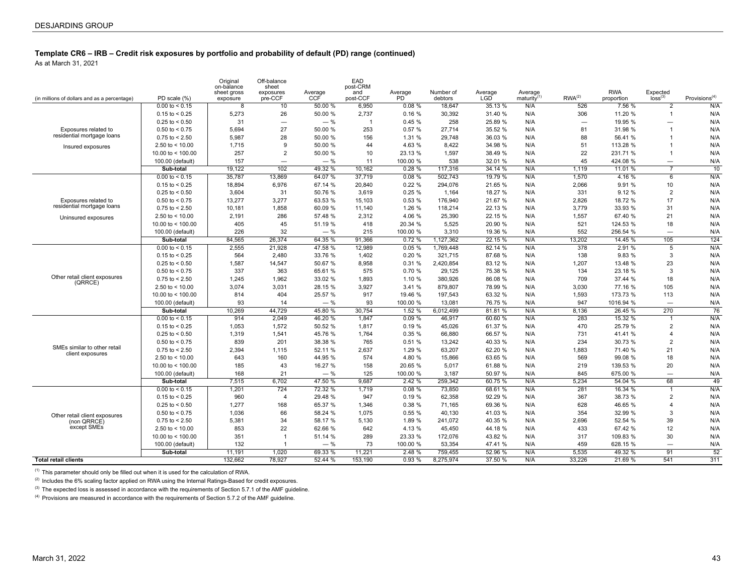## Template CR6 – IRB – Credit risk exposures by portfolio and probability of default (PD) range (continued)

As at March 31, 2021

| (in millions of dollars and as a percentage) | PD scale (%) | Original on-balance sheet gross exposure | Off-balance sheet exposures pre-CCF | Average CCF | EAD post-CRM and post-CCF | Average PD | Number of debtors | Average LGD | Average maturity[1] | RWA[2] | RWA proportion | Expected loss[3] | Provisions[4] |
|---|---|---|---|---|---|---|---|---|---|---|---|---|---|
| Exposures related to residential mortgage loans<br>Insured exposures | 0.00 to < 0.15 | 8 | 10 | 50.00 % | 6,950 | 0.08 % | 18,647 | 35.13 % | N/A | 526 | 7.56 % | 2 | N/A |
| | 0.15 to < 0.25 | 5,273 | 26 | 50.00 % | 2,737 | 0.16 % | 30,392 | 31.40 % | N/A | 306 | 11.20 % | 1 | N/A |
| | 0.25 to < 0.50 | 31 | — | — % | 1 | 0.45 % | 258 | 25.89 % | N/A | — | 19.95 % | — | N/A |
| | 0.50 to < 0.75 | 5,694 | 27 | 50.00 % | 253 | 0.57 % | 27,714 | 35.52 % | N/A | 81 | 31.98 % | 1 | N/A |
| | 0.75 to < 2.50 | 5,987 | 28 | 50.00 % | 156 | 1.31 % | 29,748 | 36.03 % | N/A | 88 | 56.41 % | 1 | N/A |
| | 2.50 to < 10.00 | 1,715 | 9 | 50.00 % | 44 | 4.63 % | 8,422 | 34.98 % | N/A | 51 | 113.28 % | 1 | N/A |
| | 10.00 to < 100.00 | 257 | 2 | 50.00 % | 10 | 23.13 % | 1,597 | 38.49 % | N/A | 22 | 231.71 % | 1 | N/A |
| | 100.00 (default) | 157 | — | — % | 11 | 100.00 % | 538 | 32.01 % | N/A | 45 | 424.08 % | — | N/A |
| | **Sub-total** | 19,122 | 102 | 49.32 % | 10,162 | 0.28 % | 117,316 | 34.14 % | N/A | 1,119 | 11.01 % | 7 | 10 |
| Exposures related to residential mortgage loans<br>Uninsured exposures | 0.00 to < 0.15 | 35,787 | 13,869 | 64.07 % | 37,719 | 0.08 % | 502,743 | 19.79 % | N/A | 1,570 | 4.16 % | 6 | N/A |
| | 0.15 to < 0.25 | 18,894 | 6,976 | 67.14 % | 20,840 | 0.22 % | 294,076 | 21.65 % | N/A | 2,066 | 9.91 % | 10 | N/A |
| | 0.25 to < 0.50 | 3,604 | 31 | 50.76 % | 3,619 | 0.25 % | 1,164 | 18.27 % | N/A | 331 | 9.12 % | 2 | N/A |
| | 0.50 to < 0.75 | 13,277 | 3,277 | 63.53 % | 15,103 | 0.53 % | 176,940 | 21.67 % | N/A | 2,826 | 18.72 % | 17 | N/A |
| | 0.75 to < 2.50 | 10,181 | 1,858 | 60.09 % | 11,140 | 1.26 % | 118,214 | 22.13 % | N/A | 3,779 | 33.93 % | 31 | N/A |
| | 2.50 to < 10.00 | 2,191 | 286 | 57.48 % | 2,312 | 4.06 % | 25,390 | 22.15 % | N/A | 1,557 | 67.40 % | 21 | N/A |
| | 10.00 to < 100.00 | 405 | 45 | 51.19 % | 418 | 20.34 % | 5,525 | 20.90 % | N/A | 521 | 124.53 % | 18 | N/A |
| | 100.00 (default) | 226 | 32 | — % | 215 | 100.00 % | 3,310 | 19.36 % | N/A | 552 | 256.54 % | — | N/A |
| | **Sub-total** | 84,565 | 26,374 | 64.35 % | 91,366 | 0.72 % | 1,127,362 | 22.15 % | N/A | 13,202 | 14.45 % | 105 | 124 |
| Other retail client exposures (QRRCE) | 0.00 to < 0.15 | 2,555 | 21,928 | 47.58 % | 12,989 | 0.05 % | 1,769,448 | 82.14 % | N/A | 378 | 2.91 % | 5 | N/A |
| | 0.15 to < 0.25 | 564 | 2,480 | 33.76 % | 1,402 | 0.20 % | 321,715 | 87.68 % | N/A | 138 | 9.83 % | 3 | N/A |
| | 0.25 to < 0.50 | 1,587 | 14,547 | 50.67 % | 8,958 | 0.31 % | 2,420,854 | 83.12 % | N/A | 1,207 | 13.48 % | 23 | N/A |
| | 0.50 to < 0.75 | 337 | 363 | 65.61 % | 575 | 0.70 % | 29,125 | 75.38 % | N/A | 134 | 23.18 % | 3 | N/A |
| | 0.75 to < 2.50 | 1,245 | 1,962 | 33.02 % | 1,893 | 1.10 % | 380,926 | 86.08 % | N/A | 709 | 37.44 % | 18 | N/A |
| | 2.50 to < 10.00 | 3,074 | 3,031 | 28.15 % | 3,927 | 3.41 % | 879,807 | 78.99 % | N/A | 3,030 | 77.16 % | 105 | N/A |
| | 10.00 to < 100.00 | 814 | 404 | 25.57 % | 917 | 19.46 % | 197,543 | 63.32 % | N/A | 1,593 | 173.73 % | 113 | N/A |
| | 100.00 (default) | 93 | 14 | — % | 93 | 100.00 % | 13,081 | 76.75 % | N/A | 947 | 1016.94 % | — | N/A |
| | **Sub-total** | 10,269 | 44,729 | 45.80 % | 30,754 | 1.52 % | 6,012,499 | 81.81 % | N/A | 8,136 | 26.45 % | 270 | 76 |
| SMEs similar to other retail client exposures | 0.00 to < 0.15 | 914 | 2,049 | 46.20 % | 1,847 | 0.09 % | 46,917 | 60.60 % | N/A | 283 | 15.32 % | 1 | N/A |
| | 0.15 to < 0.25 | 1,053 | 1,572 | 50.52 % | 1,817 | 0.19 % | 45,026 | 61.37 % | N/A | 470 | 25.79 % | 2 | N/A |
| | 0.25 to < 0.50 | 1,319 | 1,541 | 45.76 % | 1,764 | 0.35 % | 66,880 | 66.57 % | N/A | 731 | 41.41 % | 4 | N/A |
| | 0.50 to < 0.75 | 839 | 201 | 38.38 % | 765 | 0.51 % | 13,242 | 40.33 % | N/A | 234 | 30.73 % | 2 | N/A |
| | 0.75 to < 2.50 | 2,394 | 1,115 | 52.11 % | 2,637 | 1.29 % | 63,207 | 62.20 % | N/A | 1,883 | 71.40 % | 21 | N/A |
| | 2.50 to < 10.00 | 643 | 160 | 44.95 % | 574 | 4.80 % | 15,866 | 63.65 % | N/A | 569 | 99.08 % | 18 | N/A |
| | 10.00 to < 100.00 | 185 | 43 | 16.27 % | 158 | 20.65 % | 5,017 | 61.88 % | N/A | 219 | 139.53 % | 20 | N/A |
| | 100.00 (default) | 168 | 21 | — % | 125 | 100.00 % | 3,187 | 50.97 % | N/A | 845 | 675.00 % | — | N/A |
| | **Sub-total** | 7,515 | 6,702 | 47.50 % | 9,687 | 2.42 % | 259,342 | 60.75 % | N/A | 5,234 | 54.04 % | 68 | 49 |
| Other retail client exposures (non QRRCE) except SMEs | 0.00 to < 0.15 | 1,201 | 724 | 72.32 % | 1,719 | 0.08 % | 73,850 | 68.61 % | N/A | 281 | 16.34 % | 1 | N/A |
| | 0.15 to < 0.25 | 960 | 4 | 29.48 % | 947 | 0.19 % | 62,358 | 92.29 % | N/A | 367 | 38.73 % | 2 | N/A |
| | 0.25 to < 0.50 | 1,277 | 168 | 65.37 % | 1,346 | 0.38 % | 71,165 | 69.36 % | N/A | 628 | 46.65 % | 4 | N/A |
| | 0.50 to < 0.75 | 1,036 | 66 | 58.24 % | 1,075 | 0.55 % | 40,130 | 41.03 % | N/A | 354 | 32.99 % | 3 | N/A |
| | 0.75 to < 2.50 | 5,381 | 34 | 58.17 % | 5,130 | 1.89 % | 241,072 | 40.35 % | N/A | 2,696 | 52.54 % | 39 | N/A |
| | 2.50 to < 10.00 | 853 | 22 | 62.66 % | 642 | 4.13 % | 45,450 | 44.18 % | N/A | 433 | 67.42 % | 12 | N/A |
| | 10.00 to < 100.00 | 351 | 1 | 51.14 % | 289 | 23.33 % | 172,076 | 43.82 % | N/A | 317 | 109.83 % | 30 | N/A |
| | 100.00 (default) | 132 | 1 | — % | 73 | 100.00 % | 53,354 | 47.41 % | N/A | 459 | 628.15 % | — | N/A |
| | **Sub-total** | 11,191 | 1,020 | 69.33 % | 11,221 | 2.48 % | 759,455 | 52.96 % | N/A | 5,535 | 49.32 % | 91 | 52 |
| **Total retail clients** | | 132,662 | 78,927 | 52.44 % | 153,190 | 0.93 % | 8,275,974 | 37.50 % | N/A | 33,226 | 21.69 % | 541 | 311 |

(1) This parameter should only be filled out when it is used for the calculation of RWA.

(2) Includes the 6% scaling factor applied on RWA using the Internal Ratings-Based for credit exposures.

(3) The expected loss is assessed in accordance with the requirements of Section 5.7.1 of the AMF guideline.

(4) Provisions are measured in accordance with the requirements of Section 5.7.2 of the AMF guideline.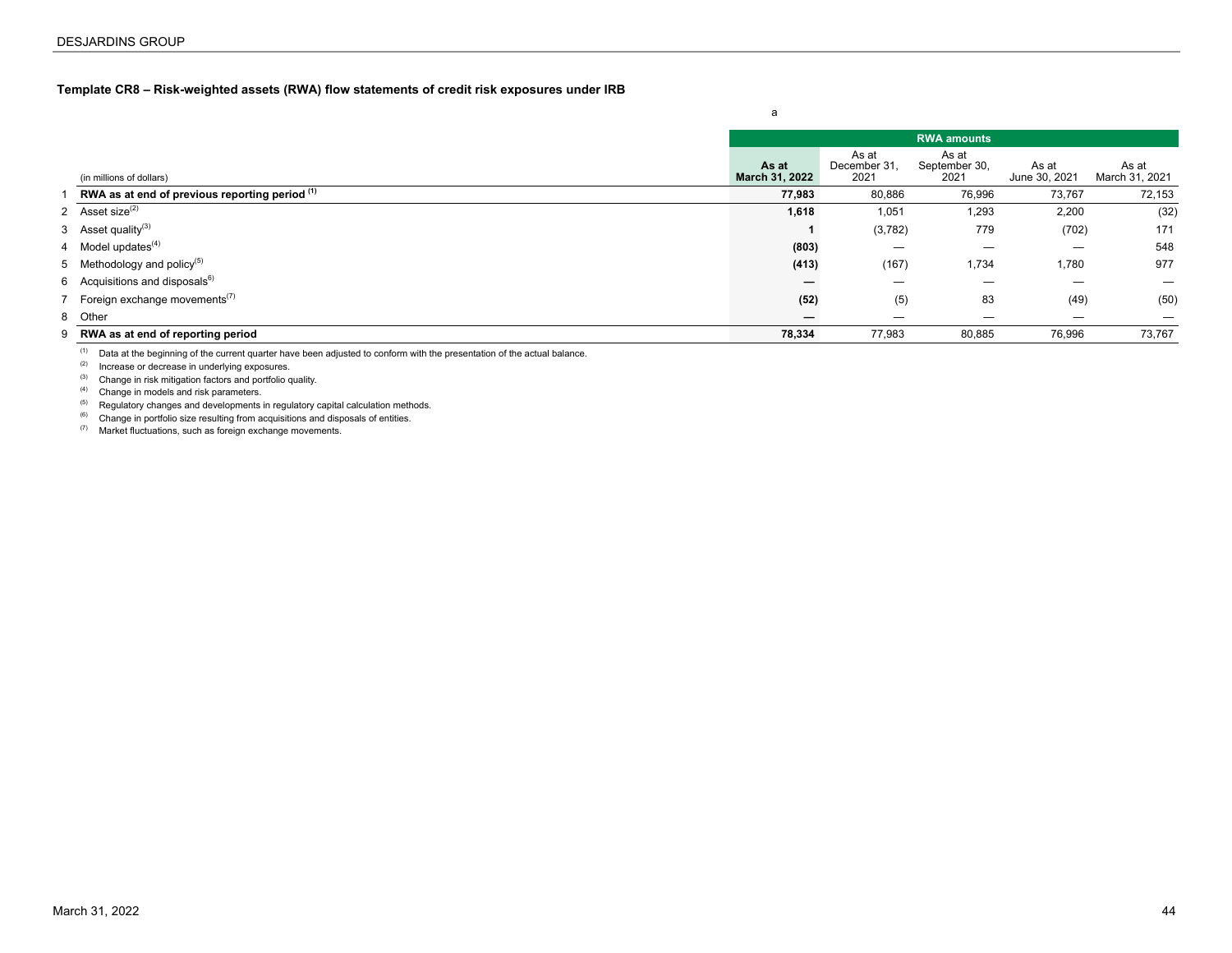### Template CR8 – Risk-weighted assets (RWA) flow statements of credit risk exposures under IRB

| | (in millions of dollars) | a | | | | |
|---|---|---|---|---|---|---|
| | | RWA amounts | | | | |
| | | **As at March 31, 2022** | As at December 31, 2021 | As at September 30, 2021 | As at June 30, 2021 | As at March 31, 2021 |
| 1 | **RWA as at end of previous reporting period** [(1)] | **77,983** | 80,886 | 76,996 | 73,767 | 72,153 |
| 2 | Asset size[(2)] | **1,618** | 1,051 | 1,293 | 2,200 | (32) |
| 3 | Asset quality[(3)] | **1** | (3,782) | 779 | (702) | 171 |
| 4 | Model updates[(4)] | **(803)** | — | — | — | 548 |
| 5 | Methodology and policy[(5)] | **(413)** | (167) | 1,734 | 1,780 | 977 |
| 6 | Acquisitions and disposals[6)] | **—** | — | — | — | — |
| 7 | Foreign exchange movements[(7)] | **(52)** | (5) | 83 | (49) | (50) |
| 8 | Other | **—** | — | — | — | — |
| 9 | **RWA as at end of reporting period** | **78,334** | 77,983 | 80,885 | 76,996 | 73,767 |

(1) Data at the beginning of the current quarter have been adjusted to conform with the presentation of the actual balance.
(2) Increase or decrease in underlying exposures.
(3) Change in risk mitigation factors and portfolio quality.
(4) Change in models and risk parameters.
(5) Regulatory changes and developments in regulatory capital calculation methods.
(6) Change in portfolio size resulting from acquisitions and disposals of entities.
(7) Market fluctuations, such as foreign exchange movements.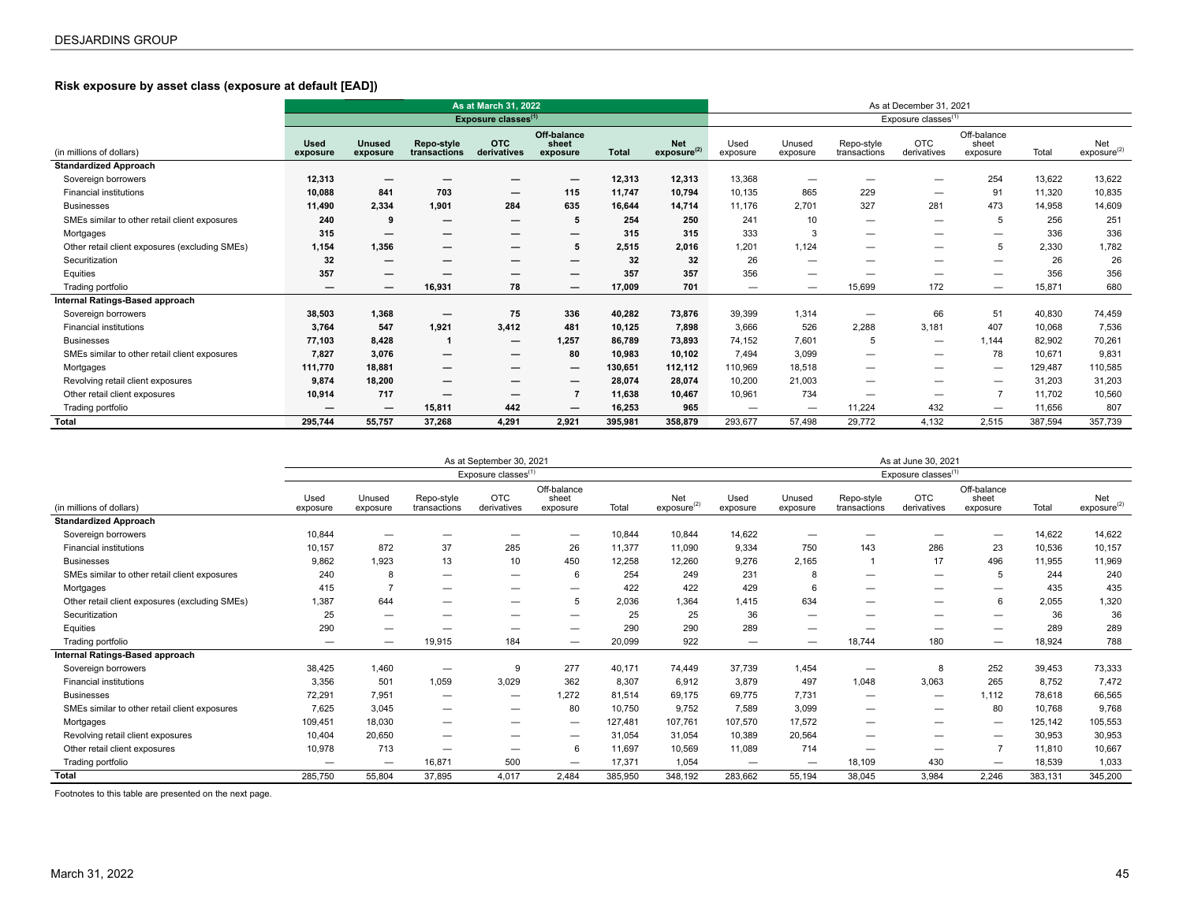### Risk exposure by asset class (exposure at default [EAD])

| (in millions of dollars) | As at March 31, 2022 | | | | | | | As at December 31, 2021 | | | | | | |
|---|---|---|---|---|---|---|---|---|---|---|---|---|---|---|
| | Exposure classes[1] | | | | | | | Exposure classes[1] | | | | | | |
| | Used exposure | Unused exposure | Repo-style transactions | OTC derivatives | Off-balance sheet exposure | Total | Net exposure[2] | Used exposure | Unused exposure | Repo-style transactions | OTC derivatives | Off-balance sheet exposure | Total | Net exposure[2] |
| **Standardized Approach** | | | | | | | | | | | | | | |
| Sovereign borrowers | **12,313** | **—** | **—** | **—** | **—** | **12,313** | **12,313** | 13,368 | — | — | — | 254 | 13,622 | 13,622 |
| Financial institutions | **10,088** | **841** | **703** | **—** | **115** | **11,747** | **10,794** | 10,135 | 865 | 229 | — | 91 | 11,320 | 10,835 |
| Businesses | **11,490** | **2,334** | **1,901** | **284** | **635** | **16,644** | **14,714** | 11,176 | 2,701 | 327 | 281 | 473 | 14,958 | 14,609 |
| SMEs similar to other retail client exposures | **240** | **9** | **—** | **—** | **5** | **254** | **250** | 241 | 10 | — | — | 5 | 256 | 251 |
| Mortgages | **315** | **—** | **—** | **—** | **—** | **315** | **315** | 333 | 3 | — | — | — | 336 | 336 |
| Other retail client exposures (excluding SMEs) | **1,154** | **1,356** | **—** | **—** | **5** | **2,515** | **2,016** | 1,201 | 1,124 | — | — | 5 | 2,330 | 1,782 |
| Securitization | **32** | **—** | **—** | **—** | **—** | **32** | **32** | 26 | — | — | — | — | 26 | 26 |
| Equities | **357** | **—** | **—** | **—** | **—** | **357** | **357** | 356 | — | — | — | — | 356 | 356 |
| Trading portfolio | **—** | **—** | **16,931** | **78** | **—** | **17,009** | **701** | — | — | 15,699 | 172 | — | 15,871 | 680 |
| **Internal Ratings-Based approach** | | | | | | | | | | | | | | |
| Sovereign borrowers | **38,503** | **1,368** | **—** | **75** | **336** | **40,282** | **73,876** | 39,399 | 1,314 | — | 66 | 51 | 40,830 | 74,459 |
| Financial institutions | **3,764** | **547** | **1,921** | **3,412** | **481** | **10,125** | **7,898** | 3,666 | 526 | 2,288 | 3,181 | 407 | 10,068 | 7,536 |
| Businesses | **77,103** | **8,428** | **1** | **—** | **1,257** | **86,789** | **73,893** | 74,152 | 7,601 | 5 | — | 1,144 | 82,902 | 70,261 |
| SMEs similar to other retail client exposures | **7,827** | **3,076** | **—** | **—** | **80** | **10,983** | **10,102** | 7,494 | 3,099 | — | — | 78 | 10,671 | 9,831 |
| Mortgages | **111,770** | **18,881** | **—** | **—** | **—** | **130,651** | **112,112** | 110,969 | 18,518 | — | — | — | 129,487 | 110,585 |
| Revolving retail client exposures | **9,874** | **18,200** | **—** | **—** | **—** | **28,074** | **28,074** | 10,200 | 21,003 | — | — | — | 31,203 | 31,203 |
| Other retail client exposures | **10,914** | **717** | **—** | **—** | **7** | **11,638** | **10,467** | 10,961 | 734 | — | — | 7 | 11,702 | 10,560 |
| Trading portfolio | **—** | **—** | **15,811** | **442** | **—** | **16,253** | **965** | — | — | 11,224 | 432 | — | 11,656 | 807 |
| **Total** | **295,744** | **55,757** | **37,268** | **4,291** | **2,921** | **395,981** | **358,879** | 293,677 | 57,498 | 29,772 | 4,132 | 2,515 | 387,594 | 357,739 |

| (in millions of dollars) | As at September 30, 2021 | | | | | | | As at June 30, 2021 | | | | | | |
|---|---|---|---|---|---|---|---|---|---|---|---|---|---|---|
| | Exposure classes[1] | | | | | | | Exposure classes[1] | | | | | | |
| | Used exposure | Unused exposure | Repo-style transactions | OTC derivatives | Off-balance sheet exposure | Total | Net exposure[2] | Used exposure | Unused exposure | Repo-style transactions | OTC derivatives | Off-balance sheet exposure | Total | Net exposure[2] |
| **Standardized Approach** | | | | | | | | | | | | | | |
| Sovereign borrowers | 10,844 | — | — | — | — | 10,844 | 10,844 | 14,622 | — | — | — | — | 14,622 | 14,622 |
| Financial institutions | 10,157 | 872 | 37 | 285 | 26 | 11,377 | 11,090 | 9,334 | 750 | 143 | 286 | 23 | 10,536 | 10,157 |
| Businesses | 9,862 | 1,923 | 13 | 10 | 450 | 12,258 | 12,260 | 9,276 | 2,165 | 1 | 17 | 496 | 11,955 | 11,969 |
| SMEs similar to other retail client exposures | 240 | 8 | — | — | 6 | 254 | 249 | 231 | 8 | — | — | 5 | 244 | 240 |
| Mortgages | 415 | 7 | — | — | — | 422 | 422 | 429 | 6 | — | — | — | 435 | 435 |
| Other retail client exposures (excluding SMEs) | 1,387 | 644 | — | — | 5 | 2,036 | 1,364 | 1,415 | 634 | — | — | 6 | 2,055 | 1,320 |
| Securitization | 25 | — | — | — | — | 25 | 25 | 36 | — | — | — | — | 36 | 36 |
| Equities | 290 | — | — | — | — | 290 | 290 | 289 | — | — | — | — | 289 | 289 |
| Trading portfolio | — | — | 19,915 | 184 | — | 20,099 | 922 | — | — | 18,744 | 180 | — | 18,924 | 788 |
| **Internal Ratings-Based approach** | | | | | | | | | | | | | | |
| Sovereign borrowers | 38,425 | 1,460 | — | 9 | 277 | 40,171 | 74,449 | 37,739 | 1,454 | — | 8 | 252 | 39,453 | 73,333 |
| Financial institutions | 3,356 | 501 | 1,059 | 3,029 | 362 | 8,307 | 6,912 | 3,879 | 497 | 1,048 | 3,063 | 265 | 8,752 | 7,472 |
| Businesses | 72,291 | 7,951 | — | — | 1,272 | 81,514 | 69,175 | 69,775 | 7,731 | — | — | 1,112 | 78,618 | 66,565 |
| SMEs similar to other retail client exposures | 7,625 | 3,045 | — | — | 80 | 10,750 | 9,752 | 7,589 | 3,099 | — | — | 80 | 10,768 | 9,768 |
| Mortgages | 109,451 | 18,030 | — | — | — | 127,481 | 107,761 | 107,570 | 17,572 | — | — | — | 125,142 | 105,553 |
| Revolving retail client exposures | 10,404 | 20,650 | — | — | — | 31,054 | 31,054 | 10,389 | 20,564 | — | — | — | 30,953 | 30,953 |
| Other retail client exposures | 10,978 | 713 | — | — | 6 | 11,697 | 10,569 | 11,089 | 714 | — | — | 7 | 11,810 | 10,667 |
| Trading portfolio | — | — | 16,871 | 500 | — | 17,371 | 1,054 | — | — | 18,109 | 430 | — | 18,539 | 1,033 |
| **Total** | 285,750 | 55,804 | 37,895 | 4,017 | 2,484 | 385,950 | 348,192 | 283,662 | 55,194 | 38,045 | 3,984 | 2,246 | 383,131 | 345,200 |

Footnotes to this table are presented on the next page.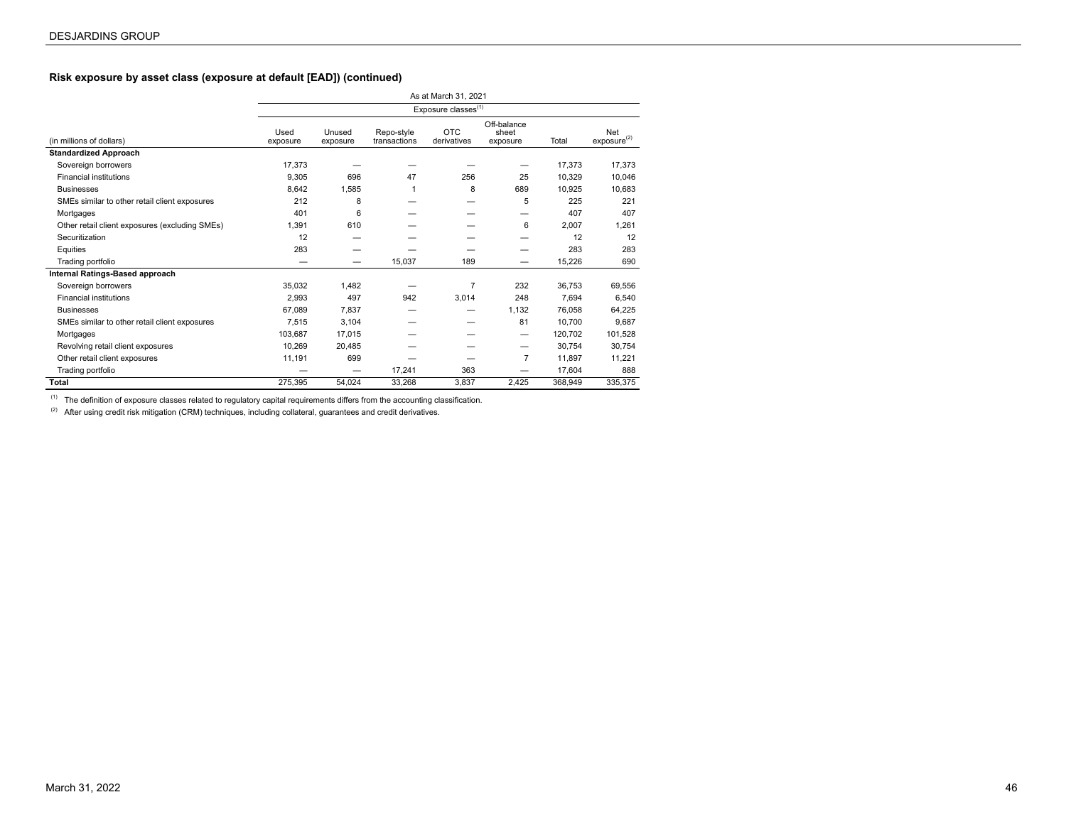### Risk exposure by asset class (exposure at default [EAD]) (continued)

| | As at March 31, 2021 | | | | | | |
|---|---|---|---|---|---|---|---|
| | Exposure classes[(1)] | | | | | | |
| (in millions of dollars) | Used exposure | Unused exposure | Repo-style transactions | OTC derivatives | Off-balance sheet exposure | Total | Net exposure[(2)] |
| **Standardized Approach** | | | | | | | |
| Sovereign borrowers | 17,373 | — | — | — | — | 17,373 | 17,373 |
| Financial institutions | 9,305 | 696 | 47 | 256 | 25 | 10,329 | 10,046 |
| Businesses | 8,642 | 1,585 | 1 | 8 | 689 | 10,925 | 10,683 |
| SMEs similar to other retail client exposures | 212 | 8 | — | — | 5 | 225 | 221 |
| Mortgages | 401 | 6 | — | — | — | 407 | 407 |
| Other retail client exposures (excluding SMEs) | 1,391 | 610 | — | — | 6 | 2,007 | 1,261 |
| Securitization | 12 | — | — | — | — | 12 | 12 |
| Equities | 283 | — | — | — | — | 283 | 283 |
| Trading portfolio | — | — | 15,037 | 189 | — | 15,226 | 690 |
| **Internal Ratings-Based approach** | | | | | | | |
| Sovereign borrowers | 35,032 | 1,482 | — | 7 | 232 | 36,753 | 69,556 |
| Financial institutions | 2,993 | 497 | 942 | 3,014 | 248 | 7,694 | 6,540 |
| Businesses | 67,089 | 7,837 | — | — | 1,132 | 76,058 | 64,225 |
| SMEs similar to other retail client exposures | 7,515 | 3,104 | — | — | 81 | 10,700 | 9,687 |
| Mortgages | 103,687 | 17,015 | — | — | — | 120,702 | 101,528 |
| Revolving retail client exposures | 10,269 | 20,485 | — | — | — | 30,754 | 30,754 |
| Other retail client exposures | 11,191 | 699 | — | — | 7 | 11,897 | 11,221 |
| Trading portfolio | — | — | 17,241 | 363 | — | 17,604 | 888 |
| **Total** | 275,395 | 54,024 | 33,268 | 3,837 | 2,425 | 368,949 | 335,375 |

(1) The definition of exposure classes related to regulatory capital requirements differs from the accounting classification.

(2) After using credit risk mitigation (CRM) techniques, including collateral, guarantees and credit derivatives.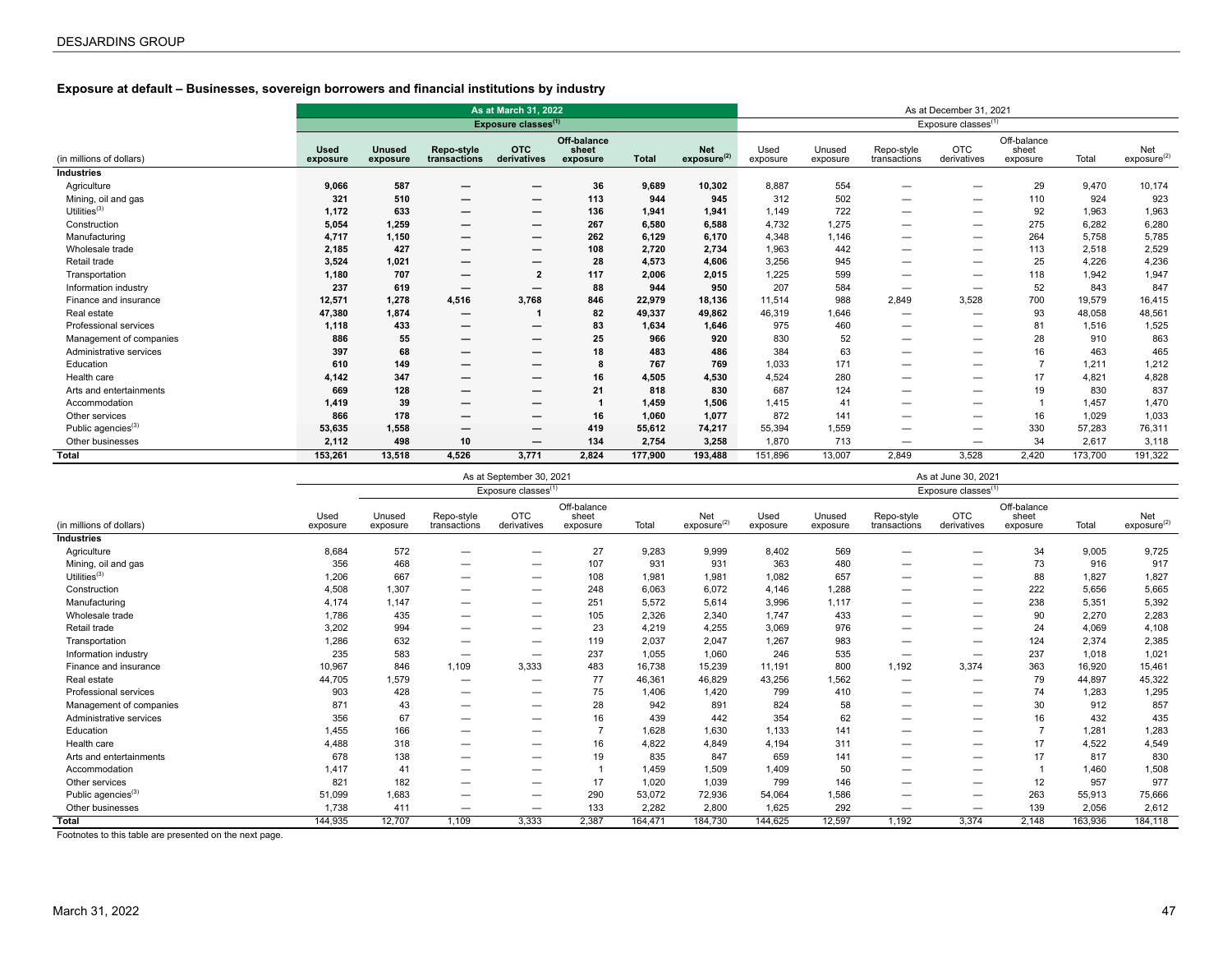### Exposure at default – Businesses, sovereign borrowers and financial institutions by industry

| (in millions of dollars) | As at March 31, 2022 | | | | | | | As at December 31, 2021 | | | | | | |
|---|---|---|---|---|---|---|---|---|---|---|---|---|---|---|
| | Exposure classes[(1)] | | | | | | | Exposure classes[(1)] | | | | | | |
| | **Used exposure** | **Unused exposure** | **Repo-style transactions** | **OTC derivatives** | **Off-balance sheet exposure** | **Total** | **Net exposure[(2)]** | Used exposure | Unused exposure | Repo-style transactions | OTC derivatives | Off-balance sheet exposure | Total | Net exposure[(2)] |
| **Industries** | | | | | | | | | | | | | | |
| Agriculture | **9,066** | **587** | **—** | **—** | **36** | **9,689** | **10,302** | 8,887 | 554 | — | — | 29 | 9,470 | 10,174 |
| Mining, oil and gas | **321** | **510** | **—** | **—** | **113** | **944** | **945** | 312 | 502 | — | — | 110 | 924 | 923 |
| Utilities[(3)] | **1,172** | **633** | **—** | **—** | **136** | **1,941** | **1,941** | 1,149 | 722 | — | — | 92 | 1,963 | 1,963 |
| Construction | **5,054** | **1,259** | **—** | **—** | **267** | **6,580** | **6,588** | 4,732 | 1,275 | — | — | 275 | 6,282 | 6,280 |
| Manufacturing | **4,717** | **1,150** | **—** | **—** | **262** | **6,129** | **6,170** | 4,348 | 1,146 | — | — | 264 | 5,758 | 5,785 |
| Wholesale trade | **2,185** | **427** | **—** | **—** | **108** | **2,720** | **2,734** | 1,963 | 442 | — | — | 113 | 2,518 | 2,529 |
| Retail trade | **3,524** | **1,021** | **—** | **—** | **28** | **4,573** | **4,606** | 3,256 | 945 | — | — | 25 | 4,226 | 4,236 |
| Transportation | **1,180** | **707** | **—** | **2** | **117** | **2,006** | **2,015** | 1,225 | 599 | — | — | 118 | 1,942 | 1,947 |
| Information industry | **237** | **619** | **—** | **—** | **88** | **944** | **950** | 207 | 584 | — | — | 52 | 843 | 847 |
| Finance and insurance | **12,571** | **1,278** | **4,516** | **3,768** | **846** | **22,979** | **18,136** | 11,514 | 988 | 2,849 | 3,528 | 700 | 19,579 | 16,415 |
| Real estate | **47,380** | **1,874** | **—** | **1** | **82** | **49,337** | **49,862** | 46,319 | 1,646 | — | — | 93 | 48,058 | 48,561 |
| Professional services | **1,118** | **433** | **—** | **—** | **83** | **1,634** | **1,646** | 975 | 460 | — | — | 81 | 1,516 | 1,525 |
| Management of companies | **886** | **55** | **—** | **—** | **25** | **966** | **920** | 830 | 52 | — | — | 28 | 910 | 863 |
| Administrative services | **397** | **68** | **—** | **—** | **18** | **483** | **486** | 384 | 63 | — | — | 16 | 463 | 465 |
| Education | **610** | **149** | **—** | **—** | **8** | **767** | **769** | 1,033 | 171 | — | — | 7 | 1,211 | 1,212 |
| Health care | **4,142** | **347** | **—** | **—** | **16** | **4,505** | **4,530** | 4,524 | 280 | — | — | 17 | 4,821 | 4,828 |
| Arts and entertainments | **669** | **128** | **—** | **—** | **21** | **818** | **830** | 687 | 124 | — | — | 19 | 830 | 837 |
| Accommodation | **1,419** | **39** | **—** | **—** | **1** | **1,459** | **1,506** | 1,415 | 41 | — | — | 1 | 1,457 | 1,470 |
| Other services | **866** | **178** | **—** | **—** | **16** | **1,060** | **1,077** | 872 | 141 | — | — | 16 | 1,029 | 1,033 |
| Public agencies[(3)] | **53,635** | **1,558** | **—** | **—** | **419** | **55,612** | **74,217** | 55,394 | 1,559 | — | — | 330 | 57,283 | 76,311 |
| Other businesses | **2,112** | **498** | **10** | **—** | **134** | **2,754** | **3,258** | 1,870 | 713 | — | — | 34 | 2,617 | 3,118 |
| **Total** | **153,261** | **13,518** | **4,526** | **3,771** | **2,824** | **177,900** | **193,488** | 151,896 | 13,007 | 2,849 | 3,528 | 2,420 | 173,700 | 191,322 |

| (in millions of dollars) | As at September 30, 2021 | | | | | | | As at June 30, 2021 | | | | | | |
|---|---|---|---|---|---|---|---|---|---|---|---|---|---|---|
| | Exposure classes[(1)] | | | | | | | Exposure classes[(1)] | | | | | | |
| | Used exposure | Unused exposure | Repo-style transactions | OTC derivatives | Off-balance sheet exposure | Total | Net exposure[(2)] | Used exposure | Unused exposure | Repo-style transactions | OTC derivatives | Off-balance sheet exposure | Total | Net exposure[(2)] |
| **Industries** | | | | | | | | | | | | | | |
| Agriculture | 8,684 | 572 | — | — | 27 | 9,283 | 9,999 | 8,402 | 569 | — | — | 34 | 9,005 | 9,725 |
| Mining, oil and gas | 356 | 468 | — | — | 107 | 931 | 931 | 363 | 480 | — | — | 73 | 916 | 917 |
| Utilities[(3)] | 1,206 | 667 | — | — | 108 | 1,981 | 1,981 | 1,082 | 657 | — | — | 88 | 1,827 | 1,827 |
| Construction | 4,508 | 1,307 | — | — | 248 | 6,063 | 6,072 | 4,146 | 1,288 | — | — | 222 | 5,656 | 5,665 |
| Manufacturing | 4,174 | 1,147 | — | — | 251 | 5,572 | 5,614 | 3,996 | 1,117 | — | — | 238 | 5,351 | 5,392 |
| Wholesale trade | 1,786 | 435 | — | — | 105 | 2,326 | 2,340 | 1,747 | 433 | — | — | 90 | 2,270 | 2,283 |
| Retail trade | 3,202 | 994 | — | — | 23 | 4,219 | 4,255 | 3,069 | 976 | — | — | 24 | 4,069 | 4,108 |
| Transportation | 1,286 | 632 | — | — | 119 | 2,037 | 2,047 | 1,267 | 983 | — | — | 124 | 2,374 | 2,385 |
| Information industry | 235 | 583 | — | — | 237 | 1,055 | 1,060 | 246 | 535 | — | — | 237 | 1,018 | 1,021 |
| Finance and insurance | 10,967 | 846 | 1,109 | 3,333 | 483 | 16,738 | 15,239 | 11,191 | 800 | 1,192 | 3,374 | 363 | 16,920 | 15,461 |
| Real estate | 44,705 | 1,579 | — | — | 77 | 46,361 | 46,829 | 43,256 | 1,562 | — | — | 79 | 44,897 | 45,322 |
| Professional services | 903 | 428 | — | — | 75 | 1,406 | 1,420 | 799 | 410 | — | — | 74 | 1,283 | 1,295 |
| Management of companies | 871 | 43 | — | — | 28 | 942 | 891 | 824 | 58 | — | — | 30 | 912 | 857 |
| Administrative services | 356 | 67 | — | — | 16 | 439 | 442 | 354 | 62 | — | — | 16 | 432 | 435 |
| Education | 1,455 | 166 | — | — | 7 | 1,628 | 1,630 | 1,133 | 141 | — | — | 7 | 1,281 | 1,283 |
| Health care | 4,488 | 318 | — | — | 16 | 4,822 | 4,849 | 4,194 | 311 | — | — | 17 | 4,522 | 4,549 |
| Arts and entertainments | 678 | 138 | — | — | 19 | 835 | 847 | 659 | 141 | — | — | 17 | 817 | 830 |
| Accommodation | 1,417 | 41 | — | — | 1 | 1,459 | 1,509 | 1,409 | 50 | — | — | 1 | 1,460 | 1,508 |
| Other services | 821 | 182 | — | — | 17 | 1,020 | 1,039 | 799 | 146 | — | — | 12 | 957 | 977 |
| Public agencies[(3)] | 51,099 | 1,683 | — | — | 290 | 53,072 | 72,936 | 54,064 | 1,586 | — | — | 263 | 55,913 | 75,666 |
| Other businesses | 1,738 | 411 | — | — | 133 | 2,282 | 2,800 | 1,625 | 292 | — | — | 139 | 2,056 | 2,612 |
| **Total** | 144,935 | 12,707 | 1,109 | 3,333 | 2,387 | 164,471 | 184,730 | 144,625 | 12,597 | 1,192 | 3,374 | 2,148 | 163,936 | 184,118 |

Footnotes to this table are presented on the next page.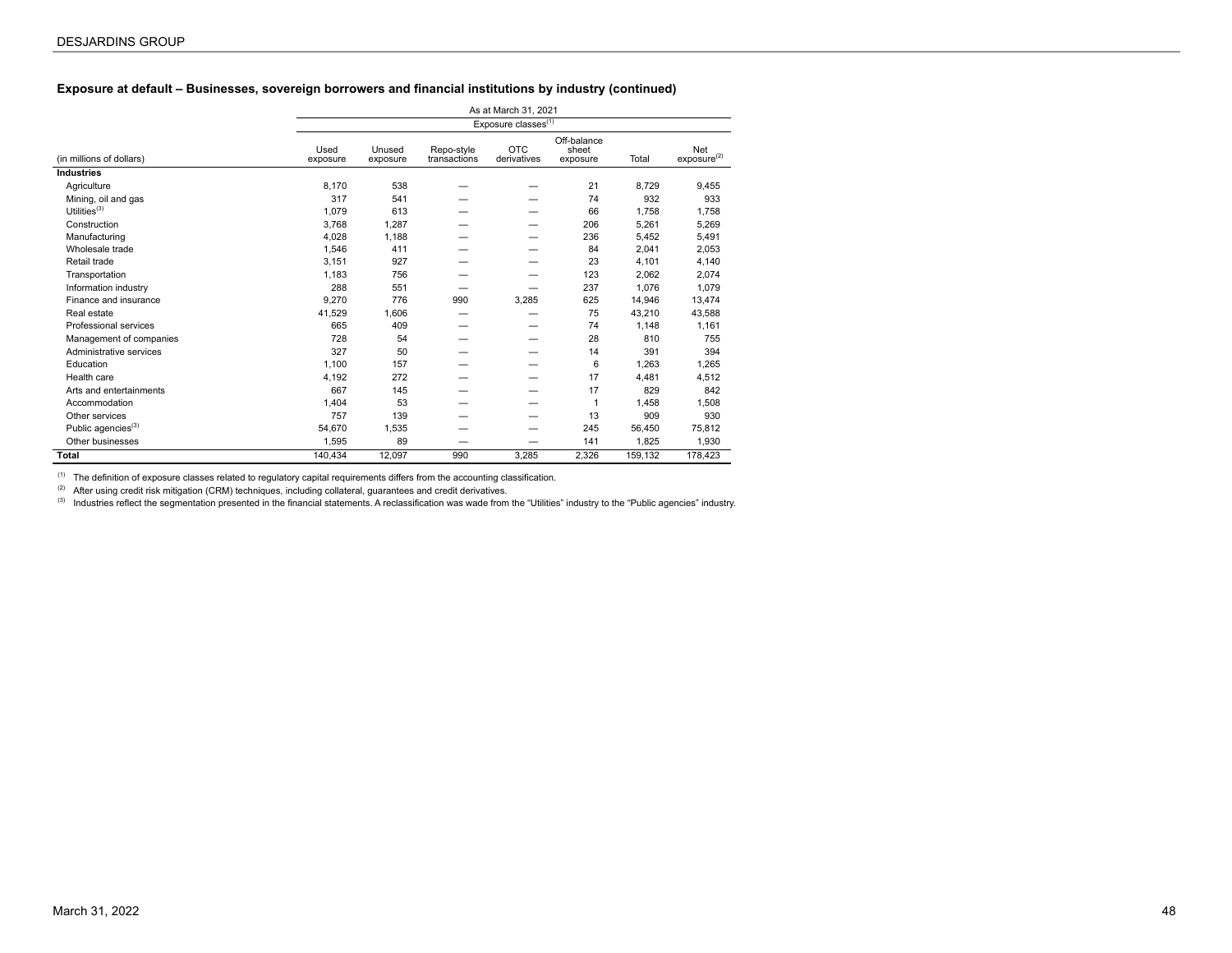### Exposure at default – Businesses, sovereign borrowers and financial institutions by industry (continued)

| | As at March 31, 2021 | | | | | | |
|---|---|---|---|---|---|---|---|
| | Exposure classes[(1)] | | | | | | |
| (in millions of dollars) | Used exposure | Unused exposure | Repo-style transactions | OTC derivatives | Off-balance sheet exposure | Total | Net exposure[(2)] |
| **Industries** | | | | | | | |
| Agriculture | 8,170 | 538 | — | — | 21 | 8,729 | 9,455 |
| Mining, oil and gas | 317 | 541 | — | — | 74 | 932 | 933 |
| Utilities[(3)] | 1,079 | 613 | — | — | 66 | 1,758 | 1,758 |
| Construction | 3,768 | 1,287 | — | — | 206 | 5,261 | 5,269 |
| Manufacturing | 4,028 | 1,188 | — | — | 236 | 5,452 | 5,491 |
| Wholesale trade | 1,546 | 411 | — | — | 84 | 2,041 | 2,053 |
| Retail trade | 3,151 | 927 | — | — | 23 | 4,101 | 4,140 |
| Transportation | 1,183 | 756 | — | — | 123 | 2,062 | 2,074 |
| Information industry | 288 | 551 | — | — | 237 | 1,076 | 1,079 |
| Finance and insurance | 9,270 | 776 | 990 | 3,285 | 625 | 14,946 | 13,474 |
| Real estate | 41,529 | 1,606 | — | — | 75 | 43,210 | 43,588 |
| Professional services | 665 | 409 | — | — | 74 | 1,148 | 1,161 |
| Management of companies | 728 | 54 | — | — | 28 | 810 | 755 |
| Administrative services | 327 | 50 | — | — | 14 | 391 | 394 |
| Education | 1,100 | 157 | — | — | 6 | 1,263 | 1,265 |
| Health care | 4,192 | 272 | — | — | 17 | 4,481 | 4,512 |
| Arts and entertainments | 667 | 145 | — | — | 17 | 829 | 842 |
| Accommodation | 1,404 | 53 | — | — | 1 | 1,458 | 1,508 |
| Other services | 757 | 139 | — | — | 13 | 909 | 930 |
| Public agencies[(3)] | 54,670 | 1,535 | — | — | 245 | 56,450 | 75,812 |
| Other businesses | 1,595 | 89 | — | — | 141 | 1,825 | 1,930 |
| **Total** | 140,434 | 12,097 | 990 | 3,285 | 2,326 | 159,132 | 178,423 |

(1) The definition of exposure classes related to regulatory capital requirements differs from the accounting classification.

(2) After using credit risk mitigation (CRM) techniques, including collateral, guarantees and credit derivatives.

(3) Industries reflect the segmentation presented in the financial statements. A reclassification was wade from the "Utilities" industry to the "Public agencies" industry.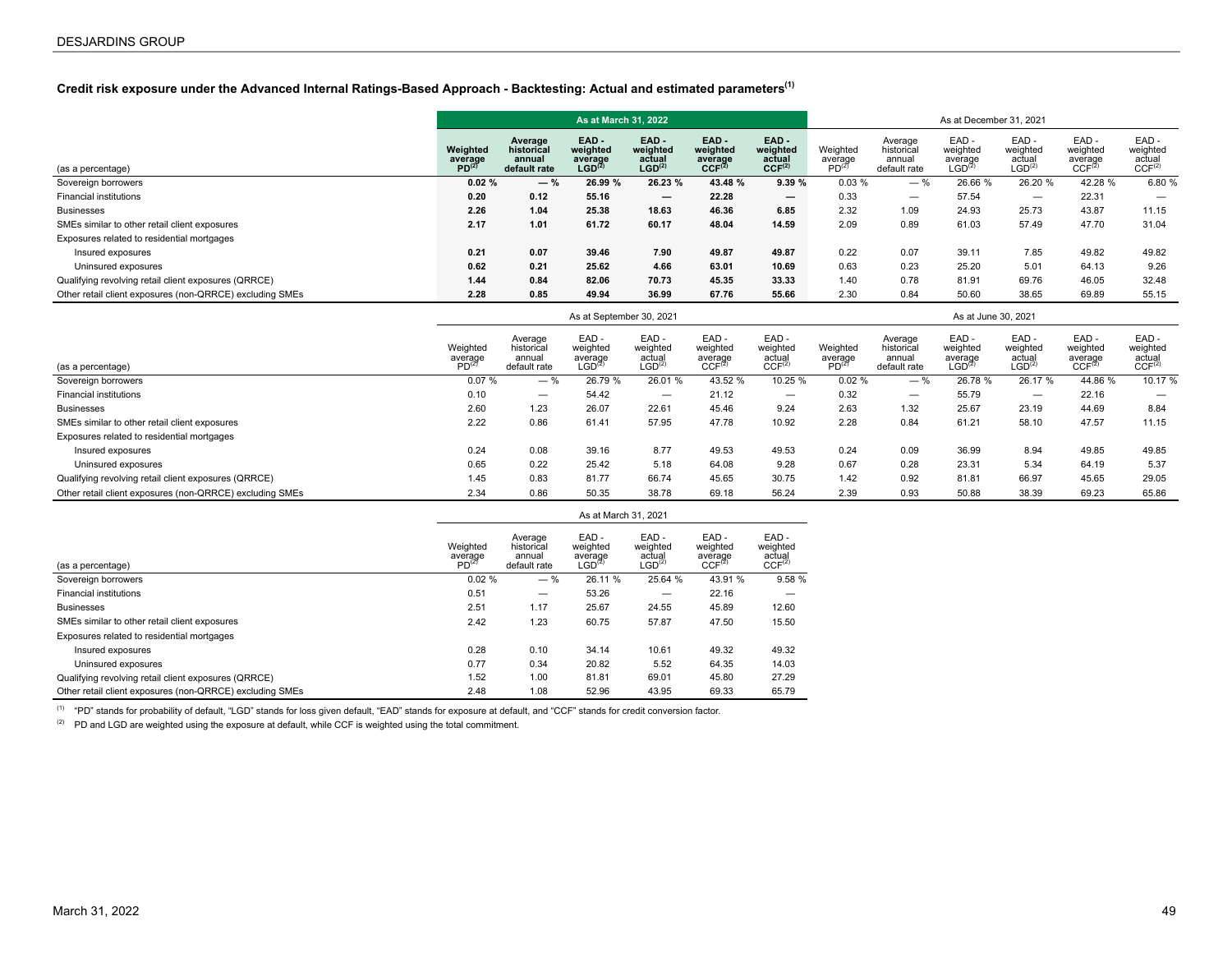### Credit risk exposure under the Advanced Internal Ratings-Based Approach - Backtesting: Actual and estimated parameters[(1)]

| (as a percentage) | As at March 31, 2022 | | | | | | As at December 31, 2021 | | | | | |
|---|---|---|---|---|---|---|---|---|---|---|---|---|
| | **Weighted average PD[(2)]** | **Average historical annual default rate** | **EAD - weighted average LGD[(2)]** | **EAD - weighted actual LGD[(2)]** | **EAD - weighted average CCF[(2)]** | **EAD - weighted actual CCF[(2)]** | Weighted average PD[(2)] | Average historical annual default rate | EAD - weighted average LGD[(2)] | EAD - weighted actual LGD[(2)] | EAD - weighted average CCF[(2)] | EAD - weighted actual CCF[(2)] |
| Sovereign borrowers | **0.02 %** | **— %** | **26.99 %** | **26.23 %** | **43.48 %** | **9.39 %** | 0.03 % | — % | 26.66 % | 26.20 % | 42.28 % | 6.80 % |
| Financial institutions | **0.20** | **0.12** | **55.16** | **—** | **22.28** | **—** | 0.33 | — | 57.54 | — | 22.31 | — |
| Businesses | **2.26** | **1.04** | **25.38** | **18.63** | **46.36** | **6.85** | 2.32 | 1.09 | 24.93 | 25.73 | 43.87 | 11.15 |
| SMEs similar to other retail client exposures | **2.17** | **1.01** | **61.72** | **60.17** | **48.04** | **14.59** | 2.09 | 0.89 | 61.03 | 57.49 | 47.70 | 31.04 |
| Exposures related to residential mortgages | | | | | | | | | | | | |
| Insured exposures | **0.21** | **0.07** | **39.46** | **7.90** | **49.87** | **49.87** | 0.22 | 0.07 | 39.11 | 7.85 | 49.82 | 49.82 |
| Uninsured exposures | **0.62** | **0.21** | **25.62** | **4.66** | **63.01** | **10.69** | 0.63 | 0.23 | 25.20 | 5.01 | 64.13 | 9.26 |
| Qualifying revolving retail client exposures (QRRCE) | **1.44** | **0.84** | **82.06** | **70.73** | **45.35** | **33.33** | 1.40 | 0.78 | 81.91 | 69.76 | 46.05 | 32.48 |
| Other retail client exposures (non-QRRCE) excluding SMEs | **2.28** | **0.85** | **49.94** | **36.99** | **67.76** | **55.66** | 2.30 | 0.84 | 50.60 | 38.65 | 69.89 | 55.15 |

| (as a percentage) | As at September 30, 2021 | | | | | | As at June 30, 2021 | | | | | |
|---|---|---|---|---|---|---|---|---|---|---|---|---|
| | Weighted average PD[(2)] | Average historical annual default rate | EAD - weighted average LGD[(2)] | EAD - weighted actual LGD[(2)] | EAD - weighted average CCF[(2)] | EAD - weighted actual CCF[(2)] | Weighted average PD[(2)] | Average historical annual default rate | EAD - weighted average LGD[(2)] | EAD - weighted actual LGD[(2)] | EAD - weighted average CCF[(2)] | EAD - weighted actual CCF[(2)] |
| Sovereign borrowers | 0.07 % | — % | 26.79 % | 26.01 % | 43.52 % | 10.25 % | 0.02 % | — % | 26.78 % | 26.17 % | 44.86 % | 10.17 % |
| Financial institutions | 0.10 | — | 54.42 | — | 21.12 | — | 0.32 | — | 55.79 | — | 22.16 | — |
| Businesses | 2.60 | 1.23 | 26.07 | 22.61 | 45.46 | 9.24 | 2.63 | 1.32 | 25.67 | 23.19 | 44.69 | 8.84 |
| SMEs similar to other retail client exposures | 2.22 | 0.86 | 61.41 | 57.95 | 47.78 | 10.92 | 2.28 | 0.84 | 61.21 | 58.10 | 47.57 | 11.15 |
| Exposures related to residential mortgages | | | | | | | | | | | | |
| Insured exposures | 0.24 | 0.08 | 39.16 | 8.77 | 49.53 | 49.53 | 0.24 | 0.09 | 36.99 | 8.94 | 49.85 | 49.85 |
| Uninsured exposures | 0.65 | 0.22 | 25.42 | 5.18 | 64.08 | 9.28 | 0.67 | 0.28 | 23.31 | 5.34 | 64.19 | 5.37 |
| Qualifying revolving retail client exposures (QRRCE) | 1.45 | 0.83 | 81.77 | 66.74 | 45.65 | 30.75 | 1.42 | 0.92 | 81.81 | 66.97 | 45.65 | 29.05 |
| Other retail client exposures (non-QRRCE) excluding SMEs | 2.34 | 0.86 | 50.35 | 38.78 | 69.18 | 56.24 | 2.39 | 0.93 | 50.88 | 38.39 | 69.23 | 65.86 |

| (as a percentage) | As at March 31, 2021 | | | | | |
|---|---|---|---|---|---|---|
| | Weighted average PD[(2)] | Average historical annual default rate | EAD - weighted average LGD[(2)] | EAD - weighted actual LGD[(2)] | EAD - weighted average CCF[(2)] | EAD - weighted actual CCF[(2)] |
| Sovereign borrowers | 0.02 % | — % | 26.11 % | 25.64 % | 43.91 % | 9.58 % |
| Financial institutions | 0.51 | — | 53.26 | — | 22.16 | — |
| Businesses | 2.51 | 1.17 | 25.67 | 24.55 | 45.89 | 12.60 |
| SMEs similar to other retail client exposures | 2.42 | 1.23 | 60.75 | 57.87 | 47.50 | 15.50 |
| Exposures related to residential mortgages | | | | | | |
| Insured exposures | 0.28 | 0.10 | 34.14 | 10.61 | 49.32 | 49.32 |
| Uninsured exposures | 0.77 | 0.34 | 20.82 | 5.52 | 64.35 | 14.03 |
| Qualifying revolving retail client exposures (QRRCE) | 1.52 | 1.00 | 81.81 | 69.01 | 45.80 | 27.29 |
| Other retail client exposures (non-QRRCE) excluding SMEs | 2.48 | 1.08 | 52.96 | 43.95 | 69.33 | 65.79 |

(1) "PD" stands for probability of default, "LGD" stands for loss given default, "EAD" stands for exposure at default, and "CCF" stands for credit conversion factor.

(2) PD and LGD are weighted using the exposure at default, while CCF is weighted using the total commitment.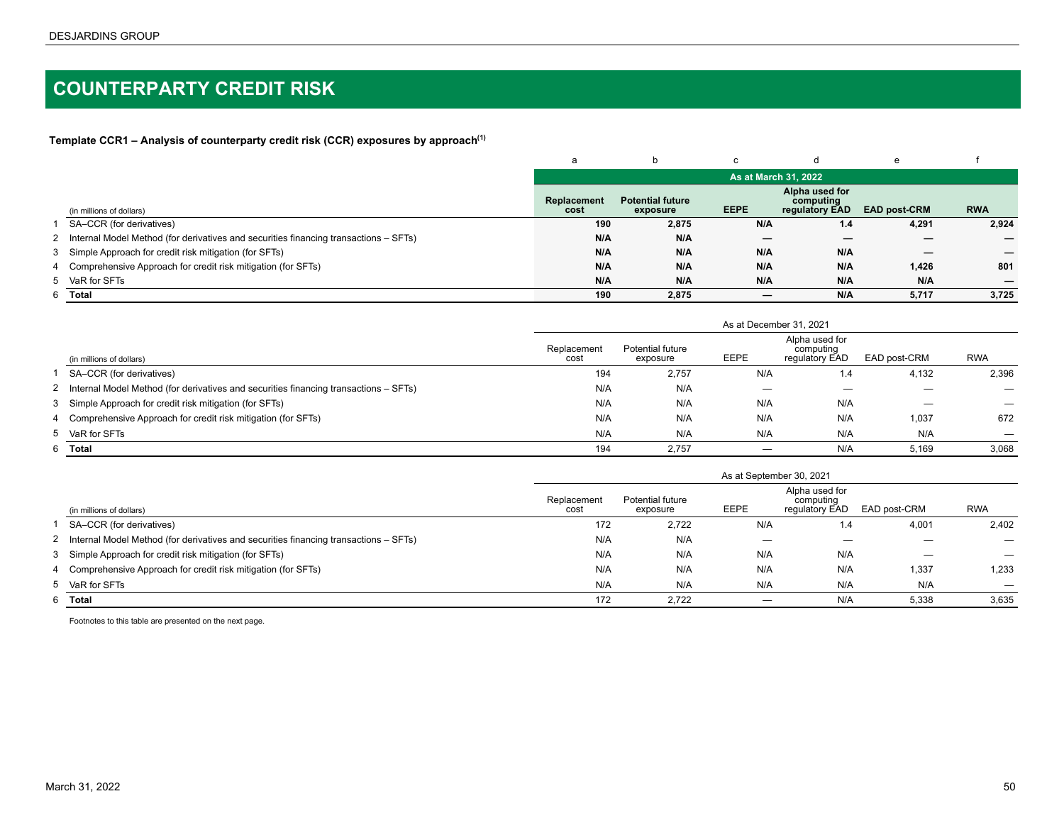# COUNTERPARTY CREDIT RISK

**Template CCR1 – Analysis of counterparty credit risk (CCR) exposures by approach[(1)]**

| | | a | b | c | d | e | f |
|---|---|---|---|---|---|---|---|
| | | **As at March 31, 2022** | | | | | |
| | (in millions of dollars) | **Replacement cost** | **Potential future exposure** | **EEPE** | **Alpha used for computing regulatory EAD** | **EAD post-CRM** | **RWA** |
| 1 | SA–CCR (for derivatives) | **190** | **2,875** | **N/A** | **1.4** | **4,291** | **2,924** |
| 2 | Internal Model Method (for derivatives and securities financing transactions – SFTs) | **N/A** | **N/A** | **—** | **—** | **—** | **—** |
| 3 | Simple Approach for credit risk mitigation (for SFTs) | **N/A** | **N/A** | **N/A** | **N/A** | **—** | **—** |
| 4 | Comprehensive Approach for credit risk mitigation (for SFTs) | **N/A** | **N/A** | **N/A** | **N/A** | **1,426** | **801** |
| 5 | VaR for SFTs | **N/A** | **N/A** | **N/A** | **N/A** | **N/A** | **—** |
| 6 | **Total** | **190** | **2,875** | **—** | **N/A** | **5,717** | **3,725** |

| | | As at December 31, 2021 | | | | | |
|---|---|---|---|---|---|---|---|
| | (in millions of dollars) | Replacement cost | Potential future exposure | EEPE | Alpha used for computing regulatory EAD | EAD post-CRM | RWA |
| 1 | SA–CCR (for derivatives) | 194 | 2,757 | N/A | 1.4 | 4,132 | 2,396 |
| 2 | Internal Model Method (for derivatives and securities financing transactions – SFTs) | N/A | N/A | — | — | — | — |
| 3 | Simple Approach for credit risk mitigation (for SFTs) | N/A | N/A | N/A | N/A | — | — |
| 4 | Comprehensive Approach for credit risk mitigation (for SFTs) | N/A | N/A | N/A | N/A | 1,037 | 672 |
| 5 | VaR for SFTs | N/A | N/A | N/A | N/A | N/A | — |
| 6 | **Total** | 194 | 2,757 | — | N/A | 5,169 | 3,068 |

| | | As at September 30, 2021 | | | | | |
|---|---|---|---|---|---|---|---|
| | (in millions of dollars) | Replacement cost | Potential future exposure | EEPE | Alpha used for computing regulatory EAD | EAD post-CRM | RWA |
| 1 | SA–CCR (for derivatives) | 172 | 2,722 | N/A | 1.4 | 4,001 | 2,402 |
| 2 | Internal Model Method (for derivatives and securities financing transactions – SFTs) | N/A | N/A | — | — | — | — |
| 3 | Simple Approach for credit risk mitigation (for SFTs) | N/A | N/A | N/A | N/A | — | — |
| 4 | Comprehensive Approach for credit risk mitigation (for SFTs) | N/A | N/A | N/A | N/A | 1,337 | 1,233 |
| 5 | VaR for SFTs | N/A | N/A | N/A | N/A | N/A | — |
| 6 | **Total** | 172 | 2,722 | — | N/A | 5,338 | 3,635 |

Footnotes to this table are presented on the next page.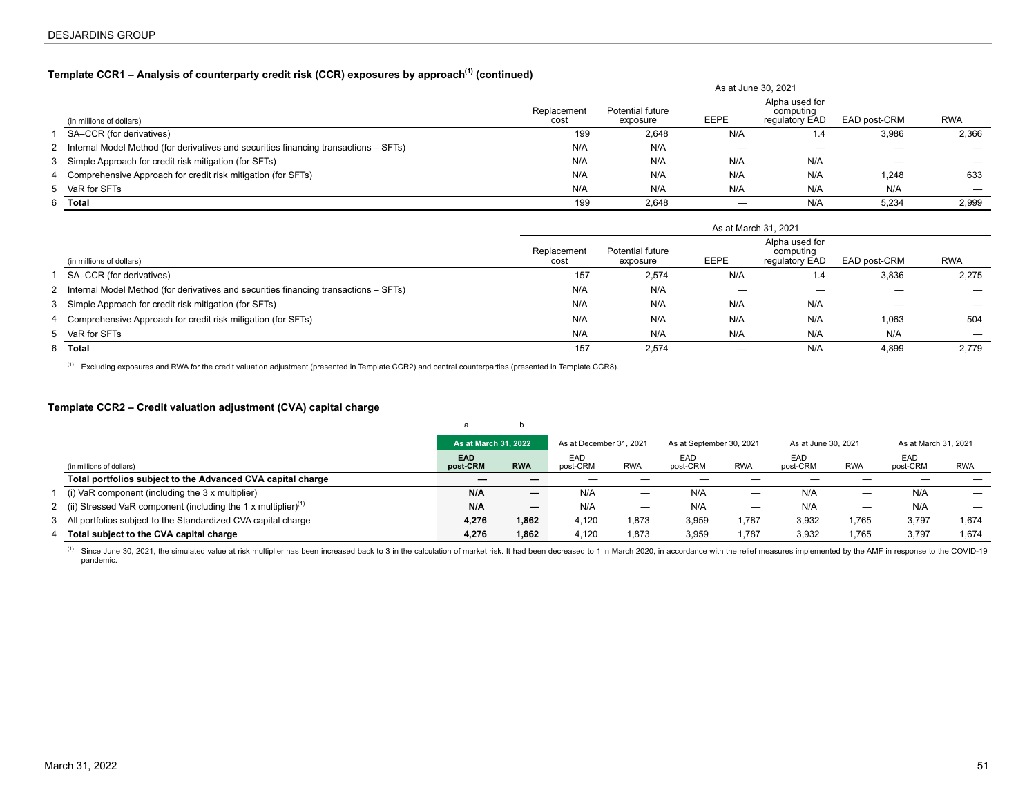### Template CCR1 – Analysis of counterparty credit risk (CCR) exposures by approach[1] (continued)

| | (in millions of dollars) | As at June 30, 2021 | | | | | |
|---|---|---|---|---|---|---|---|
| | | Replacement cost | Potential future exposure | EEPE | Alpha used for computing regulatory EAD | EAD post-CRM | RWA |
| 1 | SA–CCR (for derivatives) | 199 | 2,648 | N/A | 1.4 | 3,986 | 2,366 |
| 2 | Internal Model Method (for derivatives and securities financing transactions – SFTs) | N/A | N/A | — | — | — | — |
| 3 | Simple Approach for credit risk mitigation (for SFTs) | N/A | N/A | N/A | N/A | — | — |
| 4 | Comprehensive Approach for credit risk mitigation (for SFTs) | N/A | N/A | N/A | N/A | 1,248 | 633 |
| 5 | VaR for SFTs | N/A | N/A | N/A | N/A | N/A | — |
| 6 | **Total** | 199 | 2,648 | — | N/A | 5,234 | 2,999 |

| | (in millions of dollars) | As at March 31, 2021 | | | | | |
|---|---|---|---|---|---|---|---|
| | | Replacement cost | Potential future exposure | EEPE | Alpha used for computing regulatory EAD | EAD post-CRM | RWA |
| 1 | SA–CCR (for derivatives) | 157 | 2,574 | N/A | 1.4 | 3,836 | 2,275 |
| 2 | Internal Model Method (for derivatives and securities financing transactions – SFTs) | N/A | N/A | — | — | — | — |
| 3 | Simple Approach for credit risk mitigation (for SFTs) | N/A | N/A | N/A | N/A | — | — |
| 4 | Comprehensive Approach for credit risk mitigation (for SFTs) | N/A | N/A | N/A | N/A | 1,063 | 504 |
| 5 | VaR for SFTs | N/A | N/A | N/A | N/A | N/A | — |
| 6 | **Total** | 157 | 2,574 | — | N/A | 4,899 | 2,779 |

(1) Excluding exposures and RWA for the credit valuation adjustment (presented in Template CCR2) and central counterparties (presented in Template CCR8).

### Template CCR2 – Credit valuation adjustment (CVA) capital charge

| | | a | b | | | | | | | | |
|---|---|---|---|---|---|---|---|---|---|---|---|
| | | **As at March 31, 2022** | | As at December 31, 2021 | | As at September 30, 2021 | | As at June 30, 2021 | | As at March 31, 2021 | |
| | (in millions of dollars) | **EAD post-CRM** | **RWA** | EAD post-CRM | RWA | EAD post-CRM | RWA | EAD post-CRM | RWA | EAD post-CRM | RWA |
| | **Total portfolios subject to the Advanced CVA capital charge** | **—** | **—** | — | — | — | — | — | — | — | — |
| 1 | (i) VaR component (including the 3 x multiplier) | **N/A** | **—** | N/A | — | N/A | — | N/A | — | N/A | — |
| 2 | (ii) Stressed VaR component (including the 1 x multiplier)[1] | **N/A** | **—** | N/A | — | N/A | — | N/A | — | N/A | — |
| 3 | All portfolios subject to the Standardized CVA capital charge | **4,276** | **1,862** | 4,120 | 1,873 | 3,959 | 1,787 | 3,932 | 1,765 | 3,797 | 1,674 |
| 4 | **Total subject to the CVA capital charge** | **4,276** | **1,862** | 4,120 | 1,873 | 3,959 | 1,787 | 3,932 | 1,765 | 3,797 | 1,674 |

(1) Since June 30, 2021, the simulated value at risk multiplier has been increased back to 3 in the calculation of market risk. It had been decreased to 1 in March 2020, in accordance with the relief measures implemented by the AMF in response to the COVID-19 pandemic.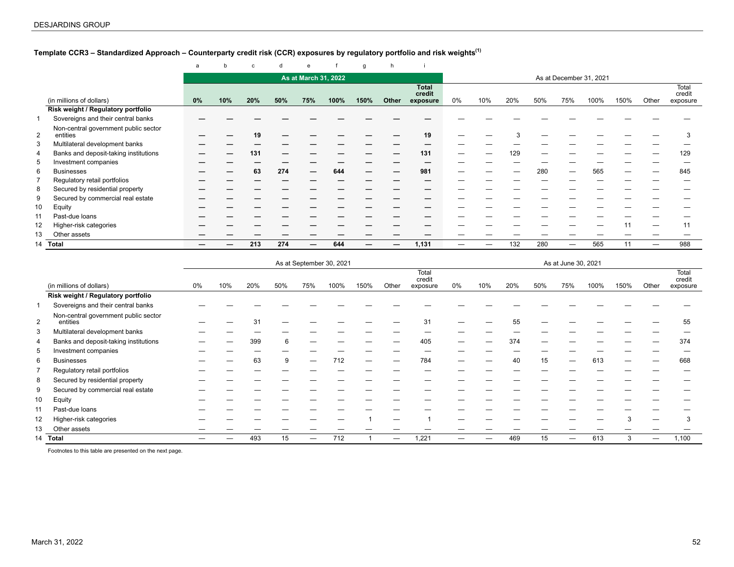### Template CCR3 – Standardized Approach – Counterparty credit risk (CCR) exposures by regulatory portfolio and risk weights[(1)]

| | | a | b | c | d | e | f | g | h | i | | | | | | | | | |
|---|---|---|---|---|---|---|---|---|---|---|---|---|---|---|---|---|---|---|---|
| | | As at March 31, 2022 | | | | | | | | | As at December 31, 2021 | | | | | | | | |
| | (in millions of dollars) | 0% | 10% | 20% | 50% | 75% | 100% | 150% | Other | Total credit exposure | 0% | 10% | 20% | 50% | 75% | 100% | 150% | Other | Total credit exposure |
| | **Risk weight / Regulatory portfolio** | | | | | | | | | | | | | | | | | | |
| 1 | Sovereigns and their central banks | — | — | — | — | — | — | — | — | — | — | — | — | — | — | — | — | — | — |
| 2 | Non-central government public sector entities | — | — | 19 | — | — | — | — | — | 19 | — | — | 3 | — | — | — | — | — | 3 |
| 3 | Multilateral development banks | — | — | — | — | — | — | — | — | — | — | — | — | — | — | — | — | — | — |
| 4 | Banks and deposit-taking institutions | — | — | 131 | — | — | — | — | — | 131 | — | — | 129 | — | — | — | — | — | 129 |
| 5 | Investment companies | — | — | — | — | — | — | — | — | — | — | — | — | — | — | — | — | — | — |
| 6 | Businesses | — | — | 63 | 274 | — | 644 | — | — | 981 | — | — | — | 280 | — | 565 | — | — | 845 |
| 7 | Regulatory retail portfolios | — | — | — | — | — | — | — | — | — | — | — | — | — | — | — | — | — | — |
| 8 | Secured by residential property | — | — | — | — | — | — | — | — | — | — | — | — | — | — | — | — | — | — |
| 9 | Secured by commercial real estate | — | — | — | — | — | — | — | — | — | — | — | — | — | — | — | — | — | — |
| 10 | Equity | — | — | — | — | — | — | — | — | — | — | — | — | — | — | — | — | — | — |
| 11 | Past-due loans | — | — | — | — | — | — | — | — | — | — | — | — | — | — | — | — | — | — |
| 12 | Higher-risk categories | — | — | — | — | — | — | — | — | — | — | — | — | — | — | — | 11 | — | 11 |
| 13 | Other assets | — | — | — | — | — | — | — | — | — | — | — | — | — | — | — | — | — | — |
| 14 | **Total** | — | — | 213 | 274 | — | 644 | — | — | 1,131 | — | — | 132 | 280 | — | 565 | 11 | — | 988 |

| | | As at September 30, 2021 | | | | | | | | | As at June 30, 2021 | | | | | | | | |
|---|---|---|---|---|---|---|---|---|---|---|---|---|---|---|---|---|---|---|---|
| | (in millions of dollars) | 0% | 10% | 20% | 50% | 75% | 100% | 150% | Other | Total credit exposure | 0% | 10% | 20% | 50% | 75% | 100% | 150% | Other | Total credit exposure |
| | **Risk weight / Regulatory portfolio** | | | | | | | | | | | | | | | | | | |
| 1 | Sovereigns and their central banks | — | — | — | — | — | — | — | — | — | — | — | — | — | — | — | — | — | — |
| 2 | Non-central government public sector entities | — | — | 31 | — | — | — | — | — | 31 | — | — | 55 | — | — | — | — | — | 55 |
| 3 | Multilateral development banks | — | — | — | — | — | — | — | — | — | — | — | — | — | — | — | — | — | — |
| 4 | Banks and deposit-taking institutions | — | — | 399 | 6 | — | — | — | — | 405 | — | — | 374 | — | — | — | — | — | 374 |
| 5 | Investment companies | — | — | — | — | — | — | — | — | — | — | — | — | — | — | — | — | — | — |
| 6 | Businesses | — | — | 63 | 9 | — | 712 | — | — | 784 | — | — | 40 | 15 | — | 613 | — | — | 668 |
| 7 | Regulatory retail portfolios | — | — | — | — | — | — | — | — | — | — | — | — | — | — | — | — | — | — |
| 8 | Secured by residential property | — | — | — | — | — | — | — | — | — | — | — | — | — | — | — | — | — | — |
| 9 | Secured by commercial real estate | — | — | — | — | — | — | — | — | — | — | — | — | — | — | — | — | — | — |
| 10 | Equity | — | — | — | — | — | — | — | — | — | — | — | — | — | — | — | — | — | — |
| 11 | Past-due loans | — | — | — | — | — | — | — | — | — | — | — | — | — | — | — | — | — | — |
| 12 | Higher-risk categories | — | — | — | — | — | — | 1 | — | 1 | — | — | — | — | — | — | 3 | — | 3 |
| 13 | Other assets | — | — | — | — | — | — | — | — | — | — | — | — | — | — | — | — | — | — |
| 14 | **Total** | — | — | 493 | 15 | — | 712 | 1 | — | 1,221 | — | — | 469 | 15 | — | 613 | 3 | — | 1,100 |

Footnotes to this table are presented on the next page.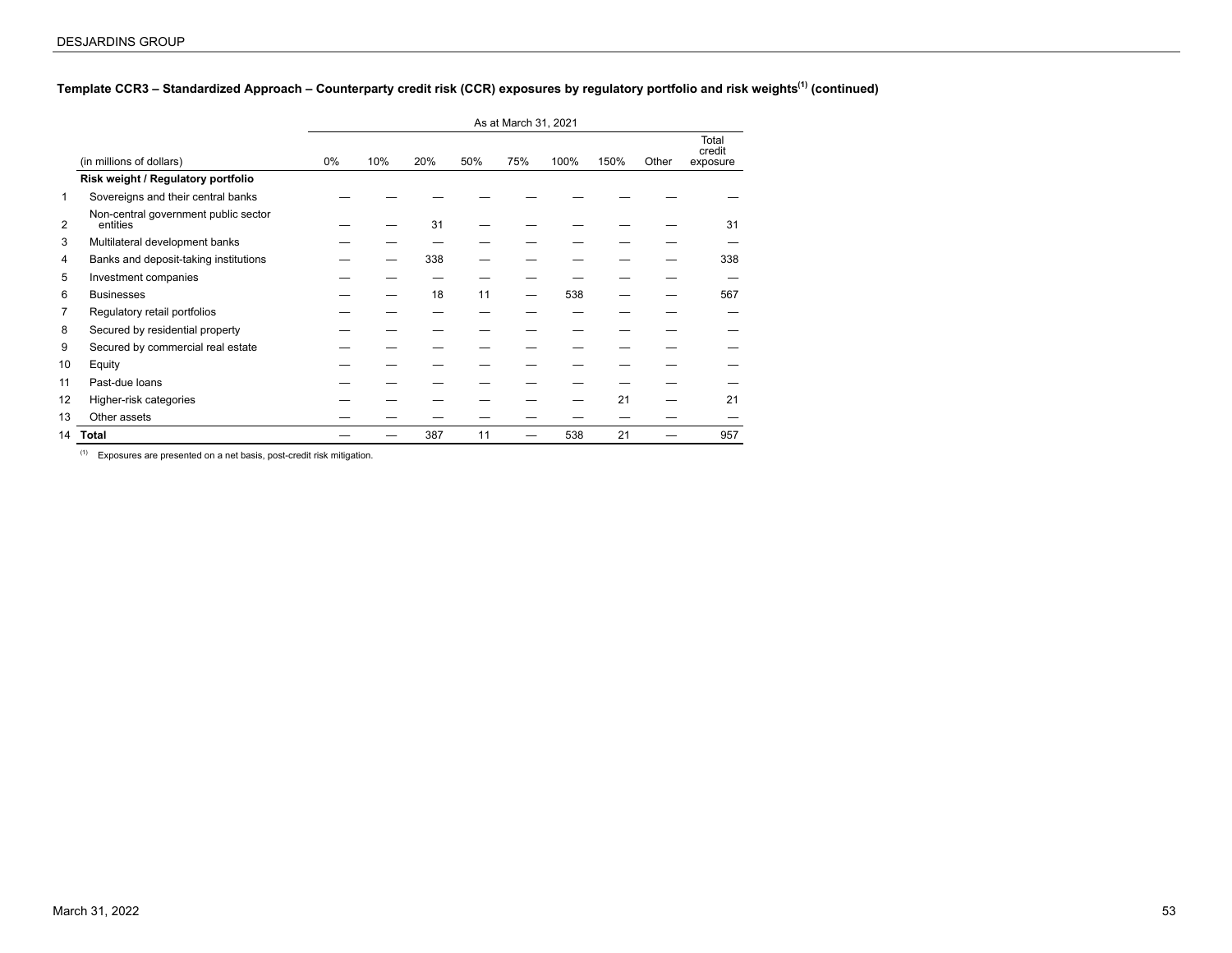### Template CCR3 – Standardized Approach – Counterparty credit risk (CCR) exposures by regulatory portfolio and risk weights[(1)] (continued)

| | | As at March 31, 2021 | | | | | | | | |
|---|---|---|---|---|---|---|---|---|---|---|
| | (in millions of dollars) | 0% | 10% | 20% | 50% | 75% | 100% | 150% | Other | Total credit exposure |
| | **Risk weight / Regulatory portfolio** | | | | | | | | | |
| 1 | Sovereigns and their central banks | — | — | — | — | — | — | — | — | — |
| 2 | Non-central government public sector entities | — | — | 31 | — | — | — | — | — | 31 |
| 3 | Multilateral development banks | — | — | — | — | — | — | — | — | — |
| 4 | Banks and deposit-taking institutions | — | — | 338 | — | — | — | — | — | 338 |
| 5 | Investment companies | — | — | — | — | — | — | — | — | — |
| 6 | Businesses | — | — | 18 | 11 | — | 538 | — | — | 567 |
| 7 | Regulatory retail portfolios | — | — | — | — | — | — | — | — | — |
| 8 | Secured by residential property | — | — | — | — | — | — | — | — | — |
| 9 | Secured by commercial real estate | — | — | — | — | — | — | — | — | — |
| 10 | Equity | — | — | — | — | — | — | — | — | — |
| 11 | Past-due loans | — | — | — | — | — | — | — | — | — |
| 12 | Higher-risk categories | — | — | — | — | — | — | 21 | — | 21 |
| 13 | Other assets | — | — | — | — | — | — | — | — | — |
| 14 | **Total** | — | — | 387 | 11 | — | 538 | 21 | — | 957 |

(1) Exposures are presented on a net basis, post-credit risk mitigation.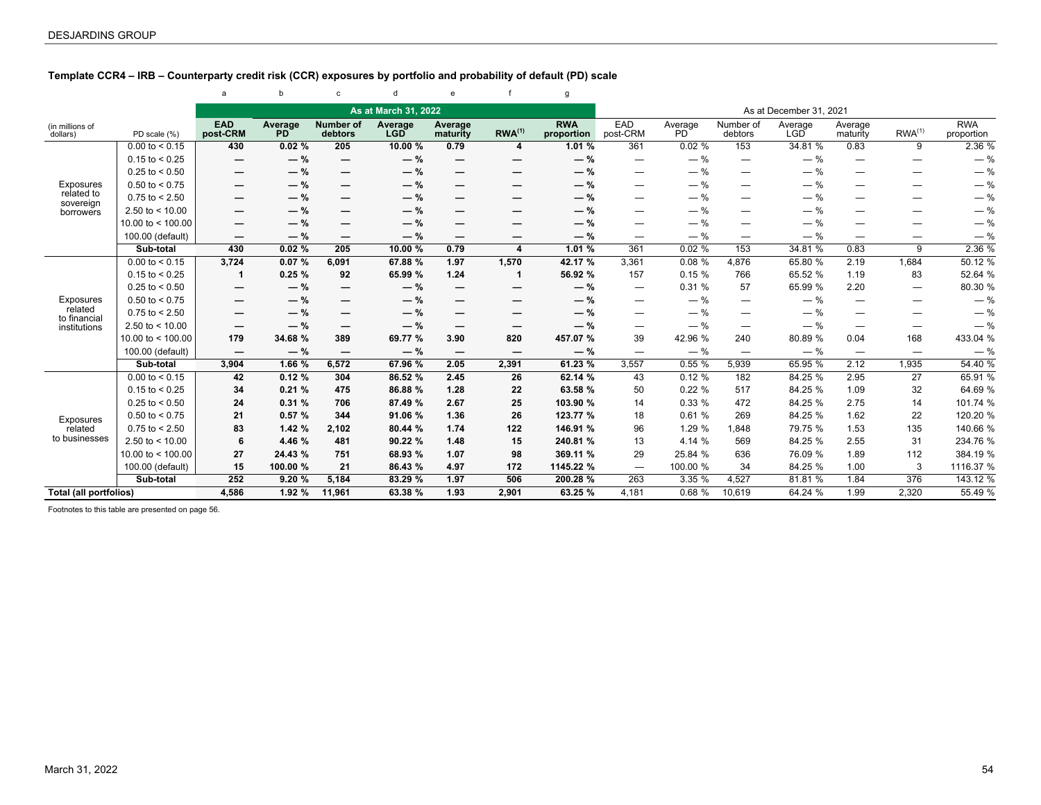## Template CCR4 – IRB – Counterparty credit risk (CCR) exposures by portfolio and probability of default (PD) scale

| | | a | b | c | d | e | f | g | | | | | | | |
|---|---|---|---|---|---|---|---|---|---|---|---|---|---|---|---|
| | | **As at March 31, 2022** | | | | | | | As at December 31, 2021 | | | | | | |
| (in millions of dollars) | PD scale (%) | **EAD post-CRM** | **Average PD** | **Number of debtors** | **Average LGD** | **Average maturity** | **RWA[1]** | **RWA proportion** | EAD post-CRM | Average PD | Number of debtors | Average LGD | Average maturity | RWA[1] | RWA proportion |
| Exposures related to sovereign borrowers | 0.00 to < 0.15 | 430 | 0.02 % | 205 | 10.00 % | 0.79 | 4 | 1.01 % | 361 | 0.02 % | 153 | 34.81 % | 0.83 | 9 | 2.36 % |
| | 0.15 to < 0.25 | — | — % | — | — % | — | — | — % | — | — % | — | — % | — | — | — % |
| | 0.25 to < 0.50 | — | — % | — | — % | — | — | — % | — | — % | — | — % | — | — | — % |
| | 0.50 to < 0.75 | — | — % | — | — % | — | — | — % | — | — % | — | — % | — | — | — % |
| | 0.75 to < 2.50 | — | — % | — | — % | — | — | — % | — | — % | — | — % | — | — | — % |
| | 2.50 to < 10.00 | — | — % | — | — % | — | — | — % | — | — % | — | — % | — | — | — % |
| | 10.00 to < 100.00 | — | — % | — | — % | — | — | — % | — | — % | — | — % | — | — | — % |
| | 100.00 (default) | — | — % | — | — % | — | — | — % | — | — % | — | — % | — | — | — % |
| | **Sub-total** | **430** | **0.02 %** | **205** | **10.00 %** | **0.79** | **4** | **1.01 %** | 361 | 0.02 % | 153 | 34.81 % | 0.83 | 9 | 2.36 % |
| Exposures related to financial institutions | 0.00 to < 0.15 | 3,724 | 0.07 % | 6,091 | 67.88 % | 1.97 | 1,570 | 42.17 % | 3,361 | 0.08 % | 4,876 | 65.80 % | 2.19 | 1,684 | 50.12 % |
| | 0.15 to < 0.25 | 1 | 0.25 % | 92 | 65.99 % | 1.24 | 1 | 56.92 % | 157 | 0.15 % | 766 | 65.52 % | 1.19 | 83 | 52.64 % |
| | 0.25 to < 0.50 | — | — % | — | — % | — | — | — % | — | 0.31 % | 57 | 65.99 % | 2.20 | — | 80.30 % |
| | 0.50 to < 0.75 | — | — % | — | — % | — | — | — % | — | — % | — | — % | — | — | — % |
| | 0.75 to < 2.50 | — | — % | — | — % | — | — | — % | — | — % | — | — % | — | — | — % |
| | 2.50 to < 10.00 | — | — % | — | — % | — | — | — % | — | — % | — | — % | — | — | — % |
| | 10.00 to < 100.00 | 179 | 34.68 % | 389 | 69.77 % | 3.90 | 820 | 457.07 % | 39 | 42.96 % | 240 | 80.89 % | 0.04 | 168 | 433.04 % |
| | 100.00 (default) | — | — % | — | — % | — | — | — % | — | — % | — | — % | — | — | — % |
| | **Sub-total** | **3,904** | **1.66 %** | **6,572** | **67.96 %** | **2.05** | **2,391** | **61.23 %** | 3,557 | 0.55 % | 5,939 | 65.95 % | 2.12 | 1,935 | 54.40 % |
| Exposures related to businesses | 0.00 to < 0.15 | 42 | 0.12 % | 304 | 86.52 % | 2.45 | 26 | 62.14 % | 43 | 0.12 % | 182 | 84.25 % | 2.95 | 27 | 65.91 % |
| | 0.15 to < 0.25 | 34 | 0.21 % | 475 | 86.88 % | 1.28 | 22 | 63.58 % | 50 | 0.22 % | 517 | 84.25 % | 1.09 | 32 | 64.69 % |
| | 0.25 to < 0.50 | 24 | 0.31 % | 706 | 87.49 % | 2.67 | 25 | 103.90 % | 14 | 0.33 % | 472 | 84.25 % | 2.75 | 14 | 101.74 % |
| | 0.50 to < 0.75 | 21 | 0.57 % | 344 | 91.06 % | 1.36 | 26 | 123.77 % | 18 | 0.61 % | 269 | 84.25 % | 1.62 | 22 | 120.20 % |
| | 0.75 to < 2.50 | 83 | 1.42 % | 2,102 | 80.44 % | 1.74 | 122 | 146.91 % | 96 | 1.29 % | 1,848 | 79.75 % | 1.53 | 135 | 140.66 % |
| | 2.50 to < 10.00 | 6 | 4.46 % | 481 | 90.22 % | 1.48 | 15 | 240.81 % | 13 | 4.14 % | 569 | 84.25 % | 2.55 | 31 | 234.76 % |
| | 10.00 to < 100.00 | 27 | 24.43 % | 751 | 68.93 % | 1.07 | 98 | 369.11 % | 29 | 25.84 % | 636 | 76.09 % | 1.89 | 112 | 384.19 % |
| | 100.00 (default) | 15 | 100.00 % | 21 | 86.43 % | 4.97 | 172 | 1145.22 % | — | 100.00 % | 34 | 84.25 % | 1.00 | 3 | 1116.37 % |
| | **Sub-total** | **252** | **9.20 %** | **5,184** | **83.29 %** | **1.97** | **506** | **200.28 %** | 263 | 3.35 % | 4,527 | 81.81 % | 1.84 | 376 | 143.12 % |
| **Total (all portfolios)** | | **4,586** | **1.92 %** | **11,961** | **63.38 %** | **1.93** | **2,901** | **63.25 %** | 4,181 | 0.68 % | 10,619 | 64.24 % | 1.99 | 2,320 | 55.49 % |

Footnotes to this table are presented on page 56.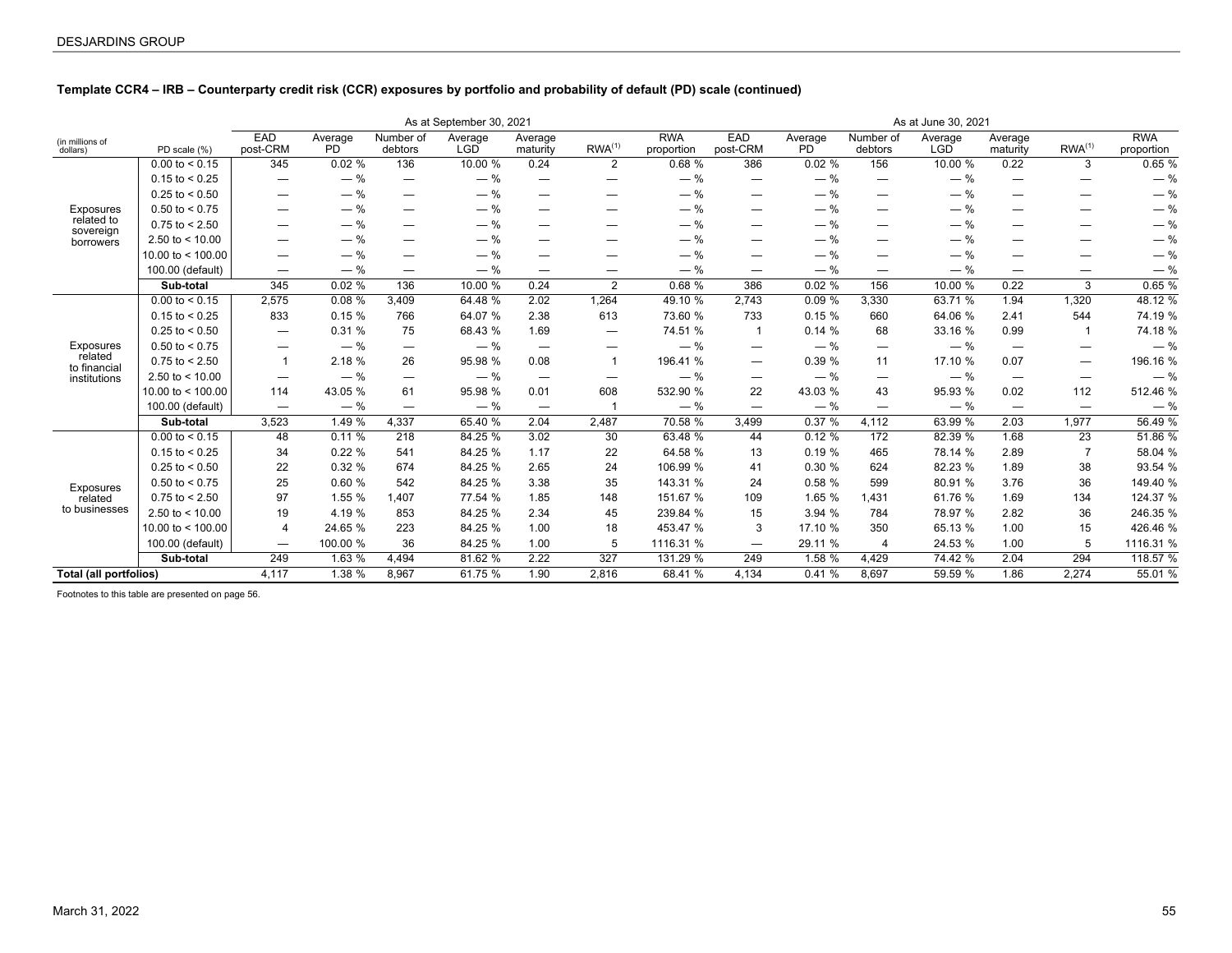### Template CCR4 – IRB – Counterparty credit risk (CCR) exposures by portfolio and probability of default (PD) scale (continued)

| (in millions of dollars) | PD scale (%) | As at September 30, 2021 | | | | | | | As at June 30, 2021 | | | | | | |
|---|---|---|---|---|---|---|---|---|---|---|---|---|---|---|---|
| | | EAD post-CRM | Average PD | Number of debtors | Average LGD | Average maturity | RWA(1) | RWA proportion | EAD post-CRM | Average PD | Number of debtors | Average LGD | Average maturity | RWA(1) | RWA proportion |
| Exposures related to sovereign borrowers | 0.00 to < 0.15 | 345 | 0.02 % | 136 | 10.00 % | 0.24 | 2 | 0.68 % | 386 | 0.02 % | 156 | 10.00 % | 0.22 | 3 | 0.65 % |
| | 0.15 to < 0.25 | — | — % | — | — % | — | — | — % | — | — % | — | — % | — | — | — % |
| | 0.25 to < 0.50 | — | — % | — | — % | — | — | — % | — | — % | — | — % | — | — | — % |
| | 0.50 to < 0.75 | — | — % | — | — % | — | — | — % | — | — % | — | — % | — | — | — % |
| | 0.75 to < 2.50 | — | — % | — | — % | — | — | — % | — | — % | — | — % | — | — | — % |
| | 2.50 to < 10.00 | — | — % | — | — % | — | — | — % | — | — % | — | — % | — | — | — % |
| | 10.00 to < 100.00 | — | — % | — | — % | — | — | — % | — | — % | — | — % | — | — | — % |
| | 100.00 (default) | — | — % | — | — % | — | — | — % | — | — % | — | — % | — | — | — % |
| | **Sub-total** | 345 | 0.02 % | 136 | 10.00 % | 0.24 | 2 | 0.68 % | 386 | 0.02 % | 156 | 10.00 % | 0.22 | 3 | 0.65 % |
| Exposures related to financial institutions | 0.00 to < 0.15 | 2,575 | 0.08 % | 3,409 | 64.48 % | 2.02 | 1,264 | 49.10 % | 2,743 | 0.09 % | 3,330 | 63.71 % | 1.94 | 1,320 | 48.12 % |
| | 0.15 to < 0.25 | 833 | 0.15 % | 766 | 64.07 % | 2.38 | 613 | 73.60 % | 733 | 0.15 % | 660 | 64.06 % | 2.41 | 544 | 74.19 % |
| | 0.25 to < 0.50 | — | 0.31 % | 75 | 68.43 % | 1.69 | — | 74.51 % | 1 | 0.14 % | 68 | 33.16 % | 0.99 | 1 | 74.18 % |
| | 0.50 to < 0.75 | — | — % | — | — % | — | — | — % | — | — % | — | — % | — | — | — % |
| | 0.75 to < 2.50 | 1 | 2.18 % | 26 | 95.98 % | 0.08 | 1 | 196.41 % | — | 0.39 % | 11 | 17.10 % | 0.07 | — | 196.16 % |
| | 2.50 to < 10.00 | — | — % | — | — % | — | — | — % | — | — % | — | — % | — | — | — % |
| | 10.00 to < 100.00 | 114 | 43.05 % | 61 | 95.98 % | 0.01 | 608 | 532.90 % | 22 | 43.03 % | 43 | 95.93 % | 0.02 | 112 | 512.46 % |
| | 100.00 (default) | — | — % | — | — % | — | 1 | — % | — | — % | — | — % | — | — | — % |
| | **Sub-total** | 3,523 | 1.49 % | 4,337 | 65.40 % | 2.04 | 2,487 | 70.58 % | 3,499 | 0.37 % | 4,112 | 63.99 % | 2.03 | 1,977 | 56.49 % |
| Exposures related to businesses | 0.00 to < 0.15 | 48 | 0.11 % | 218 | 84.25 % | 3.02 | 30 | 63.48 % | 44 | 0.12 % | 172 | 82.39 % | 1.68 | 23 | 51.86 % |
| | 0.15 to < 0.25 | 34 | 0.22 % | 541 | 84.25 % | 1.17 | 22 | 64.58 % | 13 | 0.19 % | 465 | 78.14 % | 2.89 | 7 | 58.04 % |
| | 0.25 to < 0.50 | 22 | 0.32 % | 674 | 84.25 % | 2.65 | 24 | 106.99 % | 41 | 0.30 % | 624 | 82.23 % | 1.89 | 38 | 93.54 % |
| | 0.50 to < 0.75 | 25 | 0.60 % | 542 | 84.25 % | 3.38 | 35 | 143.31 % | 24 | 0.58 % | 599 | 80.91 % | 3.76 | 36 | 149.40 % |
| | 0.75 to < 2.50 | 97 | 1.55 % | 1,407 | 77.54 % | 1.85 | 148 | 151.67 % | 109 | 1.65 % | 1,431 | 61.76 % | 1.69 | 134 | 124.37 % |
| | 2.50 to < 10.00 | 19 | 4.19 % | 853 | 84.25 % | 2.34 | 45 | 239.84 % | 15 | 3.94 % | 784 | 78.97 % | 2.82 | 36 | 246.35 % |
| | 10.00 to < 100.00 | 4 | 24.65 % | 223 | 84.25 % | 1.00 | 18 | 453.47 % | 3 | 17.10 % | 350 | 65.13 % | 1.00 | 15 | 426.46 % |
| | 100.00 (default) | — | 100.00 % | 36 | 84.25 % | 1.00 | 5 | 1116.31 % | — | 29.11 % | 4 | 24.53 % | 1.00 | 5 | 1116.31 % |
| | **Sub-total** | 249 | 1.63 % | 4,494 | 81.62 % | 2.22 | 327 | 131.29 % | 249 | 1.58 % | 4,429 | 74.42 % | 2.04 | 294 | 118.57 % |
| **Total (all portfolios)** | | 4,117 | 1.38 % | 8,967 | 61.75 % | 1.90 | 2,816 | 68.41 % | 4,134 | 0.41 % | 8,697 | 59.59 % | 1.86 | 2,274 | 55.01 % |

Footnotes to this table are presented on page 56.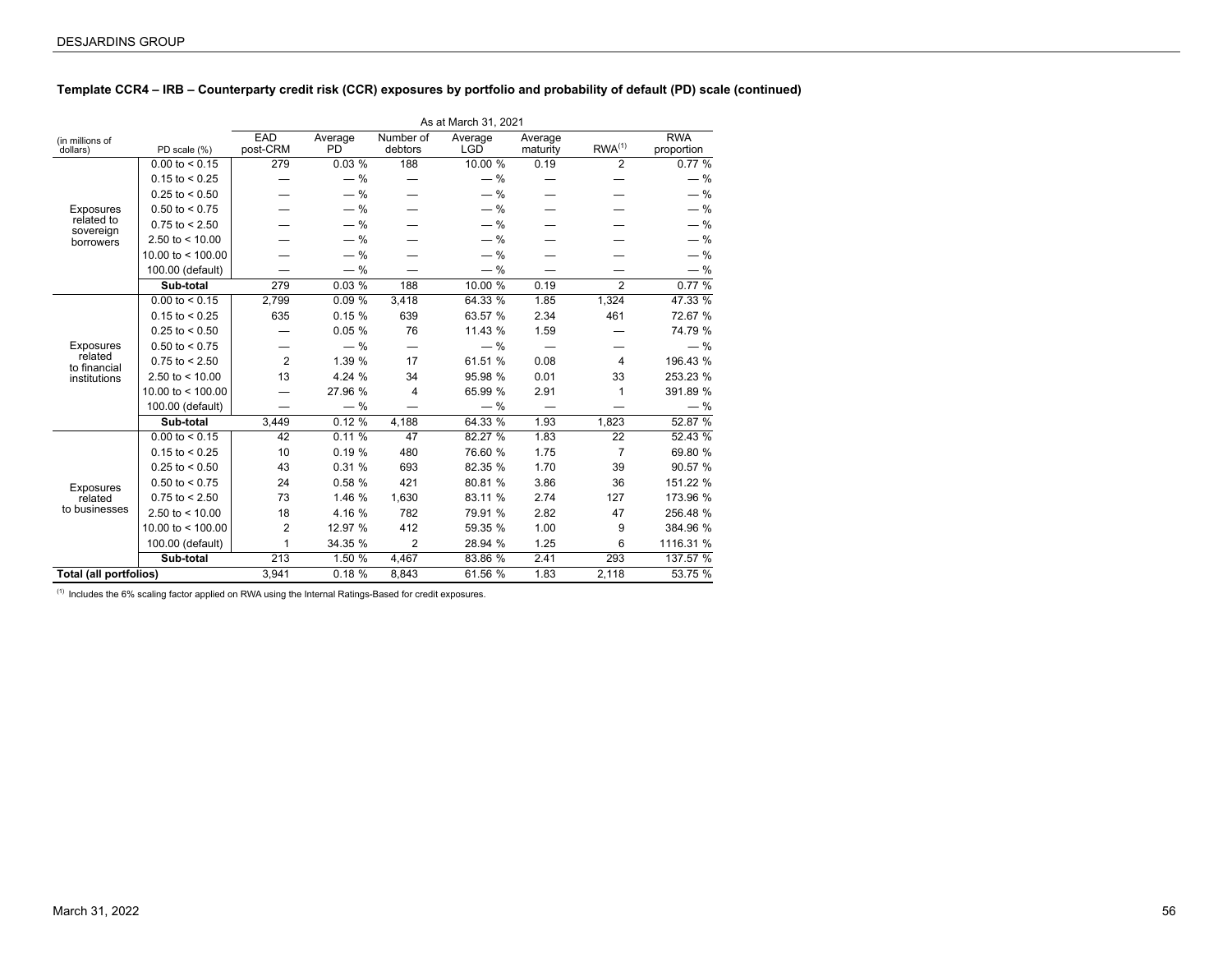**Template CCR4 – IRB – Counterparty credit risk (CCR) exposures by portfolio and probability of default (PD) scale (continued)**

| | | As at March 31, 2021 | | | | | | |
|---|---|---|---|---|---|---|---|---|
| (in millions of dollars) | PD scale (%) | EAD post-CRM | Average PD | Number of debtors | Average LGD | Average maturity | RWA[(1)] | RWA proportion |
| Exposures related to sovereign borrowers | 0.00 to < 0.15 | 279 | 0.03 % | 188 | 10.00 % | 0.19 | 2 | 0.77 % |
| | 0.15 to < 0.25 | — | — % | — | — % | — | — | — % |
| | 0.25 to < 0.50 | — | — % | — | — % | — | — | — % |
| | 0.50 to < 0.75 | — | — % | — | — % | — | — | — % |
| | 0.75 to < 2.50 | — | — % | — | — % | — | — | — % |
| | 2.50 to < 10.00 | — | — % | — | — % | — | — | — % |
| | 10.00 to < 100.00 | — | — % | — | — % | — | — | — % |
| | 100.00 (default) | — | — % | — | — % | — | — | — % |
| | **Sub-total** | 279 | 0.03 % | 188 | 10.00 % | 0.19 | 2 | 0.77 % |
| Exposures related to financial institutions | 0.00 to < 0.15 | 2,799 | 0.09 % | 3,418 | 64.33 % | 1.85 | 1,324 | 47.33 % |
| | 0.15 to < 0.25 | 635 | 0.15 % | 639 | 63.57 % | 2.34 | 461 | 72.67 % |
| | 0.25 to < 0.50 | — | 0.05 % | 76 | 11.43 % | 1.59 | — | 74.79 % |
| | 0.50 to < 0.75 | — | — % | — | — % | — | — | — % |
| | 0.75 to < 2.50 | 2 | 1.39 % | 17 | 61.51 % | 0.08 | 4 | 196.43 % |
| | 2.50 to < 10.00 | 13 | 4.24 % | 34 | 95.98 % | 0.01 | 33 | 253.23 % |
| | 10.00 to < 100.00 | — | 27.96 % | 4 | 65.99 % | 2.91 | 1 | 391.89 % |
| | 100.00 (default) | — | — % | — | — % | — | — | — % |
| | **Sub-total** | 3,449 | 0.12 % | 4,188 | 64.33 % | 1.93 | 1,823 | 52.87 % |
| Exposures related to businesses | 0.00 to < 0.15 | 42 | 0.11 % | 47 | 82.27 % | 1.83 | 22 | 52.43 % |
| | 0.15 to < 0.25 | 10 | 0.19 % | 480 | 76.60 % | 1.75 | 7 | 69.80 % |
| | 0.25 to < 0.50 | 43 | 0.31 % | 693 | 82.35 % | 1.70 | 39 | 90.57 % |
| | 0.50 to < 0.75 | 24 | 0.58 % | 421 | 80.81 % | 3.86 | 36 | 151.22 % |
| | 0.75 to < 2.50 | 73 | 1.46 % | 1,630 | 83.11 % | 2.74 | 127 | 173.96 % |
| | 2.50 to < 10.00 | 18 | 4.16 % | 782 | 79.91 % | 2.82 | 47 | 256.48 % |
| | 10.00 to < 100.00 | 2 | 12.97 % | 412 | 59.35 % | 1.00 | 9 | 384.96 % |
| | 100.00 (default) | 1 | 34.35 % | 2 | 28.94 % | 1.25 | 6 | 1116.31 % |
| | **Sub-total** | 213 | 1.50 % | 4,467 | 83.86 % | 2.41 | 293 | 137.57 % |
| **Total (all portfolios)** | | 3,941 | 0.18 % | 8,843 | 61.56 % | 1.83 | 2,118 | 53.75 % |

(1) Includes the 6% scaling factor applied on RWA using the Internal Ratings-Based for credit exposures.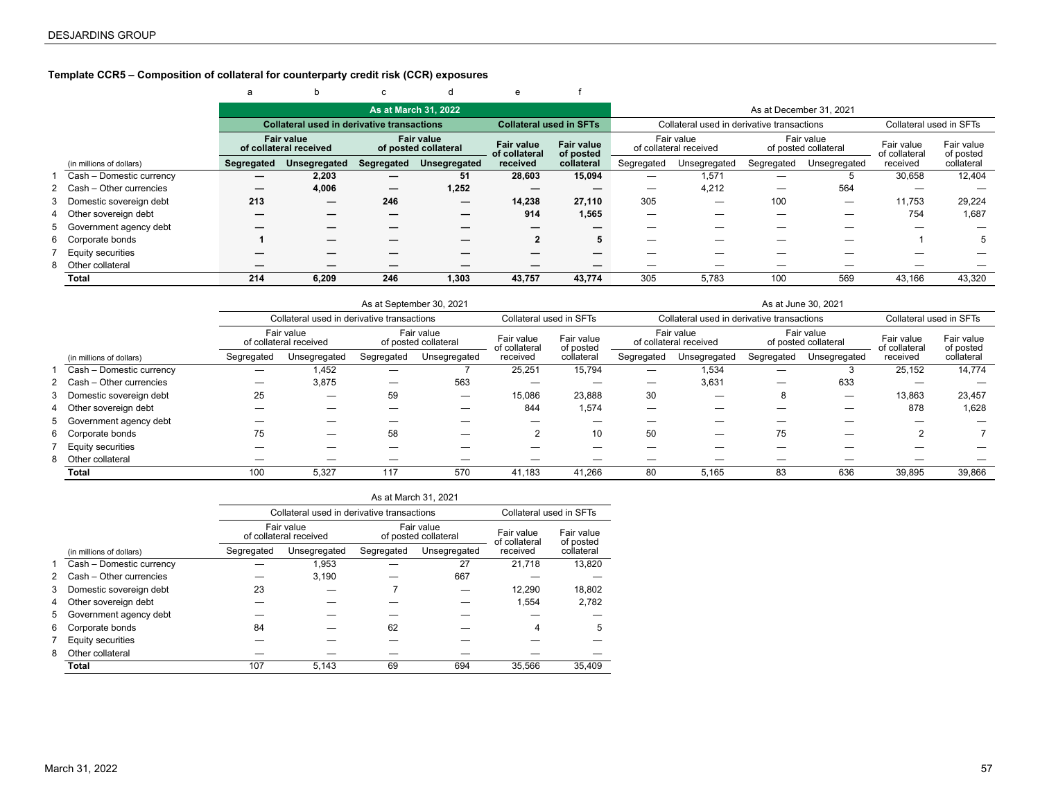### Template CCR5 – Composition of collateral for counterparty credit risk (CCR) exposures

| | | a | b | c | d | e | f | | | | | | |
|---|---|---|---|---|---|---|---|---|---|---|---|---|---|
| | | **As at March 31, 2022** | | | | | | As at December 31, 2021 | | | | | |
| | | **Collateral used in derivative transactions** | | | | **Collateral used in SFTs** | | Collateral used in derivative transactions | | | | Collateral used in SFTs | |
| | | **Fair value of collateral received** | | **Fair value of posted collateral** | | **Fair value of collateral received** | **Fair value of posted collateral** | Fair value of collateral received | | Fair value of posted collateral | | Fair value of collateral received | Fair value of posted collateral |
| | (in millions of dollars) | **Segregated** | **Unsegregated** | **Segregated** | **Unsegregated** | | | Segregated | Unsegregated | Segregated | Unsegregated | | |
| 1 | Cash – Domestic currency | **—** | **2,203** | **—** | **51** | **28,603** | **15,094** | — | 1,571 | — | 5 | 30,658 | 12,404 |
| 2 | Cash – Other currencies | **—** | **4,006** | **—** | **1,252** | **—** | **—** | — | 4,212 | — | 564 | — | — |
| 3 | Domestic sovereign debt | **213** | **—** | **246** | **—** | **14,238** | **27,110** | 305 | — | 100 | — | 11,753 | 29,224 |
| 4 | Other sovereign debt | **—** | **—** | **—** | **—** | **914** | **1,565** | — | — | — | — | 754 | 1,687 |
| 5 | Government agency debt | **—** | **—** | **—** | **—** | **—** | **—** | — | — | — | — | — | — |
| 6 | Corporate bonds | **1** | **—** | **—** | **—** | **2** | **5** | — | — | — | — | 1 | 5 |
| 7 | Equity securities | **—** | **—** | **—** | **—** | **—** | **—** | — | — | — | — | — | — |
| 8 | Other collateral | **—** | **—** | **—** | **—** | **—** | **—** | — | — | — | — | — | — |
| | **Total** | **214** | **6,209** | **246** | **1,303** | **43,757** | **43,774** | 305 | 5,783 | 100 | 569 | 43,166 | 43,320 |

| | | As at September 30, 2021 | | | | | | As at June 30, 2021 | | | | | |
|---|---|---|---|---|---|---|---|---|---|---|---|---|---|
| | | Collateral used in derivative transactions | | | | Collateral used in SFTs | | Collateral used in derivative transactions | | | | Collateral used in SFTs | |
| | | Fair value of collateral received | | Fair value of posted collateral | | Fair value of collateral received | Fair value of posted collateral | Fair value of collateral received | | Fair value of posted collateral | | Fair value of collateral received | Fair value of posted collateral |
| | (in millions of dollars) | Segregated | Unsegregated | Segregated | Unsegregated | | | Segregated | Unsegregated | Segregated | Unsegregated | | |
| 1 | Cash – Domestic currency | — | 1,452 | — | 7 | 25,251 | 15,794 | — | 1,534 | — | 3 | 25,152 | 14,774 |
| 2 | Cash – Other currencies | — | 3,875 | — | 563 | — | — | — | 3,631 | — | 633 | — | — |
| 3 | Domestic sovereign debt | 25 | — | 59 | — | 15,086 | 23,888 | 30 | — | 8 | — | 13,863 | 23,457 |
| 4 | Other sovereign debt | — | — | — | — | 844 | 1,574 | — | — | — | — | 878 | 1,628 |
| 5 | Government agency debt | — | — | — | — | — | — | — | — | — | — | — | — |
| 6 | Corporate bonds | 75 | — | 58 | — | 2 | 10 | 50 | — | 75 | — | 2 | 7 |
| 7 | Equity securities | — | — | — | — | — | — | — | — | — | — | — | — |
| 8 | Other collateral | — | — | — | — | — | — | — | — | — | — | — | — |
| | **Total** | 100 | 5,327 | 117 | 570 | 41,183 | 41,266 | 80 | 5,165 | 83 | 636 | 39,895 | 39,866 |

| | | As at March 31, 2021 | | | | | |
|---|---|---|---|---|---|---|---|
| | | Collateral used in derivative transactions | | | | Collateral used in SFTs | |
| | | Fair value of collateral received | | Fair value of posted collateral | | Fair value of collateral received | Fair value of posted collateral |
| | (in millions of dollars) | Segregated | Unsegregated | Segregated | Unsegregated | | |
| 1 | Cash – Domestic currency | — | 1,953 | — | 27 | 21,718 | 13,820 |
| 2 | Cash – Other currencies | — | 3,190 | — | 667 | — | — |
| 3 | Domestic sovereign debt | 23 | — | 7 | — | 12,290 | 18,802 |
| 4 | Other sovereign debt | — | — | — | — | 1,554 | 2,782 |
| 5 | Government agency debt | — | — | — | — | — | — |
| 6 | Corporate bonds | 84 | — | 62 | — | 4 | 5 |
| 7 | Equity securities | — | — | — | — | — | — |
| 8 | Other collateral | — | — | — | — | — | — |
| | **Total** | 107 | 5,143 | 69 | 694 | 35,566 | 35,409 |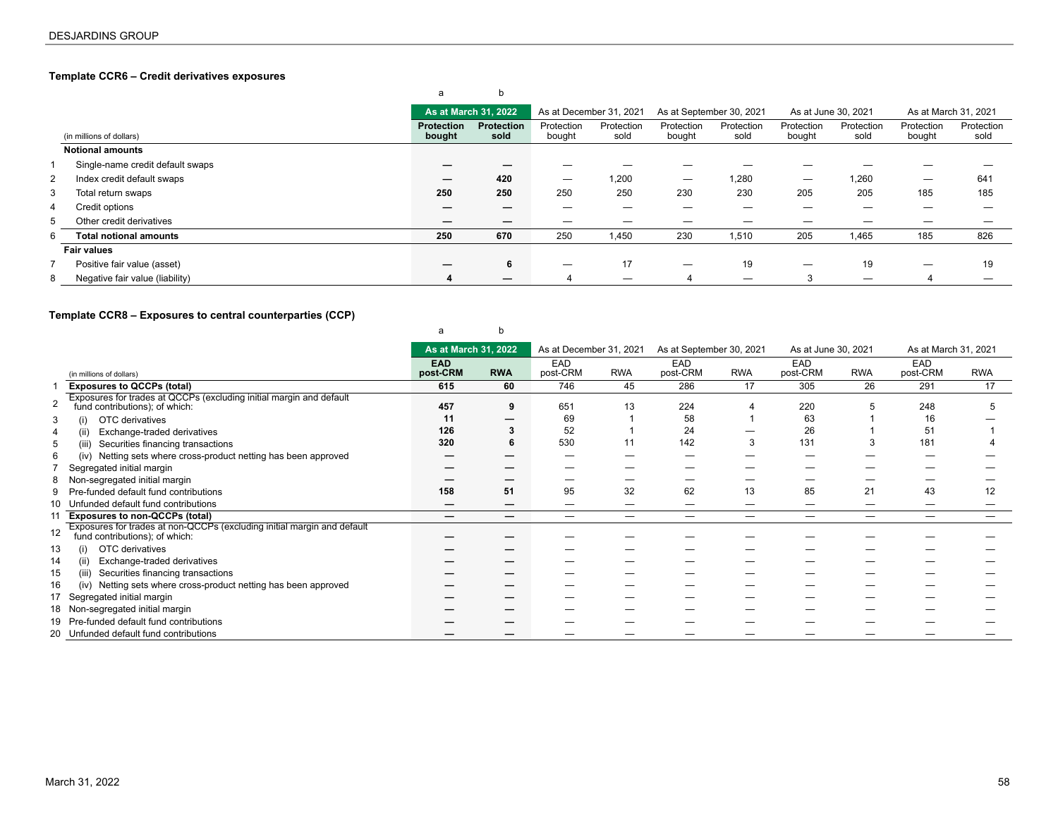### Template CCR6 – Credit derivatives exposures

| | (in millions of dollars) | a | b | | | | | | | | |
|---|---|---|---|---|---|---|---|---|---|---|---|
| | | **As at March 31, 2022** | | As at December 31, 2021 | | As at September 30, 2021 | | As at June 30, 2021 | | As at March 31, 2021 | |
| | | **Protection bought** | **Protection sold** | Protection bought | Protection sold | Protection bought | Protection sold | Protection bought | Protection sold | Protection bought | Protection sold |
| | **Notional amounts** | | | | | | | | | | |
| 1 | Single-name credit default swaps | **—** | **—** | — | — | — | — | — | — | — | — |
| 2 | Index credit default swaps | **—** | **420** | — | 1,200 | — | 1,280 | — | 1,260 | — | 641 |
| 3 | Total return swaps | **250** | **250** | 250 | 250 | 230 | 230 | 205 | 205 | 185 | 185 |
| 4 | Credit options | **—** | **—** | — | — | — | — | — | — | — | — |
| 5 | Other credit derivatives | **—** | **—** | — | — | — | — | — | — | — | — |
| 6 | **Total notional amounts** | **250** | **670** | 250 | 1,450 | 230 | 1,510 | 205 | 1,465 | 185 | 826 |
| | **Fair values** | | | | | | | | | | |
| 7 | Positive fair value (asset) | **—** | **6** | — | 17 | — | 19 | — | 19 | — | 19 |
| 8 | Negative fair value (liability) | **4** | **—** | 4 | — | 4 | — | 3 | — | 4 | — |

### Template CCR8 – Exposures to central counterparties (CCP)

| | (in millions of dollars) | a | b | | | | | | | | |
|---|---|---|---|---|---|---|---|---|---|---|---|
| | | **As at March 31, 2022** | | As at December 31, 2021 | | As at September 30, 2021 | | As at June 30, 2021 | | As at March 31, 2021 | |
| | | **EAD post-CRM** | **RWA** | EAD post-CRM | RWA | EAD post-CRM | RWA | EAD post-CRM | RWA | EAD post-CRM | RWA |
| 1 | **Exposures to QCCPs (total)** | **615** | **60** | 746 | 45 | 286 | 17 | 305 | 26 | 291 | 17 |
| 2 | Exposures for trades at QCCPs (excluding initial margin and default fund contributions); of which: | **457** | **9** | 651 | 13 | 224 | 4 | 220 | 5 | 248 | 5 |
| 3 | (i) OTC derivatives | **11** | **—** | 69 | 1 | 58 | 1 | 63 | 1 | 16 | — |
| 4 | (ii) Exchange-traded derivatives | **126** | **3** | 52 | 1 | 24 | — | 26 | 1 | 51 | 1 |
| 5 | (iii) Securities financing transactions | **320** | **6** | 530 | 11 | 142 | 3 | 131 | 3 | 181 | 4 |
| 6 | (iv) Netting sets where cross-product netting has been approved | **—** | **—** | — | — | — | — | — | — | — | — |
| 7 | Segregated initial margin | **—** | **—** | — | — | — | — | — | — | — | — |
| 8 | Non-segregated initial margin | **—** | **—** | — | — | — | — | — | — | — | — |
| 9 | Pre-funded default fund contributions | **158** | **51** | 95 | 32 | 62 | 13 | 85 | 21 | 43 | 12 |
| 10 | Unfunded default fund contributions | **—** | **—** | — | — | — | — | — | — | — | — |
| 11 | **Exposures to non-QCCPs (total)** | **—** | **—** | — | — | — | — | — | — | — | — |
| 12 | Exposures for trades at non-QCCPs (excluding initial margin and default fund contributions); of which: | **—** | **—** | — | — | — | — | — | — | — | — |
| 13 | (i) OTC derivatives | **—** | **—** | — | — | — | — | — | — | — | — |
| 14 | (ii) Exchange-traded derivatives | **—** | **—** | — | — | — | — | — | — | — | — |
| 15 | (iii) Securities financing transactions | **—** | **—** | — | — | — | — | — | — | — | — |
| 16 | (iv) Netting sets where cross-product netting has been approved | **—** | **—** | — | — | — | — | — | — | — | — |
| 17 | Segregated initial margin | **—** | **—** | — | — | — | — | — | — | — | — |
| 18 | Non-segregated initial margin | **—** | **—** | — | — | — | — | — | — | — | — |
| 19 | Pre-funded default fund contributions | **—** | **—** | — | — | — | — | — | — | — | — |
| 20 | Unfunded default fund contributions | **—** | **—** | — | — | — | — | — | — | — | — |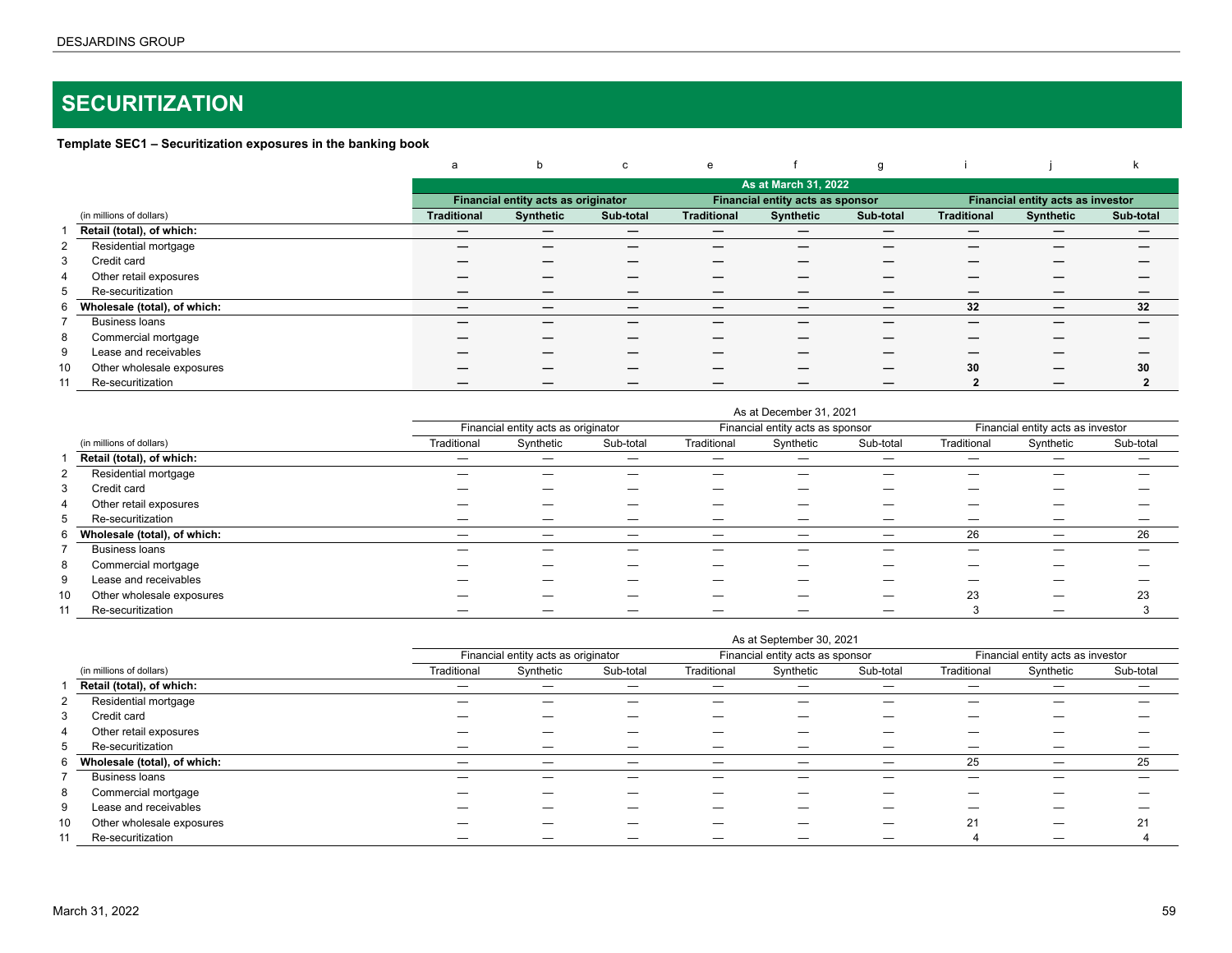# SECURITIZATION

**Template SEC1 – Securitization exposures in the banking book**

| | (in millions of dollars) | a | b | c | e | f | g | i | j | k |
|---|---|---|---|---|---|---|---|---|---|---|
| | | **As at March 31, 2022** | | | | | | | | |
| | | **Financial entity acts as originator** | | | **Financial entity acts as sponsor** | | | **Financial entity acts as investor** | | |
| | | **Traditional** | **Synthetic** | **Sub-total** | **Traditional** | **Synthetic** | **Sub-total** | **Traditional** | **Synthetic** | **Sub-total** |
| 1 | **Retail (total), of which:** | **—** | **—** | **—** | **—** | **—** | **—** | **—** | **—** | **—** |
| 2 | Residential mortgage | **—** | **—** | **—** | **—** | **—** | **—** | **—** | **—** | **—** |
| 3 | Credit card | **—** | **—** | **—** | **—** | **—** | **—** | **—** | **—** | **—** |
| 4 | Other retail exposures | **—** | **—** | **—** | **—** | **—** | **—** | **—** | **—** | **—** |
| 5 | Re-securitization | **—** | **—** | **—** | **—** | **—** | **—** | **—** | **—** | **—** |
| 6 | **Wholesale (total), of which:** | **—** | **—** | **—** | **—** | **—** | **—** | **32** | **—** | **32** |
| 7 | Business loans | **—** | **—** | **—** | **—** | **—** | **—** | **—** | **—** | **—** |
| 8 | Commercial mortgage | **—** | **—** | **—** | **—** | **—** | **—** | **—** | **—** | **—** |
| 9 | Lease and receivables | **—** | **—** | **—** | **—** | **—** | **—** | **—** | **—** | **—** |
| 10 | Other wholesale exposures | **—** | **—** | **—** | **—** | **—** | **—** | **30** | **—** | **30** |
| 11 | Re-securitization | **—** | **—** | **—** | **—** | **—** | **—** | **2** | **—** | **2** |

| | (in millions of dollars) | As at December 31, 2021 | | | | | | | | |
|---|---|---|---|---|---|---|---|---|---|---|
| | | Financial entity acts as originator | | | Financial entity acts as sponsor | | | Financial entity acts as investor | | |
| | | Traditional | Synthetic | Sub-total | Traditional | Synthetic | Sub-total | Traditional | Synthetic | Sub-total |
| 1 | **Retail (total), of which:** | — | — | — | — | — | — | — | — | — |
| 2 | Residential mortgage | — | — | — | — | — | — | — | — | — |
| 3 | Credit card | — | — | — | — | — | — | — | — | — |
| 4 | Other retail exposures | — | — | — | — | — | — | — | — | — |
| 5 | Re-securitization | — | — | — | — | — | — | — | — | — |
| 6 | **Wholesale (total), of which:** | — | — | — | — | — | — | 26 | — | 26 |
| 7 | Business loans | — | — | — | — | — | — | — | — | — |
| 8 | Commercial mortgage | — | — | — | — | — | — | — | — | — |
| 9 | Lease and receivables | — | — | — | — | — | — | — | — | — |
| 10 | Other wholesale exposures | — | — | — | — | — | — | 23 | — | 23 |
| 11 | Re-securitization | — | — | — | — | — | — | 3 | — | 3 |

| | (in millions of dollars) | As at September 30, 2021 | | | | | | | | |
|---|---|---|---|---|---|---|---|---|---|---|
| | | Financial entity acts as originator | | | Financial entity acts as sponsor | | | Financial entity acts as investor | | |
| | | Traditional | Synthetic | Sub-total | Traditional | Synthetic | Sub-total | Traditional | Synthetic | Sub-total |
| 1 | **Retail (total), of which:** | — | — | — | — | — | — | — | — | — |
| 2 | Residential mortgage | — | — | — | — | — | — | — | — | — |
| 3 | Credit card | — | — | — | — | — | — | — | — | — |
| 4 | Other retail exposures | — | — | — | — | — | — | — | — | — |
| 5 | Re-securitization | — | — | — | — | — | — | — | — | — |
| 6 | **Wholesale (total), of which:** | — | — | — | — | — | — | 25 | — | 25 |
| 7 | Business loans | — | — | — | — | — | — | — | — | — |
| 8 | Commercial mortgage | — | — | — | — | — | — | — | — | — |
| 9 | Lease and receivables | — | — | — | — | — | — | — | — | — |
| 10 | Other wholesale exposures | — | — | — | — | — | — | 21 | — | 21 |
| 11 | Re-securitization | — | — | — | — | — | — | 4 | — | 4 |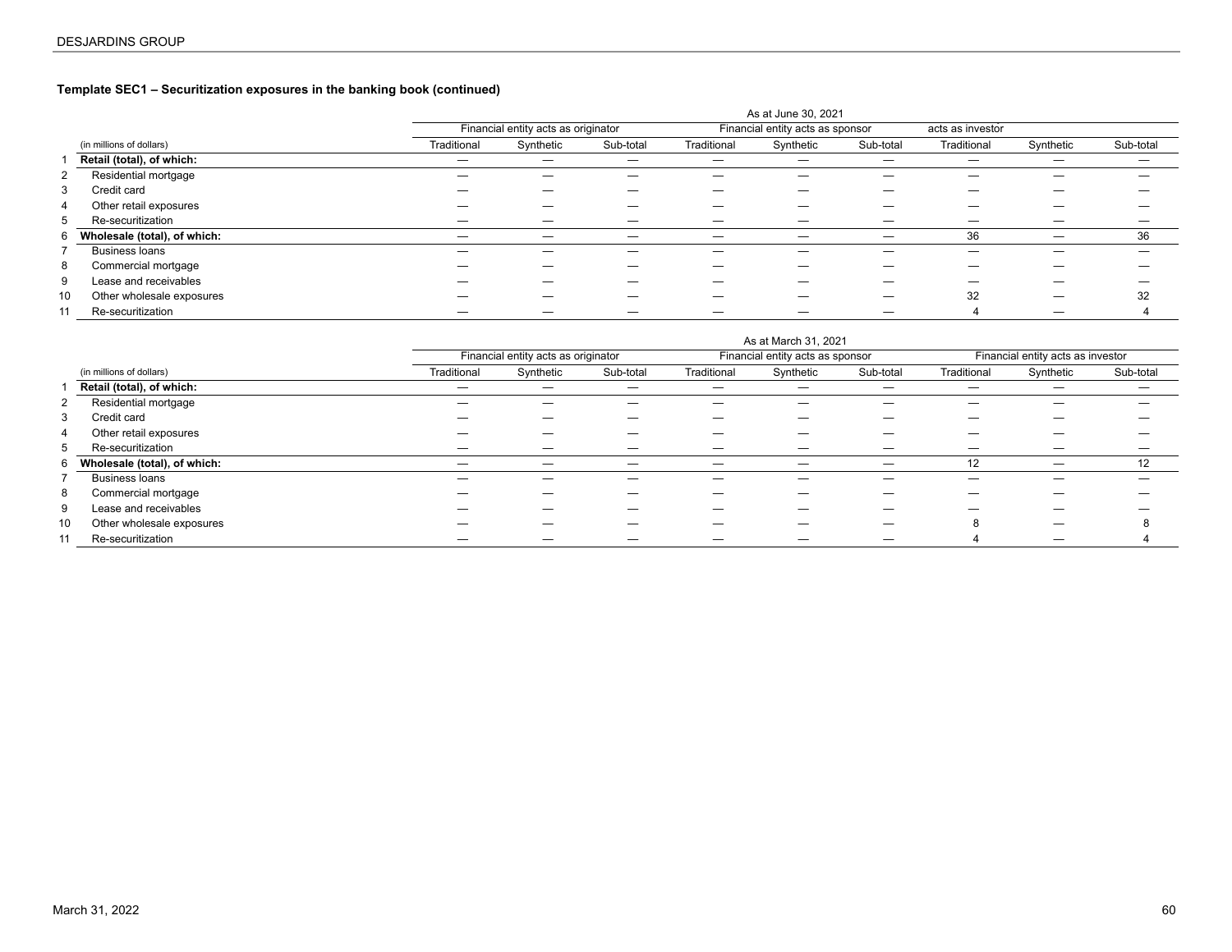### Template SEC1 – Securitization exposures in the banking book (continued)

| | (in millions of dollars) | As at June 30, 2021 | | | | | | | | |
|---|---|---|---|---|---|---|---|---|---|---|
| | | Financial entity acts as originator | | | Financial entity acts as sponsor | | | acts as investor | | |
| | | Traditional | Synthetic | Sub-total | Traditional | Synthetic | Sub-total | Traditional | Synthetic | Sub-total |
| 1 | **Retail (total), of which:** | — | — | — | — | — | — | — | — | — |
| 2 | Residential mortgage | — | — | — | — | — | — | — | — | — |
| 3 | Credit card | — | — | — | — | — | — | — | — | — |
| 4 | Other retail exposures | — | — | — | — | — | — | — | — | — |
| 5 | Re-securitization | — | — | — | — | — | — | — | — | — |
| 6 | **Wholesale (total), of which:** | — | — | — | — | — | — | 36 | — | 36 |
| 7 | Business loans | — | — | — | — | — | — | — | — | — |
| 8 | Commercial mortgage | — | — | — | — | — | — | — | — | — |
| 9 | Lease and receivables | — | — | — | — | — | — | — | — | — |
| 10 | Other wholesale exposures | — | — | — | — | — | — | 32 | — | 32 |
| 11 | Re-securitization | — | — | — | — | — | — | 4 | — | 4 |

| | (in millions of dollars) | As at March 31, 2021 | | | | | | | | |
|---|---|---|---|---|---|---|---|---|---|---|
| | | Financial entity acts as originator | | | Financial entity acts as sponsor | | | Financial entity acts as investor | | |
| | | Traditional | Synthetic | Sub-total | Traditional | Synthetic | Sub-total | Traditional | Synthetic | Sub-total |
| 1 | **Retail (total), of which:** | — | — | — | — | — | — | — | — | — |
| 2 | Residential mortgage | — | — | — | — | — | — | — | — | — |
| 3 | Credit card | — | — | — | — | — | — | — | — | — |
| 4 | Other retail exposures | — | — | — | — | — | — | — | — | — |
| 5 | Re-securitization | — | — | — | — | — | — | — | — | — |
| 6 | **Wholesale (total), of which:** | — | — | — | — | — | — | 12 | — | 12 |
| 7 | Business loans | — | — | — | — | — | — | — | — | — |
| 8 | Commercial mortgage | — | — | — | — | — | — | — | — | — |
| 9 | Lease and receivables | — | — | — | — | — | — | — | — | — |
| 10 | Other wholesale exposures | — | — | — | — | — | — | 8 | — | 8 |
| 11 | Re-securitization | — | — | — | — | — | — | 4 | — | 4 |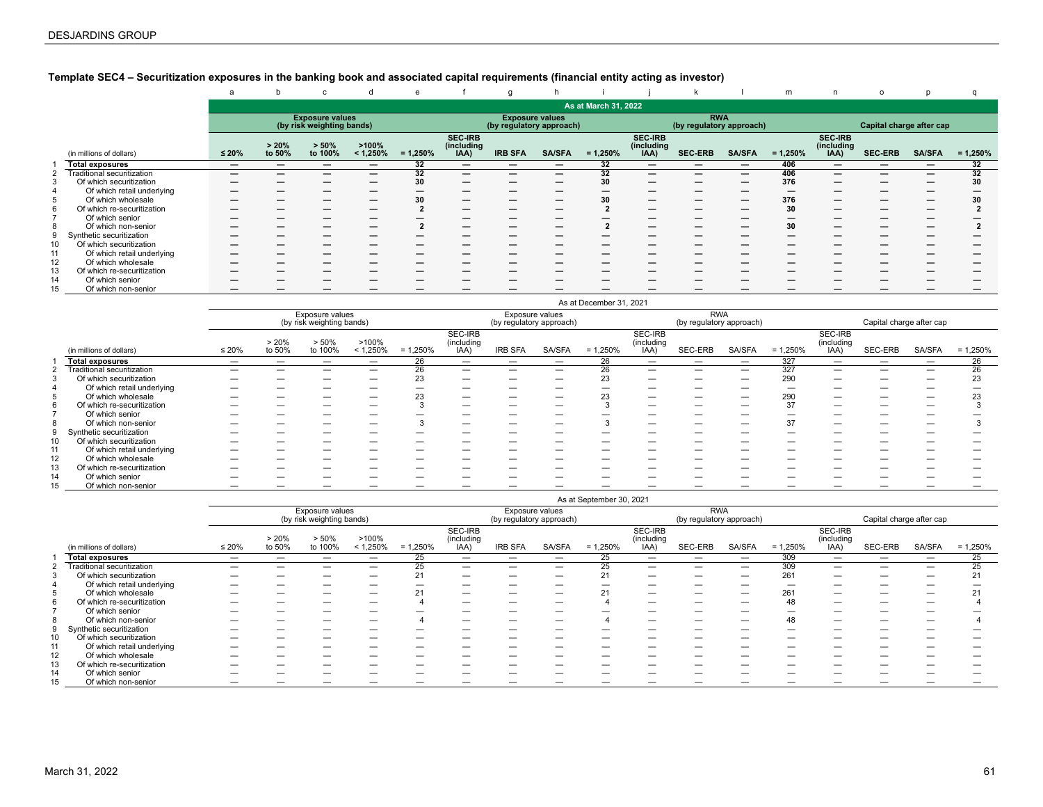**Template SEC4 – Securitization exposures in the banking book and associated capital requirements (financial entity acting as investor)**

| | | a | b | c | d | e | f | g | h | i | j | k | l | m | n | o | p | q |
|---|---|---|---|---|---|---|---|---|---|---|---|---|---|---|---|---|---|---|
| | | **As at March 31, 2022** | | | | | | | | | | | | | | | | |
| | | **Exposure values (by risk weighting bands)** | | | | | **Exposure values (by regulatory approach)** | | | | **RWA (by regulatory approach)** | | | | **Capital charge after cap** | | | |
| | (in millions of dollars) | **≤ 20%** | **> 20% to 50%** | **> 50% to 100%** | **>100% < 1,250%** | **= 1,250%** | **SEC-IRB (including IAA)** | **IRB SFA** | **SA/SFA** | **= 1,250%** | **SEC-IRB (including IAA)** | **SEC-ERB** | **SA/SFA** | **= 1,250%** | **SEC-IRB (including IAA)** | **SEC-ERB** | **SA/SFA** | **= 1,250%** |
| 1 | **Total exposures** | — | — | — | — | **32** | — | — | — | **32** | — | — | — | **406** | — | — | — | **32** |
| 2 | Traditional securitization | — | — | — | — | **32** | — | — | — | **32** | — | — | — | **406** | — | — | — | **32** |
| 3 | Of which securitization | — | — | — | — | **30** | — | — | — | **30** | — | — | — | **376** | — | — | — | **30** |
| 4 | Of which retail underlying | — | — | — | — | — | — | — | — | — | — | — | — | — | — | — | — | — |
| 5 | Of which wholesale | — | — | — | — | **30** | — | — | — | **30** | — | — | — | **376** | — | — | — | **30** |
| 6 | Of which re-securitization | — | — | — | — | **2** | — | — | — | **2** | — | — | — | **30** | — | — | — | **2** |
| 7 | Of which senior | — | — | — | — | — | — | — | — | — | — | — | — | — | — | — | — | — |
| 8 | Of which non-senior | — | — | — | — | **2** | — | — | — | **2** | — | — | — | **30** | — | — | — | **2** |
| 9 | Synthetic securitization | — | — | — | — | — | — | — | — | — | — | — | — | — | — | — | — | — |
| 10 | Of which securitization | — | — | — | — | — | — | — | — | — | — | — | — | — | — | — | — | — |
| 11 | Of which retail underlying | — | — | — | — | — | — | — | — | — | — | — | — | — | — | — | — | — |
| 12 | Of which wholesale | — | — | — | — | — | — | — | — | — | — | — | — | — | — | — | — | — |
| 13 | Of which re-securitization | — | — | — | — | — | — | — | — | — | — | — | — | — | — | — | — | — |
| 14 | Of which senior | — | — | — | — | — | — | — | — | — | — | — | — | — | — | — | — | — |
| 15 | Of which non-senior | — | — | — | — | — | — | — | — | — | — | — | — | — | — | — | — | — |

| | | As at December 31, 2021 | | | | | | | | | | | | | | | | |
|---|---|---|---|---|---|---|---|---|---|---|---|---|---|---|---|---|---|---|
| | | Exposure values (by risk weighting bands) | | | | | Exposure values (by regulatory approach) | | | | RWA (by regulatory approach) | | | | Capital charge after cap | | | |
| | (in millions of dollars) | ≤ 20% | > 20% to 50% | > 50% to 100% | >100% < 1,250% | = 1,250% | SEC-IRB (including IAA) | IRB SFA | SA/SFA | = 1,250% | SEC-IRB (including IAA) | SEC-ERB | SA/SFA | = 1,250% | SEC-IRB (including IAA) | SEC-ERB | SA/SFA | = 1,250% |
| 1 | **Total exposures** | — | — | — | — | 26 | — | — | — | 26 | — | — | — | 327 | — | — | — | 26 |
| 2 | Traditional securitization | — | — | — | — | 26 | — | — | — | 26 | — | — | — | 327 | — | — | — | 26 |
| 3 | Of which securitization | — | — | — | — | 23 | — | — | — | 23 | — | — | — | 290 | — | — | — | 23 |
| 4 | Of which retail underlying | — | — | — | — | — | — | — | — | — | — | — | — | — | — | — | — | — |
| 5 | Of which wholesale | — | — | — | — | 23 | — | — | — | 23 | — | — | — | 290 | — | — | — | 23 |
| 6 | Of which re-securitization | — | — | — | — | 3 | — | — | — | 3 | — | — | — | 37 | — | — | — | 3 |
| 7 | Of which senior | — | — | — | — | — | — | — | — | — | — | — | — | — | — | — | — | — |
| 8 | Of which non-senior | — | — | — | — | 3 | — | — | — | 3 | — | — | — | 37 | — | — | — | 3 |
| 9 | Synthetic securitization | — | — | — | — | — | — | — | — | — | — | — | — | — | — | — | — | — |
| 10 | Of which securitization | — | — | — | — | — | — | — | — | — | — | — | — | — | — | — | — | — |
| 11 | Of which retail underlying | — | — | — | — | — | — | — | — | — | — | — | — | — | — | — | — | — |
| 12 | Of which wholesale | — | — | — | — | — | — | — | — | — | — | — | — | — | — | — | — | — |
| 13 | Of which re-securitization | — | — | — | — | — | — | — | — | — | — | — | — | — | — | — | — | — |
| 14 | Of which senior | — | — | — | — | — | — | — | — | — | — | — | — | — | — | — | — | — |
| 15 | Of which non-senior | — | — | — | — | — | — | — | — | — | — | — | — | — | — | — | — | — |

| | | As at September 30, 2021 | | | | | | | | | | | | | | | | |
|---|---|---|---|---|---|---|---|---|---|---|---|---|---|---|---|---|---|---|
| | | Exposure values (by risk weighting bands) | | | | | Exposure values (by regulatory approach) | | | | RWA (by regulatory approach) | | | | Capital charge after cap | | | |
| | (in millions of dollars) | ≤ 20% | > 20% to 50% | > 50% to 100% | >100% < 1,250% | = 1,250% | SEC-IRB (including IAA) | IRB SFA | SA/SFA | = 1,250% | SEC-IRB (including IAA) | SEC-ERB | SA/SFA | = 1,250% | SEC-IRB (including IAA) | SEC-ERB | SA/SFA | = 1,250% |
| 1 | **Total exposures** | — | — | — | — | 25 | — | — | — | 25 | — | — | — | 309 | — | — | — | 25 |
| 2 | Traditional securitization | — | — | — | — | 25 | — | — | — | 25 | — | — | — | 309 | — | — | — | 25 |
| 3 | Of which securitization | — | — | — | — | 21 | — | — | — | 21 | — | — | — | 261 | — | — | — | 21 |
| 4 | Of which retail underlying | — | — | — | — | — | — | — | — | — | — | — | — | — | — | — | — | — |
| 5 | Of which wholesale | — | — | — | — | 21 | — | — | — | 21 | — | — | — | 261 | — | — | — | 21 |
| 6 | Of which re-securitization | — | — | — | — | 4 | — | — | — | 4 | — | — | — | 48 | — | — | — | 4 |
| 7 | Of which senior | — | — | — | — | — | — | — | — | — | — | — | — | — | — | — | — | — |
| 8 | Of which non-senior | — | — | — | — | 4 | — | — | — | 4 | — | — | — | 48 | — | — | — | 4 |
| 9 | Synthetic securitization | — | — | — | — | — | — | — | — | — | — | — | — | — | — | — | — | — |
| 10 | Of which securitization | — | — | — | — | — | — | — | — | — | — | — | — | — | — | — | — | — |
| 11 | Of which retail underlying | — | — | — | — | — | — | — | — | — | — | — | — | — | — | — | — | — |
| 12 | Of which wholesale | — | — | — | — | — | — | — | — | — | — | — | — | — | — | — | — | — |
| 13 | Of which re-securitization | — | — | — | — | — | — | — | — | — | — | — | — | — | — | — | — | — |
| 14 | Of which senior | — | — | — | — | — | — | — | — | — | — | — | — | — | — | — | — | — |
| 15 | Of which non-senior | — | — | — | — | — | — | — | — | — | — | — | — | — | — | — | — | — |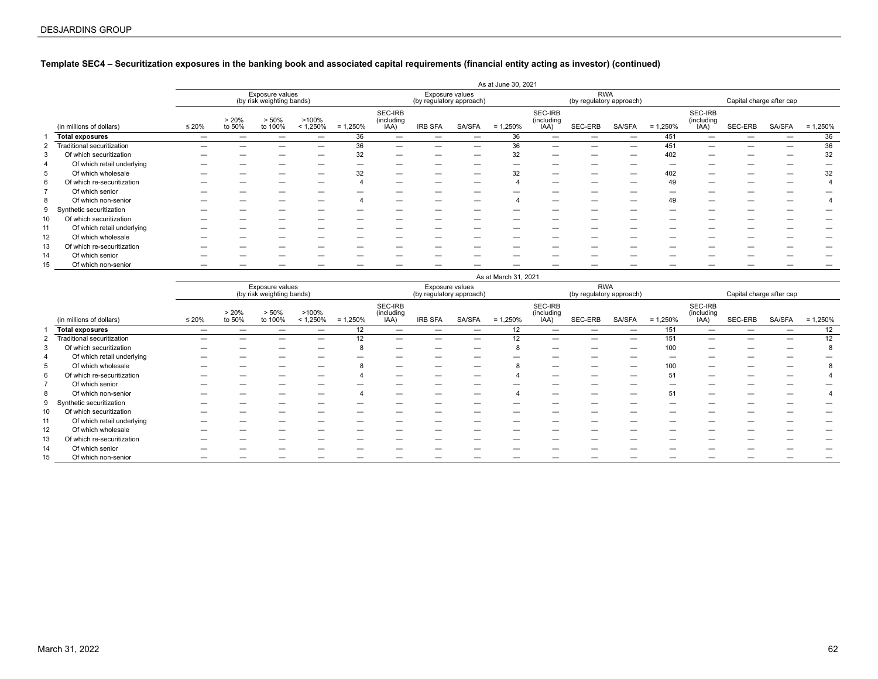### Template SEC4 – Securitization exposures in the banking book and associated capital requirements (financial entity acting as investor) (continued)

| | As at June 30, 2021 | | | | | | | | | | | | | | | | |
|---|---|---|---|---|---|---|---|---|---|---|---|---|---|---|---|---|---|
| | Exposure values (by risk weighting bands) | | | | | Exposure values (by regulatory approach) | | | | RWA (by regulatory approach) | | | | Capital charge after cap | | | |
| (in millions of dollars) | ≤ 20% | > 20% to 50% | > 50% to 100% | >100% < 1,250% | = 1,250% | SEC-IRB (including IAA) | IRB SFA | SA/SFA | = 1,250% | SEC-IRB (including IAA) | SEC-ERB | SA/SFA | = 1,250% | SEC-IRB (including IAA) | SEC-ERB | SA/SFA | = 1,250% |
| 1 **Total exposures** | — | — | — | — | 36 | — | — | — | 36 | — | — | — | 451 | — | — | — | 36 |
| 2 Traditional securitization | — | — | — | — | 36 | — | — | — | 36 | — | — | — | 451 | — | — | — | 36 |
| 3 Of which securitization | — | — | — | — | 32 | — | — | — | 32 | — | — | — | 402 | — | — | — | 32 |
| 4 Of which retail underlying | — | — | — | — | — | — | — | — | — | — | — | — | — | — | — | — | — |
| 5 Of which wholesale | — | — | — | — | 32 | — | — | — | 32 | — | — | — | 402 | — | — | — | 32 |
| 6 Of which re-securitization | — | — | — | — | 4 | — | — | — | 4 | — | — | — | 49 | — | — | — | 4 |
| 7 Of which senior | — | — | — | — | — | — | — | — | — | — | — | — | — | — | — | — | — |
| 8 Of which non-senior | — | — | — | — | 4 | — | — | — | 4 | — | — | — | 49 | — | — | — | 4 |
| 9 Synthetic securitization | — | — | — | — | — | — | — | — | — | — | — | — | — | — | — | — | — |
| 10 Of which securitization | — | — | — | — | — | — | — | — | — | — | — | — | — | — | — | — | — |
| 11 Of which retail underlying | — | — | — | — | — | — | — | — | — | — | — | — | — | — | — | — | — |
| 12 Of which wholesale | — | — | — | — | — | — | — | — | — | — | — | — | — | — | — | — | — |
| 13 Of which re-securitization | — | — | — | — | — | — | — | — | — | — | — | — | — | — | — | — | — |
| 14 Of which senior | — | — | — | — | — | — | — | — | — | — | — | — | — | — | — | — | — |
| 15 Of which non-senior | — | — | — | — | — | — | — | — | — | — | — | — | — | — | — | — | — |

| | As at March 31, 2021 | | | | | | | | | | | | | | | | |
|---|---|---|---|---|---|---|---|---|---|---|---|---|---|---|---|---|---|
| | Exposure values (by risk weighting bands) | | | | | Exposure values (by regulatory approach) | | | | RWA (by regulatory approach) | | | | Capital charge after cap | | | |
| (in millions of dollars) | ≤ 20% | > 20% to 50% | > 50% to 100% | >100% < 1,250% | = 1,250% | SEC-IRB (including IAA) | IRB SFA | SA/SFA | = 1,250% | SEC-IRB (including IAA) | SEC-ERB | SA/SFA | = 1,250% | SEC-IRB (including IAA) | SEC-ERB | SA/SFA | = 1,250% |
| 1 **Total exposures** | — | — | — | — | 12 | — | — | — | 12 | — | — | — | 151 | — | — | — | 12 |
| 2 Traditional securitization | — | — | — | — | 12 | — | — | — | 12 | — | — | — | 151 | — | — | — | 12 |
| 3 Of which securitization | — | — | — | — | 8 | — | — | — | 8 | — | — | — | 100 | — | — | — | 8 |
| 4 Of which retail underlying | — | — | — | — | — | — | — | — | — | — | — | — | — | — | — | — | — |
| 5 Of which wholesale | — | — | — | — | 8 | — | — | — | 8 | — | — | — | 100 | — | — | — | 8 |
| 6 Of which re-securitization | — | — | — | — | 4 | — | — | — | 4 | — | — | — | 51 | — | — | — | 4 |
| 7 Of which senior | — | — | — | — | — | — | — | — | — | — | — | — | — | — | — | — | — |
| 8 Of which non-senior | — | — | — | — | 4 | — | — | — | 4 | — | — | — | 51 | — | — | — | 4 |
| 9 Synthetic securitization | — | — | — | — | — | — | — | — | — | — | — | — | — | — | — | — | — |
| 10 Of which securitization | — | — | — | — | — | — | — | — | — | — | — | — | — | — | — | — | — |
| 11 Of which retail underlying | — | — | — | — | — | — | — | — | — | — | — | — | — | — | — | — | — |
| 12 Of which wholesale | — | — | — | — | — | — | — | — | — | — | — | — | — | — | — | — | — |
| 13 Of which re-securitization | — | — | — | — | — | — | — | — | — | — | — | — | — | — | — | — | — |
| 14 Of which senior | — | — | — | — | — | — | — | — | — | — | — | — | — | — | — | — | — |
| 15 Of which non-senior | — | — | — | — | — | — | — | — | — | — | — | — | — | — | — | — | — |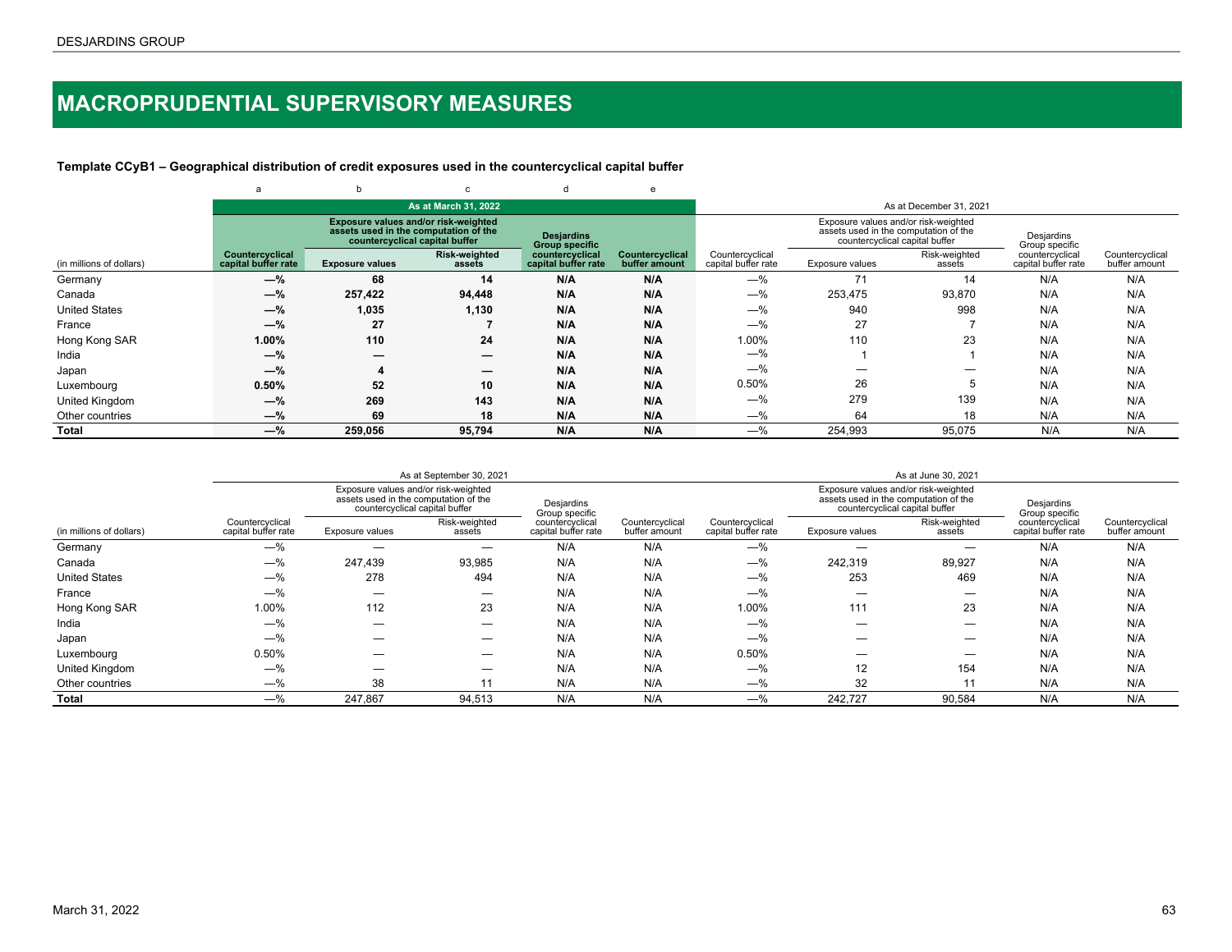# MACROPRUDENTIAL SUPERVISORY MEASURES

**Template CCyB1 – Geographical distribution of credit exposures used in the countercyclical capital buffer**

| | a | b | c | d | e | | | | | |
|---|---|---|---|---|---|---|---|---|---|---|
| | **As at March 31, 2022** | | | | | As at December 31, 2021 | | | | |
| | | **Exposure values and/or risk-weighted assets used in the computation of the countercyclical capital buffer** | | | | | Exposure values and/or risk-weighted assets used in the computation of the countercyclical capital buffer | | | |
| (in millions of dollars) | **Countercyclical capital buffer rate** | **Exposure values** | **Risk-weighted assets** | **Desjardins Group specific countercyclical capital buffer rate** | **Countercyclical buffer amount** | Countercyclical capital buffer rate | Exposure values | Risk-weighted assets | Desjardins Group specific countercyclical capital buffer rate | Countercyclical buffer amount |
| Germany | **—%** | **68** | **14** | **N/A** | **N/A** | —% | 71 | 14 | N/A | N/A |
| Canada | **—%** | **257,422** | **94,448** | **N/A** | **N/A** | —% | 253,475 | 93,870 | N/A | N/A |
| United States | **—%** | **1,035** | **1,130** | **N/A** | **N/A** | —% | 940 | 998 | N/A | N/A |
| France | **—%** | **27** | **7** | **N/A** | **N/A** | —% | 27 | 7 | N/A | N/A |
| Hong Kong SAR | **1.00%** | **110** | **24** | **N/A** | **N/A** | 1.00% | 110 | 23 | N/A | N/A |
| India | **—%** | **—** | **—** | **N/A** | **N/A** | —% | 1 | 1 | N/A | N/A |
| Japan | **—%** | **4** | **—** | **N/A** | **N/A** | —% | — | — | N/A | N/A |
| Luxembourg | **0.50%** | **52** | **10** | **N/A** | **N/A** | 0.50% | 26 | 5 | N/A | N/A |
| United Kingdom | **—%** | **269** | **143** | **N/A** | **N/A** | —% | 279 | 139 | N/A | N/A |
| Other countries | **—%** | **69** | **18** | **N/A** | **N/A** | —% | 64 | 18 | N/A | N/A |
| **Total** | **—%** | **259,056** | **95,794** | **N/A** | **N/A** | —% | 254,993 | 95,075 | N/A | N/A |

| | As at September 30, 2021 | | | | | As at June 30, 2021 | | | | |
|---|---|---|---|---|---|---|---|---|---|---|
| | | Exposure values and/or risk-weighted assets used in the computation of the countercyclical capital buffer | | | | | Exposure values and/or risk-weighted assets used in the computation of the countercyclical capital buffer | | | |
| (in millions of dollars) | Countercyclical capital buffer rate | Exposure values | Risk-weighted assets | Desjardins Group specific countercyclical capital buffer rate | Countercyclical buffer amount | Countercyclical capital buffer rate | Exposure values | Risk-weighted assets | Desjardins Group specific countercyclical capital buffer rate | Countercyclical buffer amount |
| Germany | —% | — | — | N/A | N/A | —% | — | — | N/A | N/A |
| Canada | —% | 247,439 | 93,985 | N/A | N/A | —% | 242,319 | 89,927 | N/A | N/A |
| United States | —% | 278 | 494 | N/A | N/A | —% | 253 | 469 | N/A | N/A |
| France | —% | — | — | N/A | N/A | —% | — | — | N/A | N/A |
| Hong Kong SAR | 1.00% | 112 | 23 | N/A | N/A | 1.00% | 111 | 23 | N/A | N/A |
| India | —% | — | — | N/A | N/A | —% | — | — | N/A | N/A |
| Japan | —% | — | — | N/A | N/A | —% | — | — | N/A | N/A |
| Luxembourg | 0.50% | — | — | N/A | N/A | 0.50% | — | — | N/A | N/A |
| United Kingdom | —% | — | — | N/A | N/A | —% | 12 | 154 | N/A | N/A |
| Other countries | —% | 38 | 11 | N/A | N/A | —% | 32 | 11 | N/A | N/A |
| **Total** | —% | 247,867 | 94,513 | N/A | N/A | —% | 242,727 | 90,584 | N/A | N/A |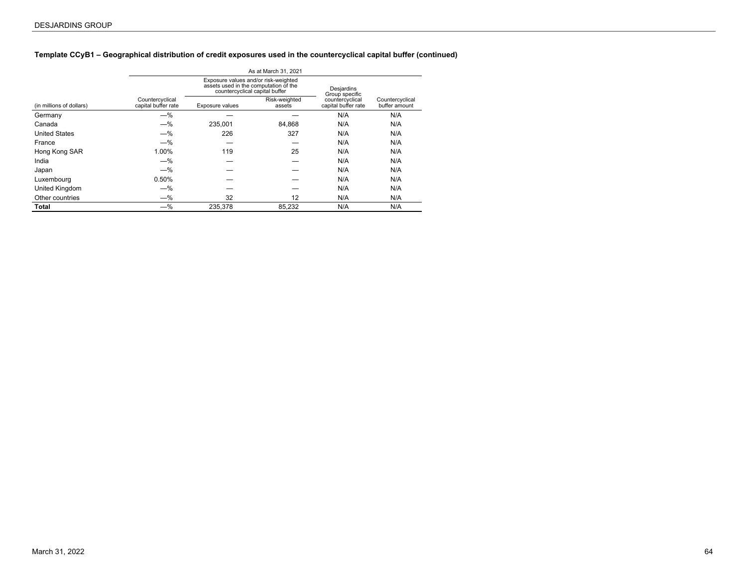### Template CCyB1 – Geographical distribution of credit exposures used in the countercyclical capital buffer (continued)

| | As at March 31, 2021 | | | | |
|---|---|---|---|---|---|
| | | Exposure values and/or risk-weighted assets used in the computation of the countercyclical capital buffer | | | |
| (in millions of dollars) | Countercyclical capital buffer rate | Exposure values | Risk-weighted assets | Desjardins Group specific countercyclical capital buffer rate | Countercyclical buffer amount |
| Germany | —% | — | — | N/A | N/A |
| Canada | —% | 235,001 | 84,868 | N/A | N/A |
| United States | —% | 226 | 327 | N/A | N/A |
| France | —% | — | — | N/A | N/A |
| Hong Kong SAR | 1.00% | 119 | 25 | N/A | N/A |
| India | —% | — | — | N/A | N/A |
| Japan | —% | — | — | N/A | N/A |
| Luxembourg | 0.50% | — | — | N/A | N/A |
| United Kingdom | —% | — | — | N/A | N/A |
| Other countries | —% | 32 | 12 | N/A | N/A |
| **Total** | —% | 235,378 | 85,232 | N/A | N/A |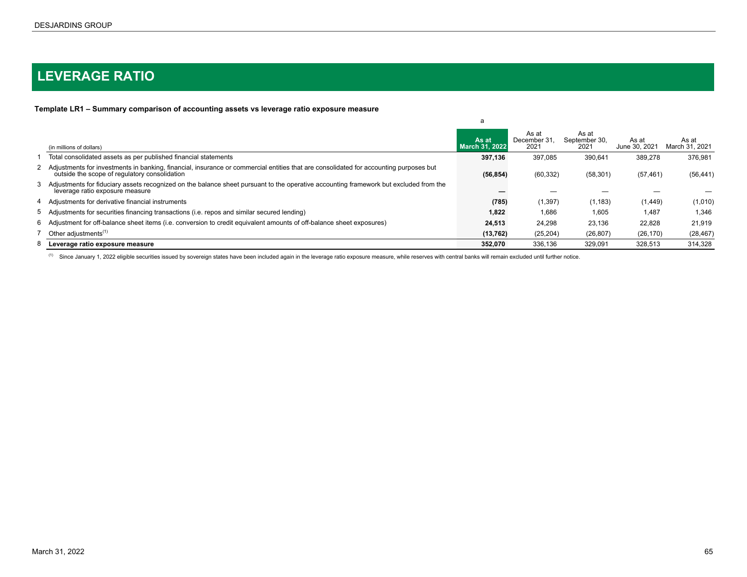# LEVERAGE RATIO

**Template LR1 – Summary comparison of accounting assets vs leverage ratio exposure measure**

| | (in millions of dollars) | a<br>**As at March 31, 2022** | As at December 31, 2021 | As at September 30, 2021 | As at June 30, 2021 | As at March 31, 2021 |
|---|---|---|---|---|---|---|
| 1 | Total consolidated assets as per published financial statements | **397,136** | 397,085 | 390,641 | 389,278 | 376,981 |
| 2 | Adjustments for investments in banking, financial, insurance or commercial entities that are consolidated for accounting purposes but outside the scope of regulatory consolidation | **(56,854)** | (60,332) | (58,301) | (57,461) | (56,441) |
| 3 | Adjustments for fiduciary assets recognized on the balance sheet pursuant to the operative accounting framework but excluded from the leverage ratio exposure measure | **—** | — | — | — | — |
| 4 | Adjustments for derivative financial instruments | **(785)** | (1,397) | (1,183) | (1,449) | (1,010) |
| 5 | Adjustments for securities financing transactions (i.e. repos and similar secured lending) | **1,822** | 1,686 | 1,605 | 1,487 | 1,346 |
| 6 | Adjustment for off-balance sheet items (i.e. conversion to credit equivalent amounts of off-balance sheet exposures) | **24,513** | 24,298 | 23,136 | 22,828 | 21,919 |
| 7 | Other adjustments[(1)] | **(13,762)** | (25,204) | (26,807) | (26,170) | (28,467) |
| 8 | **Leverage ratio exposure measure** | **352,070** | 336,136 | 329,091 | 328,513 | 314,328 |

[(1)] Since January 1, 2022 eligible securities issued by sovereign states have been included again in the leverage ratio exposure measure, while reserves with central banks will remain excluded until further notice.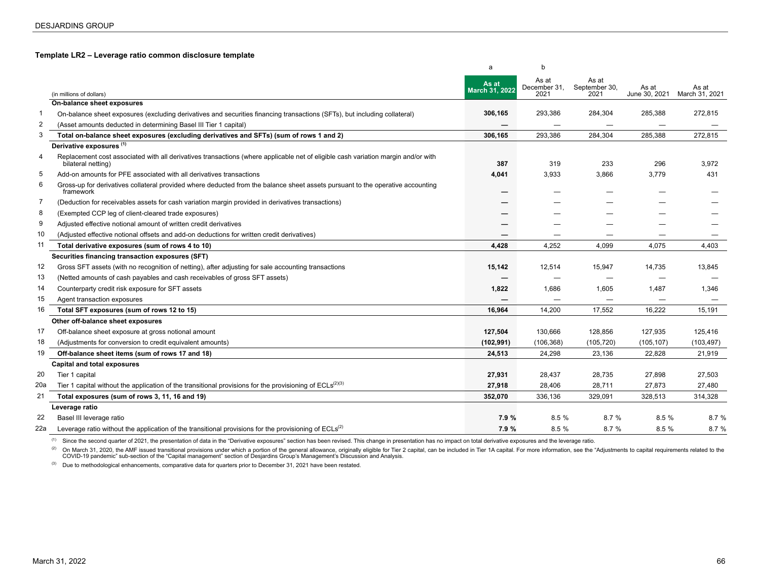### Template LR2 – Leverage ratio common disclosure template

| | (in millions of dollars) | a<br>As at March 31, 2022 | b<br>As at December 31, 2021 | As at September 30, 2021 | As at June 30, 2021 | As at March 31, 2021 |
|---|---|---|---|---|---|---|
| | **On-balance sheet exposures** | | | | | |
| 1 | On-balance sheet exposures (excluding derivatives and securities financing transactions (SFTs), but including collateral) | **306,165** | 293,386 | 284,304 | 285,388 | 272,815 |
| 2 | (Asset amounts deducted in determining Basel III Tier 1 capital) | **—** | — | — | — | — |
| 3 | **Total on-balance sheet exposures (excluding derivatives and SFTs) (sum of rows 1 and 2)** | **306,165** | 293,386 | 284,304 | 285,388 | 272,815 |
| | **Derivative exposures [(1)]** | | | | | |
| 4 | Replacement cost associated with all derivatives transactions (where applicable net of eligible cash variation margin and/or with bilateral netting) | **387** | 319 | 233 | 296 | 3,972 |
| 5 | Add-on amounts for PFE associated with all derivatives transactions | **4,041** | 3,933 | 3,866 | 3,779 | 431 |
| 6 | Gross-up for derivatives collateral provided where deducted from the balance sheet assets pursuant to the operative accounting framework | **—** | — | — | — | — |
| 7 | (Deduction for receivables assets for cash variation margin provided in derivatives transactions) | **—** | — | — | — | — |
| 8 | (Exempted CCP leg of client-cleared trade exposures) | **—** | — | — | — | — |
| 9 | Adjusted effective notional amount of written credit derivatives | **—** | — | — | — | — |
| 10 | (Adjusted effective notional offsets and add-on deductions for written credit derivatives) | **—** | — | — | — | — |
| 11 | **Total derivative exposures (sum of rows 4 to 10)** | **4,428** | 4,252 | 4,099 | 4,075 | 4,403 |
| | **Securities financing transaction exposures (SFT)** | | | | | |
| 12 | Gross SFT assets (with no recognition of netting), after adjusting for sale accounting transactions | **15,142** | 12,514 | 15,947 | 14,735 | 13,845 |
| 13 | (Netted amounts of cash payables and cash receivables of gross SFT assets) | **—** | — | — | — | — |
| 14 | Counterparty credit risk exposure for SFT assets | **1,822** | 1,686 | 1,605 | 1,487 | 1,346 |
| 15 | Agent transaction exposures | **—** | — | — | — | — |
| 16 | **Total SFT exposures (sum of rows 12 to 15)** | **16,964** | 14,200 | 17,552 | 16,222 | 15,191 |
| | **Other off-balance sheet exposures** | | | | | |
| 17 | Off-balance sheet exposure at gross notional amount | **127,504** | 130,666 | 128,856 | 127,935 | 125,416 |
| 18 | (Adjustments for conversion to credit equivalent amounts) | **(102,991)** | (106,368) | (105,720) | (105,107) | (103,497) |
| 19 | **Off-balance sheet items (sum of rows 17 and 18)** | **24,513** | 24,298 | 23,136 | 22,828 | 21,919 |
| | **Capital and total exposures** | | | | | |
| 20 | Tier 1 capital | **27,931** | 28,437 | 28,735 | 27,898 | 27,503 |
| 20a | Tier 1 capital without the application of the transitional provisions for the provisioning of ECLs[(2)(3)] | **27,918** | 28,406 | 28,711 | 27,873 | 27,480 |
| 21 | **Total exposures (sum of rows 3, 11, 16 and 19)** | **352,070** | 336,136 | 329,091 | 328,513 | 314,328 |
| | **Leverage ratio** | | | | | |
| 22 | Basel III leverage ratio | **7.9 %** | 8.5 % | 8.7 % | 8.5 % | 8.7 % |
| 22a | Leverage ratio without the application of the transitional provisions for the provisioning of ECLs[(2)] | **7.9 %** | 8.5 % | 8.7 % | 8.5 % | 8.7 % |

(1) Since the second quarter of 2021, the presentation of data in the "Derivative exposures" section has been revised. This change in presentation has no impact on total derivative exposures and the leverage ratio.

(2) On March 31, 2020, the AMF issued transitional provisions under which a portion of the general allowance, originally eligible for Tier 2 capital, can be included in Tier 1A capital. For more information, see the "Adjustments to capital requirements related to the COVID-19 pandemic" sub-section of the "Capital management" section of Desjardins Group's Management's Discussion and Analysis.

(3) Due to methodological enhancements, comparative data for quarters prior to December 31, 2021 have been restated.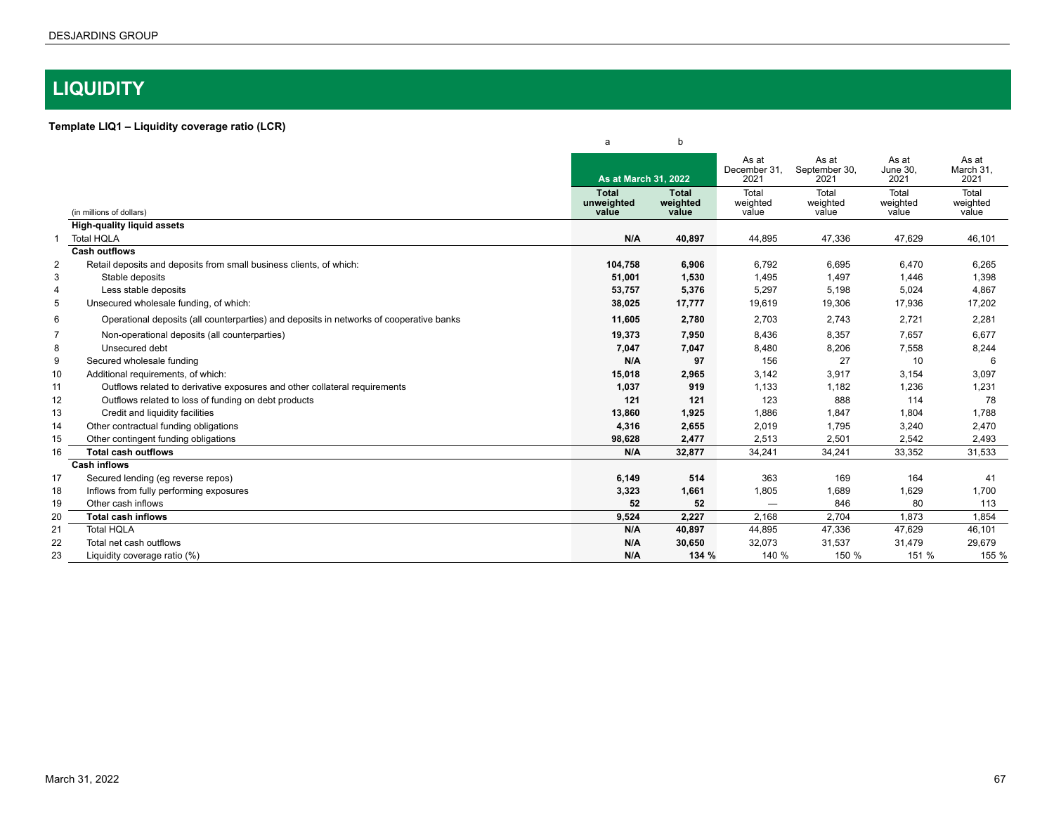# LIQUIDITY

**Template LIQ1 – Liquidity coverage ratio (LCR)**

| | (in millions of dollars) | a | b | | | | |
|---|---|---|---|---|---|---|---|
| | | **As at March 31, 2022** | | As at December 31, 2021 | As at September 30, 2021 | As at June 30, 2021 | As at March 31, 2021 |
| | | **Total unweighted value** | **Total weighted value** | Total weighted value | Total weighted value | Total weighted value | Total weighted value |
| | **High-quality liquid assets** | | | | | | |
| 1 | Total HQLA | **N/A** | **40,897** | 44,895 | 47,336 | 47,629 | 46,101 |
| | **Cash outflows** | | | | | | |
| 2 | Retail deposits and deposits from small business clients, of which: | **104,758** | **6,906** | 6,792 | 6,695 | 6,470 | 6,265 |
| 3 | Stable deposits | **51,001** | **1,530** | 1,495 | 1,497 | 1,446 | 1,398 |
| 4 | Less stable deposits | **53,757** | **5,376** | 5,297 | 5,198 | 5,024 | 4,867 |
| 5 | Unsecured wholesale funding, of which: | **38,025** | **17,777** | 19,619 | 19,306 | 17,936 | 17,202 |
| 6 | Operational deposits (all counterparties) and deposits in networks of cooperative banks | **11,605** | **2,780** | 2,703 | 2,743 | 2,721 | 2,281 |
| 7 | Non-operational deposits (all counterparties) | **19,373** | **7,950** | 8,436 | 8,357 | 7,657 | 6,677 |
| 8 | Unsecured debt | **7,047** | **7,047** | 8,480 | 8,206 | 7,558 | 8,244 |
| 9 | Secured wholesale funding | **N/A** | **97** | 156 | 27 | 10 | 6 |
| 10 | Additional requirements, of which: | **15,018** | **2,965** | 3,142 | 3,917 | 3,154 | 3,097 |
| 11 | Outflows related to derivative exposures and other collateral requirements | **1,037** | **919** | 1,133 | 1,182 | 1,236 | 1,231 |
| 12 | Outflows related to loss of funding on debt products | **121** | **121** | 123 | 888 | 114 | 78 |
| 13 | Credit and liquidity facilities | **13,860** | **1,925** | 1,886 | 1,847 | 1,804 | 1,788 |
| 14 | Other contractual funding obligations | **4,316** | **2,655** | 2,019 | 1,795 | 3,240 | 2,470 |
| 15 | Other contingent funding obligations | **98,628** | **2,477** | 2,513 | 2,501 | 2,542 | 2,493 |
| 16 | **Total cash outflows** | **N/A** | **32,877** | 34,241 | 34,241 | 33,352 | 31,533 |
| | **Cash inflows** | | | | | | |
| 17 | Secured lending (eg reverse repos) | **6,149** | **514** | 363 | 169 | 164 | 41 |
| 18 | Inflows from fully performing exposures | **3,323** | **1,661** | 1,805 | 1,689 | 1,629 | 1,700 |
| 19 | Other cash inflows | **52** | **52** | — | 846 | 80 | 113 |
| 20 | **Total cash inflows** | **9,524** | **2,227** | 2,168 | 2,704 | 1,873 | 1,854 |
| 21 | Total HQLA | **N/A** | **40,897** | 44,895 | 47,336 | 47,629 | 46,101 |
| 22 | Total net cash outflows | **N/A** | **30,650** | 32,073 | 31,537 | 31,479 | 29,679 |
| 23 | Liquidity coverage ratio (%) | **N/A** | **134 %** | 140 % | 150 % | 151 % | 155 % |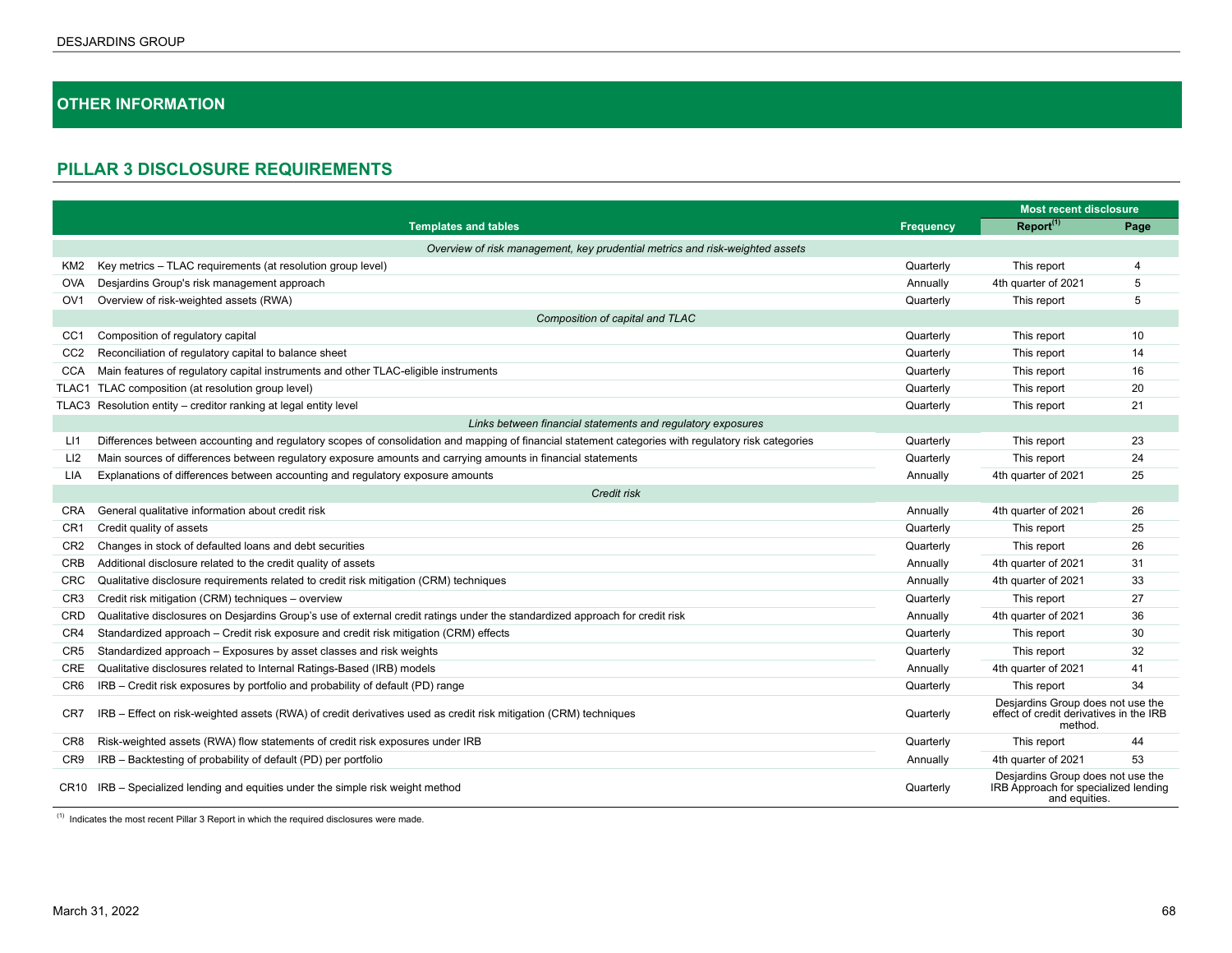## OTHER INFORMATION

### PILLAR 3 DISCLOSURE REQUIREMENTS

| | Templates and tables | Frequency | Most recent disclosure | |
|---|---|---|---|---|
| | | | Report[(1)] | Page |
| | *Overview of risk management, key prudential metrics and risk-weighted assets* | | | |
| KM2 | Key metrics – TLAC requirements (at resolution group level) | Quarterly | This report | 4 |
| OVA | Desjardins Group's risk management approach | Annually | 4th quarter of 2021 | 5 |
| OV1 | Overview of risk-weighted assets (RWA) | Quarterly | This report | 5 |
| | *Composition of capital and TLAC* | | | |
| CC1 | Composition of regulatory capital | Quarterly | This report | 10 |
| CC2 | Reconciliation of regulatory capital to balance sheet | Quarterly | This report | 14 |
| CCA | Main features of regulatory capital instruments and other TLAC-eligible instruments | Quarterly | This report | 16 |
| TLAC1 | TLAC composition (at resolution group level) | Quarterly | This report | 20 |
| TLAC3 | Resolution entity – creditor ranking at legal entity level | Quarterly | This report | 21 |
| | *Links between financial statements and regulatory exposures* | | | |
| LI1 | Differences between accounting and regulatory scopes of consolidation and mapping of financial statement categories with regulatory risk categories | Quarterly | This report | 23 |
| LI2 | Main sources of differences between regulatory exposure amounts and carrying amounts in financial statements | Quarterly | This report | 24 |
| LIA | Explanations of differences between accounting and regulatory exposure amounts | Annually | 4th quarter of 2021 | 25 |
| | *Credit risk* | | | |
| CRA | General qualitative information about credit risk | Annually | 4th quarter of 2021 | 26 |
| CR1 | Credit quality of assets | Quarterly | This report | 25 |
| CR2 | Changes in stock of defaulted loans and debt securities | Quarterly | This report | 26 |
| CRB | Additional disclosure related to the credit quality of assets | Annually | 4th quarter of 2021 | 31 |
| CRC | Qualitative disclosure requirements related to credit risk mitigation (CRM) techniques | Annually | 4th quarter of 2021 | 33 |
| CR3 | Credit risk mitigation (CRM) techniques – overview | Quarterly | This report | 27 |
| CRD | Qualitative disclosures on Desjardins Group's use of external credit ratings under the standardized approach for credit risk | Annually | 4th quarter of 2021 | 36 |
| CR4 | Standardized approach – Credit risk exposure and credit risk mitigation (CRM) effects | Quarterly | This report | 30 |
| CR5 | Standardized approach – Exposures by asset classes and risk weights | Quarterly | This report | 32 |
| CRE | Qualitative disclosures related to Internal Ratings-Based (IRB) models | Annually | 4th quarter of 2021 | 41 |
| CR6 | IRB – Credit risk exposures by portfolio and probability of default (PD) range | Quarterly | This report | 34 |
| CR7 | IRB – Effect on risk-weighted assets (RWA) of credit derivatives used as credit risk mitigation (CRM) techniques | Quarterly | Desjardins Group does not use the effect of credit derivatives in the IRB method. | |
| CR8 | Risk-weighted assets (RWA) flow statements of credit risk exposures under IRB | Quarterly | This report | 44 |
| CR9 | IRB – Backtesting of probability of default (PD) per portfolio | Annually | 4th quarter of 2021 | 53 |
| CR10 | IRB – Specialized lending and equities under the simple risk weight method | Quarterly | Desjardins Group does not use the IRB Approach for specialized lending and equities. | |

(1) Indicates the most recent Pillar 3 Report in which the required disclosures were made.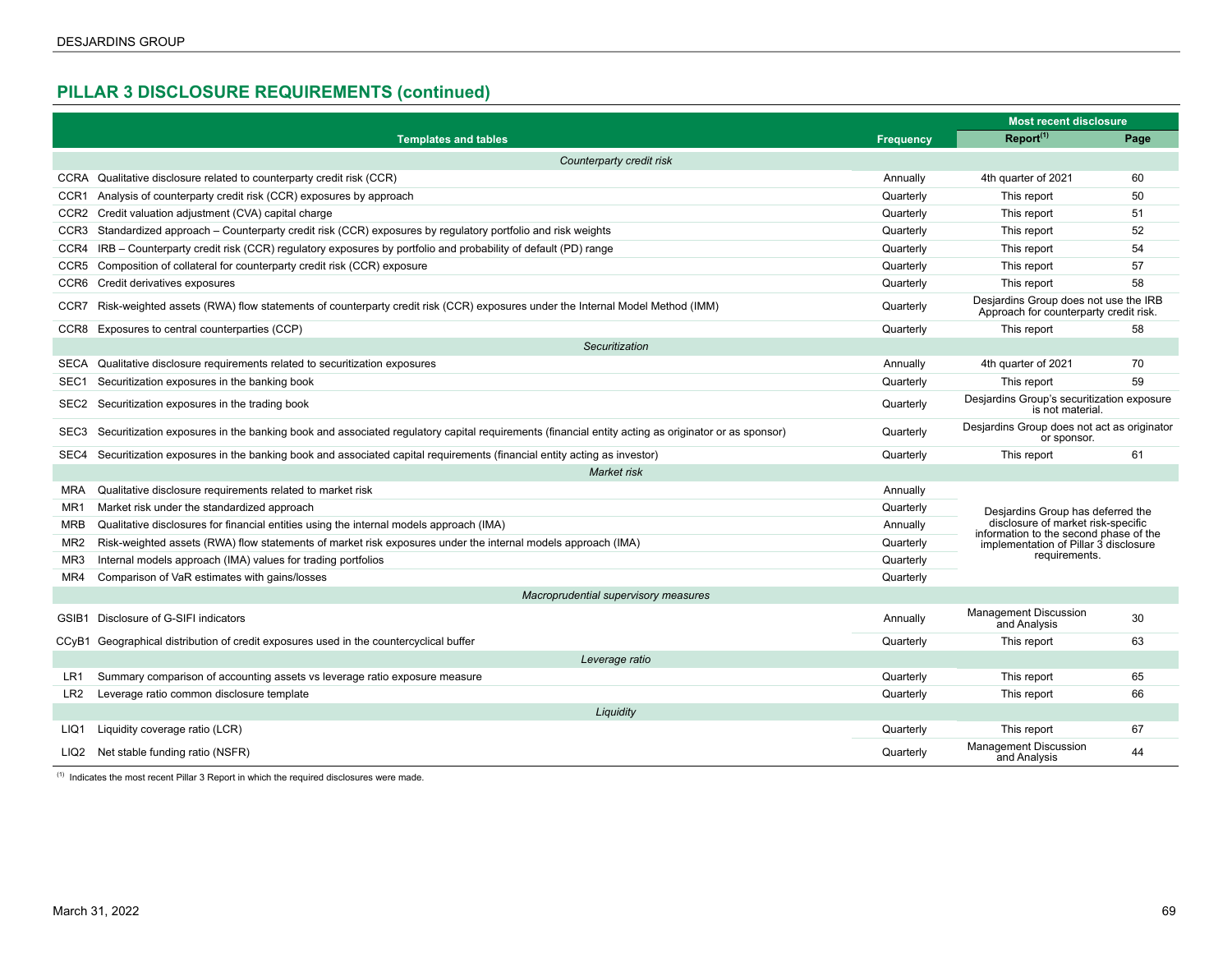## PILLAR 3 DISCLOSURE REQUIREMENTS (continued)

| | Templates and tables | Frequency | Most recent disclosure | |
|---|---|---|---|---|
| | | | Report[(1)] | Page |
| | *Counterparty credit risk* | | | |
| CCRA | Qualitative disclosure related to counterparty credit risk (CCR) | Annually | 4th quarter of 2021 | 60 |
| CCR1 | Analysis of counterparty credit risk (CCR) exposures by approach | Quarterly | This report | 50 |
| CCR2 | Credit valuation adjustment (CVA) capital charge | Quarterly | This report | 51 |
| CCR3 | Standardized approach – Counterparty credit risk (CCR) exposures by regulatory portfolio and risk weights | Quarterly | This report | 52 |
| CCR4 | IRB – Counterparty credit risk (CCR) regulatory exposures by portfolio and probability of default (PD) range | Quarterly | This report | 54 |
| CCR5 | Composition of collateral for counterparty credit risk (CCR) exposure | Quarterly | This report | 57 |
| CCR6 | Credit derivatives exposures | Quarterly | This report | 58 |
| CCR7 | Risk-weighted assets (RWA) flow statements of counterparty credit risk (CCR) exposures under the Internal Model Method (IMM) | Quarterly | Desjardins Group does not use the IRB Approach for counterparty credit risk. | |
| CCR8 | Exposures to central counterparties (CCP) | Quarterly | This report | 58 |
| | *Securitization* | | | |
| SECA | Qualitative disclosure requirements related to securitization exposures | Annually | 4th quarter of 2021 | 70 |
| SEC1 | Securitization exposures in the banking book | Quarterly | This report | 59 |
| SEC2 | Securitization exposures in the trading book | Quarterly | Desjardins Group's securitization exposure is not material. | |
| SEC3 | Securitization exposures in the banking book and associated regulatory capital requirements (financial entity acting as originator or as sponsor) | Quarterly | Desjardins Group does not act as originator or sponsor. | |
| SEC4 | Securitization exposures in the banking book and associated capital requirements (financial entity acting as investor) | Quarterly | This report | 61 |
| | *Market risk* | | | |
| MRA | Qualitative disclosure requirements related to market risk | Annually | Desjardins Group has deferred the disclosure of market risk-specific information to the second phase of the implementation of Pillar 3 disclosure requirements. | |
| MR1 | Market risk under the standardized approach | Quarterly | | |
| MRB | Qualitative disclosures for financial entities using the internal models approach (IMA) | Annually | | |
| MR2 | Risk-weighted assets (RWA) flow statements of market risk exposures under the internal models approach (IMA) | Quarterly | | |
| MR3 | Internal models approach (IMA) values for trading portfolios | Quarterly | | |
| MR4 | Comparison of VaR estimates with gains/losses | Quarterly | | |
| | *Macroprudential supervisory measures* | | | |
| GSIB1 | Disclosure of G-SIFI indicators | Annually | Management Discussion and Analysis | 30 |
| CCyB1 | Geographical distribution of credit exposures used in the countercyclical buffer | Quarterly | This report | 63 |
| | *Leverage ratio* | | | |
| LR1 | Summary comparison of accounting assets vs leverage ratio exposure measure | Quarterly | This report | 65 |
| LR2 | Leverage ratio common disclosure template | Quarterly | This report | 66 |
| | *Liquidity* | | | |
| LIQ1 | Liquidity coverage ratio (LCR) | Quarterly | This report | 67 |
| LIQ2 | Net stable funding ratio (NSFR) | Quarterly | Management Discussion and Analysis | 44 |

(1) Indicates the most recent Pillar 3 Report in which the required disclosures were made.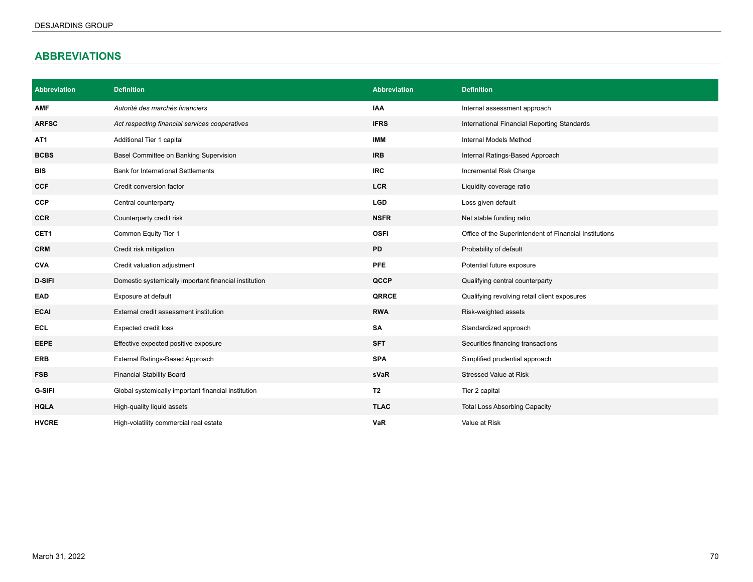## ABBREVIATIONS

| Abbreviation | Definition | Abbreviation | Definition |
|---|---|---|---|
| **AMF** | *Autorité des marchés financiers* | **IAA** | Internal assessment approach |
| **ARFSC** | *Act respecting financial services cooperatives* | **IFRS** | International Financial Reporting Standards |
| **AT1** | Additional Tier 1 capital | **IMM** | Internal Models Method |
| **BCBS** | Basel Committee on Banking Supervision | **IRB** | Internal Ratings-Based Approach |
| **BIS** | Bank for International Settlements | **IRC** | Incremental Risk Charge |
| **CCF** | Credit conversion factor | **LCR** | Liquidity coverage ratio |
| **CCP** | Central counterparty | **LGD** | Loss given default |
| **CCR** | Counterparty credit risk | **NSFR** | Net stable funding ratio |
| **CET1** | Common Equity Tier 1 | **OSFI** | Office of the Superintendent of Financial Institutions |
| **CRM** | Credit risk mitigation | **PD** | Probability of default |
| **CVA** | Credit valuation adjustment | **PFE** | Potential future exposure |
| **D-SIFI** | Domestic systemically important financial institution | **QCCP** | Qualifying central counterparty |
| **EAD** | Exposure at default | **QRRCE** | Qualifying revolving retail client exposures |
| **ECAI** | External credit assessment institution | **RWA** | Risk-weighted assets |
| **ECL** | Expected credit loss | **SA** | Standardized approach |
| **EEPE** | Effective expected positive exposure | **SFT** | Securities financing transactions |
| **ERB** | External Ratings-Based Approach | **SPA** | Simplified prudential approach |
| **FSB** | Financial Stability Board | **sVaR** | Stressed Value at Risk |
| **G-SIFI** | Global systemically important financial institution | **T2** | Tier 2 capital |
| **HQLA** | High-quality liquid assets | **TLAC** | Total Loss Absorbing Capacity |
| **HVCRE** | High-volatility commercial real estate | **VaR** | Value at Risk |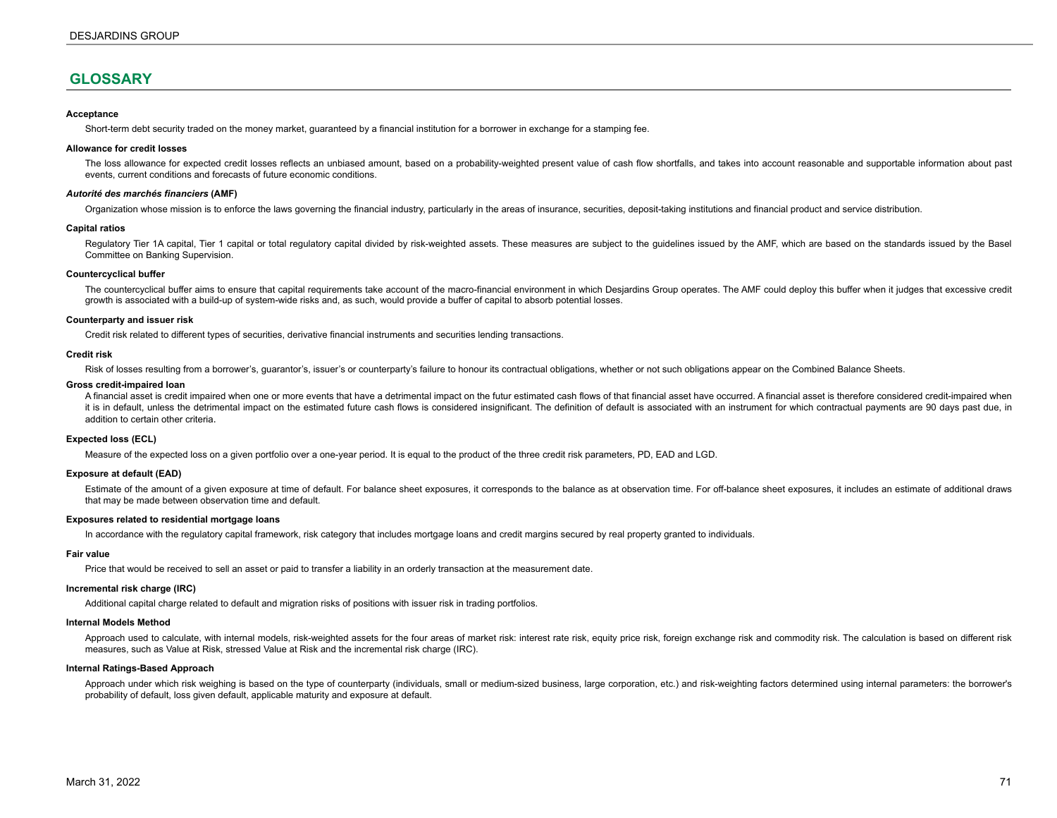# GLOSSARY

**Acceptance**

Short-term debt security traded on the money market, guaranteed by a financial institution for a borrower in exchange for a stamping fee.

**Allowance for credit losses**

The loss allowance for expected credit losses reflects an unbiased amount, based on a probability-weighted present value of cash flow shortfalls, and takes into account reasonable and supportable information about past events, current conditions and forecasts of future economic conditions.

***Autorité des marchés financiers* (AMF)**

Organization whose mission is to enforce the laws governing the financial industry, particularly in the areas of insurance, securities, deposit-taking institutions and financial product and service distribution.

**Capital ratios**

Regulatory Tier 1A capital, Tier 1 capital or total regulatory capital divided by risk-weighted assets. These measures are subject to the guidelines issued by the AMF, which are based on the standards issued by the Basel Committee on Banking Supervision.

**Countercyclical buffer**

The countercyclical buffer aims to ensure that capital requirements take account of the macro-financial environment in which Desjardins Group operates. The AMF could deploy this buffer when it judges that excessive credit growth is associated with a build-up of system-wide risks and, as such, would provide a buffer of capital to absorb potential losses.

**Counterparty and issuer risk**

Credit risk related to different types of securities, derivative financial instruments and securities lending transactions.

**Credit risk**

Risk of losses resulting from a borrower's, guarantor's, issuer's or counterparty's failure to honour its contractual obligations, whether or not such obligations appear on the Combined Balance Sheets.

**Gross credit-impaired loan**

A financial asset is credit impaired when one or more events that have a detrimental impact on the futur estimated cash flows of that financial asset have occurred. A financial asset is therefore considered credit-impaired when it is in default, unless the detrimental impact on the estimated future cash flows is considered insignificant. The definition of default is associated with an instrument for which contractual payments are 90 days past due, in addition to certain other criteria.

**Expected loss (ECL)**

Measure of the expected loss on a given portfolio over a one-year period. It is equal to the product of the three credit risk parameters, PD, EAD and LGD.

**Exposure at default (EAD)**

Estimate of the amount of a given exposure at time of default. For balance sheet exposures, it corresponds to the balance as at observation time. For off-balance sheet exposures, it includes an estimate of additional draws that may be made between observation time and default.

**Exposures related to residential mortgage loans**

In accordance with the regulatory capital framework, risk category that includes mortgage loans and credit margins secured by real property granted to individuals.

**Fair value**

Price that would be received to sell an asset or paid to transfer a liability in an orderly transaction at the measurement date.

**Incremental risk charge (IRC)**

Additional capital charge related to default and migration risks of positions with issuer risk in trading portfolios.

**Internal Models Method**

Approach used to calculate, with internal models, risk-weighted assets for the four areas of market risk: interest rate risk, equity price risk, foreign exchange risk and commodity risk. The calculation is based on different risk measures, such as Value at Risk, stressed Value at Risk and the incremental risk charge (IRC).

**Internal Ratings-Based Approach**

Approach under which risk weighing is based on the type of counterparty (individuals, small or medium-sized business, large corporation, etc.) and risk-weighting factors determined using internal parameters: the borrower's probability of default, loss given default, applicable maturity and exposure at default.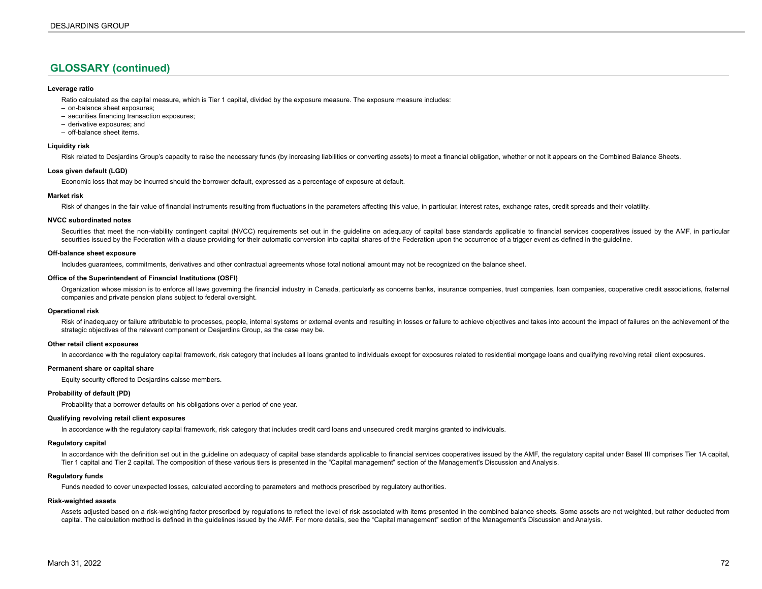## GLOSSARY (continued)

**Leverage ratio**

Ratio calculated as the capital measure, which is Tier 1 capital, divided by the exposure measure. The exposure measure includes:

- on-balance sheet exposures;
- securities financing transaction exposures;
- derivative exposures; and
- off-balance sheet items.

**Liquidity risk**

Risk related to Desjardins Group's capacity to raise the necessary funds (by increasing liabilities or converting assets) to meet a financial obligation, whether or not it appears on the Combined Balance Sheets.

**Loss given default (LGD)**

Economic loss that may be incurred should the borrower default, expressed as a percentage of exposure at default.

**Market risk**

Risk of changes in the fair value of financial instruments resulting from fluctuations in the parameters affecting this value, in particular, interest rates, exchange rates, credit spreads and their volatility.

**NVCC subordinated notes**

Securities that meet the non-viability contingent capital (NVCC) requirements set out in the guideline on adequacy of capital base standards applicable to financial services cooperatives issued by the AMF, in particular securities issued by the Federation with a clause providing for their automatic conversion into capital shares of the Federation upon the occurrence of a trigger event as defined in the guideline.

**Off-balance sheet exposure**

Includes guarantees, commitments, derivatives and other contractual agreements whose total notional amount may not be recognized on the balance sheet.

**Office of the Superintendent of Financial Institutions (OSFI)**

Organization whose mission is to enforce all laws governing the financial industry in Canada, particularly as concerns banks, insurance companies, trust companies, loan companies, cooperative credit associations, fraternal companies and private pension plans subject to federal oversight.

**Operational risk**

Risk of inadequacy or failure attributable to processes, people, internal systems or external events and resulting in losses or failure to achieve objectives and takes into account the impact of failures on the achievement of the strategic objectives of the relevant component or Desjardins Group, as the case may be.

**Other retail client exposures**

In accordance with the regulatory capital framework, risk category that includes all loans granted to individuals except for exposures related to residential mortgage loans and qualifying revolving retail client exposures.

**Permanent share or capital share**

Equity security offered to Desjardins caisse members.

**Probability of default (PD)**

Probability that a borrower defaults on his obligations over a period of one year.

**Qualifying revolving retail client exposures**

In accordance with the regulatory capital framework, risk category that includes credit card loans and unsecured credit margins granted to individuals.

**Regulatory capital**

In accordance with the definition set out in the guideline on adequacy of capital base standards applicable to financial services cooperatives issued by the AMF, the regulatory capital under Basel III comprises Tier 1A capital, Tier 1 capital and Tier 2 capital. The composition of these various tiers is presented in the "Capital management" section of the Management's Discussion and Analysis.

**Regulatory funds**

Funds needed to cover unexpected losses, calculated according to parameters and methods prescribed by regulatory authorities.

**Risk-weighted assets**

Assets adjusted based on a risk-weighting factor prescribed by regulations to reflect the level of risk associated with items presented in the combined balance sheets. Some assets are not weighted, but rather deducted from capital. The calculation method is defined in the guidelines issued by the AMF. For more details, see the "Capital management" section of the Management's Discussion and Analysis.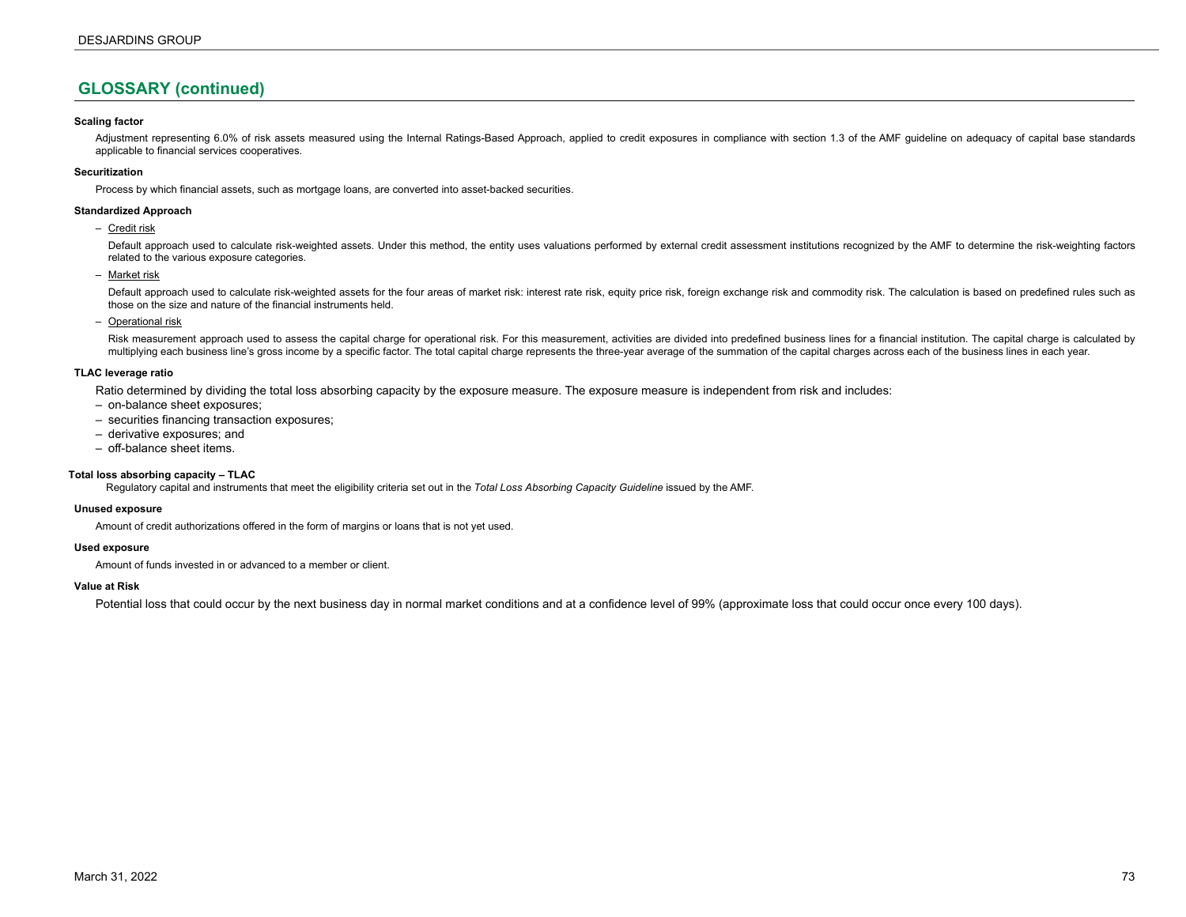## GLOSSARY (continued)

**Scaling factor**

Adjustment representing 6.0% of risk assets measured using the Internal Ratings-Based Approach, applied to credit exposures in compliance with section 1.3 of the AMF guideline on adequacy of capital base standards applicable to financial services cooperatives.

**Securitization**

Process by which financial assets, such as mortgage loans, are converted into asset-backed securities.

**Standardized Approach**

– Credit risk

Default approach used to calculate risk-weighted assets. Under this method, the entity uses valuations performed by external credit assessment institutions recognized by the AMF to determine the risk-weighting factors related to the various exposure categories.

– Market risk

Default approach used to calculate risk-weighted assets for the four areas of market risk: interest rate risk, equity price risk, foreign exchange risk and commodity risk. The calculation is based on predefined rules such as those on the size and nature of the financial instruments held.

– Operational risk

Risk measurement approach used to assess the capital charge for operational risk. For this measurement, activities are divided into predefined business lines for a financial institution. The capital charge is calculated by multiplying each business line's gross income by a specific factor. The total capital charge represents the three-year average of the summation of the capital charges across each of the business lines in each year.

**TLAC leverage ratio**

Ratio determined by dividing the total loss absorbing capacity by the exposure measure. The exposure measure is independent from risk and includes:

– on-balance sheet exposures;
– securities financing transaction exposures;
– derivative exposures; and
– off-balance sheet items.

**Total loss absorbing capacity – TLAC**

Regulatory capital and instruments that meet the eligibility criteria set out in the *Total Loss Absorbing Capacity Guideline* issued by the AMF.

**Unused exposure**

Amount of credit authorizations offered in the form of margins or loans that is not yet used.

**Used exposure**

Amount of funds invested in or advanced to a member or client.

**Value at Risk**

Potential loss that could occur by the next business day in normal market conditions and at a confidence level of 99% (approximate loss that could occur once every 100 days).